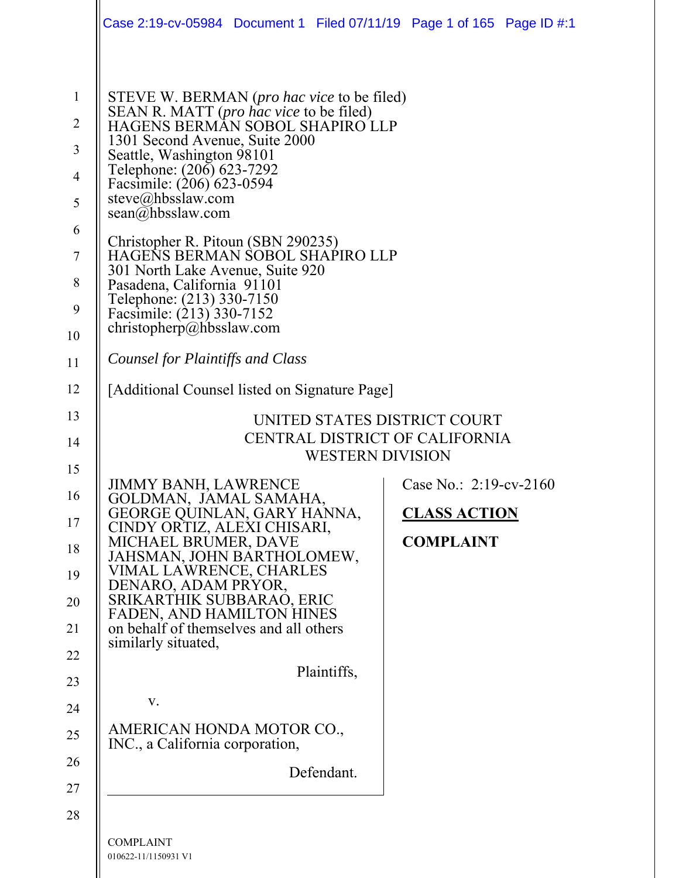STEVE W. BERMAN (*pro hac vice* to be filed)
SEAN R. MATT (*pro hac vice* to be filed)
HAGENS BERMAN SOBOL SHAPIRO LLP
1301 Second Avenue, Suite 2000
Seattle, Washington 98101
Telephone: (206) 623-7292
Facsimile: (206) 623-0594
steve@hbsslaw.com
sean@hbsslaw.com

Christopher R. Pitoun (SBN 290235)
HAGENS BERMAN SOBOL SHAPIRO LLP
301 North Lake Avenue, Suite 920
Pasadena, California 91101
Telephone: (213) 330-7150
Facsimile: (213) 330-7152
christopherp@hbsslaw.com

*Counsel for Plaintiffs and Class*

[Additional Counsel listed on Signature Page]

UNITED STATES DISTRICT COURT
CENTRAL DISTRICT OF CALIFORNIA
WESTERN DIVISION

JIMMY BANH, LAWRENCE GOLDMAN, JAMAL SAMAHA, GEORGE QUINLAN, GARY HANNA, CINDY ORTIZ, ALEXI CHISARI, MICHAEL BRUMER, DAVE JAHSMAN, JOHN BARTHOLOMEW, VIMAL LAWRENCE, CHARLES DENARO, ADAM PRYOR, SRIKARTHIK SUBBARAO, ERIC FADEN, AND HAMILTON HINES on behalf of themselves and all others similarly situated,

Plaintiffs,

v.

AMERICAN HONDA MOTOR CO., INC., a California corporation,

Defendant.

Case No.: 2:19-cv-2160

**CLASS ACTION**

**COMPLAINT**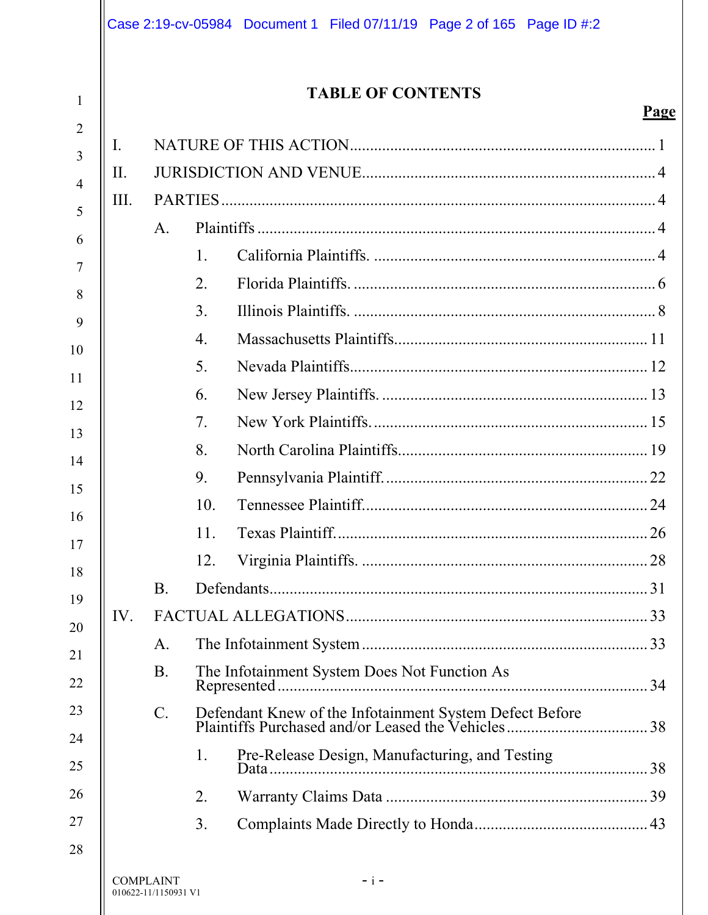# TABLE OF CONTENTS

**Page**

I. NATURE OF THIS ACTION .......... 1

II. JURISDICTION AND VENUE .......... 4

III. PARTIES .......... 4

- A. Plaintiffs .......... 4
  1. California Plaintiffs. .......... 4
  2. Florida Plaintiffs. .......... 6
  3. Illinois Plaintiffs. .......... 8
  4. Massachusetts Plaintiffs. .......... 11
  5. Nevada Plaintiffs .......... 12
  6. New Jersey Plaintiffs. .......... 13
  7. New York Plaintiffs. .......... 15
  8. North Carolina Plaintiffs. .......... 19
  9. Pennsylvania Plaintiff. .......... 22
  10. Tennessee Plaintiff. .......... 24
  11. Texas Plaintiff. .......... 26
  12. Virginia Plaintiffs. .......... 28
- B. Defendants .......... 31

IV. FACTUAL ALLEGATIONS .......... 33

- A. The Infotainment System .......... 33
- B. The Infotainment System Does Not Function As Represented .......... 34
- C. Defendant Knew of the Infotainment System Defect Before Plaintiffs Purchased and/or Leased the Vehicles .......... 38
  1. Pre-Release Design, Manufacturing, and Testing Data .......... 38
  2. Warranty Claims Data .......... 39
  3. Complaints Made Directly to Honda .......... 43

COMPLAINT
010622-11/1150931 V1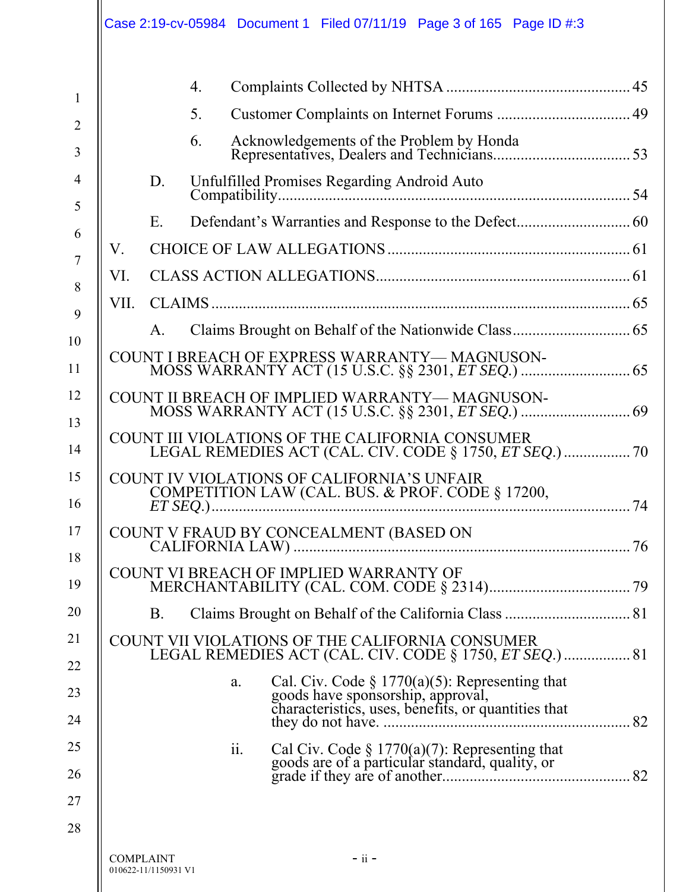4. Complaints Collected by NHTSA ............................................. 45

5. Customer Complaints on Internet Forums ................................. 49

6. Acknowledgements of the Problem by Honda Representatives, Dealers and Technicians.................................. 53

D. Unfulfilled Promises Regarding Android Auto Compatibility........................................................................................ 54

E. Defendant's Warranties and Response to the Defect............................ 60

V. CHOICE OF LAW ALLEGATIONS ........................................................... 61

VI. CLASS ACTION ALLEGATIONS............................................................... 61

VII. CLAIMS ......................................................................................................... 65

A. Claims Brought on Behalf of the Nationwide Class............................. 65

COUNT I BREACH OF EXPRESS WARRANTY— MAGNUSON-MOSS WARRANTY ACT (15 U.S.C. §§ 2301, *ET SEQ.*) ........................... 65

COUNT II BREACH OF IMPLIED WARRANTY— MAGNUSON-MOSS WARRANTY ACT (15 U.S.C. §§ 2301, *ET SEQ.*) ........................... 69

COUNT III VIOLATIONS OF THE CALIFORNIA CONSUMER LEGAL REMEDIES ACT (CAL. CIV. CODE § 1750, *ET SEQ.*) ................ 70

COUNT IV VIOLATIONS OF CALIFORNIA'S UNFAIR COMPETITION LAW (CAL. BUS. & PROF. CODE § 17200, *ET SEQ.*)........................................................................................................ 74

COUNT V FRAUD BY CONCEALMENT (BASED ON CALIFORNIA LAW) .................................................................................... 76

COUNT VI BREACH OF IMPLIED WARRANTY OF MERCHANTABILITY (CAL. COM. CODE § 2314)................................... 79

B. Claims Brought on Behalf of the California Class ............................... 81

COUNT VII VIOLATIONS OF THE CALIFORNIA CONSUMER LEGAL REMEDIES ACT (CAL. CIV. CODE § 1750, *ET SEQ.*) ................ 81

a. Cal. Civ. Code § 1770(a)(5): Representing that goods have sponsorship, approval, characteristics, uses, benefits, or quantities that they do not have. ............................................................. 82

ii. Cal Civ. Code § 1770(a)(7): Representing that goods are of a particular standard, quality, or grade if they are of another............................................... 82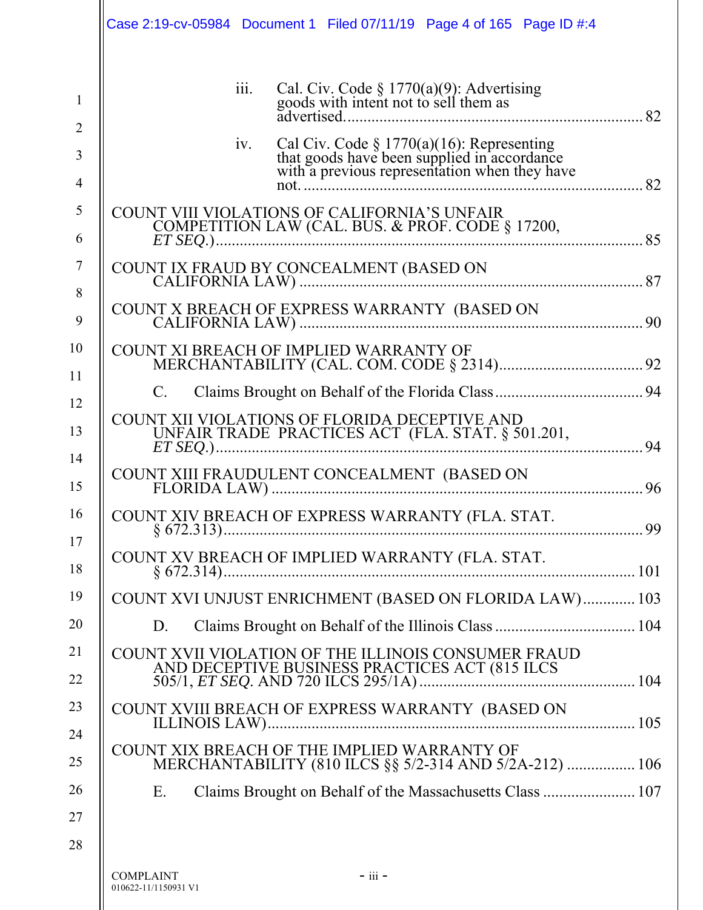iii. Cal. Civ. Code § 1770(a)(9): Advertising goods with intent not to sell them as advertised....... 82

iv. Cal Civ. Code § 1770(a)(16): Representing that goods have been supplied in accordance with a previous representation when they have not....... 82

COUNT VIII VIOLATIONS OF CALIFORNIA'S UNFAIR COMPETITION LAW (CAL. BUS. & PROF. CODE § 17200, *ET SEQ.*)....... 85

COUNT IX FRAUD BY CONCEALMENT (BASED ON CALIFORNIA LAW)....... 87

COUNT X BREACH OF EXPRESS WARRANTY (BASED ON CALIFORNIA LAW)....... 90

COUNT XI BREACH OF IMPLIED WARRANTY OF MERCHANTABILITY (CAL. COM. CODE § 2314)....... 92

C. Claims Brought on Behalf of the Florida Class....... 94

COUNT XII VIOLATIONS OF FLORIDA DECEPTIVE AND UNFAIR TRADE PRACTICES ACT (FLA. STAT. § 501.201, *ET SEQ.*)....... 94

COUNT XIII FRAUDULENT CONCEALMENT (BASED ON FLORIDA LAW)....... 96

COUNT XIV BREACH OF EXPRESS WARRANTY (FLA. STAT. § 672.313)....... 99

COUNT XV BREACH OF IMPLIED WARRANTY (FLA. STAT. § 672.314)....... 101

COUNT XVI UNJUST ENRICHMENT (BASED ON FLORIDA LAW)....... 103

D. Claims Brought on Behalf of the Illinois Class....... 104

COUNT XVII VIOLATION OF THE ILLINOIS CONSUMER FRAUD AND DECEPTIVE BUSINESS PRACTICES ACT (815 ILCS 505/1, *ET SEQ.* AND 720 ILCS 295/1A)....... 104

COUNT XVIII BREACH OF EXPRESS WARRANTY (BASED ON ILLINOIS LAW)....... 105

COUNT XIX BREACH OF THE IMPLIED WARRANTY OF MERCHANTABILITY (810 ILCS §§ 5/2-314 AND 5/2A-212)....... 106

E. Claims Brought on Behalf of the Massachusetts Class....... 107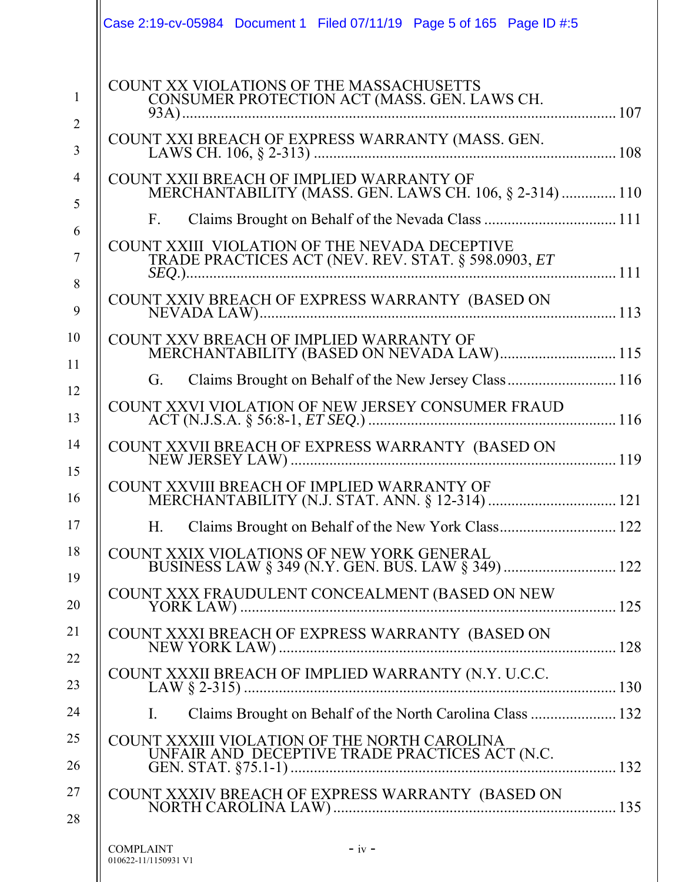COUNT XX VIOLATIONS OF THE MASSACHUSETTS CONSUMER PROTECTION ACT (MASS. GEN. LAWS CH. 93A) .......... 107

COUNT XXI BREACH OF EXPRESS WARRANTY (MASS. GEN. LAWS CH. 106, § 2-313) .......... 108

COUNT XXII BREACH OF IMPLIED WARRANTY OF MERCHANTABILITY (MASS. GEN. LAWS CH. 106, § 2-314) .......... 110

F. Claims Brought on Behalf of the Nevada Class .......... 111

COUNT XXIII VIOLATION OF THE NEVADA DECEPTIVE TRADE PRACTICES ACT (NEV. REV. STAT. § 598.0903, *ET SEQ.*) .......... 111

COUNT XXIV BREACH OF EXPRESS WARRANTY (BASED ON NEVADA LAW) .......... 113

COUNT XXV BREACH OF IMPLIED WARRANTY OF MERCHANTABILITY (BASED ON NEVADA LAW) .......... 115

G. Claims Brought on Behalf of the New Jersey Class .......... 116

COUNT XXVI VIOLATION OF NEW JERSEY CONSUMER FRAUD ACT (N.J.S.A. § 56:8-1, *ET SEQ.*) .......... 116

COUNT XXVII BREACH OF EXPRESS WARRANTY (BASED ON NEW JERSEY LAW) .......... 119

COUNT XXVIII BREACH OF IMPLIED WARRANTY OF MERCHANTABILITY (N.J. STAT. ANN. § 12-314) .......... 121

H. Claims Brought on Behalf of the New York Class .......... 122

COUNT XXIX VIOLATIONS OF NEW YORK GENERAL BUSINESS LAW § 349 (N.Y. GEN. BUS. LAW § 349) .......... 122

COUNT XXX FRAUDULENT CONCEALMENT (BASED ON NEW YORK LAW) .......... 125

COUNT XXXI BREACH OF EXPRESS WARRANTY (BASED ON NEW YORK LAW) .......... 128

COUNT XXXII BREACH OF IMPLIED WARRANTY (N.Y. U.C.C. LAW § 2-315) .......... 130

I. Claims Brought on Behalf of the North Carolina Class .......... 132

COUNT XXXIII VIOLATION OF THE NORTH CAROLINA UNFAIR AND DECEPTIVE TRADE PRACTICES ACT (N.C. GEN. STAT. §75.1-1) .......... 132

COUNT XXXIV BREACH OF EXPRESS WARRANTY (BASED ON NORTH CAROLINA LAW) .......... 135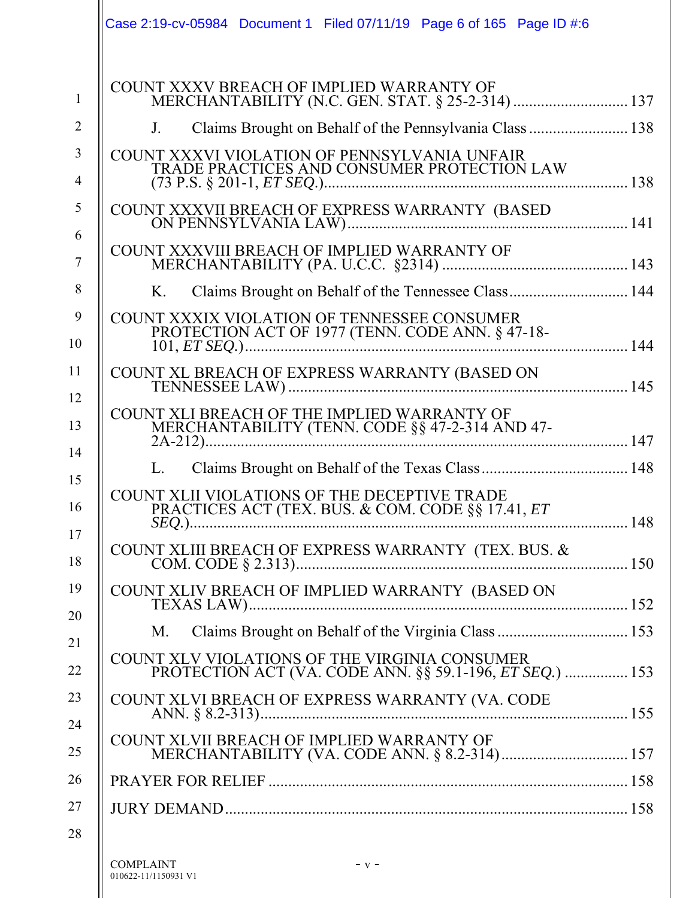COUNT XXXV BREACH OF IMPLIED WARRANTY OF MERCHANTABILITY (N.C. GEN. STAT. § 25-2-314) ............ 137

J. Claims Brought on Behalf of the Pennsylvania Class ............ 138

COUNT XXXVI VIOLATION OF PENNSYLVANIA UNFAIR TRADE PRACTICES AND CONSUMER PROTECTION LAW (73 P.S. § 201-1, *ET SEQ.*) ............ 138

COUNT XXXVII BREACH OF EXPRESS WARRANTY (BASED ON PENNSYLVANIA LAW) ............ 141

COUNT XXXVIII BREACH OF IMPLIED WARRANTY OF MERCHANTABILITY (PA. U.C.C. §2314) ............ 143

K. Claims Brought on Behalf of the Tennessee Class ............ 144

COUNT XXXIX VIOLATION OF TENNESSEE CONSUMER PROTECTION ACT OF 1977 (TENN. CODE ANN. § 47-18-101, *ET SEQ.*) ............ 144

COUNT XL BREACH OF EXPRESS WARRANTY (BASED ON TENNESSEE LAW) ............ 145

COUNT XLI BREACH OF THE IMPLIED WARRANTY OF MERCHANTABILITY (TENN. CODE §§ 47-2-314 AND 47-2A-212) ............ 147

L. Claims Brought on Behalf of the Texas Class ............ 148

COUNT XLII VIOLATIONS OF THE DECEPTIVE TRADE PRACTICES ACT (TEX. BUS. & COM. CODE §§ 17.41, *ET SEQ.*) ............ 148

COUNT XLIII BREACH OF EXPRESS WARRANTY (TEX. BUS. & COM. CODE § 2.313) ............ 150

COUNT XLIV BREACH OF IMPLIED WARRANTY (BASED ON TEXAS LAW) ............ 152

M. Claims Brought on Behalf of the Virginia Class ............ 153

COUNT XLV VIOLATIONS OF THE VIRGINIA CONSUMER PROTECTION ACT (VA. CODE ANN. §§ 59.1-196, *ET SEQ.*) ............ 153

COUNT XLVI BREACH OF EXPRESS WARRANTY (VA. CODE ANN. § 8.2-313) ............ 155

COUNT XLVII BREACH OF IMPLIED WARRANTY OF MERCHANTABILITY (VA. CODE ANN. § 8.2-314) ............ 157

PRAYER FOR RELIEF ............ 158

JURY DEMAND ............ 158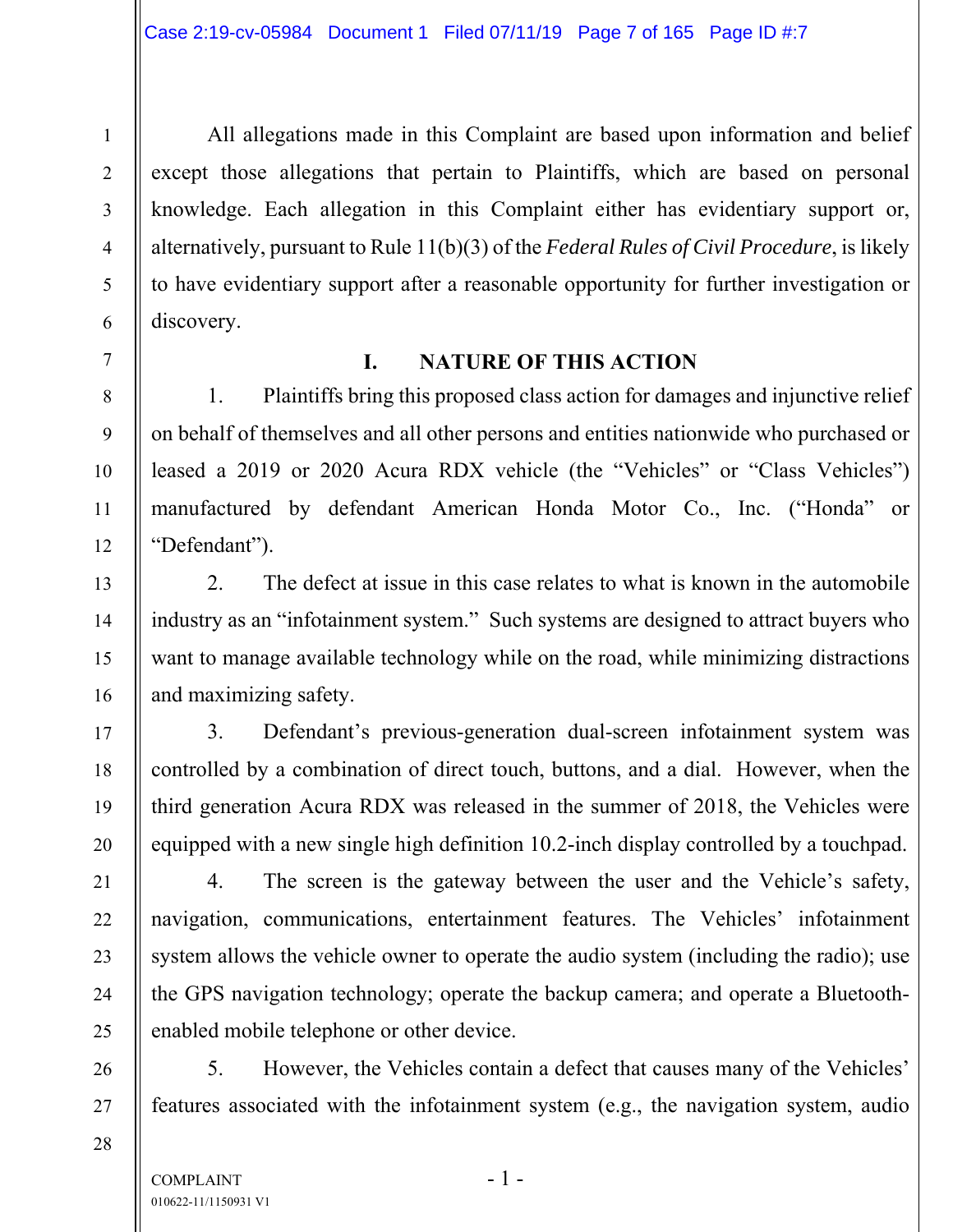All allegations made in this Complaint are based upon information and belief except those allegations that pertain to Plaintiffs, which are based on personal knowledge. Each allegation in this Complaint either has evidentiary support or, alternatively, pursuant to Rule 11(b)(3) of the *Federal Rules of Civil Procedure*, is likely to have evidentiary support after a reasonable opportunity for further investigation or discovery.

## I. NATURE OF THIS ACTION

1. Plaintiffs bring this proposed class action for damages and injunctive relief on behalf of themselves and all other persons and entities nationwide who purchased or leased a 2019 or 2020 Acura RDX vehicle (the "Vehicles" or "Class Vehicles") manufactured by defendant American Honda Motor Co., Inc. ("Honda" or "Defendant").

2. The defect at issue in this case relates to what is known in the automobile industry as an "infotainment system." Such systems are designed to attract buyers who want to manage available technology while on the road, while minimizing distractions and maximizing safety.

3. Defendant's previous-generation dual-screen infotainment system was controlled by a combination of direct touch, buttons, and a dial. However, when the third generation Acura RDX was released in the summer of 2018, the Vehicles were equipped with a new single high definition 10.2-inch display controlled by a touchpad.

4. The screen is the gateway between the user and the Vehicle's safety, navigation, communications, entertainment features. The Vehicles' infotainment system allows the vehicle owner to operate the audio system (including the radio); use the GPS navigation technology; operate the backup camera; and operate a Bluetooth-enabled mobile telephone or other device.

5. However, the Vehicles contain a defect that causes many of the Vehicles' features associated with the infotainment system (e.g., the navigation system, audio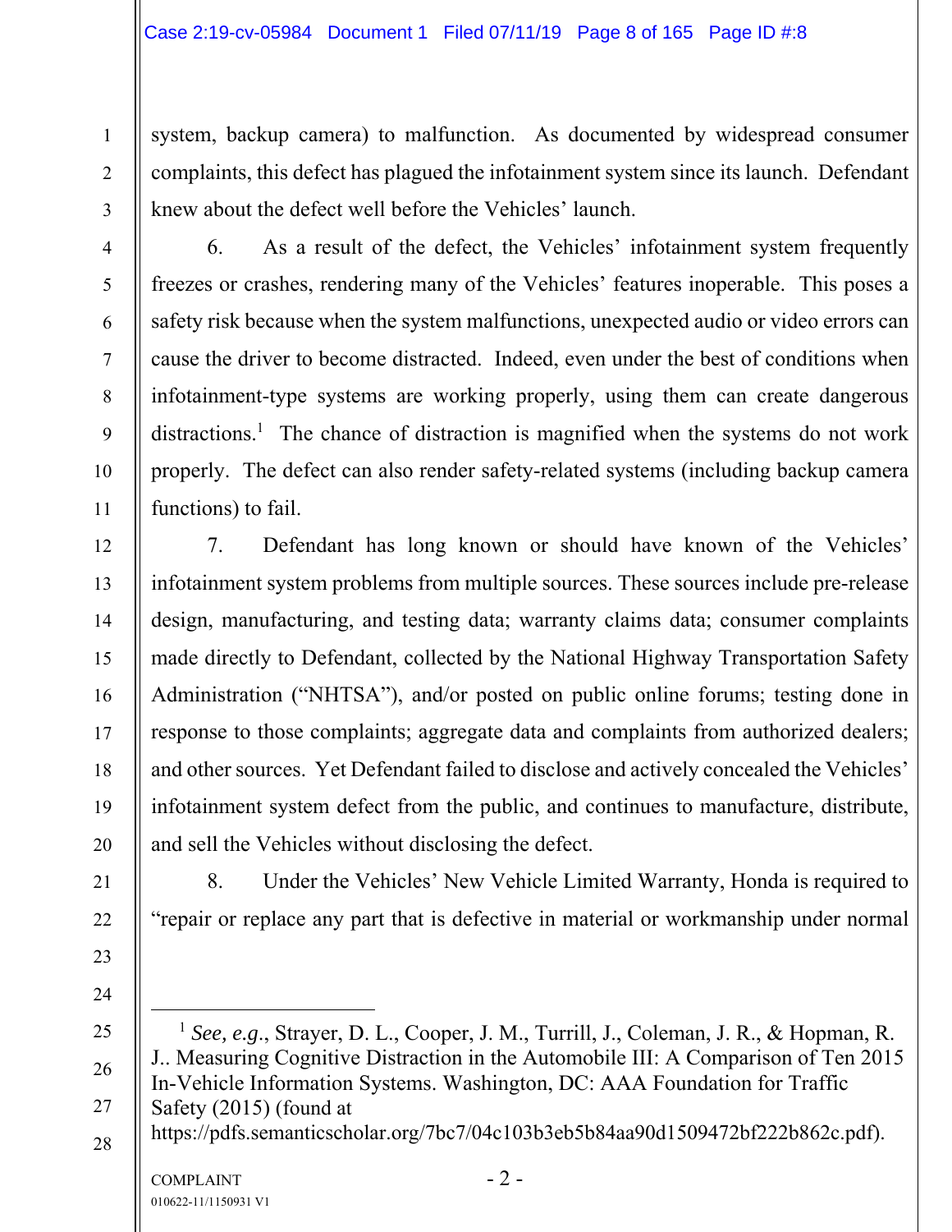system, backup camera) to malfunction. As documented by widespread consumer complaints, this defect has plagued the infotainment system since its launch. Defendant knew about the defect well before the Vehicles' launch.

6. As a result of the defect, the Vehicles' infotainment system frequently freezes or crashes, rendering many of the Vehicles' features inoperable. This poses a safety risk because when the system malfunctions, unexpected audio or video errors can cause the driver to become distracted. Indeed, even under the best of conditions when infotainment-type systems are working properly, using them can create dangerous distractions.[1] The chance of distraction is magnified when the systems do not work properly. The defect can also render safety-related systems (including backup camera functions) to fail.

7. Defendant has long known or should have known of the Vehicles' infotainment system problems from multiple sources. These sources include pre-release design, manufacturing, and testing data; warranty claims data; consumer complaints made directly to Defendant, collected by the National Highway Transportation Safety Administration ("NHTSA"), and/or posted on public online forums; testing done in response to those complaints; aggregate data and complaints from authorized dealers; and other sources. Yet Defendant failed to disclose and actively concealed the Vehicles' infotainment system defect from the public, and continues to manufacture, distribute, and sell the Vehicles without disclosing the defect.

8. Under the Vehicles' New Vehicle Limited Warranty, Honda is required to "repair or replace any part that is defective in material or workmanship under normal

---

[1] *See, e.g.*, Strayer, D. L., Cooper, J. M., Turrill, J., Coleman, J. R., & Hopman, R. J.. Measuring Cognitive Distraction in the Automobile III: A Comparison of Ten 2015 In-Vehicle Information Systems. Washington, DC: AAA Foundation for Traffic Safety (2015) (found at https://pdfs.semanticscholar.org/7bc7/04c103b3eb5b84aa90d1509472bf222b862c.pdf).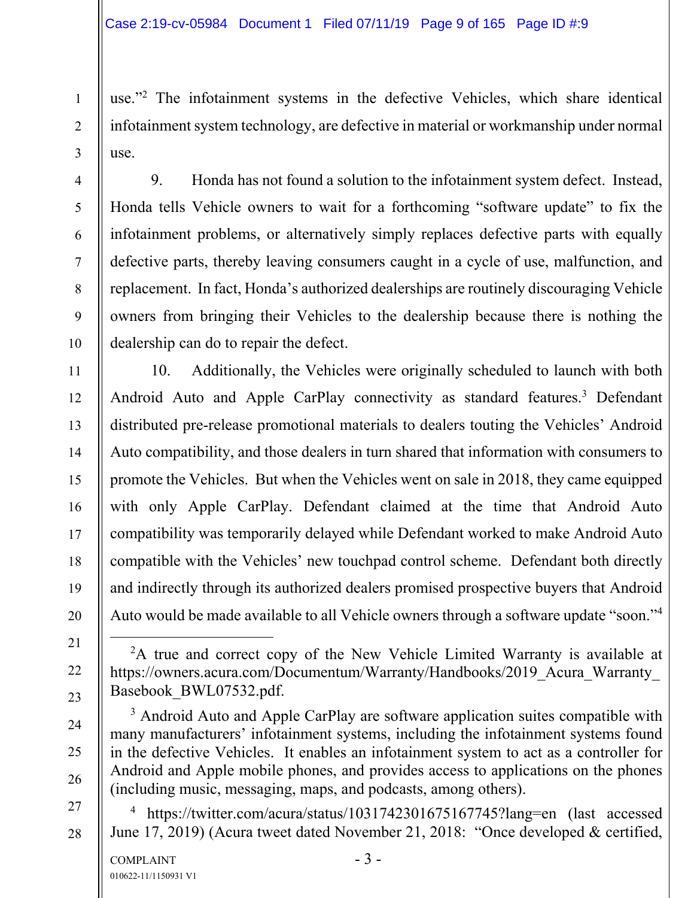use."[2] The infotainment systems in the defective Vehicles, which share identical infotainment system technology, are defective in material or workmanship under normal use.

9. Honda has not found a solution to the infotainment system defect. Instead, Honda tells Vehicle owners to wait for a forthcoming "software update" to fix the infotainment problems, or alternatively simply replaces defective parts with equally defective parts, thereby leaving consumers caught in a cycle of use, malfunction, and replacement. In fact, Honda's authorized dealerships are routinely discouraging Vehicle owners from bringing their Vehicles to the dealership because there is nothing the dealership can do to repair the defect.

10. Additionally, the Vehicles were originally scheduled to launch with both Android Auto and Apple CarPlay connectivity as standard features.[3] Defendant distributed pre-release promotional materials to dealers touting the Vehicles' Android Auto compatibility, and those dealers in turn shared that information with consumers to promote the Vehicles. But when the Vehicles went on sale in 2018, they came equipped with only Apple CarPlay. Defendant claimed at the time that Android Auto compatibility was temporarily delayed while Defendant worked to make Android Auto compatible with the Vehicles' new touchpad control scheme. Defendant both directly and indirectly through its authorized dealers promised prospective buyers that Android Auto would be made available to all Vehicle owners through a software update "soon."[4]

---

[2] A true and correct copy of the New Vehicle Limited Warranty is available at https://owners.acura.com/Documentum/Warranty/Handbooks/2019_Acura_Warranty_Basebook_BWL07532.pdf.

[3] Android Auto and Apple CarPlay are software application suites compatible with many manufacturers' infotainment systems, including the infotainment systems found in the defective Vehicles. It enables an infotainment system to act as a controller for Android and Apple mobile phones, and provides access to applications on the phones (including music, messaging, maps, and podcasts, among others).

[4] https://twitter.com/acura/status/1031742301675167745?lang=en (last accessed June 17, 2019) (Acura tweet dated November 21, 2018: "Once developed & certified,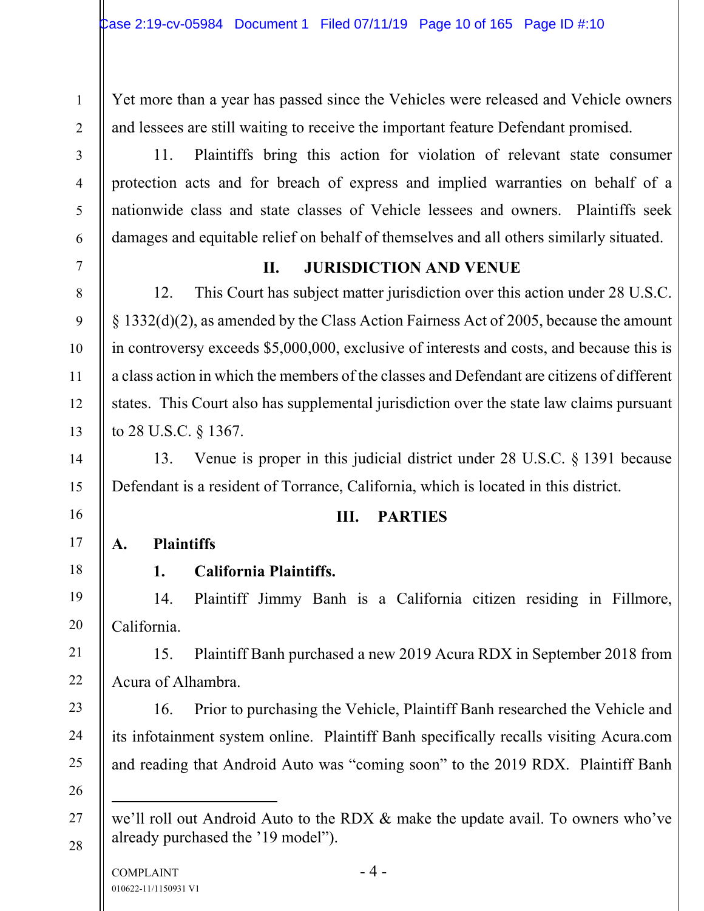Yet more than a year has passed since the Vehicles were released and Vehicle owners and lessees are still waiting to receive the important feature Defendant promised.

11. Plaintiffs bring this action for violation of relevant state consumer protection acts and for breach of express and implied warranties on behalf of a nationwide class and state classes of Vehicle lessees and owners. Plaintiffs seek damages and equitable relief on behalf of themselves and all others similarly situated.

## II. JURISDICTION AND VENUE

12. This Court has subject matter jurisdiction over this action under 28 U.S.C. § 1332(d)(2), as amended by the Class Action Fairness Act of 2005, because the amount in controversy exceeds $5,000,000, exclusive of interests and costs, and because this is a class action in which the members of the classes and Defendant are citizens of different states. This Court also has supplemental jurisdiction over the state law claims pursuant to 28 U.S.C. § 1367.

13. Venue is proper in this judicial district under 28 U.S.C. § 1391 because Defendant is a resident of Torrance, California, which is located in this district.

## III. PARTIES

### A. Plaintiffs

#### 1. California Plaintiffs.

14. Plaintiff Jimmy Banh is a California citizen residing in Fillmore, California.

15. Plaintiff Banh purchased a new 2019 Acura RDX in September 2018 from Acura of Alhambra.

16. Prior to purchasing the Vehicle, Plaintiff Banh researched the Vehicle and its infotainment system online. Plaintiff Banh specifically recalls visiting Acura.com and reading that Android Auto was "coming soon" to the 2019 RDX. Plaintiff Banh

---

we'll roll out Android Auto to the RDX & make the update avail. To owners who've already purchased the '19 model").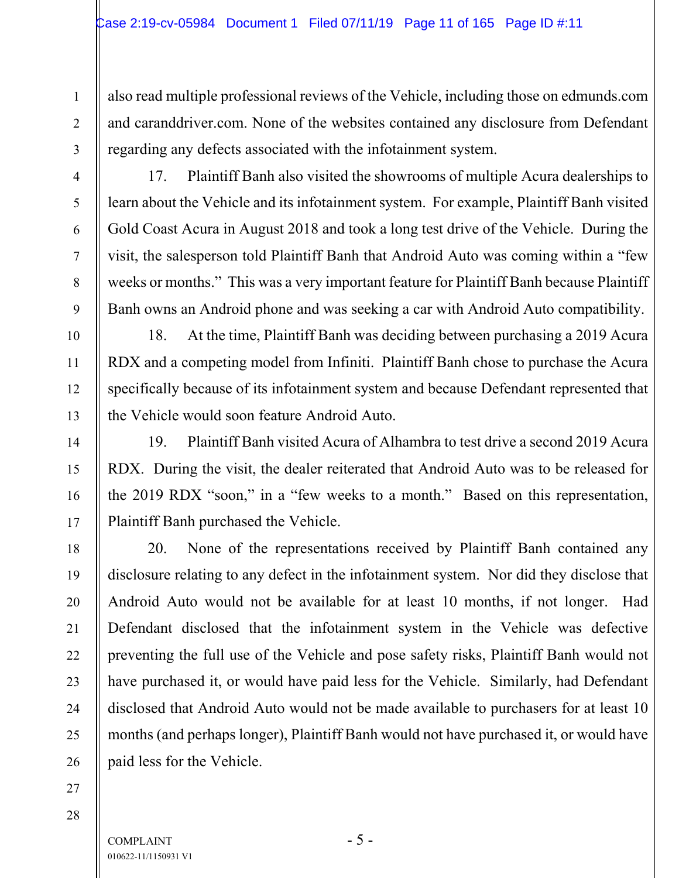also read multiple professional reviews of the Vehicle, including those on edmunds.com and caranddriver.com. None of the websites contained any disclosure from Defendant regarding any defects associated with the infotainment system.

17. Plaintiff Banh also visited the showrooms of multiple Acura dealerships to learn about the Vehicle and its infotainment system. For example, Plaintiff Banh visited Gold Coast Acura in August 2018 and took a long test drive of the Vehicle. During the visit, the salesperson told Plaintiff Banh that Android Auto was coming within a "few weeks or months." This was a very important feature for Plaintiff Banh because Plaintiff Banh owns an Android phone and was seeking a car with Android Auto compatibility.

18. At the time, Plaintiff Banh was deciding between purchasing a 2019 Acura RDX and a competing model from Infiniti. Plaintiff Banh chose to purchase the Acura specifically because of its infotainment system and because Defendant represented that the Vehicle would soon feature Android Auto.

19. Plaintiff Banh visited Acura of Alhambra to test drive a second 2019 Acura RDX. During the visit, the dealer reiterated that Android Auto was to be released for the 2019 RDX "soon," in a "few weeks to a month." Based on this representation, Plaintiff Banh purchased the Vehicle.

20. None of the representations received by Plaintiff Banh contained any disclosure relating to any defect in the infotainment system. Nor did they disclose that Android Auto would not be available for at least 10 months, if not longer. Had Defendant disclosed that the infotainment system in the Vehicle was defective preventing the full use of the Vehicle and pose safety risks, Plaintiff Banh would not have purchased it, or would have paid less for the Vehicle. Similarly, had Defendant disclosed that Android Auto would not be made available to purchasers for at least 10 months (and perhaps longer), Plaintiff Banh would not have purchased it, or would have paid less for the Vehicle.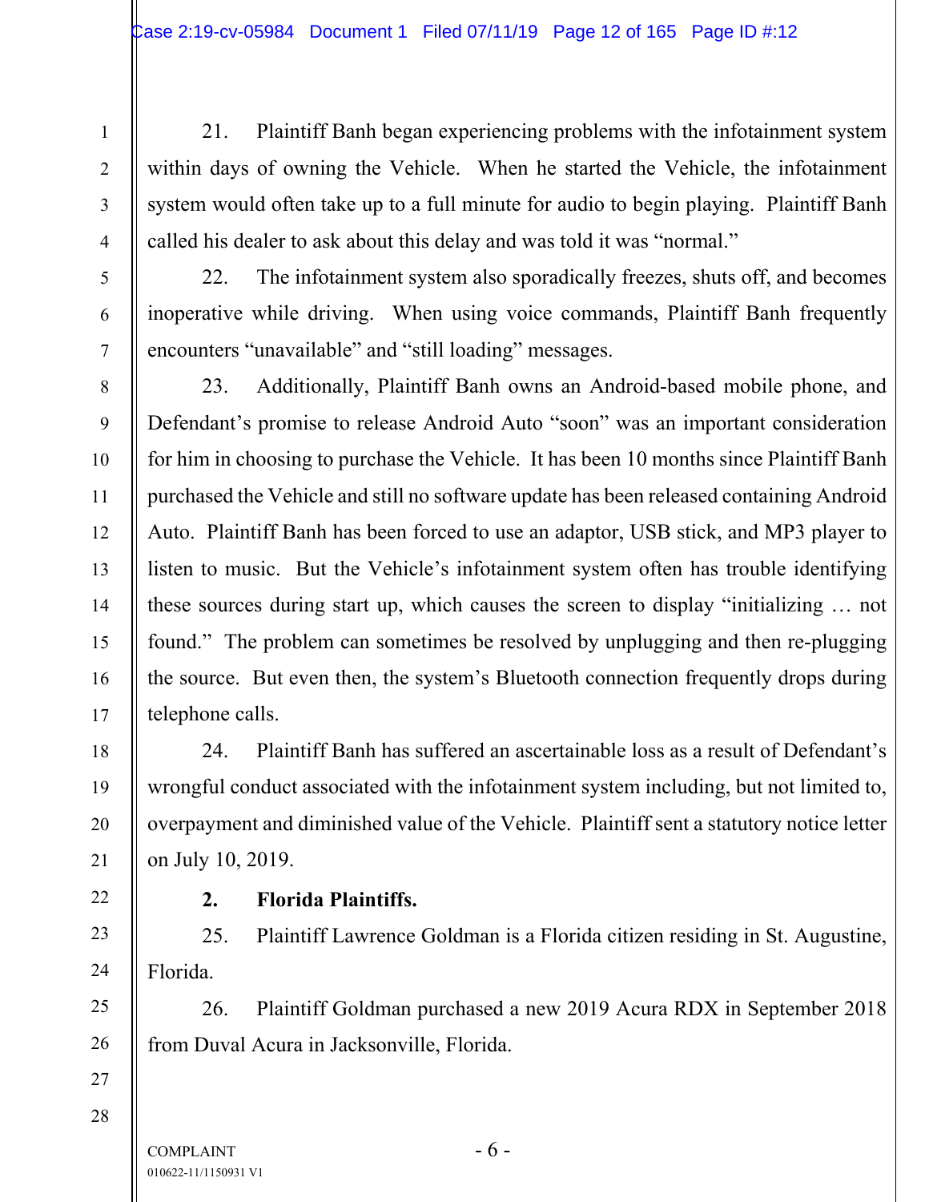21. Plaintiff Banh began experiencing problems with the infotainment system within days of owning the Vehicle. When he started the Vehicle, the infotainment system would often take up to a full minute for audio to begin playing. Plaintiff Banh called his dealer to ask about this delay and was told it was "normal."

22. The infotainment system also sporadically freezes, shuts off, and becomes inoperative while driving. When using voice commands, Plaintiff Banh frequently encounters "unavailable" and "still loading" messages.

23. Additionally, Plaintiff Banh owns an Android-based mobile phone, and Defendant's promise to release Android Auto "soon" was an important consideration for him in choosing to purchase the Vehicle. It has been 10 months since Plaintiff Banh purchased the Vehicle and still no software update has been released containing Android Auto. Plaintiff Banh has been forced to use an adaptor, USB stick, and MP3 player to listen to music. But the Vehicle's infotainment system often has trouble identifying these sources during start up, which causes the screen to display "initializing … not found." The problem can sometimes be resolved by unplugging and then re-plugging the source. But even then, the system's Bluetooth connection frequently drops during telephone calls.

24. Plaintiff Banh has suffered an ascertainable loss as a result of Defendant's wrongful conduct associated with the infotainment system including, but not limited to, overpayment and diminished value of the Vehicle. Plaintiff sent a statutory notice letter on July 10, 2019.

**2. Florida Plaintiffs.**

25. Plaintiff Lawrence Goldman is a Florida citizen residing in St. Augustine, Florida.

26. Plaintiff Goldman purchased a new 2019 Acura RDX in September 2018 from Duval Acura in Jacksonville, Florida.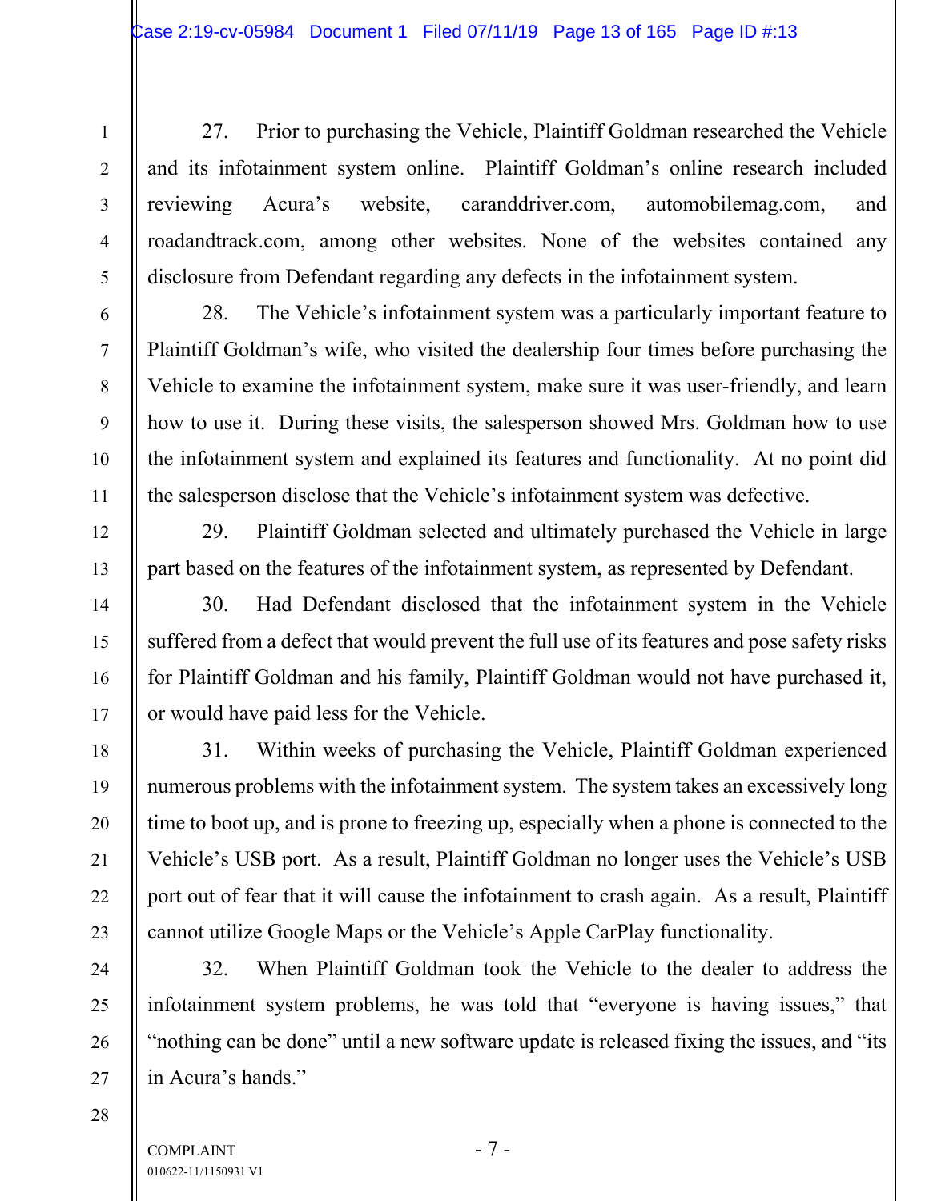27. Prior to purchasing the Vehicle, Plaintiff Goldman researched the Vehicle and its infotainment system online. Plaintiff Goldman's online research included reviewing Acura's website, caranddriver.com, automobilemag.com, and roadandtrack.com, among other websites. None of the websites contained any disclosure from Defendant regarding any defects in the infotainment system.

28. The Vehicle's infotainment system was a particularly important feature to Plaintiff Goldman's wife, who visited the dealership four times before purchasing the Vehicle to examine the infotainment system, make sure it was user-friendly, and learn how to use it. During these visits, the salesperson showed Mrs. Goldman how to use the infotainment system and explained its features and functionality. At no point did the salesperson disclose that the Vehicle's infotainment system was defective.

29. Plaintiff Goldman selected and ultimately purchased the Vehicle in large part based on the features of the infotainment system, as represented by Defendant.

30. Had Defendant disclosed that the infotainment system in the Vehicle suffered from a defect that would prevent the full use of its features and pose safety risks for Plaintiff Goldman and his family, Plaintiff Goldman would not have purchased it, or would have paid less for the Vehicle.

31. Within weeks of purchasing the Vehicle, Plaintiff Goldman experienced numerous problems with the infotainment system. The system takes an excessively long time to boot up, and is prone to freezing up, especially when a phone is connected to the Vehicle's USB port. As a result, Plaintiff Goldman no longer uses the Vehicle's USB port out of fear that it will cause the infotainment to crash again. As a result, Plaintiff cannot utilize Google Maps or the Vehicle's Apple CarPlay functionality.

32. When Plaintiff Goldman took the Vehicle to the dealer to address the infotainment system problems, he was told that "everyone is having issues," that "nothing can be done" until a new software update is released fixing the issues, and "its in Acura's hands."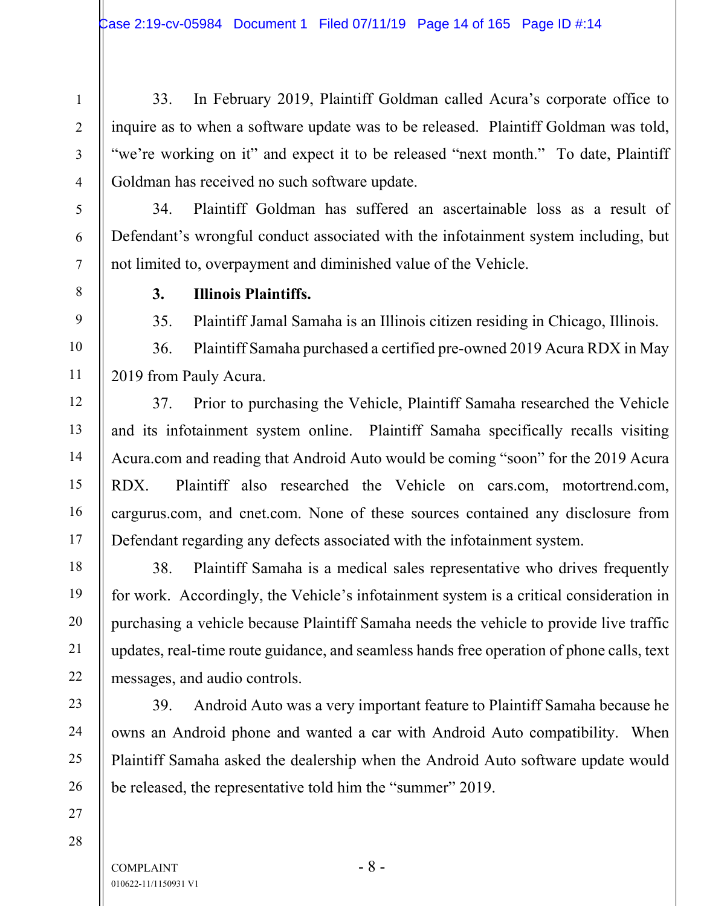33. In February 2019, Plaintiff Goldman called Acura's corporate office to inquire as to when a software update was to be released. Plaintiff Goldman was told, "we're working on it" and expect it to be released "next month." To date, Plaintiff Goldman has received no such software update.

34. Plaintiff Goldman has suffered an ascertainable loss as a result of Defendant's wrongful conduct associated with the infotainment system including, but not limited to, overpayment and diminished value of the Vehicle.

**3. Illinois Plaintiffs.**

35. Plaintiff Jamal Samaha is an Illinois citizen residing in Chicago, Illinois.

36. Plaintiff Samaha purchased a certified pre-owned 2019 Acura RDX in May 2019 from Pauly Acura.

37. Prior to purchasing the Vehicle, Plaintiff Samaha researched the Vehicle and its infotainment system online. Plaintiff Samaha specifically recalls visiting Acura.com and reading that Android Auto would be coming "soon" for the 2019 Acura RDX. Plaintiff also researched the Vehicle on cars.com, motortrend.com, cargurus.com, and cnet.com. None of these sources contained any disclosure from Defendant regarding any defects associated with the infotainment system.

38. Plaintiff Samaha is a medical sales representative who drives frequently for work. Accordingly, the Vehicle's infotainment system is a critical consideration in purchasing a vehicle because Plaintiff Samaha needs the vehicle to provide live traffic updates, real-time route guidance, and seamless hands free operation of phone calls, text messages, and audio controls.

39. Android Auto was a very important feature to Plaintiff Samaha because he owns an Android phone and wanted a car with Android Auto compatibility. When Plaintiff Samaha asked the dealership when the Android Auto software update would be released, the representative told him the "summer" 2019.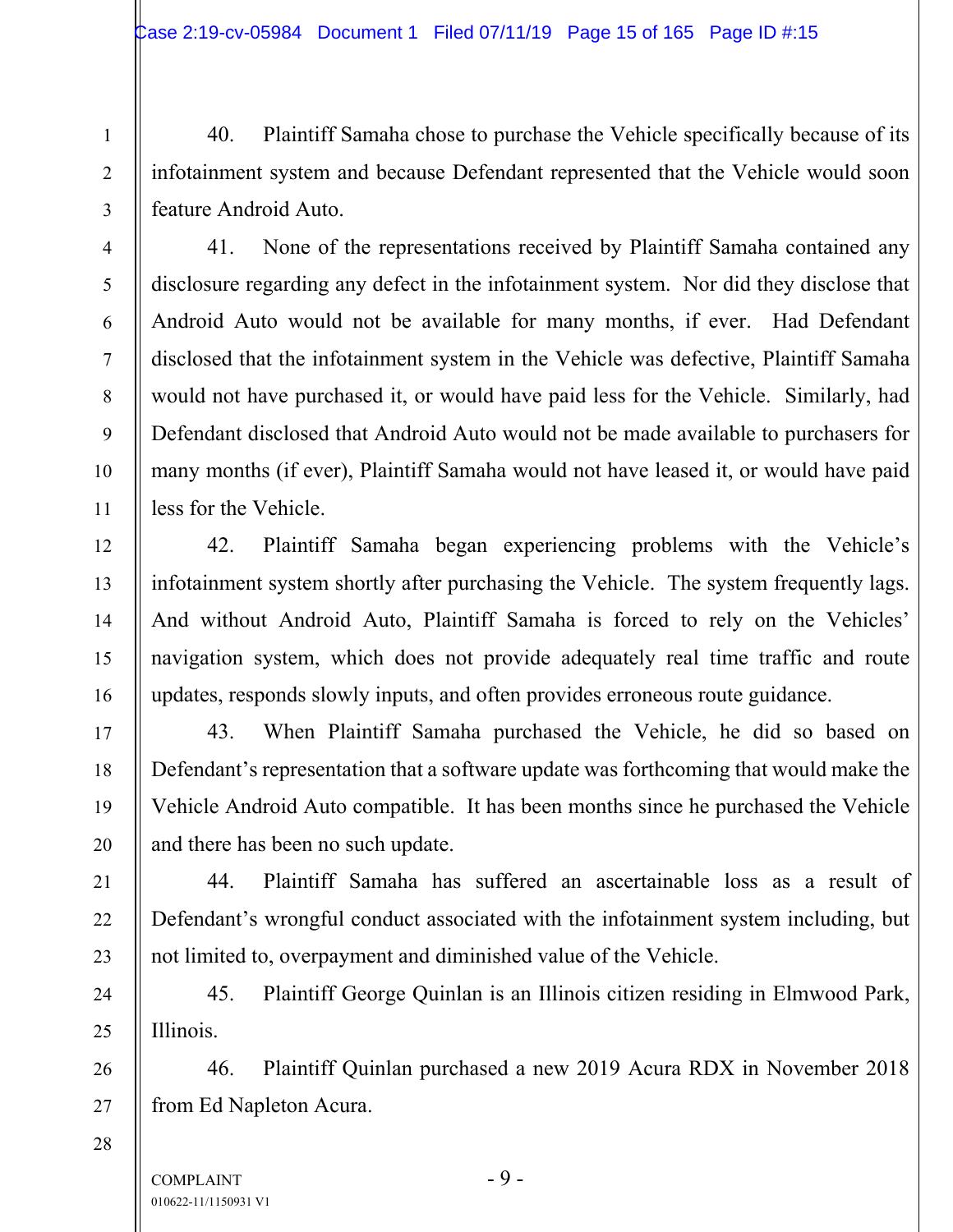40. Plaintiff Samaha chose to purchase the Vehicle specifically because of its infotainment system and because Defendant represented that the Vehicle would soon feature Android Auto.

41. None of the representations received by Plaintiff Samaha contained any disclosure regarding any defect in the infotainment system. Nor did they disclose that Android Auto would not be available for many months, if ever. Had Defendant disclosed that the infotainment system in the Vehicle was defective, Plaintiff Samaha would not have purchased it, or would have paid less for the Vehicle. Similarly, had Defendant disclosed that Android Auto would not be made available to purchasers for many months (if ever), Plaintiff Samaha would not have leased it, or would have paid less for the Vehicle.

42. Plaintiff Samaha began experiencing problems with the Vehicle's infotainment system shortly after purchasing the Vehicle. The system frequently lags. And without Android Auto, Plaintiff Samaha is forced to rely on the Vehicles' navigation system, which does not provide adequately real time traffic and route updates, responds slowly inputs, and often provides erroneous route guidance.

43. When Plaintiff Samaha purchased the Vehicle, he did so based on Defendant's representation that a software update was forthcoming that would make the Vehicle Android Auto compatible. It has been months since he purchased the Vehicle and there has been no such update.

44. Plaintiff Samaha has suffered an ascertainable loss as a result of Defendant's wrongful conduct associated with the infotainment system including, but not limited to, overpayment and diminished value of the Vehicle.

45. Plaintiff George Quinlan is an Illinois citizen residing in Elmwood Park, Illinois.

46. Plaintiff Quinlan purchased a new 2019 Acura RDX in November 2018 from Ed Napleton Acura.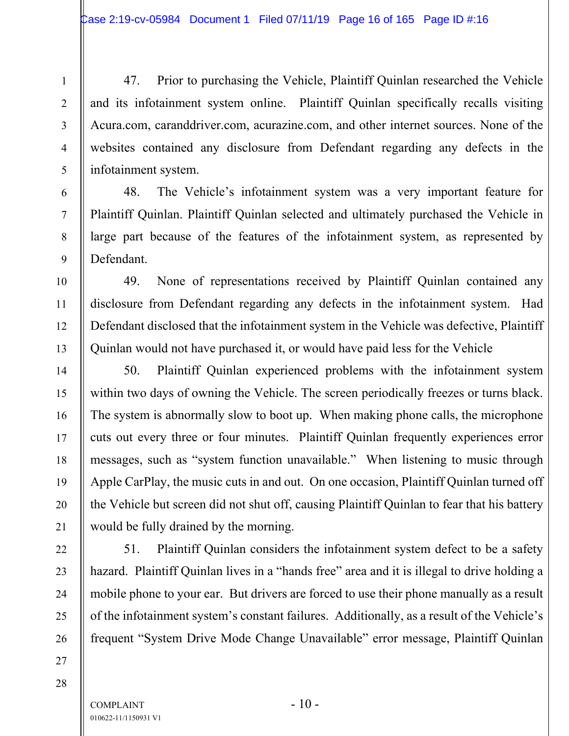47. Prior to purchasing the Vehicle, Plaintiff Quinlan researched the Vehicle and its infotainment system online. Plaintiff Quinlan specifically recalls visiting Acura.com, caranddriver.com, acurazine.com, and other internet sources. None of the websites contained any disclosure from Defendant regarding any defects in the infotainment system.

48. The Vehicle's infotainment system was a very important feature for Plaintiff Quinlan. Plaintiff Quinlan selected and ultimately purchased the Vehicle in large part because of the features of the infotainment system, as represented by Defendant.

49. None of representations received by Plaintiff Quinlan contained any disclosure from Defendant regarding any defects in the infotainment system. Had Defendant disclosed that the infotainment system in the Vehicle was defective, Plaintiff Quinlan would not have purchased it, or would have paid less for the Vehicle

50. Plaintiff Quinlan experienced problems with the infotainment system within two days of owning the Vehicle. The screen periodically freezes or turns black. The system is abnormally slow to boot up. When making phone calls, the microphone cuts out every three or four minutes. Plaintiff Quinlan frequently experiences error messages, such as "system function unavailable." When listening to music through Apple CarPlay, the music cuts in and out. On one occasion, Plaintiff Quinlan turned off the Vehicle but screen did not shut off, causing Plaintiff Quinlan to fear that his battery would be fully drained by the morning.

51. Plaintiff Quinlan considers the infotainment system defect to be a safety hazard. Plaintiff Quinlan lives in a "hands free" area and it is illegal to drive holding a mobile phone to your ear. But drivers are forced to use their phone manually as a result of the infotainment system's constant failures. Additionally, as a result of the Vehicle's frequent "System Drive Mode Change Unavailable" error message, Plaintiff Quinlan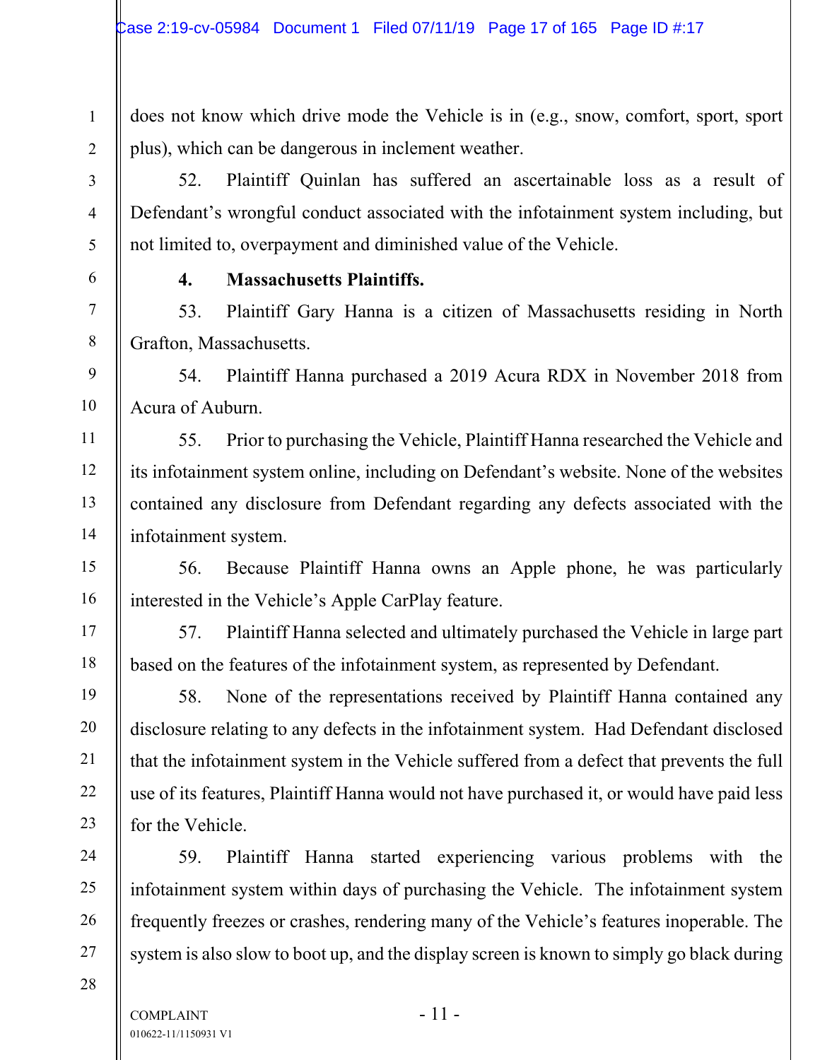does not know which drive mode the Vehicle is in (e.g., snow, comfort, sport, sport plus), which can be dangerous in inclement weather.

52. Plaintiff Quinlan has suffered an ascertainable loss as a result of Defendant's wrongful conduct associated with the infotainment system including, but not limited to, overpayment and diminished value of the Vehicle.

**4. Massachusetts Plaintiffs.**

53. Plaintiff Gary Hanna is a citizen of Massachusetts residing in North Grafton, Massachusetts.

54. Plaintiff Hanna purchased a 2019 Acura RDX in November 2018 from Acura of Auburn.

55. Prior to purchasing the Vehicle, Plaintiff Hanna researched the Vehicle and its infotainment system online, including on Defendant's website. None of the websites contained any disclosure from Defendant regarding any defects associated with the infotainment system.

56. Because Plaintiff Hanna owns an Apple phone, he was particularly interested in the Vehicle's Apple CarPlay feature.

57. Plaintiff Hanna selected and ultimately purchased the Vehicle in large part based on the features of the infotainment system, as represented by Defendant.

58. None of the representations received by Plaintiff Hanna contained any disclosure relating to any defects in the infotainment system. Had Defendant disclosed that the infotainment system in the Vehicle suffered from a defect that prevents the full use of its features, Plaintiff Hanna would not have purchased it, or would have paid less for the Vehicle.

59. Plaintiff Hanna started experiencing various problems with the infotainment system within days of purchasing the Vehicle. The infotainment system frequently freezes or crashes, rendering many of the Vehicle's features inoperable. The system is also slow to boot up, and the display screen is known to simply go black during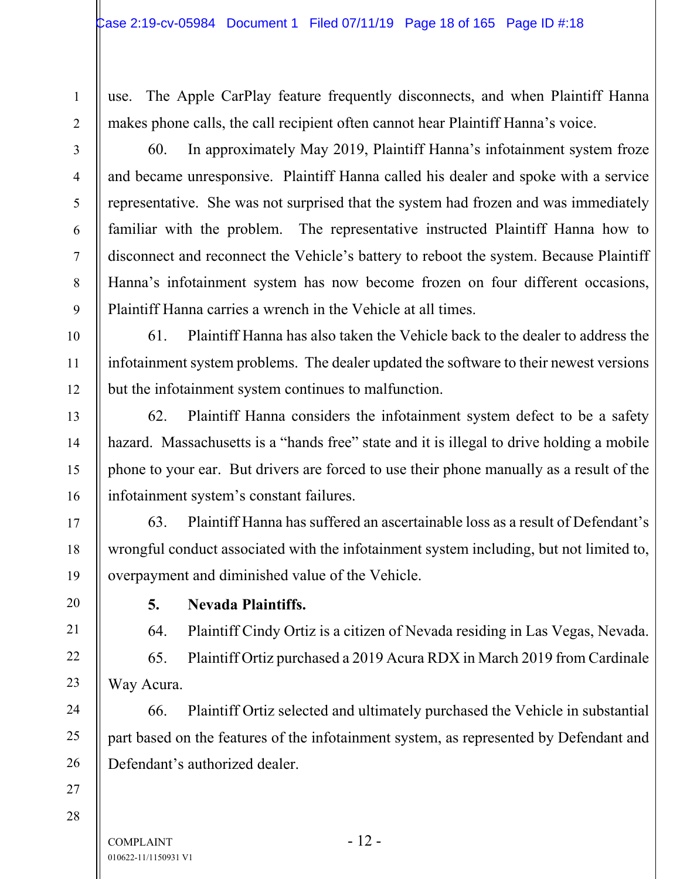use. The Apple CarPlay feature frequently disconnects, and when Plaintiff Hanna makes phone calls, the call recipient often cannot hear Plaintiff Hanna's voice.

60. In approximately May 2019, Plaintiff Hanna's infotainment system froze and became unresponsive. Plaintiff Hanna called his dealer and spoke with a service representative. She was not surprised that the system had frozen and was immediately familiar with the problem. The representative instructed Plaintiff Hanna how to disconnect and reconnect the Vehicle's battery to reboot the system. Because Plaintiff Hanna's infotainment system has now become frozen on four different occasions, Plaintiff Hanna carries a wrench in the Vehicle at all times.

61. Plaintiff Hanna has also taken the Vehicle back to the dealer to address the infotainment system problems. The dealer updated the software to their newest versions but the infotainment system continues to malfunction.

62. Plaintiff Hanna considers the infotainment system defect to be a safety hazard. Massachusetts is a "hands free" state and it is illegal to drive holding a mobile phone to your ear. But drivers are forced to use their phone manually as a result of the infotainment system's constant failures.

63. Plaintiff Hanna has suffered an ascertainable loss as a result of Defendant's wrongful conduct associated with the infotainment system including, but not limited to, overpayment and diminished value of the Vehicle.

**5. Nevada Plaintiffs.**

64. Plaintiff Cindy Ortiz is a citizen of Nevada residing in Las Vegas, Nevada.

65. Plaintiff Ortiz purchased a 2019 Acura RDX in March 2019 from Cardinale Way Acura.

66. Plaintiff Ortiz selected and ultimately purchased the Vehicle in substantial part based on the features of the infotainment system, as represented by Defendant and Defendant's authorized dealer.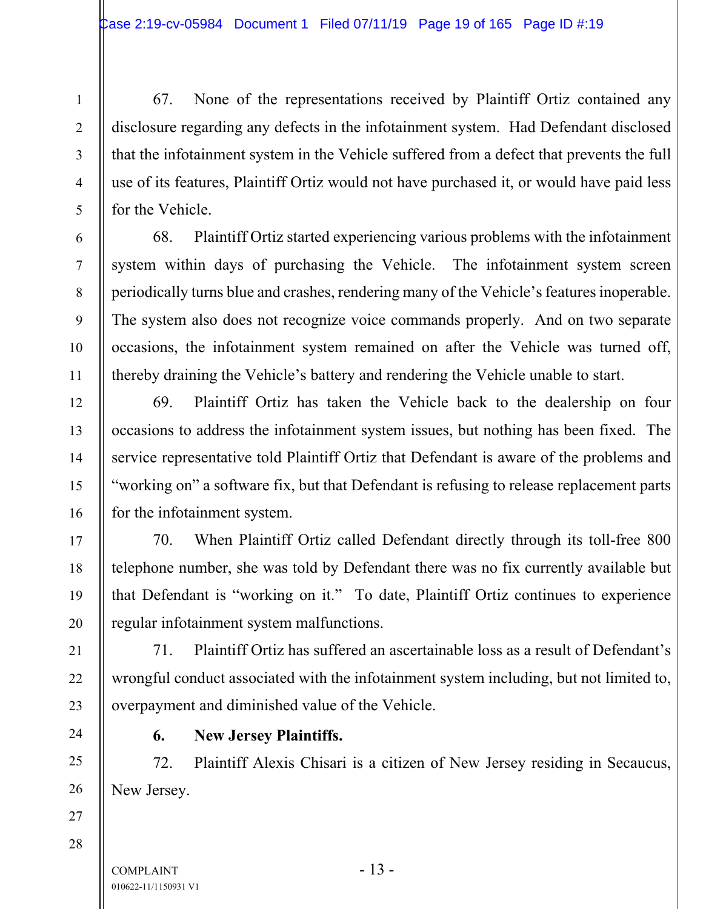67. None of the representations received by Plaintiff Ortiz contained any disclosure regarding any defects in the infotainment system. Had Defendant disclosed that the infotainment system in the Vehicle suffered from a defect that prevents the full use of its features, Plaintiff Ortiz would not have purchased it, or would have paid less for the Vehicle.

68. Plaintiff Ortiz started experiencing various problems with the infotainment system within days of purchasing the Vehicle. The infotainment system screen periodically turns blue and crashes, rendering many of the Vehicle's features inoperable. The system also does not recognize voice commands properly. And on two separate occasions, the infotainment system remained on after the Vehicle was turned off, thereby draining the Vehicle's battery and rendering the Vehicle unable to start.

69. Plaintiff Ortiz has taken the Vehicle back to the dealership on four occasions to address the infotainment system issues, but nothing has been fixed. The service representative told Plaintiff Ortiz that Defendant is aware of the problems and "working on" a software fix, but that Defendant is refusing to release replacement parts for the infotainment system.

70. When Plaintiff Ortiz called Defendant directly through its toll-free 800 telephone number, she was told by Defendant there was no fix currently available but that Defendant is "working on it." To date, Plaintiff Ortiz continues to experience regular infotainment system malfunctions.

71. Plaintiff Ortiz has suffered an ascertainable loss as a result of Defendant's wrongful conduct associated with the infotainment system including, but not limited to, overpayment and diminished value of the Vehicle.

**6. New Jersey Plaintiffs.**

72. Plaintiff Alexis Chisari is a citizen of New Jersey residing in Secaucus, New Jersey.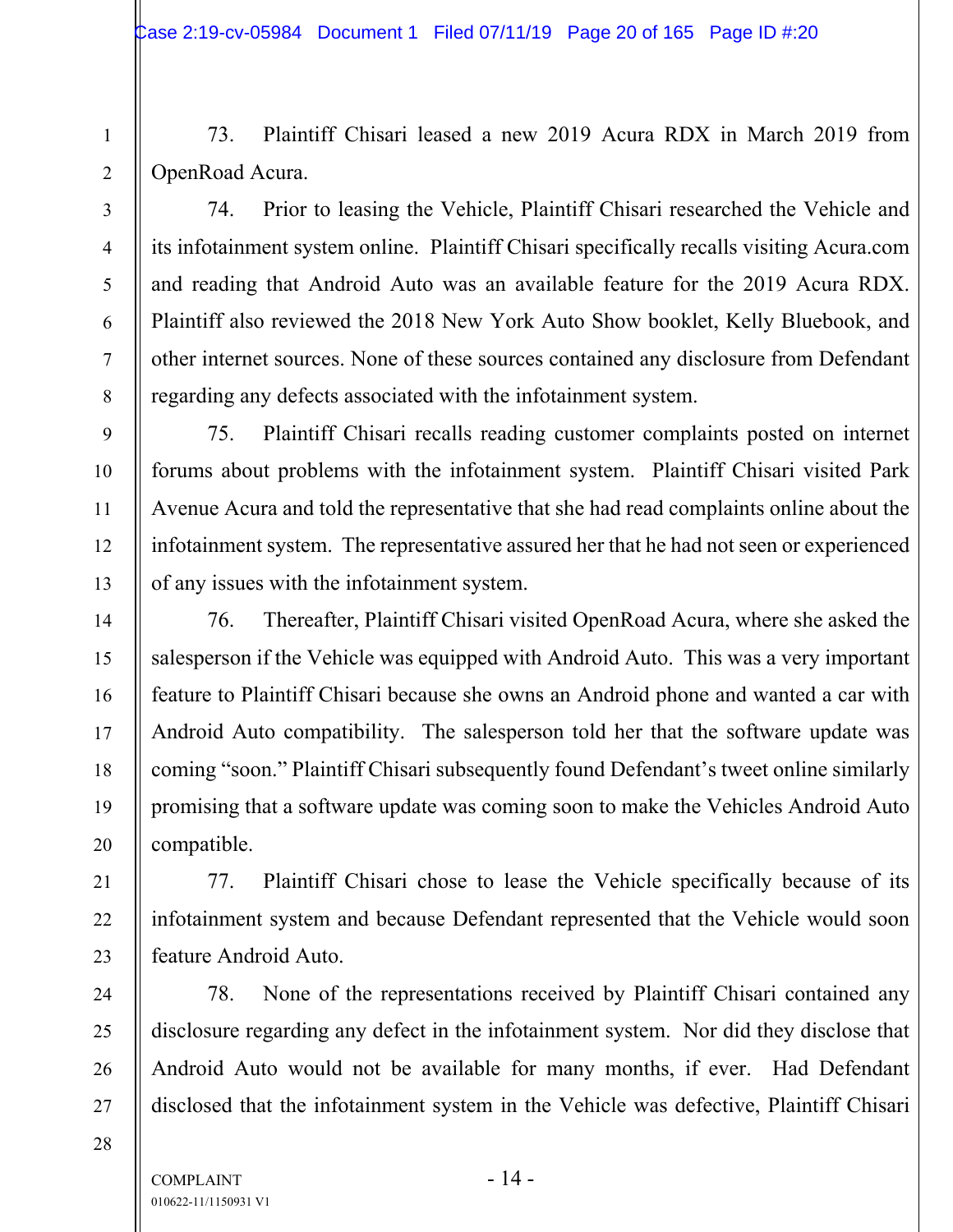73. Plaintiff Chisari leased a new 2019 Acura RDX in March 2019 from OpenRoad Acura.

74. Prior to leasing the Vehicle, Plaintiff Chisari researched the Vehicle and its infotainment system online. Plaintiff Chisari specifically recalls visiting Acura.com and reading that Android Auto was an available feature for the 2019 Acura RDX. Plaintiff also reviewed the 2018 New York Auto Show booklet, Kelly Bluebook, and other internet sources. None of these sources contained any disclosure from Defendant regarding any defects associated with the infotainment system.

75. Plaintiff Chisari recalls reading customer complaints posted on internet forums about problems with the infotainment system. Plaintiff Chisari visited Park Avenue Acura and told the representative that she had read complaints online about the infotainment system. The representative assured her that he had not seen or experienced of any issues with the infotainment system.

76. Thereafter, Plaintiff Chisari visited OpenRoad Acura, where she asked the salesperson if the Vehicle was equipped with Android Auto. This was a very important feature to Plaintiff Chisari because she owns an Android phone and wanted a car with Android Auto compatibility. The salesperson told her that the software update was coming "soon." Plaintiff Chisari subsequently found Defendant's tweet online similarly promising that a software update was coming soon to make the Vehicles Android Auto compatible.

77. Plaintiff Chisari chose to lease the Vehicle specifically because of its infotainment system and because Defendant represented that the Vehicle would soon feature Android Auto.

78. None of the representations received by Plaintiff Chisari contained any disclosure regarding any defect in the infotainment system. Nor did they disclose that Android Auto would not be available for many months, if ever. Had Defendant disclosed that the infotainment system in the Vehicle was defective, Plaintiff Chisari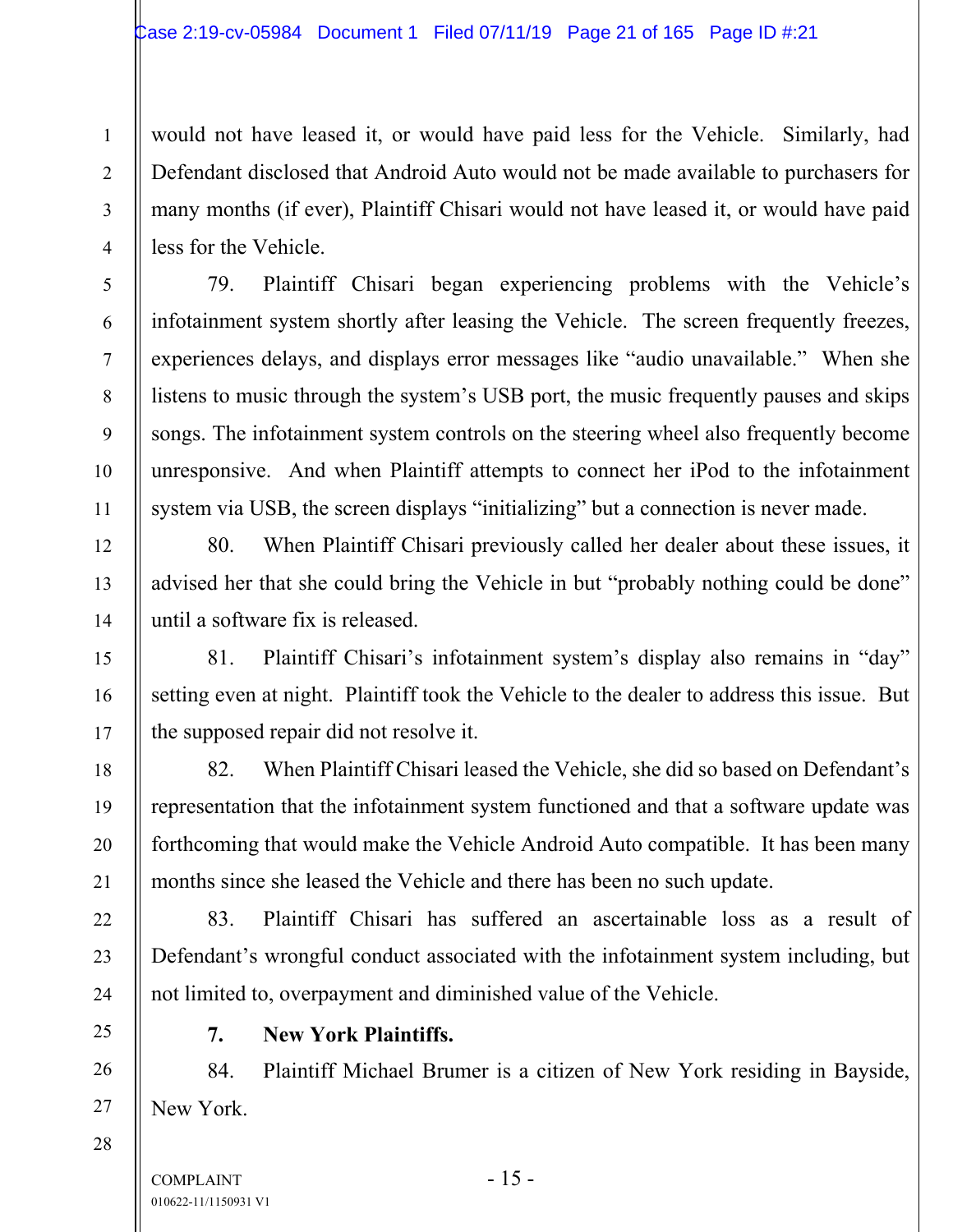would not have leased it, or would have paid less for the Vehicle. Similarly, had Defendant disclosed that Android Auto would not be made available to purchasers for many months (if ever), Plaintiff Chisari would not have leased it, or would have paid less for the Vehicle.

79. Plaintiff Chisari began experiencing problems with the Vehicle's infotainment system shortly after leasing the Vehicle. The screen frequently freezes, experiences delays, and displays error messages like "audio unavailable." When she listens to music through the system's USB port, the music frequently pauses and skips songs. The infotainment system controls on the steering wheel also frequently become unresponsive. And when Plaintiff attempts to connect her iPod to the infotainment system via USB, the screen displays "initializing" but a connection is never made.

80. When Plaintiff Chisari previously called her dealer about these issues, it advised her that she could bring the Vehicle in but "probably nothing could be done" until a software fix is released.

81. Plaintiff Chisari's infotainment system's display also remains in "day" setting even at night. Plaintiff took the Vehicle to the dealer to address this issue. But the supposed repair did not resolve it.

82. When Plaintiff Chisari leased the Vehicle, she did so based on Defendant's representation that the infotainment system functioned and that a software update was forthcoming that would make the Vehicle Android Auto compatible. It has been many months since she leased the Vehicle and there has been no such update.

83. Plaintiff Chisari has suffered an ascertainable loss as a result of Defendant's wrongful conduct associated with the infotainment system including, but not limited to, overpayment and diminished value of the Vehicle.

**7. New York Plaintiffs.**

84. Plaintiff Michael Brumer is a citizen of New York residing in Bayside, New York.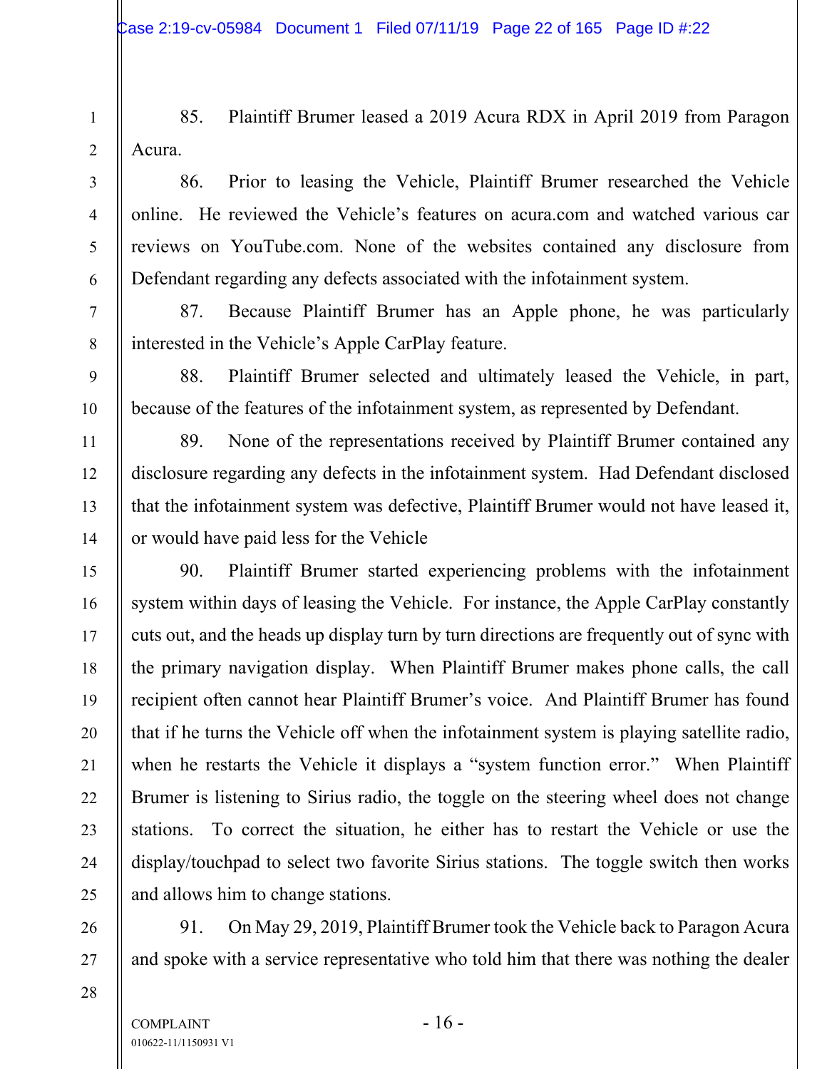85. Plaintiff Brumer leased a 2019 Acura RDX in April 2019 from Paragon Acura.

86. Prior to leasing the Vehicle, Plaintiff Brumer researched the Vehicle online. He reviewed the Vehicle's features on acura.com and watched various car reviews on YouTube.com. None of the websites contained any disclosure from Defendant regarding any defects associated with the infotainment system.

87. Because Plaintiff Brumer has an Apple phone, he was particularly interested in the Vehicle's Apple CarPlay feature.

88. Plaintiff Brumer selected and ultimately leased the Vehicle, in part, because of the features of the infotainment system, as represented by Defendant.

89. None of the representations received by Plaintiff Brumer contained any disclosure regarding any defects in the infotainment system. Had Defendant disclosed that the infotainment system was defective, Plaintiff Brumer would not have leased it, or would have paid less for the Vehicle

90. Plaintiff Brumer started experiencing problems with the infotainment system within days of leasing the Vehicle. For instance, the Apple CarPlay constantly cuts out, and the heads up display turn by turn directions are frequently out of sync with the primary navigation display. When Plaintiff Brumer makes phone calls, the call recipient often cannot hear Plaintiff Brumer's voice. And Plaintiff Brumer has found that if he turns the Vehicle off when the infotainment system is playing satellite radio, when he restarts the Vehicle it displays a "system function error." When Plaintiff Brumer is listening to Sirius radio, the toggle on the steering wheel does not change stations. To correct the situation, he either has to restart the Vehicle or use the display/touchpad to select two favorite Sirius stations. The toggle switch then works and allows him to change stations.

91. On May 29, 2019, Plaintiff Brumer took the Vehicle back to Paragon Acura and spoke with a service representative who told him that there was nothing the dealer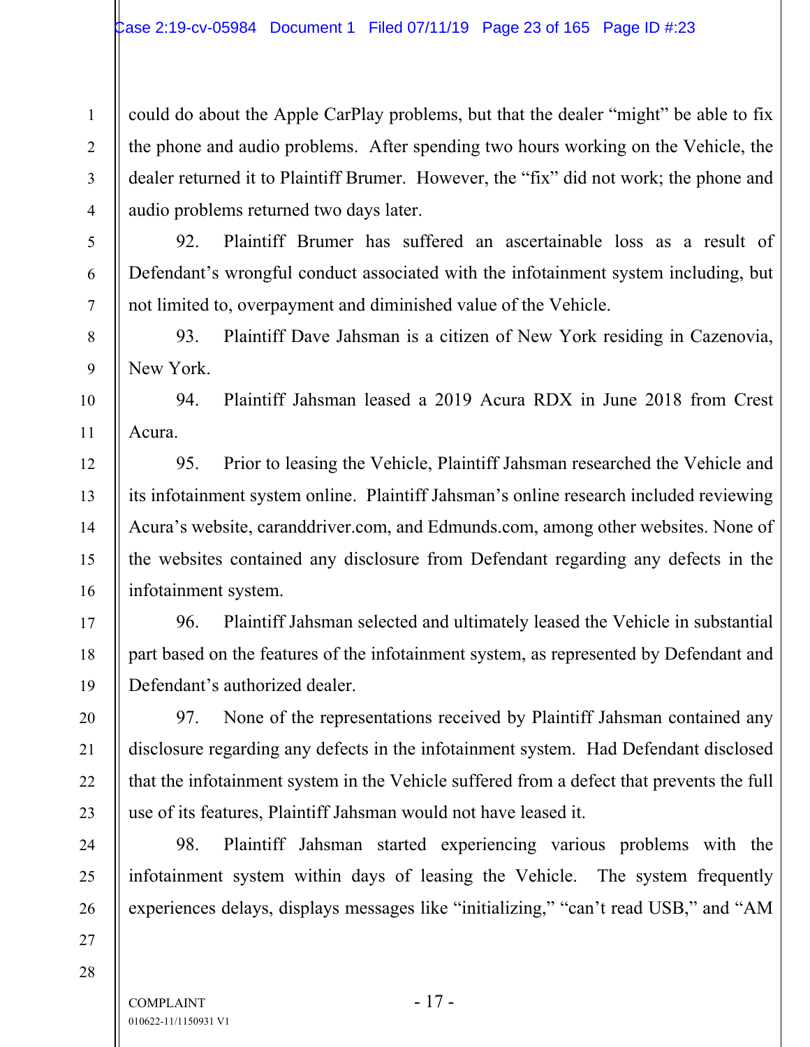could do about the Apple CarPlay problems, but that the dealer "might" be able to fix the phone and audio problems. After spending two hours working on the Vehicle, the dealer returned it to Plaintiff Brumer. However, the "fix" did not work; the phone and audio problems returned two days later.

92. Plaintiff Brumer has suffered an ascertainable loss as a result of Defendant's wrongful conduct associated with the infotainment system including, but not limited to, overpayment and diminished value of the Vehicle.

93. Plaintiff Dave Jahsman is a citizen of New York residing in Cazenovia, New York.

94. Plaintiff Jahsman leased a 2019 Acura RDX in June 2018 from Crest Acura.

95. Prior to leasing the Vehicle, Plaintiff Jahsman researched the Vehicle and its infotainment system online. Plaintiff Jahsman's online research included reviewing Acura's website, caranddriver.com, and Edmunds.com, among other websites. None of the websites contained any disclosure from Defendant regarding any defects in the infotainment system.

96. Plaintiff Jahsman selected and ultimately leased the Vehicle in substantial part based on the features of the infotainment system, as represented by Defendant and Defendant's authorized dealer.

97. None of the representations received by Plaintiff Jahsman contained any disclosure regarding any defects in the infotainment system. Had Defendant disclosed that the infotainment system in the Vehicle suffered from a defect that prevents the full use of its features, Plaintiff Jahsman would not have leased it.

98. Plaintiff Jahsman started experiencing various problems with the infotainment system within days of leasing the Vehicle. The system frequently experiences delays, displays messages like "initializing," "can't read USB," and "AM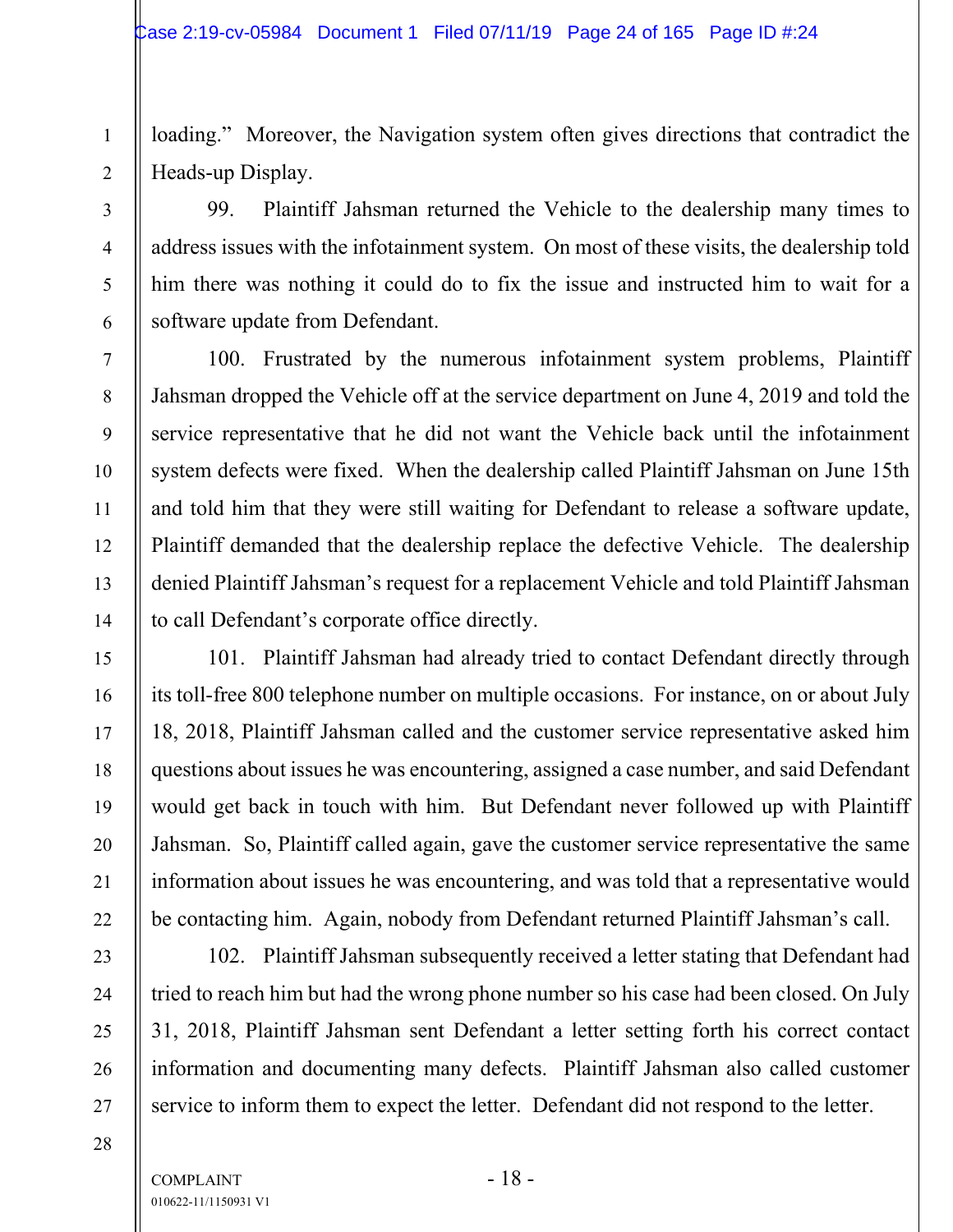loading." Moreover, the Navigation system often gives directions that contradict the Heads-up Display.

99. Plaintiff Jahsman returned the Vehicle to the dealership many times to address issues with the infotainment system. On most of these visits, the dealership told him there was nothing it could do to fix the issue and instructed him to wait for a software update from Defendant.

100. Frustrated by the numerous infotainment system problems, Plaintiff Jahsman dropped the Vehicle off at the service department on June 4, 2019 and told the service representative that he did not want the Vehicle back until the infotainment system defects were fixed. When the dealership called Plaintiff Jahsman on June 15th and told him that they were still waiting for Defendant to release a software update, Plaintiff demanded that the dealership replace the defective Vehicle. The dealership denied Plaintiff Jahsman's request for a replacement Vehicle and told Plaintiff Jahsman to call Defendant's corporate office directly.

101. Plaintiff Jahsman had already tried to contact Defendant directly through its toll-free 800 telephone number on multiple occasions. For instance, on or about July 18, 2018, Plaintiff Jahsman called and the customer service representative asked him questions about issues he was encountering, assigned a case number, and said Defendant would get back in touch with him. But Defendant never followed up with Plaintiff Jahsman. So, Plaintiff called again, gave the customer service representative the same information about issues he was encountering, and was told that a representative would be contacting him. Again, nobody from Defendant returned Plaintiff Jahsman's call.

102. Plaintiff Jahsman subsequently received a letter stating that Defendant had tried to reach him but had the wrong phone number so his case had been closed. On July 31, 2018, Plaintiff Jahsman sent Defendant a letter setting forth his correct contact information and documenting many defects. Plaintiff Jahsman also called customer service to inform them to expect the letter. Defendant did not respond to the letter.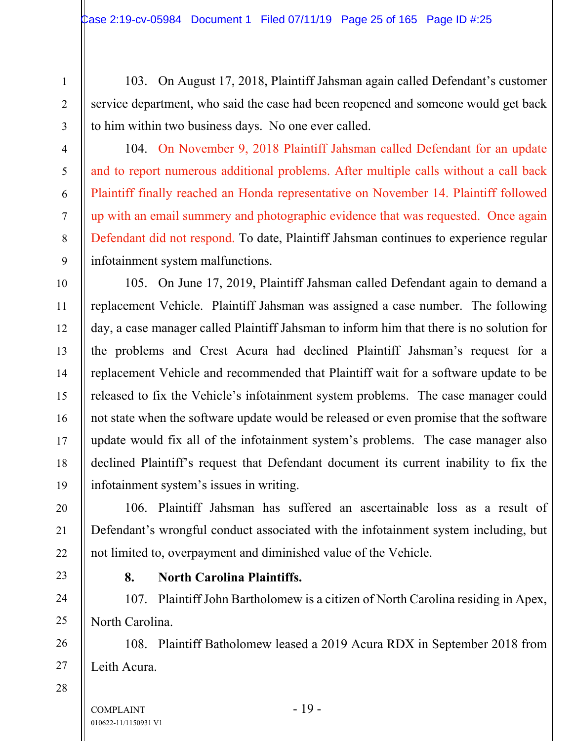103. On August 17, 2018, Plaintiff Jahsman again called Defendant's customer service department, who said the case had been reopened and someone would get back to him within two business days. No one ever called.

104. On November 9, 2018 Plaintiff Jahsman called Defendant for an update and to report numerous additional problems. After multiple calls without a call back Plaintiff finally reached an Honda representative on November 14. Plaintiff followed up with an email summery and photographic evidence that was requested. Once again Defendant did not respond. To date, Plaintiff Jahsman continues to experience regular infotainment system malfunctions.

105. On June 17, 2019, Plaintiff Jahsman called Defendant again to demand a replacement Vehicle. Plaintiff Jahsman was assigned a case number. The following day, a case manager called Plaintiff Jahsman to inform him that there is no solution for the problems and Crest Acura had declined Plaintiff Jahsman's request for a replacement Vehicle and recommended that Plaintiff wait for a software update to be released to fix the Vehicle's infotainment system problems. The case manager could not state when the software update would be released or even promise that the software update would fix all of the infotainment system's problems. The case manager also declined Plaintiff's request that Defendant document its current inability to fix the infotainment system's issues in writing.

106. Plaintiff Jahsman has suffered an ascertainable loss as a result of Defendant's wrongful conduct associated with the infotainment system including, but not limited to, overpayment and diminished value of the Vehicle.

**8. North Carolina Plaintiffs.**

107. Plaintiff John Bartholomew is a citizen of North Carolina residing in Apex, North Carolina.

108. Plaintiff Batholomew leased a 2019 Acura RDX in September 2018 from Leith Acura.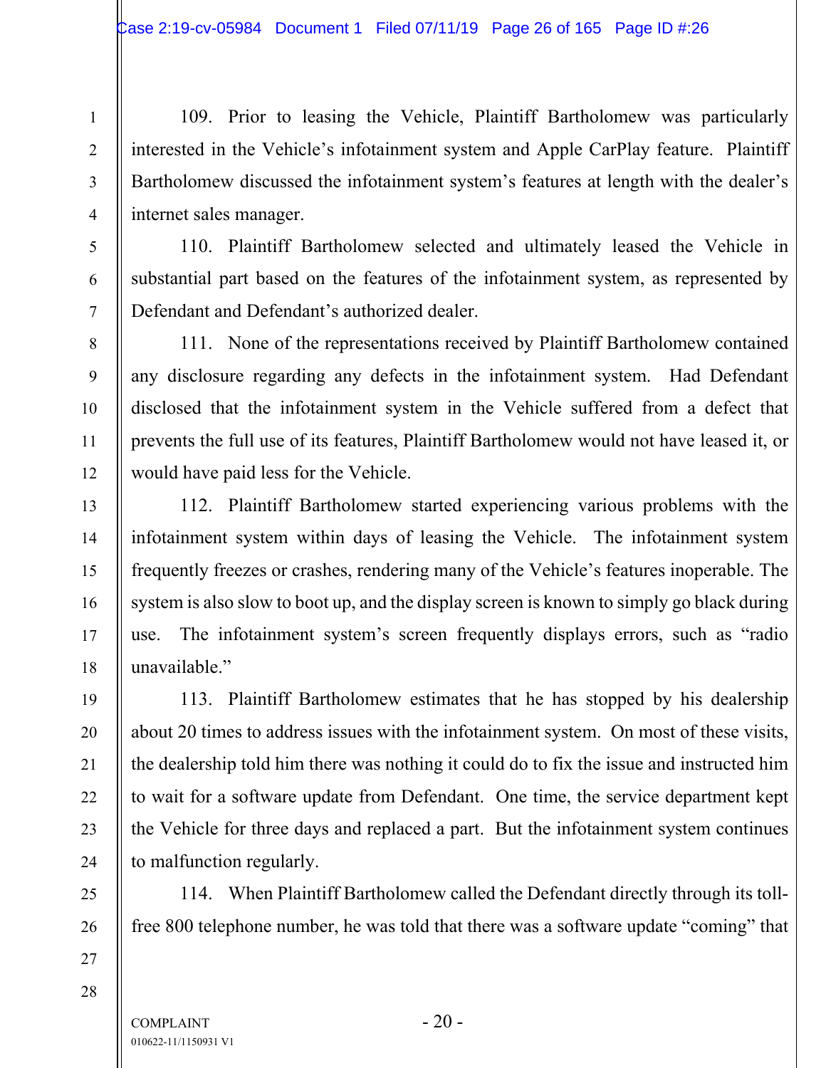109. Prior to leasing the Vehicle, Plaintiff Bartholomew was particularly interested in the Vehicle's infotainment system and Apple CarPlay feature. Plaintiff Bartholomew discussed the infotainment system's features at length with the dealer's internet sales manager.

110. Plaintiff Bartholomew selected and ultimately leased the Vehicle in substantial part based on the features of the infotainment system, as represented by Defendant and Defendant's authorized dealer.

111. None of the representations received by Plaintiff Bartholomew contained any disclosure regarding any defects in the infotainment system. Had Defendant disclosed that the infotainment system in the Vehicle suffered from a defect that prevents the full use of its features, Plaintiff Bartholomew would not have leased it, or would have paid less for the Vehicle.

112. Plaintiff Bartholomew started experiencing various problems with the infotainment system within days of leasing the Vehicle. The infotainment system frequently freezes or crashes, rendering many of the Vehicle's features inoperable. The system is also slow to boot up, and the display screen is known to simply go black during use. The infotainment system's screen frequently displays errors, such as "radio unavailable."

113. Plaintiff Bartholomew estimates that he has stopped by his dealership about 20 times to address issues with the infotainment system. On most of these visits, the dealership told him there was nothing it could do to fix the issue and instructed him to wait for a software update from Defendant. One time, the service department kept the Vehicle for three days and replaced a part. But the infotainment system continues to malfunction regularly.

114. When Plaintiff Bartholomew called the Defendant directly through its toll-free 800 telephone number, he was told that there was a software update "coming" that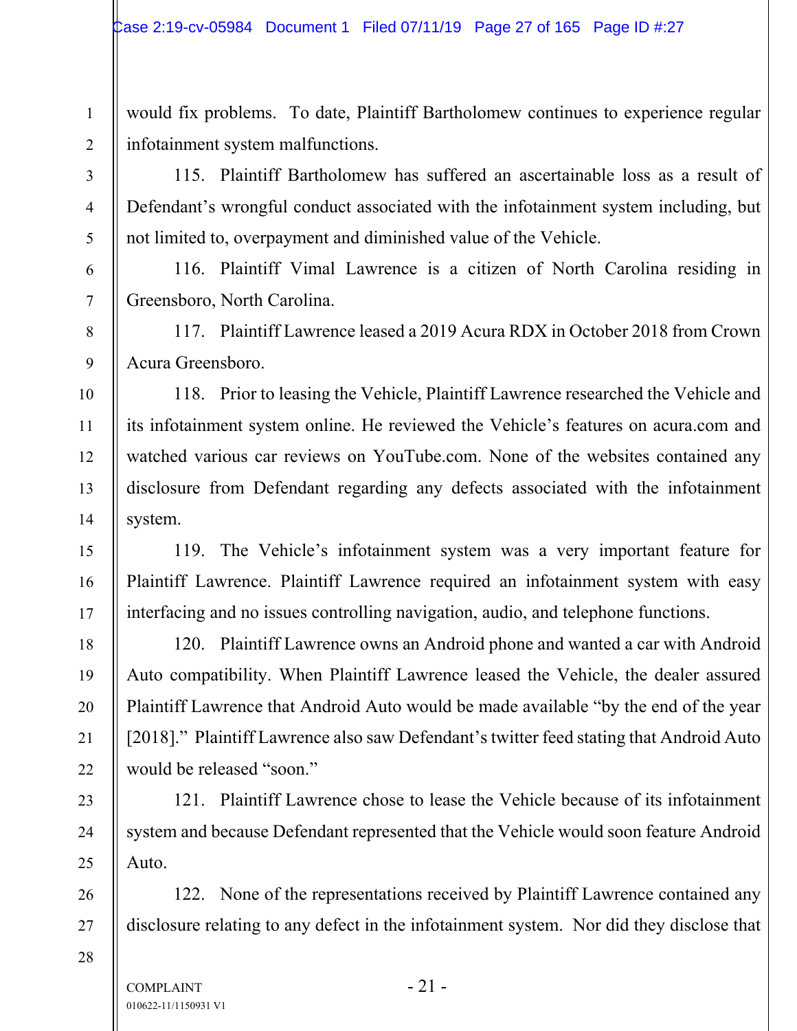would fix problems. To date, Plaintiff Bartholomew continues to experience regular infotainment system malfunctions.

115. Plaintiff Bartholomew has suffered an ascertainable loss as a result of Defendant's wrongful conduct associated with the infotainment system including, but not limited to, overpayment and diminished value of the Vehicle.

116. Plaintiff Vimal Lawrence is a citizen of North Carolina residing in Greensboro, North Carolina.

117. Plaintiff Lawrence leased a 2019 Acura RDX in October 2018 from Crown Acura Greensboro.

118. Prior to leasing the Vehicle, Plaintiff Lawrence researched the Vehicle and its infotainment system online. He reviewed the Vehicle's features on acura.com and watched various car reviews on YouTube.com. None of the websites contained any disclosure from Defendant regarding any defects associated with the infotainment system.

119. The Vehicle's infotainment system was a very important feature for Plaintiff Lawrence. Plaintiff Lawrence required an infotainment system with easy interfacing and no issues controlling navigation, audio, and telephone functions.

120. Plaintiff Lawrence owns an Android phone and wanted a car with Android Auto compatibility. When Plaintiff Lawrence leased the Vehicle, the dealer assured Plaintiff Lawrence that Android Auto would be made available "by the end of the year [2018]." Plaintiff Lawrence also saw Defendant's twitter feed stating that Android Auto would be released "soon."

121. Plaintiff Lawrence chose to lease the Vehicle because of its infotainment system and because Defendant represented that the Vehicle would soon feature Android Auto.

122. None of the representations received by Plaintiff Lawrence contained any disclosure relating to any defect in the infotainment system. Nor did they disclose that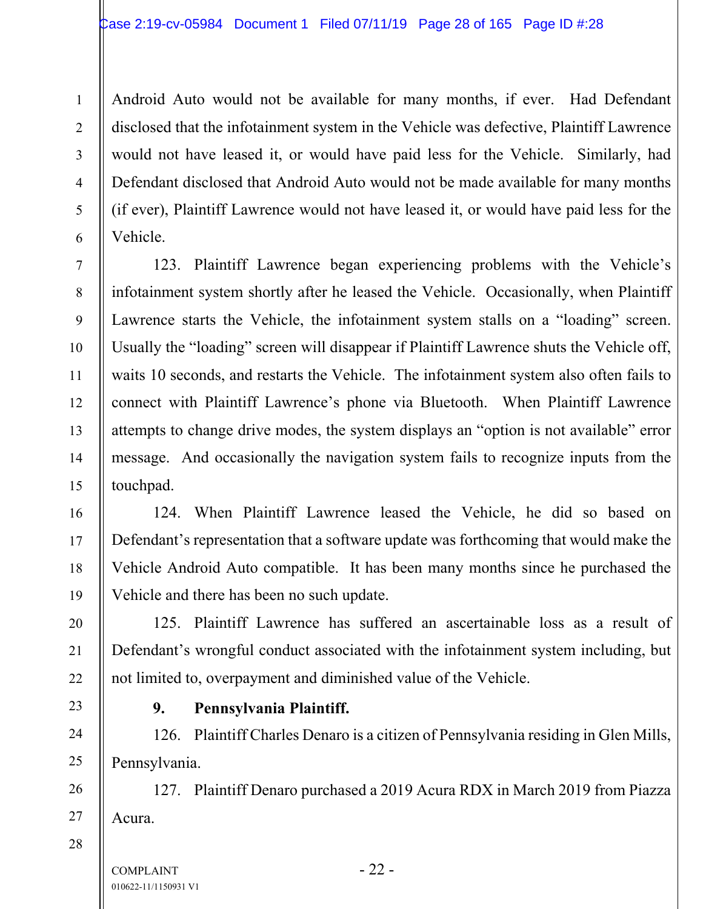Android Auto would not be available for many months, if ever. Had Defendant disclosed that the infotainment system in the Vehicle was defective, Plaintiff Lawrence would not have leased it, or would have paid less for the Vehicle. Similarly, had Defendant disclosed that Android Auto would not be made available for many months (if ever), Plaintiff Lawrence would not have leased it, or would have paid less for the Vehicle.

123. Plaintiff Lawrence began experiencing problems with the Vehicle's infotainment system shortly after he leased the Vehicle. Occasionally, when Plaintiff Lawrence starts the Vehicle, the infotainment system stalls on a "loading" screen. Usually the "loading" screen will disappear if Plaintiff Lawrence shuts the Vehicle off, waits 10 seconds, and restarts the Vehicle. The infotainment system also often fails to connect with Plaintiff Lawrence's phone via Bluetooth. When Plaintiff Lawrence attempts to change drive modes, the system displays an "option is not available" error message. And occasionally the navigation system fails to recognize inputs from the touchpad.

124. When Plaintiff Lawrence leased the Vehicle, he did so based on Defendant's representation that a software update was forthcoming that would make the Vehicle Android Auto compatible. It has been many months since he purchased the Vehicle and there has been no such update.

125. Plaintiff Lawrence has suffered an ascertainable loss as a result of Defendant's wrongful conduct associated with the infotainment system including, but not limited to, overpayment and diminished value of the Vehicle.

**9. Pennsylvania Plaintiff.**

126. Plaintiff Charles Denaro is a citizen of Pennsylvania residing in Glen Mills, Pennsylvania.

127. Plaintiff Denaro purchased a 2019 Acura RDX in March 2019 from Piazza Acura.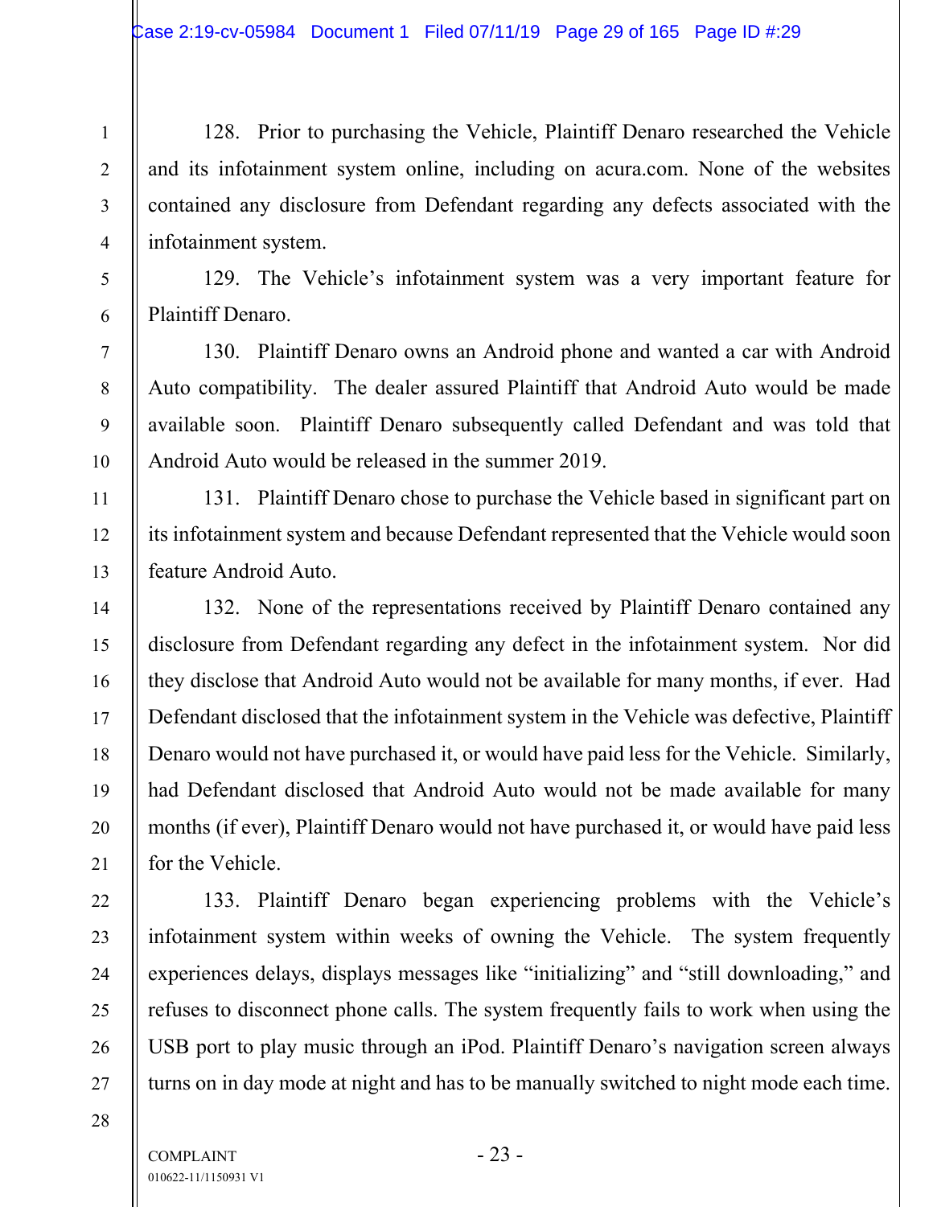128. Prior to purchasing the Vehicle, Plaintiff Denaro researched the Vehicle and its infotainment system online, including on acura.com. None of the websites contained any disclosure from Defendant regarding any defects associated with the infotainment system.

129. The Vehicle's infotainment system was a very important feature for Plaintiff Denaro.

130. Plaintiff Denaro owns an Android phone and wanted a car with Android Auto compatibility. The dealer assured Plaintiff that Android Auto would be made available soon. Plaintiff Denaro subsequently called Defendant and was told that Android Auto would be released in the summer 2019.

131. Plaintiff Denaro chose to purchase the Vehicle based in significant part on its infotainment system and because Defendant represented that the Vehicle would soon feature Android Auto.

132. None of the representations received by Plaintiff Denaro contained any disclosure from Defendant regarding any defect in the infotainment system. Nor did they disclose that Android Auto would not be available for many months, if ever. Had Defendant disclosed that the infotainment system in the Vehicle was defective, Plaintiff Denaro would not have purchased it, or would have paid less for the Vehicle. Similarly, had Defendant disclosed that Android Auto would not be made available for many months (if ever), Plaintiff Denaro would not have purchased it, or would have paid less for the Vehicle.

133. Plaintiff Denaro began experiencing problems with the Vehicle's infotainment system within weeks of owning the Vehicle. The system frequently experiences delays, displays messages like "initializing" and "still downloading," and refuses to disconnect phone calls. The system frequently fails to work when using the USB port to play music through an iPod. Plaintiff Denaro's navigation screen always turns on in day mode at night and has to be manually switched to night mode each time.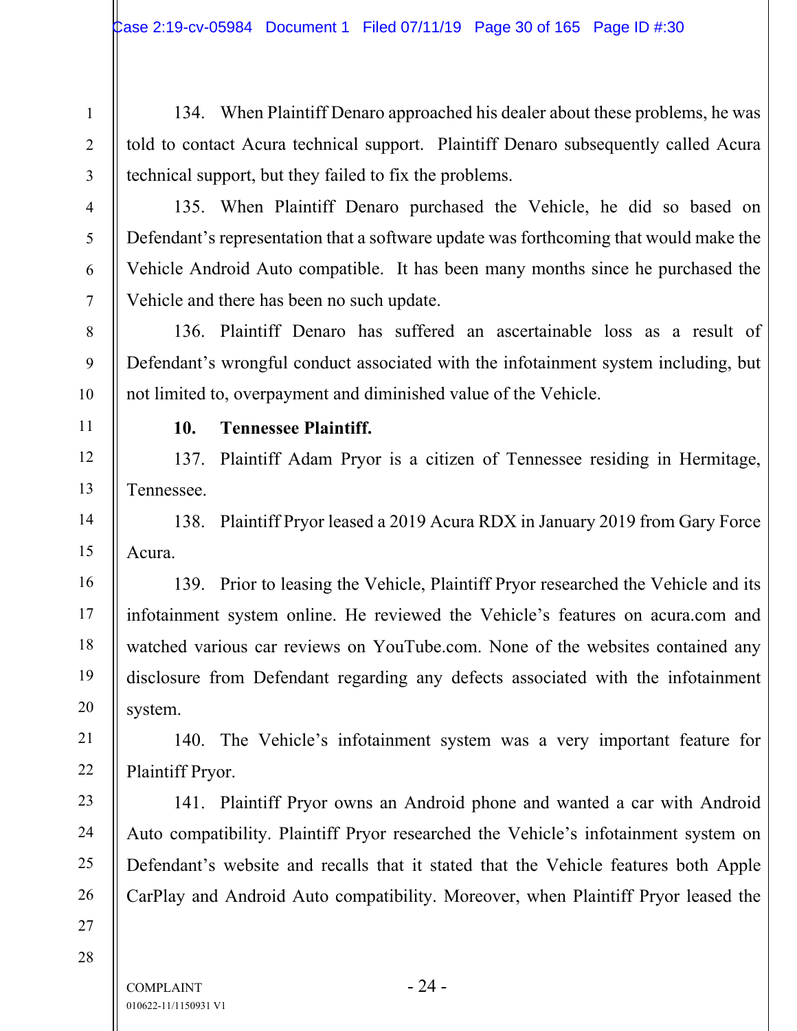134. When Plaintiff Denaro approached his dealer about these problems, he was told to contact Acura technical support. Plaintiff Denaro subsequently called Acura technical support, but they failed to fix the problems.

135. When Plaintiff Denaro purchased the Vehicle, he did so based on Defendant's representation that a software update was forthcoming that would make the Vehicle Android Auto compatible. It has been many months since he purchased the Vehicle and there has been no such update.

136. Plaintiff Denaro has suffered an ascertainable loss as a result of Defendant's wrongful conduct associated with the infotainment system including, but not limited to, overpayment and diminished value of the Vehicle.

**10. Tennessee Plaintiff.**

137. Plaintiff Adam Pryor is a citizen of Tennessee residing in Hermitage, Tennessee.

138. Plaintiff Pryor leased a 2019 Acura RDX in January 2019 from Gary Force Acura.

139. Prior to leasing the Vehicle, Plaintiff Pryor researched the Vehicle and its infotainment system online. He reviewed the Vehicle's features on acura.com and watched various car reviews on YouTube.com. None of the websites contained any disclosure from Defendant regarding any defects associated with the infotainment system.

140. The Vehicle's infotainment system was a very important feature for Plaintiff Pryor.

141. Plaintiff Pryor owns an Android phone and wanted a car with Android Auto compatibility. Plaintiff Pryor researched the Vehicle's infotainment system on Defendant's website and recalls that it stated that the Vehicle features both Apple CarPlay and Android Auto compatibility. Moreover, when Plaintiff Pryor leased the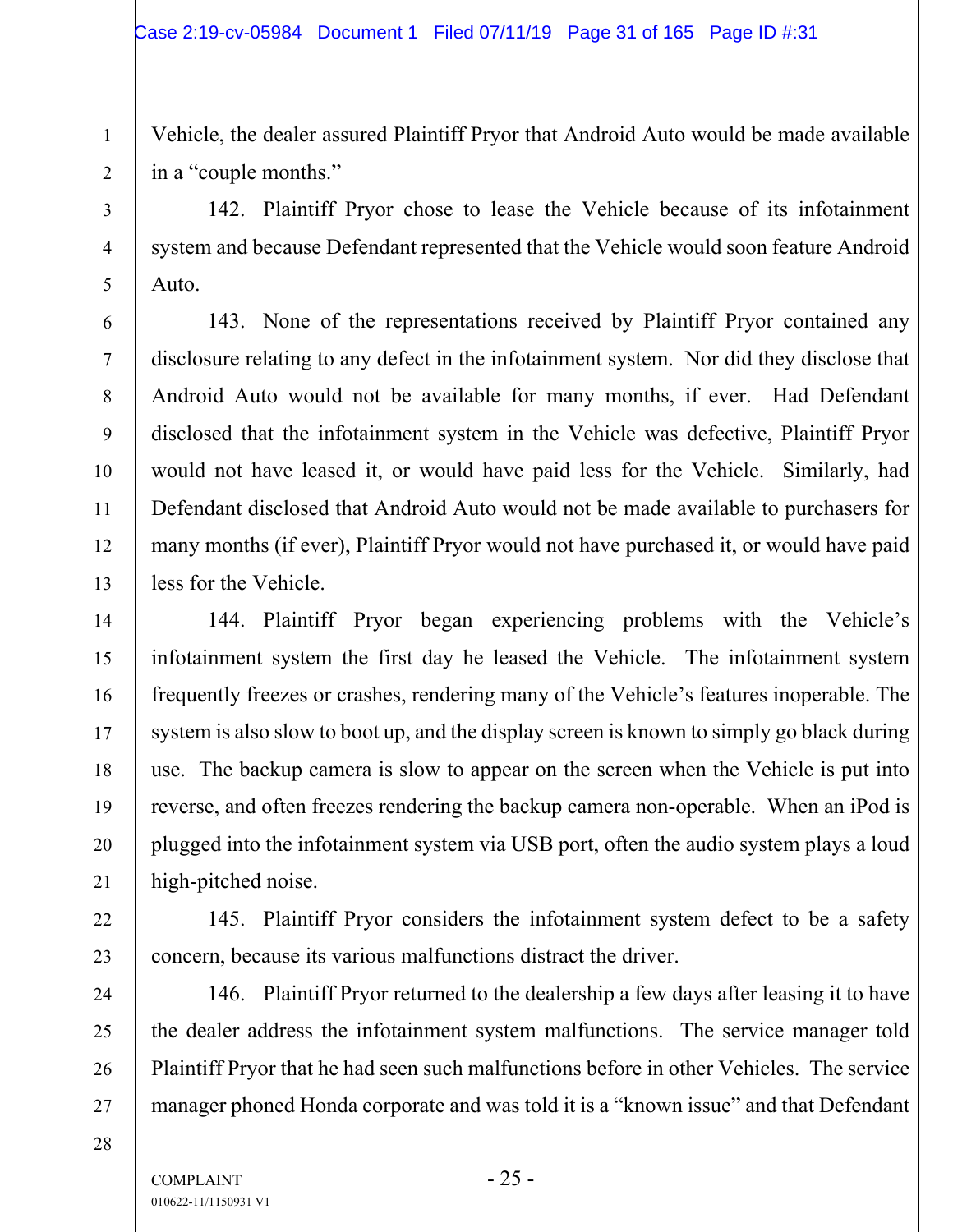Vehicle, the dealer assured Plaintiff Pryor that Android Auto would be made available in a "couple months."

142. Plaintiff Pryor chose to lease the Vehicle because of its infotainment system and because Defendant represented that the Vehicle would soon feature Android Auto.

143. None of the representations received by Plaintiff Pryor contained any disclosure relating to any defect in the infotainment system. Nor did they disclose that Android Auto would not be available for many months, if ever. Had Defendant disclosed that the infotainment system in the Vehicle was defective, Plaintiff Pryor would not have leased it, or would have paid less for the Vehicle. Similarly, had Defendant disclosed that Android Auto would not be made available to purchasers for many months (if ever), Plaintiff Pryor would not have purchased it, or would have paid less for the Vehicle.

144. Plaintiff Pryor began experiencing problems with the Vehicle's infotainment system the first day he leased the Vehicle. The infotainment system frequently freezes or crashes, rendering many of the Vehicle's features inoperable. The system is also slow to boot up, and the display screen is known to simply go black during use. The backup camera is slow to appear on the screen when the Vehicle is put into reverse, and often freezes rendering the backup camera non-operable. When an iPod is plugged into the infotainment system via USB port, often the audio system plays a loud high-pitched noise.

145. Plaintiff Pryor considers the infotainment system defect to be a safety concern, because its various malfunctions distract the driver.

146. Plaintiff Pryor returned to the dealership a few days after leasing it to have the dealer address the infotainment system malfunctions. The service manager told Plaintiff Pryor that he had seen such malfunctions before in other Vehicles. The service manager phoned Honda corporate and was told it is a "known issue" and that Defendant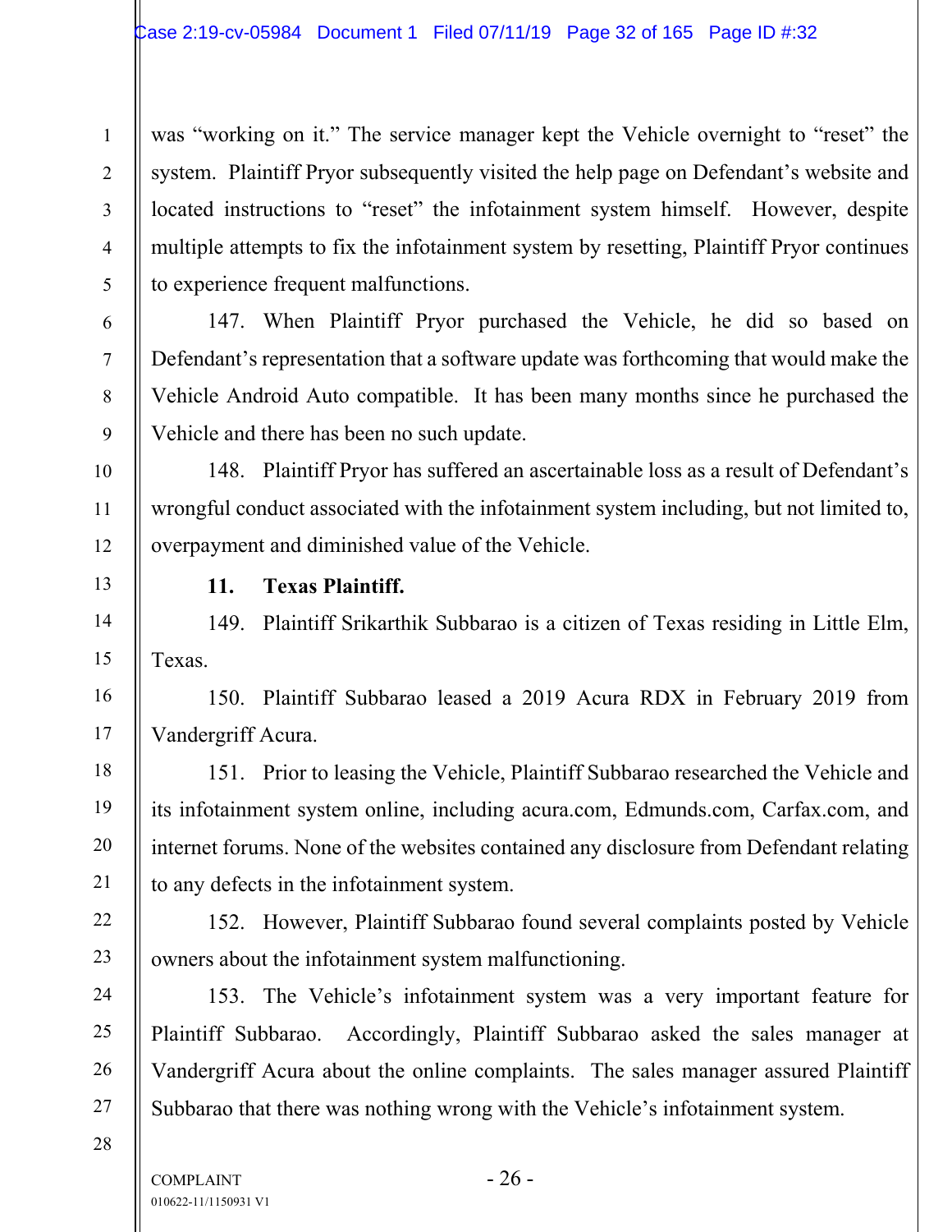was "working on it." The service manager kept the Vehicle overnight to "reset" the system. Plaintiff Pryor subsequently visited the help page on Defendant's website and located instructions to "reset" the infotainment system himself. However, despite multiple attempts to fix the infotainment system by resetting, Plaintiff Pryor continues to experience frequent malfunctions.

147. When Plaintiff Pryor purchased the Vehicle, he did so based on Defendant's representation that a software update was forthcoming that would make the Vehicle Android Auto compatible. It has been many months since he purchased the Vehicle and there has been no such update.

148. Plaintiff Pryor has suffered an ascertainable loss as a result of Defendant's wrongful conduct associated with the infotainment system including, but not limited to, overpayment and diminished value of the Vehicle.

**11. Texas Plaintiff.**

149. Plaintiff Srikarthik Subbarao is a citizen of Texas residing in Little Elm, Texas.

150. Plaintiff Subbarao leased a 2019 Acura RDX in February 2019 from Vandergriff Acura.

151. Prior to leasing the Vehicle, Plaintiff Subbarao researched the Vehicle and its infotainment system online, including acura.com, Edmunds.com, Carfax.com, and internet forums. None of the websites contained any disclosure from Defendant relating to any defects in the infotainment system.

152. However, Plaintiff Subbarao found several complaints posted by Vehicle owners about the infotainment system malfunctioning.

153. The Vehicle's infotainment system was a very important feature for Plaintiff Subbarao. Accordingly, Plaintiff Subbarao asked the sales manager at Vandergriff Acura about the online complaints. The sales manager assured Plaintiff Subbarao that there was nothing wrong with the Vehicle's infotainment system.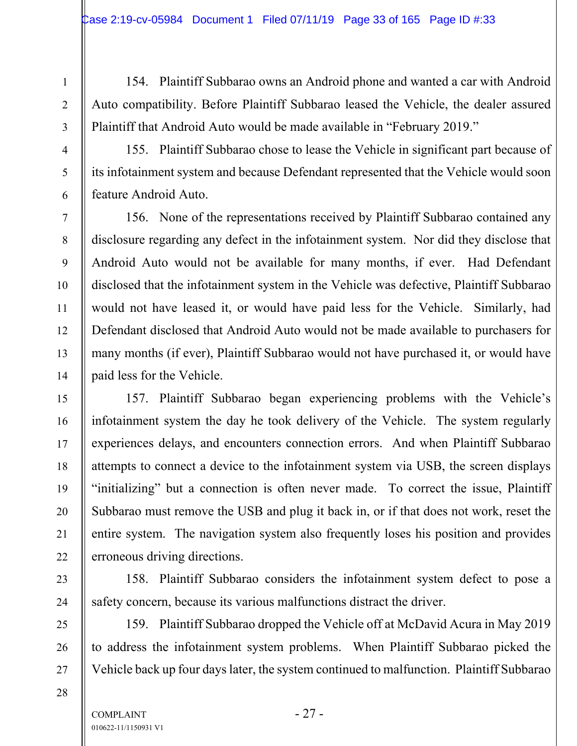154. Plaintiff Subbarao owns an Android phone and wanted a car with Android Auto compatibility. Before Plaintiff Subbarao leased the Vehicle, the dealer assured Plaintiff that Android Auto would be made available in "February 2019."

155. Plaintiff Subbarao chose to lease the Vehicle in significant part because of its infotainment system and because Defendant represented that the Vehicle would soon feature Android Auto.

156. None of the representations received by Plaintiff Subbarao contained any disclosure regarding any defect in the infotainment system. Nor did they disclose that Android Auto would not be available for many months, if ever. Had Defendant disclosed that the infotainment system in the Vehicle was defective, Plaintiff Subbarao would not have leased it, or would have paid less for the Vehicle. Similarly, had Defendant disclosed that Android Auto would not be made available to purchasers for many months (if ever), Plaintiff Subbarao would not have purchased it, or would have paid less for the Vehicle.

157. Plaintiff Subbarao began experiencing problems with the Vehicle's infotainment system the day he took delivery of the Vehicle. The system regularly experiences delays, and encounters connection errors. And when Plaintiff Subbarao attempts to connect a device to the infotainment system via USB, the screen displays "initializing" but a connection is often never made. To correct the issue, Plaintiff Subbarao must remove the USB and plug it back in, or if that does not work, reset the entire system. The navigation system also frequently loses his position and provides erroneous driving directions.

158. Plaintiff Subbarao considers the infotainment system defect to pose a safety concern, because its various malfunctions distract the driver.

159. Plaintiff Subbarao dropped the Vehicle off at McDavid Acura in May 2019 to address the infotainment system problems. When Plaintiff Subbarao picked the Vehicle back up four days later, the system continued to malfunction. Plaintiff Subbarao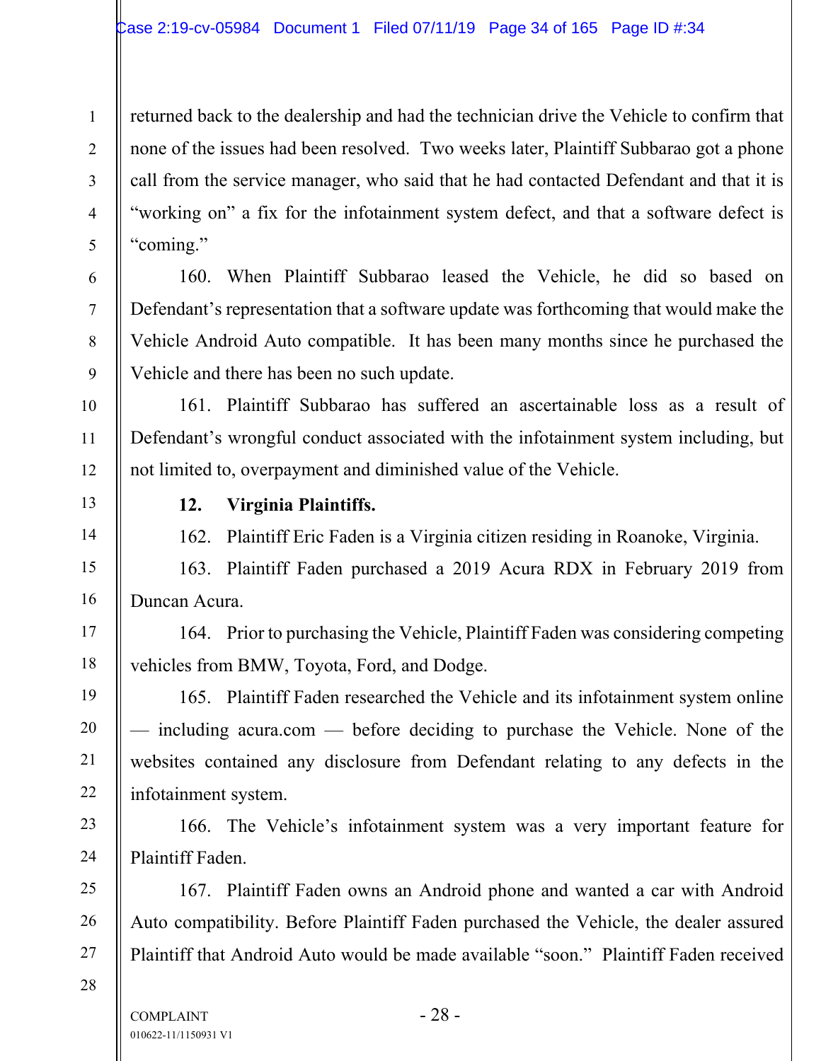returned back to the dealership and had the technician drive the Vehicle to confirm that none of the issues had been resolved. Two weeks later, Plaintiff Subbarao got a phone call from the service manager, who said that he had contacted Defendant and that it is "working on" a fix for the infotainment system defect, and that a software defect is "coming."

160. When Plaintiff Subbarao leased the Vehicle, he did so based on Defendant's representation that a software update was forthcoming that would make the Vehicle Android Auto compatible. It has been many months since he purchased the Vehicle and there has been no such update.

161. Plaintiff Subbarao has suffered an ascertainable loss as a result of Defendant's wrongful conduct associated with the infotainment system including, but not limited to, overpayment and diminished value of the Vehicle.

**12. Virginia Plaintiffs.**

162. Plaintiff Eric Faden is a Virginia citizen residing in Roanoke, Virginia.

163. Plaintiff Faden purchased a 2019 Acura RDX in February 2019 from Duncan Acura.

164. Prior to purchasing the Vehicle, Plaintiff Faden was considering competing vehicles from BMW, Toyota, Ford, and Dodge.

165. Plaintiff Faden researched the Vehicle and its infotainment system online — including acura.com — before deciding to purchase the Vehicle. None of the websites contained any disclosure from Defendant relating to any defects in the infotainment system.

166. The Vehicle's infotainment system was a very important feature for Plaintiff Faden.

167. Plaintiff Faden owns an Android phone and wanted a car with Android Auto compatibility. Before Plaintiff Faden purchased the Vehicle, the dealer assured Plaintiff that Android Auto would be made available "soon." Plaintiff Faden received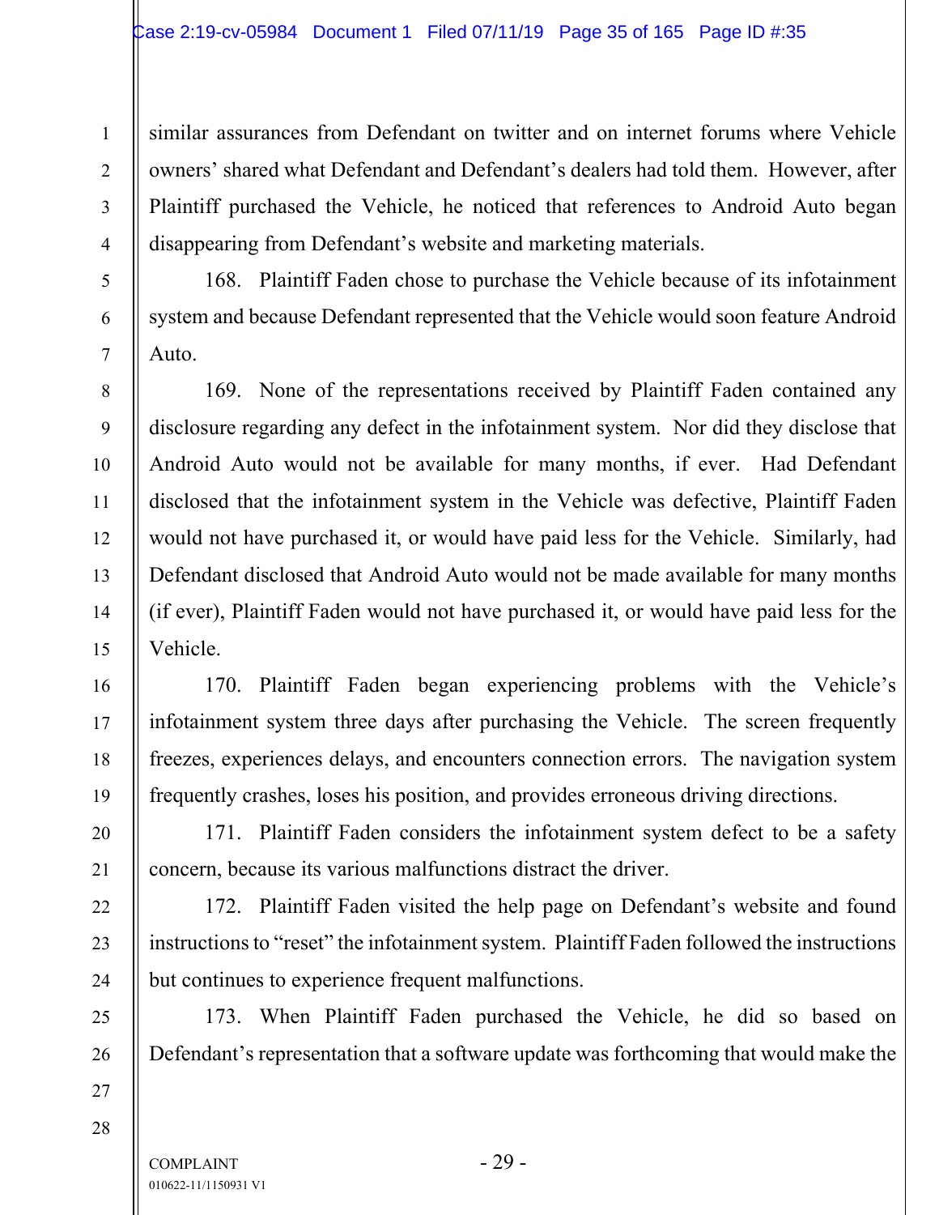similar assurances from Defendant on twitter and on internet forums where Vehicle owners' shared what Defendant and Defendant's dealers had told them. However, after Plaintiff purchased the Vehicle, he noticed that references to Android Auto began disappearing from Defendant's website and marketing materials.

168. Plaintiff Faden chose to purchase the Vehicle because of its infotainment system and because Defendant represented that the Vehicle would soon feature Android Auto.

169. None of the representations received by Plaintiff Faden contained any disclosure regarding any defect in the infotainment system. Nor did they disclose that Android Auto would not be available for many months, if ever. Had Defendant disclosed that the infotainment system in the Vehicle was defective, Plaintiff Faden would not have purchased it, or would have paid less for the Vehicle. Similarly, had Defendant disclosed that Android Auto would not be made available for many months (if ever), Plaintiff Faden would not have purchased it, or would have paid less for the Vehicle.

170. Plaintiff Faden began experiencing problems with the Vehicle's infotainment system three days after purchasing the Vehicle. The screen frequently freezes, experiences delays, and encounters connection errors. The navigation system frequently crashes, loses his position, and provides erroneous driving directions.

171. Plaintiff Faden considers the infotainment system defect to be a safety concern, because its various malfunctions distract the driver.

172. Plaintiff Faden visited the help page on Defendant's website and found instructions to "reset" the infotainment system. Plaintiff Faden followed the instructions but continues to experience frequent malfunctions.

173. When Plaintiff Faden purchased the Vehicle, he did so based on Defendant's representation that a software update was forthcoming that would make the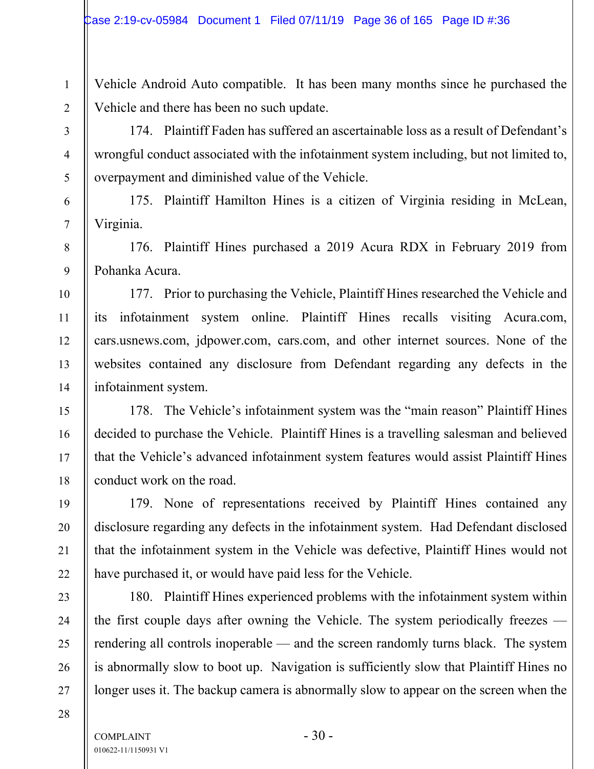Vehicle Android Auto compatible. It has been many months since he purchased the Vehicle and there has been no such update.

174. Plaintiff Faden has suffered an ascertainable loss as a result of Defendant's wrongful conduct associated with the infotainment system including, but not limited to, overpayment and diminished value of the Vehicle.

175. Plaintiff Hamilton Hines is a citizen of Virginia residing in McLean, Virginia.

176. Plaintiff Hines purchased a 2019 Acura RDX in February 2019 from Pohanka Acura.

177. Prior to purchasing the Vehicle, Plaintiff Hines researched the Vehicle and its infotainment system online. Plaintiff Hines recalls visiting Acura.com, cars.usnews.com, jdpower.com, cars.com, and other internet sources. None of the websites contained any disclosure from Defendant regarding any defects in the infotainment system.

178. The Vehicle's infotainment system was the "main reason" Plaintiff Hines decided to purchase the Vehicle. Plaintiff Hines is a travelling salesman and believed that the Vehicle's advanced infotainment system features would assist Plaintiff Hines conduct work on the road.

179. None of representations received by Plaintiff Hines contained any disclosure regarding any defects in the infotainment system. Had Defendant disclosed that the infotainment system in the Vehicle was defective, Plaintiff Hines would not have purchased it, or would have paid less for the Vehicle.

180. Plaintiff Hines experienced problems with the infotainment system within the first couple days after owning the Vehicle. The system periodically freezes — rendering all controls inoperable — and the screen randomly turns black. The system is abnormally slow to boot up. Navigation is sufficiently slow that Plaintiff Hines no longer uses it. The backup camera is abnormally slow to appear on the screen when the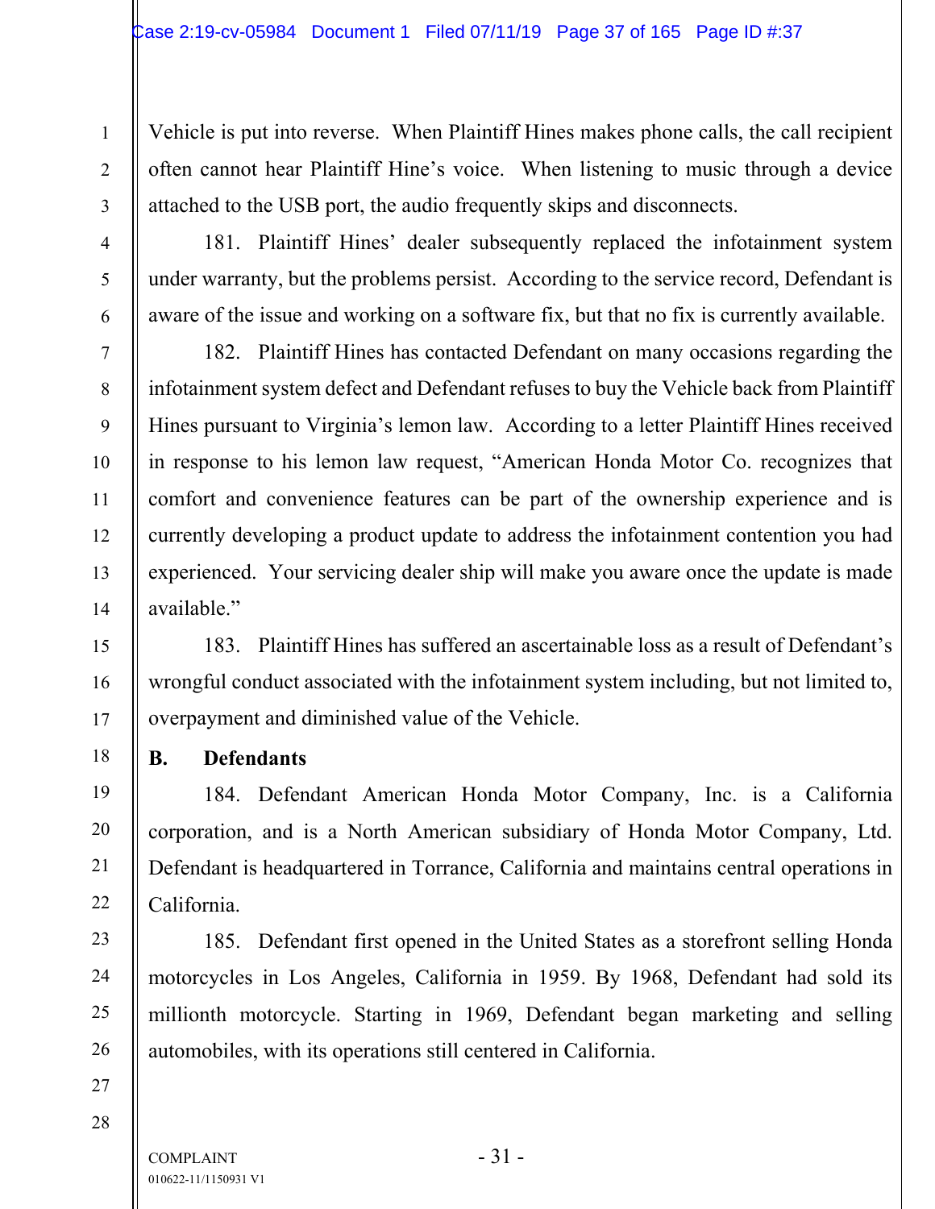Vehicle is put into reverse. When Plaintiff Hines makes phone calls, the call recipient often cannot hear Plaintiff Hine's voice. When listening to music through a device attached to the USB port, the audio frequently skips and disconnects.

181. Plaintiff Hines' dealer subsequently replaced the infotainment system under warranty, but the problems persist. According to the service record, Defendant is aware of the issue and working on a software fix, but that no fix is currently available.

182. Plaintiff Hines has contacted Defendant on many occasions regarding the infotainment system defect and Defendant refuses to buy the Vehicle back from Plaintiff Hines pursuant to Virginia's lemon law. According to a letter Plaintiff Hines received in response to his lemon law request, "American Honda Motor Co. recognizes that comfort and convenience features can be part of the ownership experience and is currently developing a product update to address the infotainment contention you had experienced. Your servicing dealer ship will make you aware once the update is made available."

183. Plaintiff Hines has suffered an ascertainable loss as a result of Defendant's wrongful conduct associated with the infotainment system including, but not limited to, overpayment and diminished value of the Vehicle.

## B. Defendants

184. Defendant American Honda Motor Company, Inc. is a California corporation, and is a North American subsidiary of Honda Motor Company, Ltd. Defendant is headquartered in Torrance, California and maintains central operations in California.

185. Defendant first opened in the United States as a storefront selling Honda motorcycles in Los Angeles, California in 1959. By 1968, Defendant had sold its millionth motorcycle. Starting in 1969, Defendant began marketing and selling automobiles, with its operations still centered in California.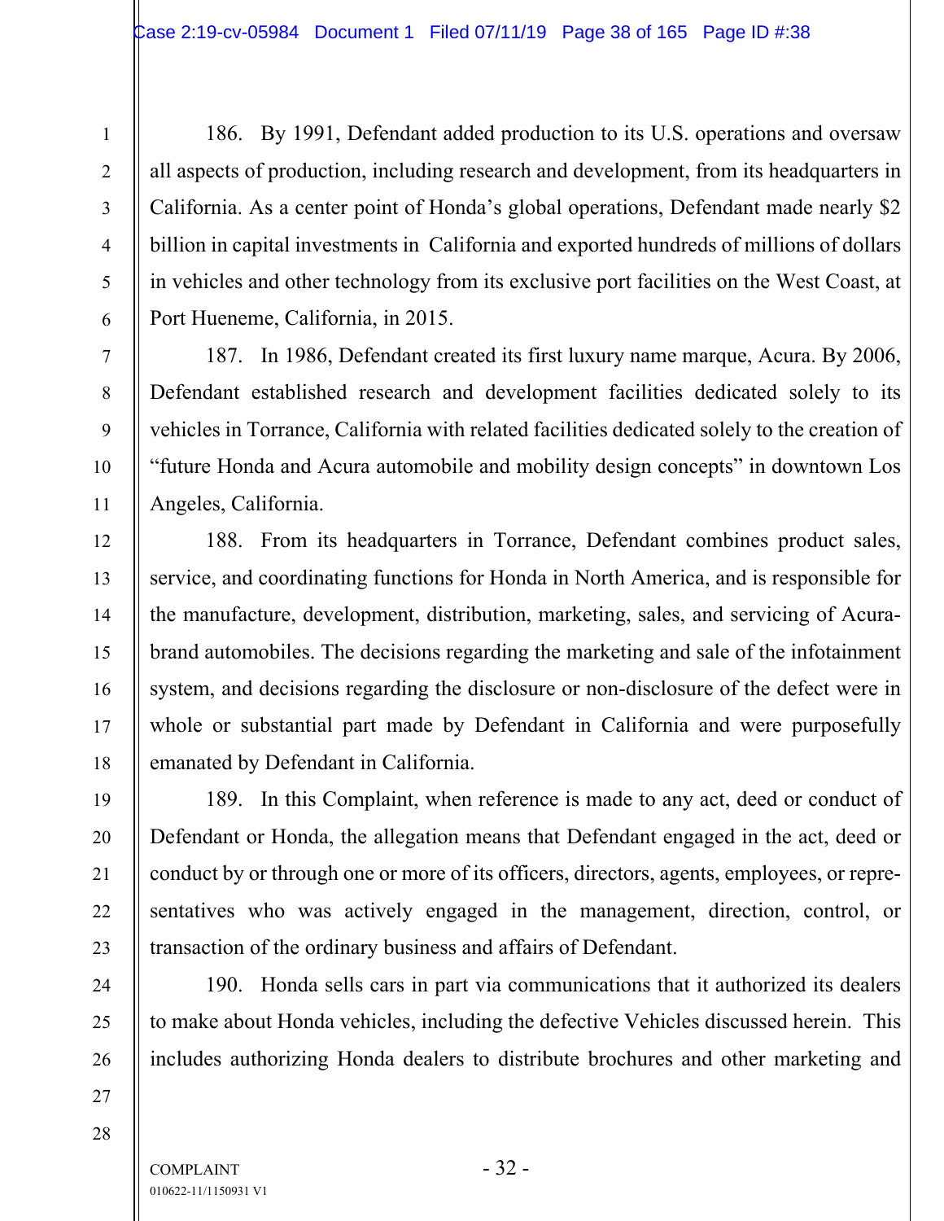186. By 1991, Defendant added production to its U.S. operations and oversaw all aspects of production, including research and development, from its headquarters in California. As a center point of Honda's global operations, Defendant made nearly $2 billion in capital investments in California and exported hundreds of millions of dollars in vehicles and other technology from its exclusive port facilities on the West Coast, at Port Hueneme, California, in 2015.

187. In 1986, Defendant created its first luxury name marque, Acura. By 2006, Defendant established research and development facilities dedicated solely to its vehicles in Torrance, California with related facilities dedicated solely to the creation of "future Honda and Acura automobile and mobility design concepts" in downtown Los Angeles, California.

188. From its headquarters in Torrance, Defendant combines product sales, service, and coordinating functions for Honda in North America, and is responsible for the manufacture, development, distribution, marketing, sales, and servicing of Acura-brand automobiles. The decisions regarding the marketing and sale of the infotainment system, and decisions regarding the disclosure or non-disclosure of the defect were in whole or substantial part made by Defendant in California and were purposefully emanated by Defendant in California.

189. In this Complaint, when reference is made to any act, deed or conduct of Defendant or Honda, the allegation means that Defendant engaged in the act, deed or conduct by or through one or more of its officers, directors, agents, employees, or representatives who was actively engaged in the management, direction, control, or transaction of the ordinary business and affairs of Defendant.

190. Honda sells cars in part via communications that it authorized its dealers to make about Honda vehicles, including the defective Vehicles discussed herein. This includes authorizing Honda dealers to distribute brochures and other marketing and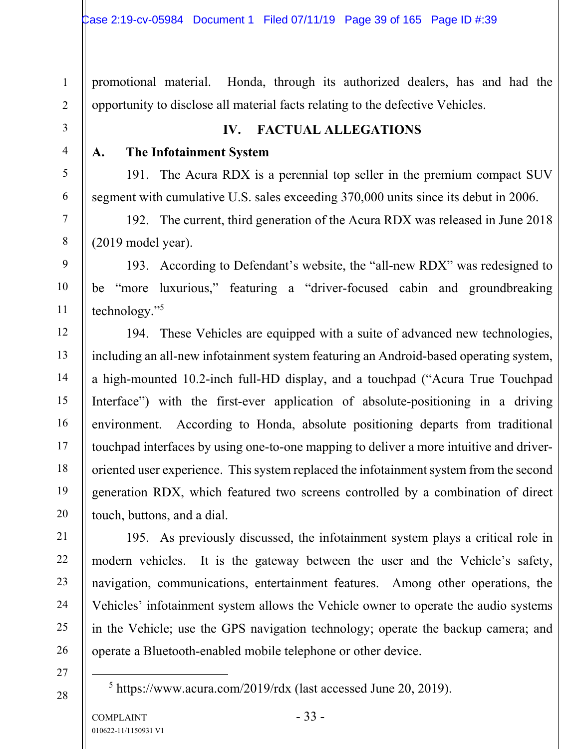promotional material. Honda, through its authorized dealers, has and had the opportunity to disclose all material facts relating to the defective Vehicles.

## IV. FACTUAL ALLEGATIONS

### A. The Infotainment System

191. The Acura RDX is a perennial top seller in the premium compact SUV segment with cumulative U.S. sales exceeding 370,000 units since its debut in 2006.

192. The current, third generation of the Acura RDX was released in June 2018 (2019 model year).

193. According to Defendant's website, the "all-new RDX" was redesigned to be "more luxurious," featuring a "driver-focused cabin and groundbreaking technology."[5]

194. These Vehicles are equipped with a suite of advanced new technologies, including an all-new infotainment system featuring an Android-based operating system, a high-mounted 10.2-inch full-HD display, and a touchpad ("Acura True Touchpad Interface") with the first-ever application of absolute-positioning in a driving environment. According to Honda, absolute positioning departs from traditional touchpad interfaces by using one-to-one mapping to deliver a more intuitive and driver-oriented user experience. This system replaced the infotainment system from the second generation RDX, which featured two screens controlled by a combination of direct touch, buttons, and a dial.

195. As previously discussed, the infotainment system plays a critical role in modern vehicles. It is the gateway between the user and the Vehicle's safety, navigation, communications, entertainment features. Among other operations, the Vehicles' infotainment system allows the Vehicle owner to operate the audio systems in the Vehicle; use the GPS navigation technology; operate the backup camera; and operate a Bluetooth-enabled mobile telephone or other device.

---

[5] https://www.acura.com/2019/rdx (last accessed June 20, 2019).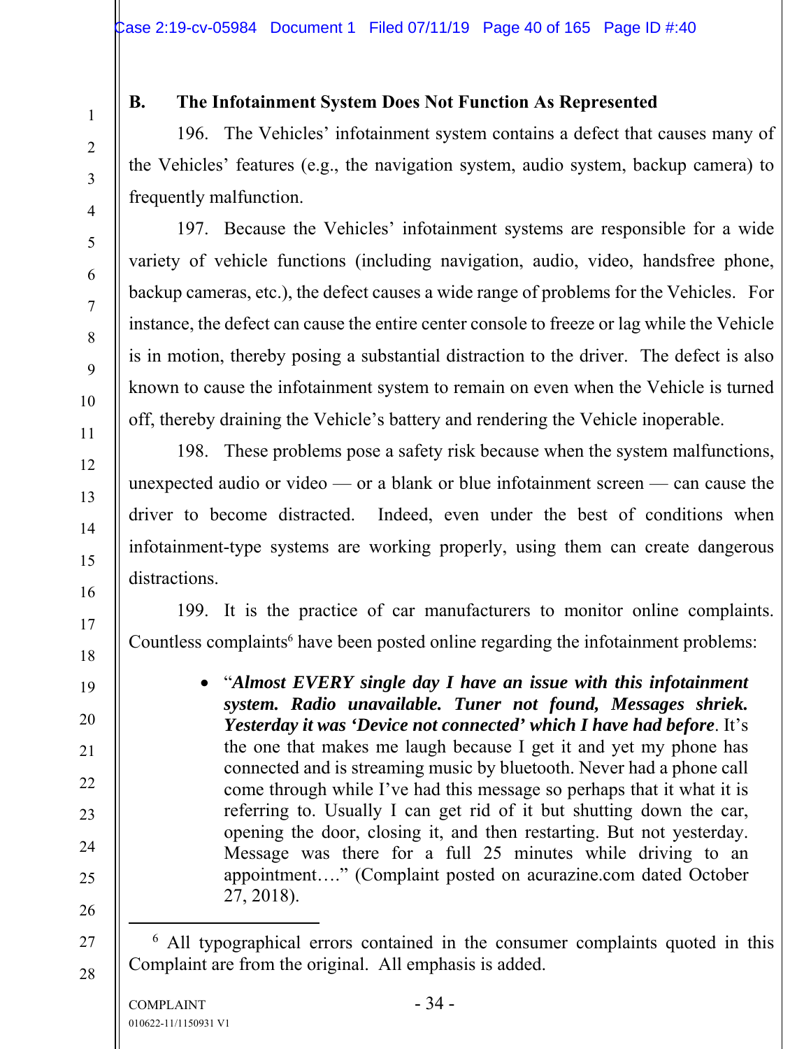## B. The Infotainment System Does Not Function As Represented

196. The Vehicles' infotainment system contains a defect that causes many of the Vehicles' features (e.g., the navigation system, audio system, backup camera) to frequently malfunction.

197. Because the Vehicles' infotainment systems are responsible for a wide variety of vehicle functions (including navigation, audio, video, handsfree phone, backup cameras, etc.), the defect causes a wide range of problems for the Vehicles. For instance, the defect can cause the entire center console to freeze or lag while the Vehicle is in motion, thereby posing a substantial distraction to the driver. The defect is also known to cause the infotainment system to remain on even when the Vehicle is turned off, thereby draining the Vehicle's battery and rendering the Vehicle inoperable.

198. These problems pose a safety risk because when the system malfunctions, unexpected audio or video — or a blank or blue infotainment screen — can cause the driver to become distracted. Indeed, even under the best of conditions when infotainment-type systems are working properly, using them can create dangerous distractions.

199. It is the practice of car manufacturers to monitor online complaints. Countless complaints[6] have been posted online regarding the infotainment problems:

- "***Almost EVERY single day I have an issue with this infotainment system. Radio unavailable. Tuner not found, Messages shriek. Yesterday it was 'Device not connected' which I have had before***. It's the one that makes me laugh because I get it and yet my phone has connected and is streaming music by bluetooth. Never had a phone call come through while I've had this message so perhaps that it what it is referring to. Usually I can get rid of it but shutting down the car, opening the door, closing it, and then restarting. But not yesterday. Message was there for a full 25 minutes while driving to an appointment…." (Complaint posted on acurazine.com dated October 27, 2018).

[6] All typographical errors contained in the consumer complaints quoted in this Complaint are from the original. All emphasis is added.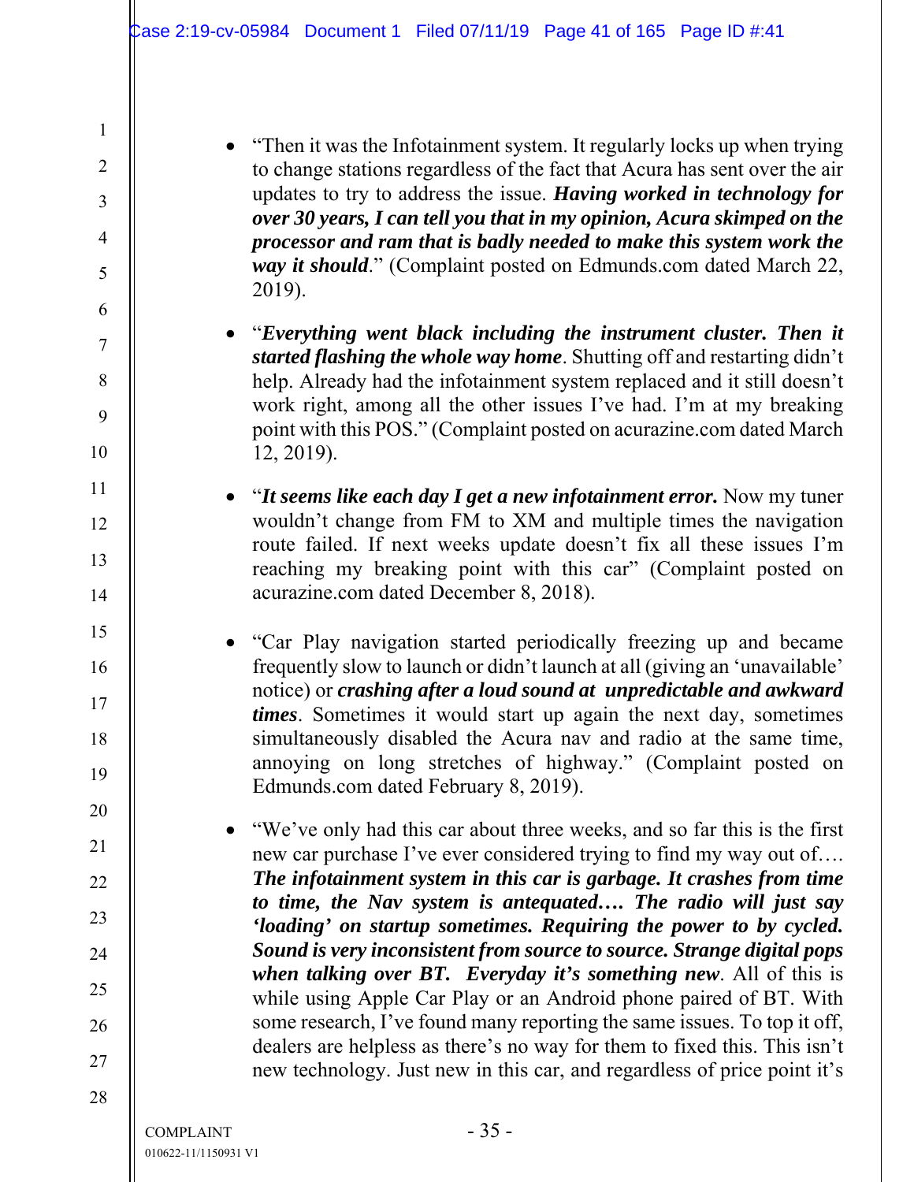- "Then it was the Infotainment system. It regularly locks up when trying to change stations regardless of the fact that Acura has sent over the air updates to try to address the issue. ***Having worked in technology for over 30 years, I can tell you that in my opinion, Acura skimped on the processor and ram that is badly needed to make this system work the way it should***." (Complaint posted on Edmunds.com dated March 22, 2019).

- "***Everything went black including the instrument cluster. Then it started flashing the whole way home***. Shutting off and restarting didn't help. Already had the infotainment system replaced and it still doesn't work right, among all the other issues I've had. I'm at my breaking point with this POS." (Complaint posted on acurazine.com dated March 12, 2019).

- "***It seems like each day I get a new infotainment error.*** Now my tuner wouldn't change from FM to XM and multiple times the navigation route failed. If next weeks update doesn't fix all these issues I'm reaching my breaking point with this car" (Complaint posted on acurazine.com dated December 8, 2018).

- "Car Play navigation started periodically freezing up and became frequently slow to launch or didn't launch at all (giving an 'unavailable' notice) or ***crashing after a loud sound at unpredictable and awkward times***. Sometimes it would start up again the next day, sometimes simultaneously disabled the Acura nav and radio at the same time, annoying on long stretches of highway." (Complaint posted on Edmunds.com dated February 8, 2019).

- "We've only had this car about three weeks, and so far this is the first new car purchase I've ever considered trying to find my way out of…. ***The infotainment system in this car is garbage. It crashes from time to time, the Nav system is antequated…. The radio will just say 'loading' on startup sometimes. Requiring the power to by cycled. Sound is very inconsistent from source to source. Strange digital pops when talking over BT. Everyday it's something new***. All of this is while using Apple Car Play or an Android phone paired of BT. With some research, I've found many reporting the same issues. To top it off, dealers are helpless as there's no way for them to fixed this. This isn't new technology. Just new in this car, and regardless of price point it's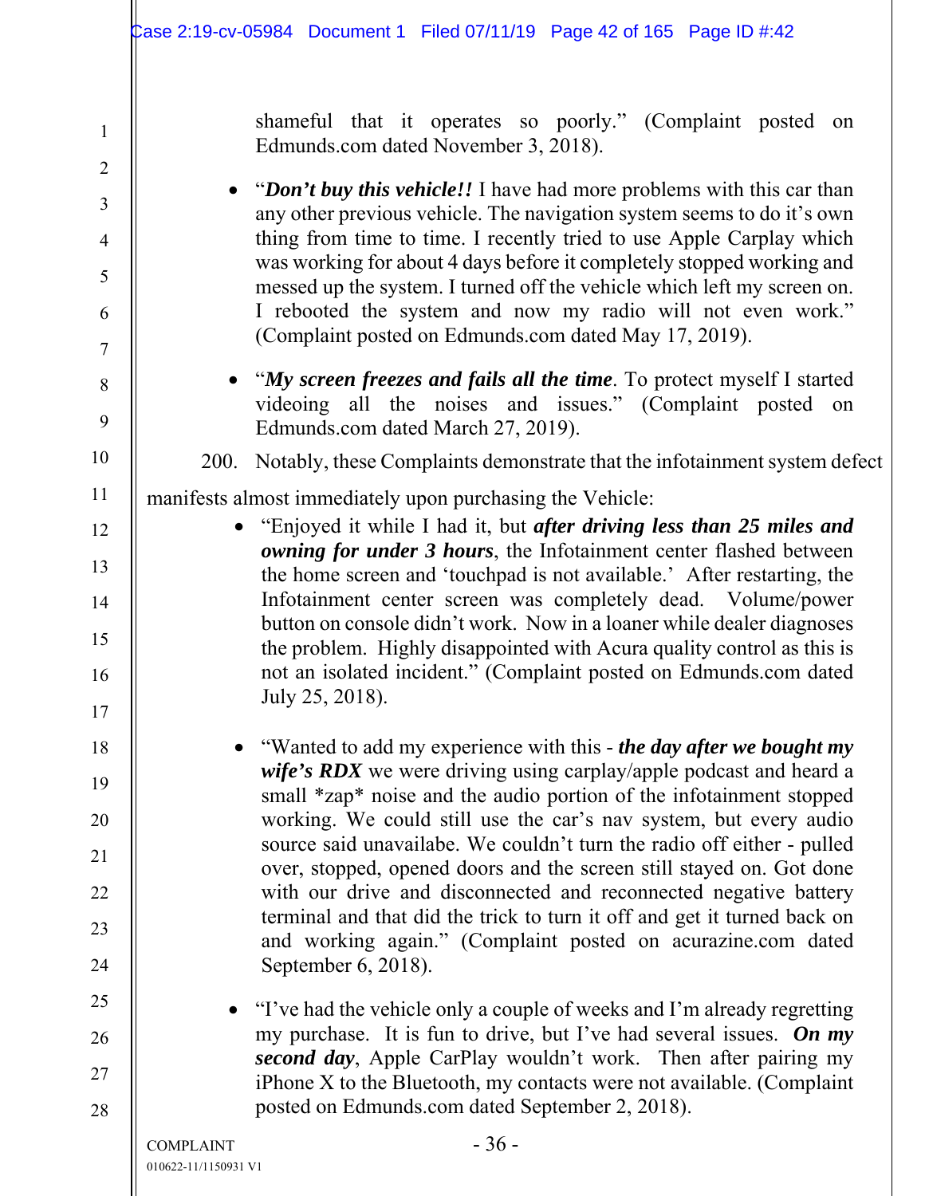shameful that it operates so poorly." (Complaint posted on Edmunds.com dated November 3, 2018).

- "***Don't buy this vehicle!!*** I have had more problems with this car than any other previous vehicle. The navigation system seems to do it's own thing from time to time. I recently tried to use Apple Carplay which was working for about 4 days before it completely stopped working and messed up the system. I turned off the vehicle which left my screen on. I rebooted the system and now my radio will not even work." (Complaint posted on Edmunds.com dated May 17, 2019).

- "***My screen freezes and fails all the time***. To protect myself I started videoing all the noises and issues." (Complaint posted on Edmunds.com dated March 27, 2019).

200. Notably, these Complaints demonstrate that the infotainment system defect manifests almost immediately upon purchasing the Vehicle:

- "Enjoyed it while I had it, but ***after driving less than 25 miles and owning for under 3 hours***, the Infotainment center flashed between the home screen and 'touchpad is not available.' After restarting, the Infotainment center screen was completely dead. Volume/power button on console didn't work. Now in a loaner while dealer diagnoses the problem. Highly disappointed with Acura quality control as this is not an isolated incident." (Complaint posted on Edmunds.com dated July 25, 2018).

- "Wanted to add my experience with this - ***the day after we bought my wife's RDX*** we were driving using carplay/apple podcast and heard a small *zap* noise and the audio portion of the infotainment stopped working. We could still use the car's nav system, but every audio source said unavailabe. We couldn't turn the radio off either - pulled over, stopped, opened doors and the screen still stayed on. Got done with our drive and disconnected and reconnected negative battery terminal and that did the trick to turn it off and get it turned back on and working again." (Complaint posted on acurazine.com dated September 6, 2018).

- "I've had the vehicle only a couple of weeks and I'm already regretting my purchase. It is fun to drive, but I've had several issues. ***On my second day***, Apple CarPlay wouldn't work. Then after pairing my iPhone X to the Bluetooth, my contacts were not available. (Complaint posted on Edmunds.com dated September 2, 2018).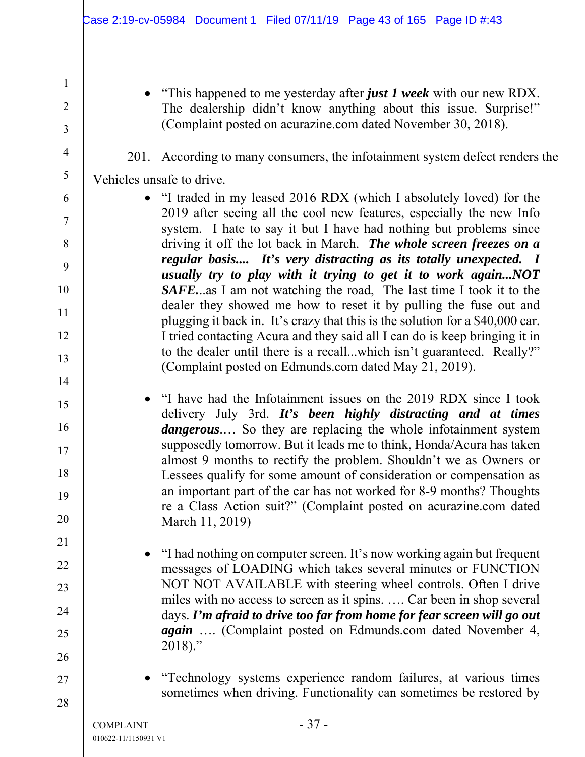- "This happened to me yesterday after ***just 1 week*** with our new RDX. The dealership didn't know anything about this issue. Surprise!" (Complaint posted on acurazine.com dated November 30, 2018).

201. According to many consumers, the infotainment system defect renders the Vehicles unsafe to drive.

- "I traded in my leased 2016 RDX (which I absolutely loved) for the 2019 after seeing all the cool new features, especially the new Info system. I hate to say it but I have had nothing but problems since driving it off the lot back in March. ***The whole screen freezes on a regular basis.... It's very distracting as its totally unexpected. I usually try to play with it trying to get it to work again...NOT SAFE.***..as I am not watching the road, The last time I took it to the dealer they showed me how to reset it by pulling the fuse out and plugging it back in. It's crazy that this is the solution for a $40,000 car. I tried contacting Acura and they said all I can do is keep bringing it in to the dealer until there is a recall...which isn't guaranteed. Really?" (Complaint posted on Edmunds.com dated May 21, 2019).

- "I have had the Infotainment issues on the 2019 RDX since I took delivery July 3rd. ***It's been highly distracting and at times dangerous***.… So they are replacing the whole infotainment system supposedly tomorrow. But it leads me to think, Honda/Acura has taken almost 9 months to rectify the problem. Shouldn't we as Owners or Lessees qualify for some amount of consideration or compensation as an important part of the car has not worked for 8-9 months? Thoughts re a Class Action suit?" (Complaint posted on acurazine.com dated March 11, 2019)

- "I had nothing on computer screen. It's now working again but frequent messages of LOADING which takes several minutes or FUNCTION NOT NOT AVAILABLE with steering wheel controls. Often I drive miles with no access to screen as it spins. …. Car been in shop several days. ***I'm afraid to drive too far from home for fear screen will go out again*** …. (Complaint posted on Edmunds.com dated November 4, 2018)."

- "Technology systems experience random failures, at various times sometimes when driving. Functionality can sometimes be restored by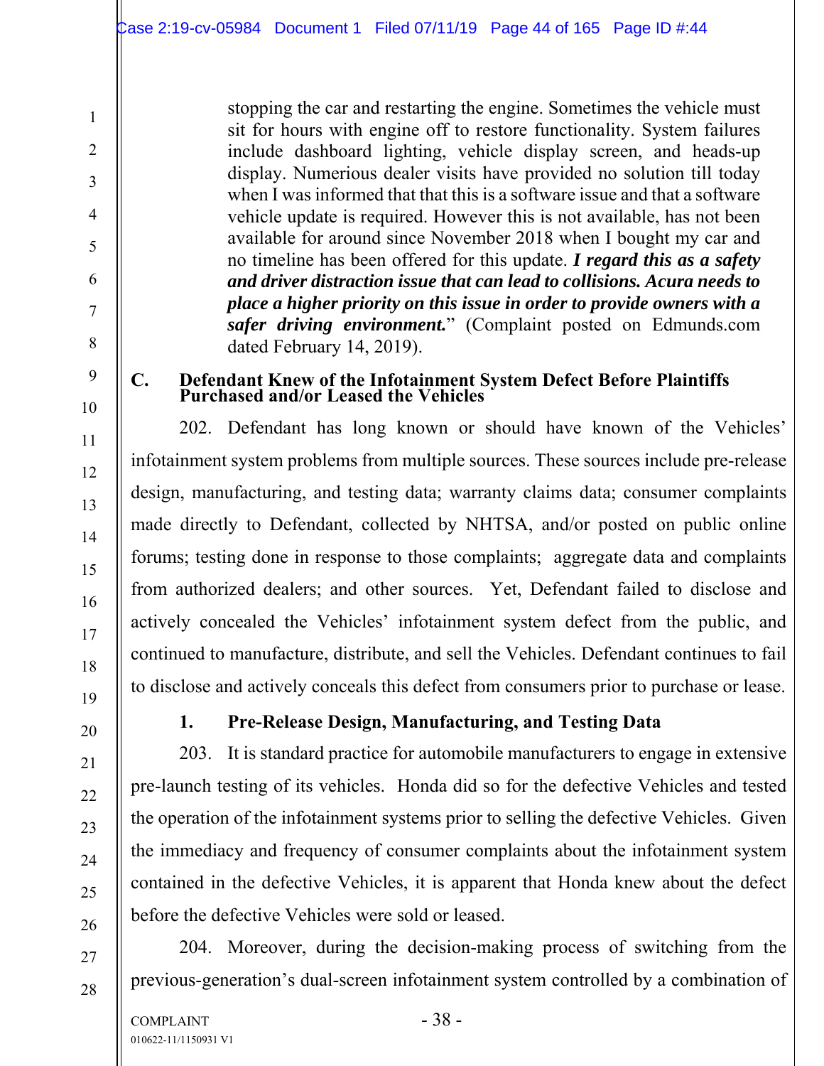> stopping the car and restarting the engine. Sometimes the vehicle must sit for hours with engine off to restore functionality. System failures include dashboard lighting, vehicle display screen, and heads-up display. Numerious dealer visits have provided no solution till today when I was informed that that this is a software issue and that a software vehicle update is required. However this is not available, has not been available for around since November 2018 when I bought my car and no timeline has been offered for this update. ***I regard this as a safety and driver distraction issue that can lead to collisions. Acura needs to place a higher priority on this issue in order to provide owners with a safer driving environment.***" (Complaint posted on Edmunds.com dated February 14, 2019).

### C. Defendant Knew of the Infotainment System Defect Before Plaintiffs Purchased and/or Leased the Vehicles

202. Defendant has long known or should have known of the Vehicles' infotainment system problems from multiple sources. These sources include pre-release design, manufacturing, and testing data; warranty claims data; consumer complaints made directly to Defendant, collected by NHTSA, and/or posted on public online forums; testing done in response to those complaints; aggregate data and complaints from authorized dealers; and other sources. Yet, Defendant failed to disclose and actively concealed the Vehicles' infotainment system defect from the public, and continued to manufacture, distribute, and sell the Vehicles. Defendant continues to fail to disclose and actively conceals this defect from consumers prior to purchase or lease.

#### 1. Pre-Release Design, Manufacturing, and Testing Data

203. It is standard practice for automobile manufacturers to engage in extensive pre-launch testing of its vehicles. Honda did so for the defective Vehicles and tested the operation of the infotainment systems prior to selling the defective Vehicles. Given the immediacy and frequency of consumer complaints about the infotainment system contained in the defective Vehicles, it is apparent that Honda knew about the defect before the defective Vehicles were sold or leased.

204. Moreover, during the decision-making process of switching from the previous-generation's dual-screen infotainment system controlled by a combination of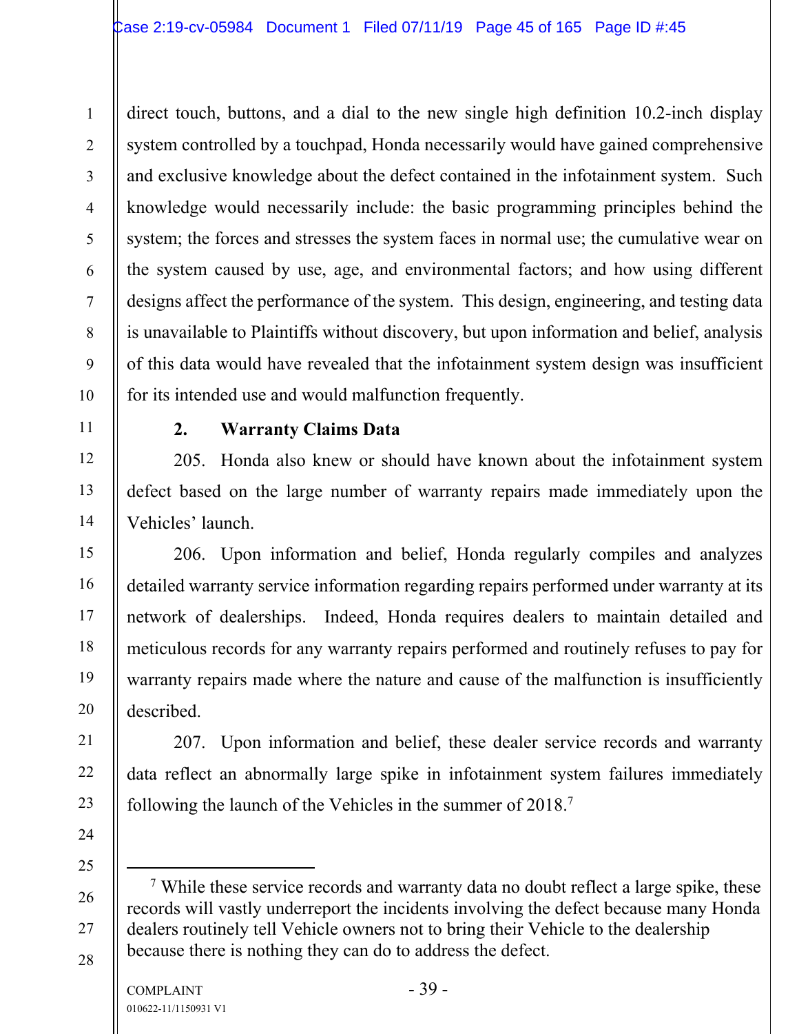direct touch, buttons, and a dial to the new single high definition 10.2-inch display system controlled by a touchpad, Honda necessarily would have gained comprehensive and exclusive knowledge about the defect contained in the infotainment system. Such knowledge would necessarily include: the basic programming principles behind the system; the forces and stresses the system faces in normal use; the cumulative wear on the system caused by use, age, and environmental factors; and how using different designs affect the performance of the system. This design, engineering, and testing data is unavailable to Plaintiffs without discovery, but upon information and belief, analysis of this data would have revealed that the infotainment system design was insufficient for its intended use and would malfunction frequently.

### 2. Warranty Claims Data

205. Honda also knew or should have known about the infotainment system defect based on the large number of warranty repairs made immediately upon the Vehicles' launch.

206. Upon information and belief, Honda regularly compiles and analyzes detailed warranty service information regarding repairs performed under warranty at its network of dealerships. Indeed, Honda requires dealers to maintain detailed and meticulous records for any warranty repairs performed and routinely refuses to pay for warranty repairs made where the nature and cause of the malfunction is insufficiently described.

207. Upon information and belief, these dealer service records and warranty data reflect an abnormally large spike in infotainment system failures immediately following the launch of the Vehicles in the summer of 2018.[7]

---

[7] While these service records and warranty data no doubt reflect a large spike, these records will vastly underreport the incidents involving the defect because many Honda dealers routinely tell Vehicle owners not to bring their Vehicle to the dealership because there is nothing they can do to address the defect.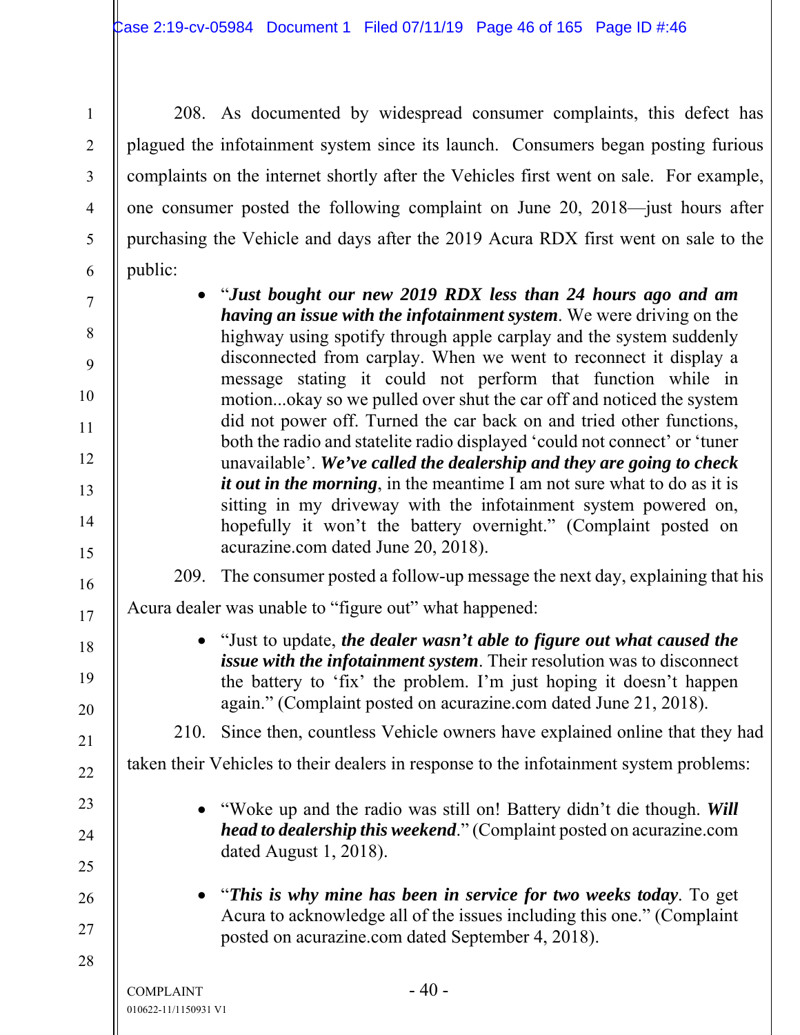208. As documented by widespread consumer complaints, this defect has plagued the infotainment system since its launch. Consumers began posting furious complaints on the internet shortly after the Vehicles first went on sale. For example, one consumer posted the following complaint on June 20, 2018—just hours after purchasing the Vehicle and days after the 2019 Acura RDX first went on sale to the public:

- "***Just bought our new 2019 RDX less than 24 hours ago and am having an issue with the infotainment system***. We were driving on the highway using spotify through apple carplay and the system suddenly disconnected from carplay. When we went to reconnect it display a message stating it could not perform that function while in motion...okay so we pulled over shut the car off and noticed the system did not power off. Turned the car back on and tried other functions, both the radio and statelite radio displayed 'could not connect' or 'tuner unavailable'. ***We've called the dealership and they are going to check it out in the morning***, in the meantime I am not sure what to do as it is sitting in my driveway with the infotainment system powered on, hopefully it won't the battery overnight." (Complaint posted on acurazine.com dated June 20, 2018).

209. The consumer posted a follow-up message the next day, explaining that his Acura dealer was unable to "figure out" what happened:

- "Just to update, ***the dealer wasn't able to figure out what caused the issue with the infotainment system***. Their resolution was to disconnect the battery to 'fix' the problem. I'm just hoping it doesn't happen again." (Complaint posted on acurazine.com dated June 21, 2018).

210. Since then, countless Vehicle owners have explained online that they had taken their Vehicles to their dealers in response to the infotainment system problems:

- "Woke up and the radio was still on! Battery didn't die though. ***Will head to dealership this weekend***." (Complaint posted on acurazine.com dated August 1, 2018).

- "***This is why mine has been in service for two weeks today***. To get Acura to acknowledge all of the issues including this one." (Complaint posted on acurazine.com dated September 4, 2018).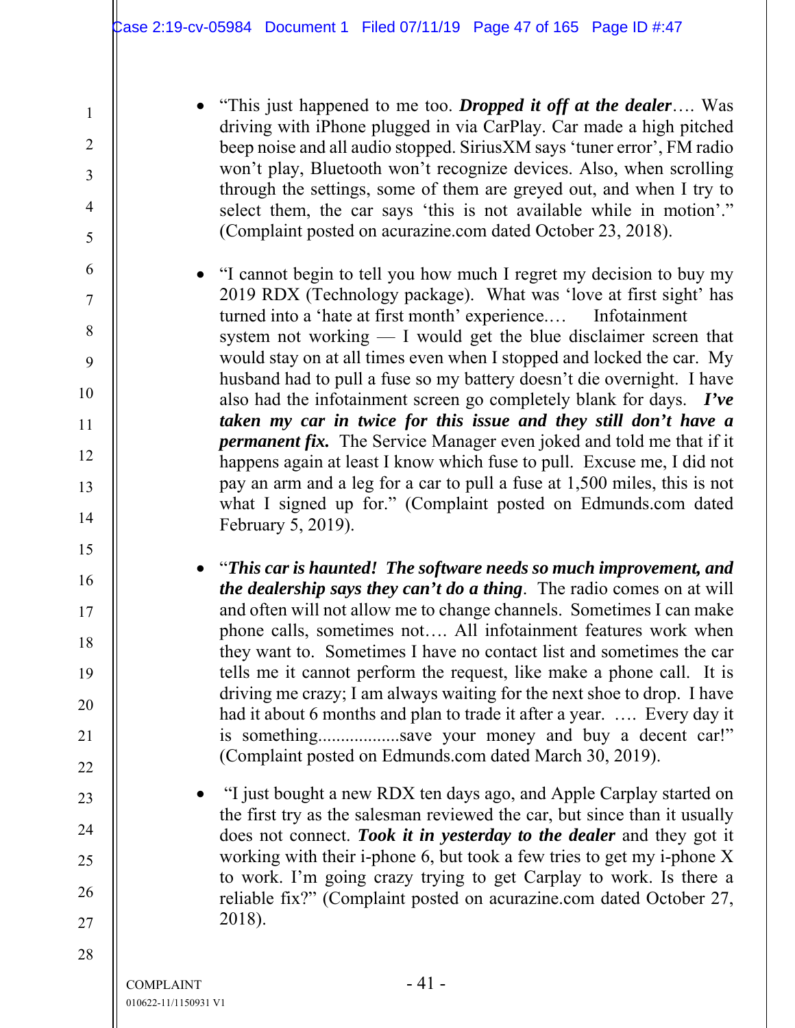- "This just happened to me too. ***Dropped it off at the dealer***…. Was driving with iPhone plugged in via CarPlay. Car made a high pitched beep noise and all audio stopped. SiriusXM says 'tuner error', FM radio won't play, Bluetooth won't recognize devices. Also, when scrolling through the settings, some of them are greyed out, and when I try to select them, the car says 'this is not available while in motion'." (Complaint posted on acurazine.com dated October 23, 2018).

- "I cannot begin to tell you how much I regret my decision to buy my 2019 RDX (Technology package). What was 'love at first sight' has turned into a 'hate at first month' experience.… Infotainment system not working — I would get the blue disclaimer screen that would stay on at all times even when I stopped and locked the car. My husband had to pull a fuse so my battery doesn't die overnight. I have also had the infotainment screen go completely blank for days. ***I've taken my car in twice for this issue and they still don't have a permanent fix.*** The Service Manager even joked and told me that if it happens again at least I know which fuse to pull. Excuse me, I did not pay an arm and a leg for a car to pull a fuse at 1,500 miles, this is not what I signed up for." (Complaint posted on Edmunds.com dated February 5, 2019).

- "***This car is haunted! The software needs so much improvement, and the dealership says they can't do a thing***. The radio comes on at will and often will not allow me to change channels. Sometimes I can make phone calls, sometimes not…. All infotainment features work when they want to. Sometimes I have no contact list and sometimes the car tells me it cannot perform the request, like make a phone call. It is driving me crazy; I am always waiting for the next shoe to drop. I have had it about 6 months and plan to trade it after a year. …. Every day it is something..................save your money and buy a decent car!" (Complaint posted on Edmunds.com dated March 30, 2019).

- "I just bought a new RDX ten days ago, and Apple Carplay started on the first try as the salesman reviewed the car, but since than it usually does not connect. ***Took it in yesterday to the dealer*** and they got it working with their i-phone 6, but took a few tries to get my i-phone X to work. I'm going crazy trying to get Carplay to work. Is there a reliable fix?" (Complaint posted on acurazine.com dated October 27, 2018).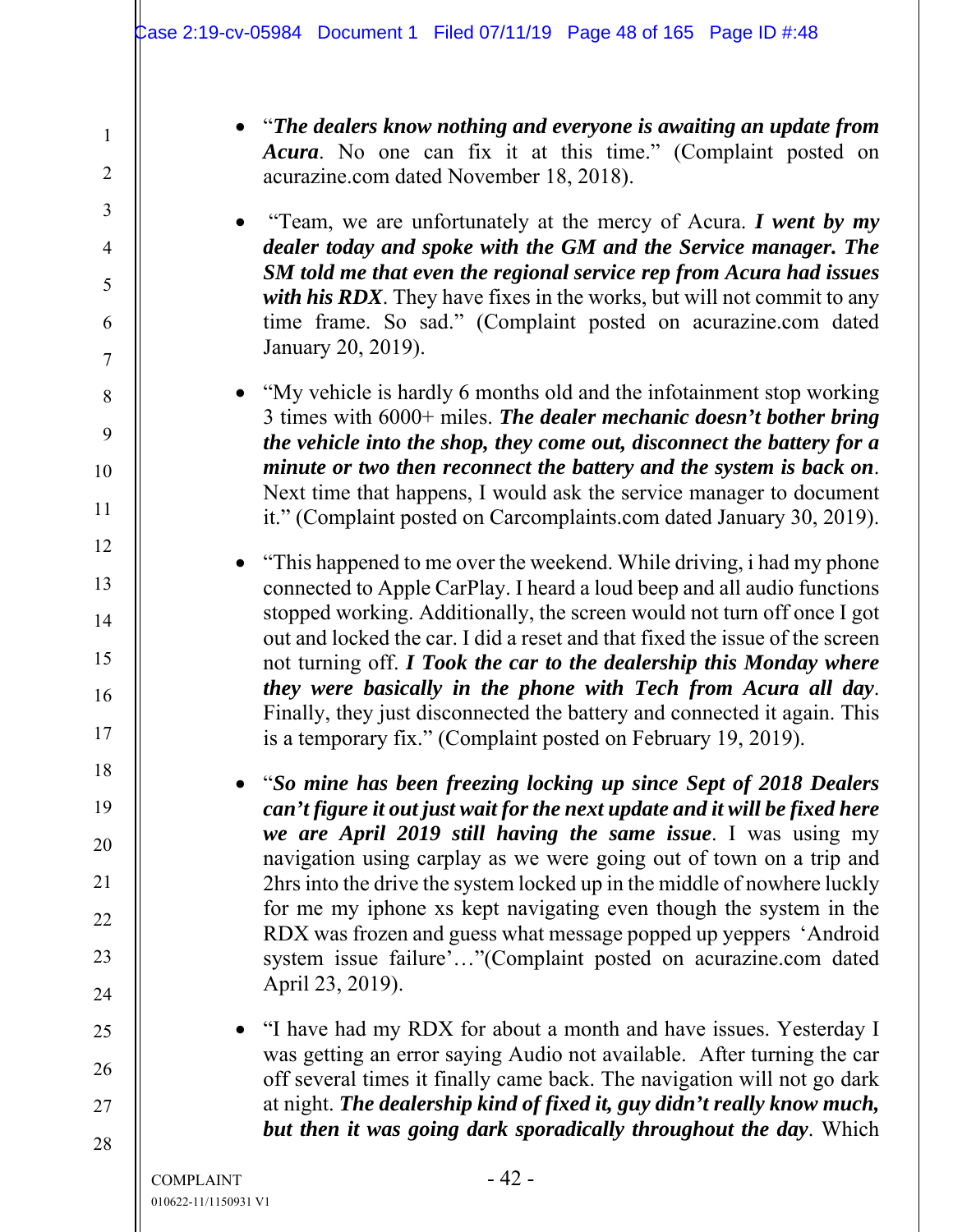- "***The dealers know nothing and everyone is awaiting an update from Acura***. No one can fix it at this time." (Complaint posted on acurazine.com dated November 18, 2018).

- "Team, we are unfortunately at the mercy of Acura. ***I went by my dealer today and spoke with the GM and the Service manager. The SM told me that even the regional service rep from Acura had issues with his RDX***. They have fixes in the works, but will not commit to any time frame. So sad." (Complaint posted on acurazine.com dated January 20, 2019).

- "My vehicle is hardly 6 months old and the infotainment stop working 3 times with 6000+ miles. ***The dealer mechanic doesn't bother bring the vehicle into the shop, they come out, disconnect the battery for a minute or two then reconnect the battery and the system is back on***. Next time that happens, I would ask the service manager to document it." (Complaint posted on Carcomplaints.com dated January 30, 2019).

- "This happened to me over the weekend. While driving, i had my phone connected to Apple CarPlay. I heard a loud beep and all audio functions stopped working. Additionally, the screen would not turn off once I got out and locked the car. I did a reset and that fixed the issue of the screen not turning off. ***I Took the car to the dealership this Monday where they were basically in the phone with Tech from Acura all day***. Finally, they just disconnected the battery and connected it again. This is a temporary fix." (Complaint posted on February 19, 2019).

- "***So mine has been freezing locking up since Sept of 2018 Dealers can't figure it out just wait for the next update and it will be fixed here we are April 2019 still having the same issue***. I was using my navigation using carplay as we were going out of town on a trip and 2hrs into the drive the system locked up in the middle of nowhere luckly for me my iphone xs kept navigating even though the system in the RDX was frozen and guess what message popped up yeppers 'Android system issue failure'…"(Complaint posted on acurazine.com dated April 23, 2019).

- "I have had my RDX for about a month and have issues. Yesterday I was getting an error saying Audio not available. After turning the car off several times it finally came back. The navigation will not go dark at night. ***The dealership kind of fixed it, guy didn't really know much, but then it was going dark sporadically throughout the day***. Which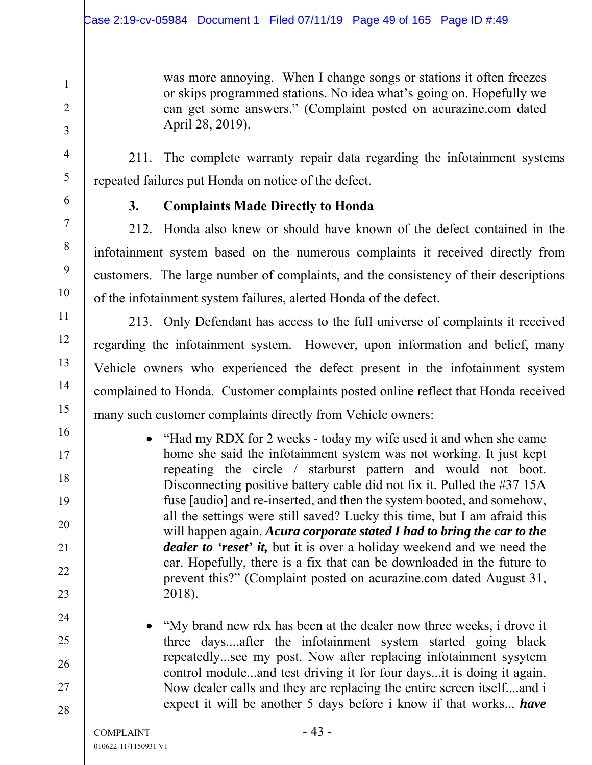was more annoying. When I change songs or stations it often freezes or skips programmed stations. No idea what's going on. Hopefully we can get some answers." (Complaint posted on acurazine.com dated April 28, 2019).

211. The complete warranty repair data regarding the infotainment systems repeated failures put Honda on notice of the defect.

### 3. Complaints Made Directly to Honda

212. Honda also knew or should have known of the defect contained in the infotainment system based on the numerous complaints it received directly from customers. The large number of complaints, and the consistency of their descriptions of the infotainment system failures, alerted Honda of the defect.

213. Only Defendant has access to the full universe of complaints it received regarding the infotainment system. However, upon information and belief, many Vehicle owners who experienced the defect present in the infotainment system complained to Honda. Customer complaints posted online reflect that Honda received many such customer complaints directly from Vehicle owners:

- "Had my RDX for 2 weeks - today my wife used it and when she came home she said the infotainment system was not working. It just kept repeating the circle / starburst pattern and would not boot. Disconnecting positive battery cable did not fix it. Pulled the #37 15A fuse [audio] and re-inserted, and then the system booted, and somehow, all the settings were still saved? Lucky this time, but I am afraid this will happen again. ***Acura corporate stated I had to bring the car to the dealer to 'reset' it,*** but it is over a holiday weekend and we need the car. Hopefully, there is a fix that can be downloaded in the future to prevent this?" (Complaint posted on acurazine.com dated August 31, 2018).

- "My brand new rdx has been at the dealer now three weeks, i drove it three days....after the infotainment system started going black repeatedly...see my post. Now after replacing infotainment sysytem control module...and test driving it for four days...it is doing it again. Now dealer calls and they are replacing the entire screen itself....and i expect it will be another 5 days before i know if that works... ***have***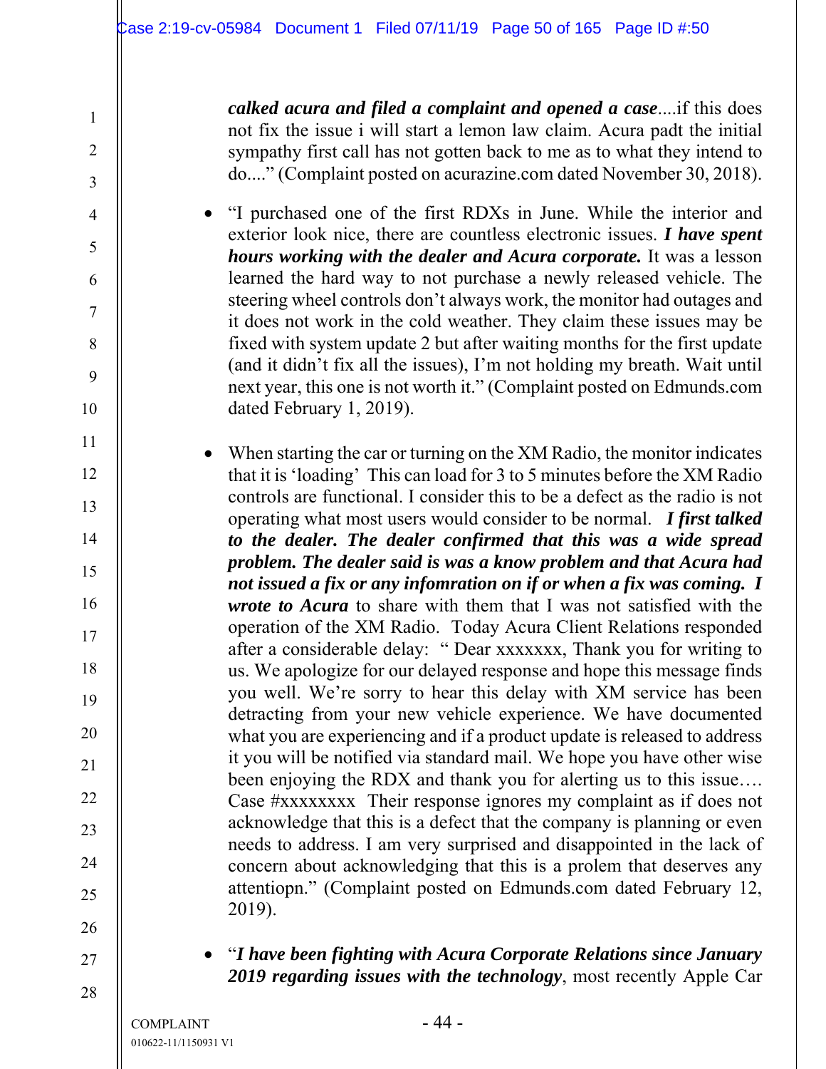***calked acura and filed a complaint and opened a case***....if this does not fix the issue i will start a lemon law claim. Acura padt the initial sympathy first call has not gotten back to me as to what they intend to do...." (Complaint posted on acurazine.com dated November 30, 2018).

- "I purchased one of the first RDXs in June. While the interior and exterior look nice, there are countless electronic issues. ***I have spent hours working with the dealer and Acura corporate.*** It was a lesson learned the hard way to not purchase a newly released vehicle. The steering wheel controls don't always work, the monitor had outages and it does not work in the cold weather. They claim these issues may be fixed with system update 2 but after waiting months for the first update (and it didn't fix all the issues), I'm not holding my breath. Wait until next year, this one is not worth it." (Complaint posted on Edmunds.com dated February 1, 2019).

- When starting the car or turning on the XM Radio, the monitor indicates that it is 'loading' This can load for 3 to 5 minutes before the XM Radio controls are functional. I consider this to be a defect as the radio is not operating what most users would consider to be normal. ***I first talked to the dealer. The dealer confirmed that this was a wide spread problem. The dealer said is was a know problem and that Acura had not issued a fix or any infomration on if or when a fix was coming. I wrote to Acura*** to share with them that I was not satisfied with the operation of the XM Radio. Today Acura Client Relations responded after a considerable delay: " Dear xxxxxxx, Thank you for writing to us. We apologize for our delayed response and hope this message finds you well. We're sorry to hear this delay with XM service has been detracting from your new vehicle experience. We have documented what you are experiencing and if a product update is released to address it you will be notified via standard mail. We hope you have other wise been enjoying the RDX and thank you for alerting us to this issue…. Case #xxxxxxxx Their response ignores my complaint as if does not acknowledge that this is a defect that the company is planning or even needs to address. I am very surprised and disappointed in the lack of concern about acknowledging that this is a prolem that deserves any attentiopn." (Complaint posted on Edmunds.com dated February 12, 2019).

- "***I have been fighting with Acura Corporate Relations since January 2019 regarding issues with the technology***, most recently Apple Car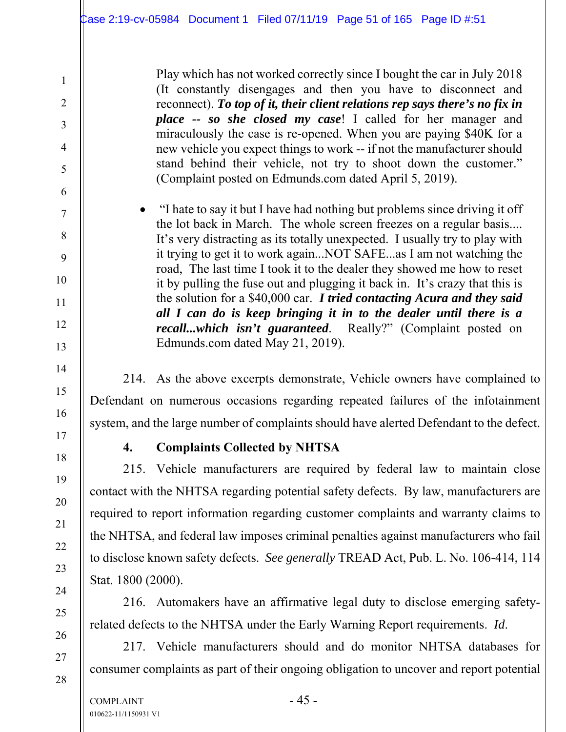Play which has not worked correctly since I bought the car in July 2018 (It constantly disengages and then you have to disconnect and reconnect). ***To top of it, their client relations rep says there's no fix in place -- so she closed my case***! I called for her manager and miraculously the case is re-opened. When you are paying $40K for a new vehicle you expect things to work -- if not the manufacturer should stand behind their vehicle, not try to shoot down the customer." (Complaint posted on Edmunds.com dated April 5, 2019).

- "I hate to say it but I have had nothing but problems since driving it off the lot back in March. The whole screen freezes on a regular basis.... It's very distracting as its totally unexpected. I usually try to play with it trying to get it to work again...NOT SAFE...as I am not watching the road, The last time I took it to the dealer they showed me how to reset it by pulling the fuse out and plugging it back in. It's crazy that this is the solution for a $40,000 car. ***I tried contacting Acura and they said all I can do is keep bringing it in to the dealer until there is a recall...which isn't guaranteed***. Really?" (Complaint posted on Edmunds.com dated May 21, 2019).

214. As the above excerpts demonstrate, Vehicle owners have complained to Defendant on numerous occasions regarding repeated failures of the infotainment system, and the large number of complaints should have alerted Defendant to the defect.

**4. Complaints Collected by NHTSA**

215. Vehicle manufacturers are required by federal law to maintain close contact with the NHTSA regarding potential safety defects. By law, manufacturers are required to report information regarding customer complaints and warranty claims to the NHTSA, and federal law imposes criminal penalties against manufacturers who fail to disclose known safety defects. *See generally* TREAD Act, Pub. L. No. 106-414, 114 Stat. 1800 (2000).

216. Automakers have an affirmative legal duty to disclose emerging safety-related defects to the NHTSA under the Early Warning Report requirements. *Id*.

217. Vehicle manufacturers should and do monitor NHTSA databases for consumer complaints as part of their ongoing obligation to uncover and report potential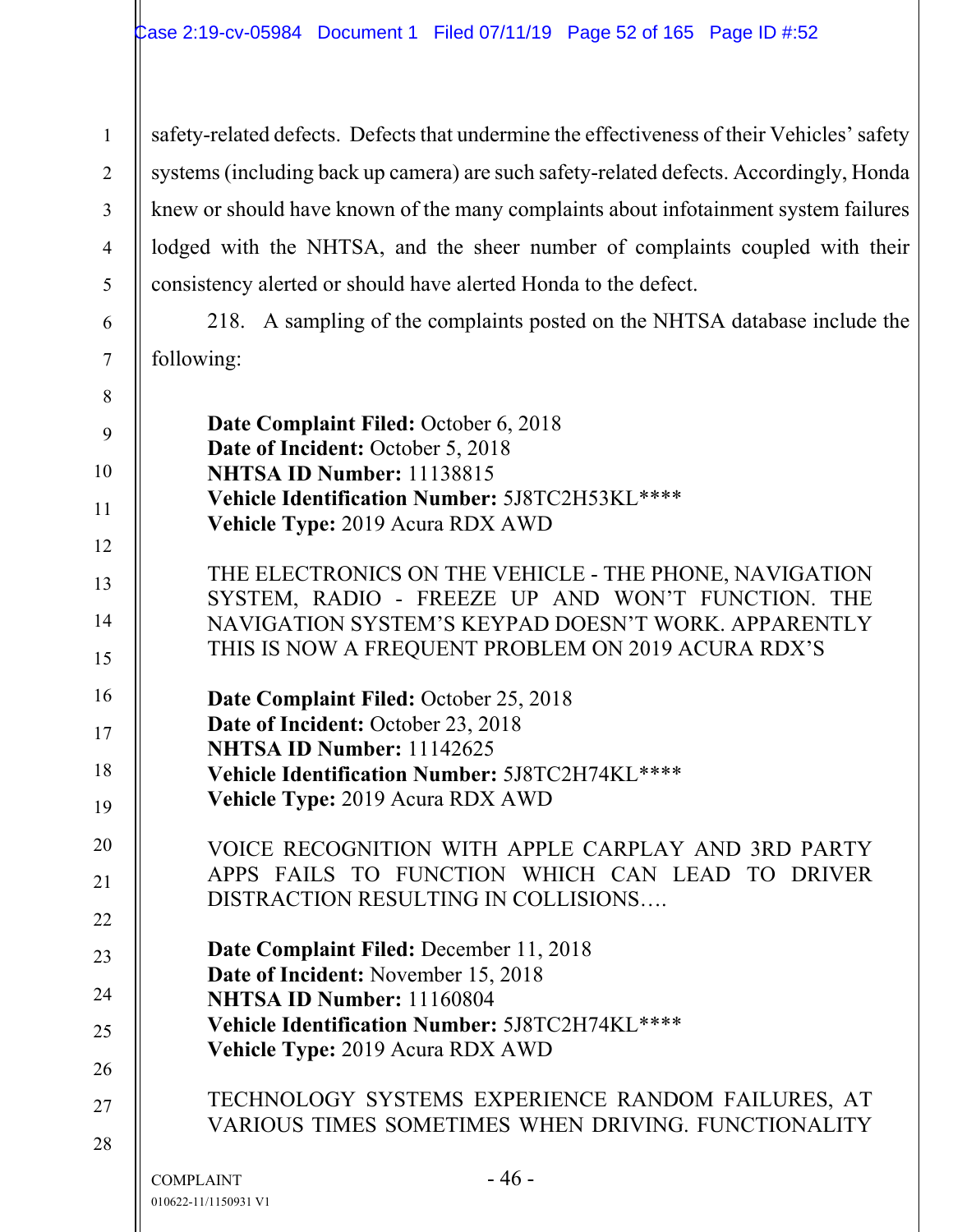safety-related defects. Defects that undermine the effectiveness of their Vehicles' safety systems (including back up camera) are such safety-related defects. Accordingly, Honda knew or should have known of the many complaints about infotainment system failures lodged with the NHTSA, and the sheer number of complaints coupled with their consistency alerted or should have alerted Honda to the defect.

218. A sampling of the complaints posted on the NHTSA database include the following:

**Date Complaint Filed:** October 6, 2018
**Date of Incident:** October 5, 2018
**NHTSA ID Number:** 11138815
**Vehicle Identification Number:** 5J8TC2H53KL****
**Vehicle Type:** 2019 Acura RDX AWD

THE ELECTRONICS ON THE VEHICLE - THE PHONE, NAVIGATION SYSTEM, RADIO - FREEZE UP AND WON'T FUNCTION. THE NAVIGATION SYSTEM'S KEYPAD DOESN'T WORK. APPARENTLY THIS IS NOW A FREQUENT PROBLEM ON 2019 ACURA RDX'S

**Date Complaint Filed:** October 25, 2018
**Date of Incident:** October 23, 2018
**NHTSA ID Number:** 11142625
**Vehicle Identification Number:** 5J8TC2H74KL****
**Vehicle Type:** 2019 Acura RDX AWD

VOICE RECOGNITION WITH APPLE CARPLAY AND 3RD PARTY APPS FAILS TO FUNCTION WHICH CAN LEAD TO DRIVER DISTRACTION RESULTING IN COLLISIONS….

**Date Complaint Filed:** December 11, 2018
**Date of Incident:** November 15, 2018
**NHTSA ID Number:** 11160804
**Vehicle Identification Number:** 5J8TC2H74KL****
**Vehicle Type:** 2019 Acura RDX AWD

TECHNOLOGY SYSTEMS EXPERIENCE RANDOM FAILURES, AT VARIOUS TIMES SOMETIMES WHEN DRIVING. FUNCTIONALITY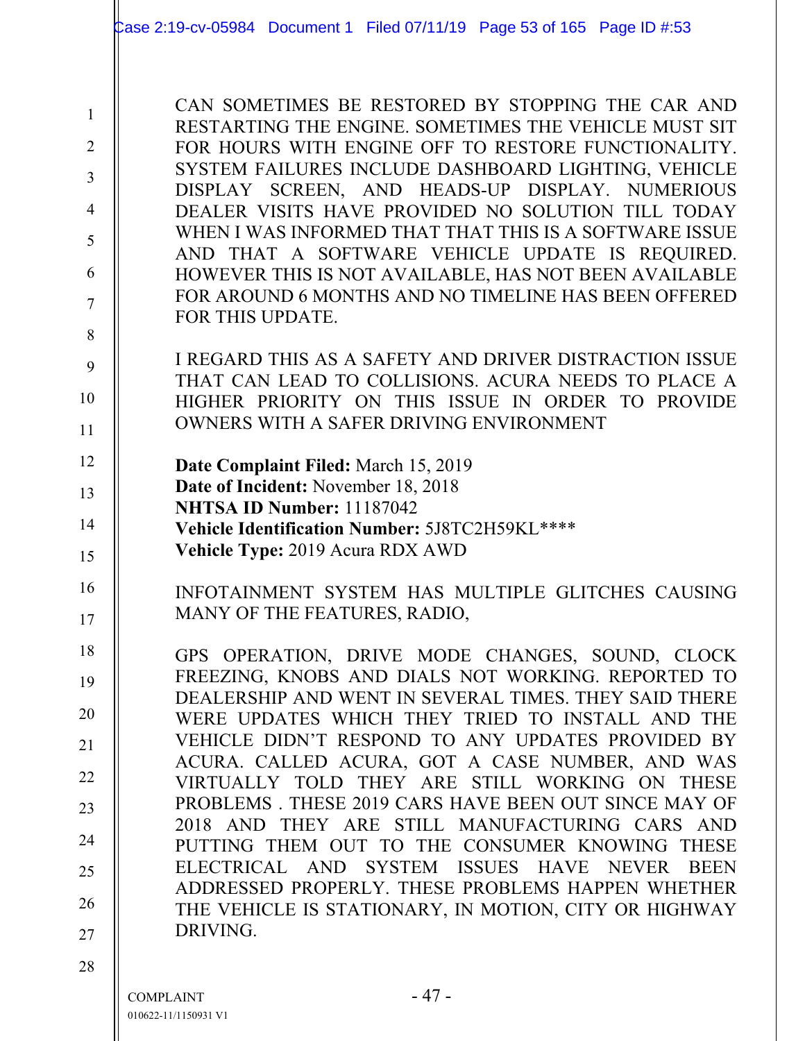CAN SOMETIMES BE RESTORED BY STOPPING THE CAR AND RESTARTING THE ENGINE. SOMETIMES THE VEHICLE MUST SIT FOR HOURS WITH ENGINE OFF TO RESTORE FUNCTIONALITY. SYSTEM FAILURES INCLUDE DASHBOARD LIGHTING, VEHICLE DISPLAY SCREEN, AND HEADS-UP DISPLAY. NUMERIOUS DEALER VISITS HAVE PROVIDED NO SOLUTION TILL TODAY WHEN I WAS INFORMED THAT THAT THIS IS A SOFTWARE ISSUE AND THAT A SOFTWARE VEHICLE UPDATE IS REQUIRED. HOWEVER THIS IS NOT AVAILABLE, HAS NOT BEEN AVAILABLE FOR AROUND 6 MONTHS AND NO TIMELINE HAS BEEN OFFERED FOR THIS UPDATE.

I REGARD THIS AS A SAFETY AND DRIVER DISTRACTION ISSUE THAT CAN LEAD TO COLLISIONS. ACURA NEEDS TO PLACE A HIGHER PRIORITY ON THIS ISSUE IN ORDER TO PROVIDE OWNERS WITH A SAFER DRIVING ENVIRONMENT

**Date Complaint Filed:** March 15, 2019
**Date of Incident:** November 18, 2018
**NHTSA ID Number:** 11187042
**Vehicle Identification Number:** 5J8TC2H59KL****
**Vehicle Type:** 2019 Acura RDX AWD

INFOTAINMENT SYSTEM HAS MULTIPLE GLITCHES CAUSING MANY OF THE FEATURES, RADIO,

GPS OPERATION, DRIVE MODE CHANGES, SOUND, CLOCK FREEZING, KNOBS AND DIALS NOT WORKING. REPORTED TO DEALERSHIP AND WENT IN SEVERAL TIMES. THEY SAID THERE WERE UPDATES WHICH THEY TRIED TO INSTALL AND THE VEHICLE DIDN'T RESPOND TO ANY UPDATES PROVIDED BY ACURA. CALLED ACURA, GOT A CASE NUMBER, AND WAS VIRTUALLY TOLD THEY ARE STILL WORKING ON THESE PROBLEMS . THESE 2019 CARS HAVE BEEN OUT SINCE MAY OF 2018 AND THEY ARE STILL MANUFACTURING CARS AND PUTTING THEM OUT TO THE CONSUMER KNOWING THESE ELECTRICAL AND SYSTEM ISSUES HAVE NEVER BEEN ADDRESSED PROPERLY. THESE PROBLEMS HAPPEN WHETHER THE VEHICLE IS STATIONARY, IN MOTION, CITY OR HIGHWAY DRIVING.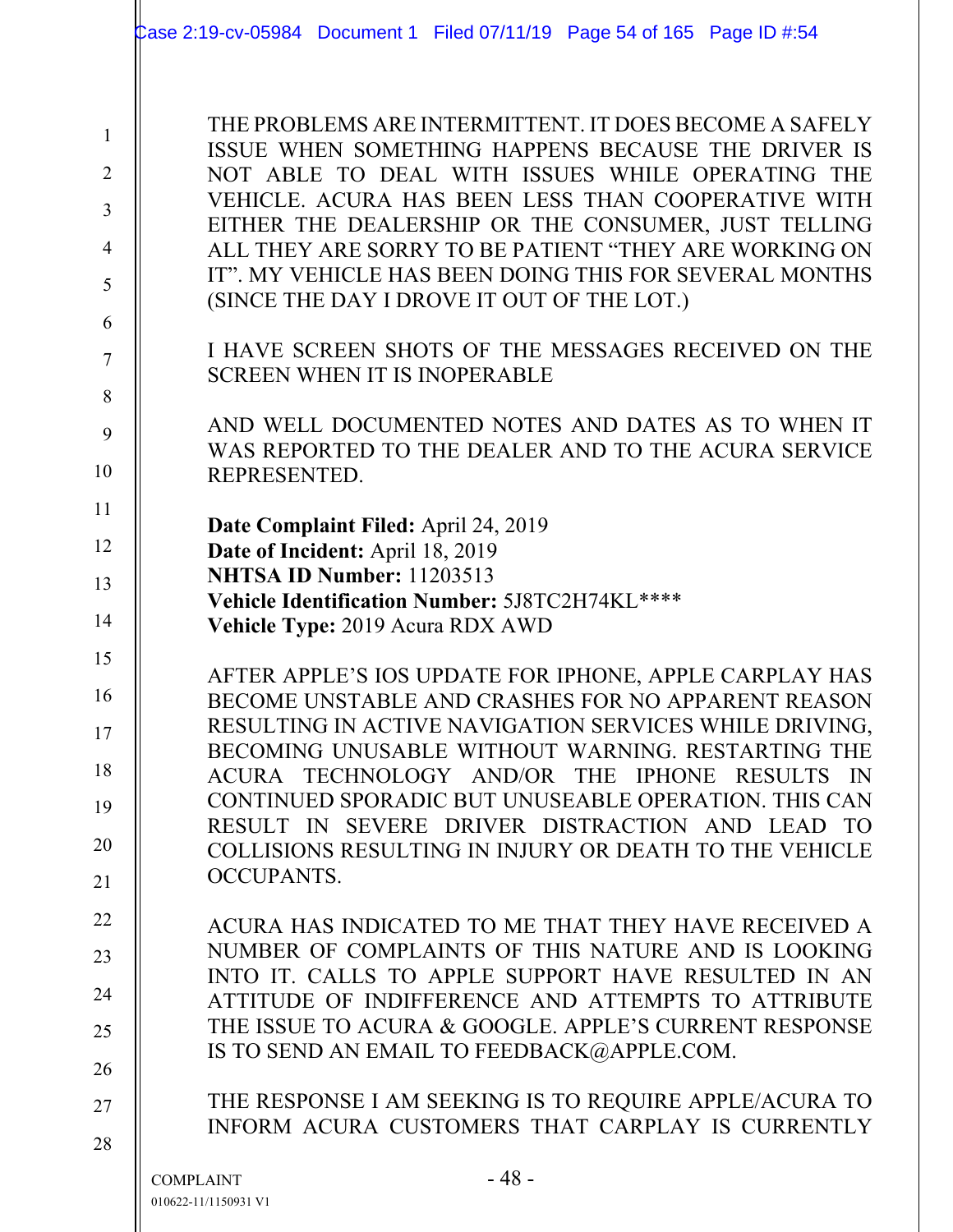THE PROBLEMS ARE INTERMITTENT. IT DOES BECOME A SAFELY ISSUE WHEN SOMETHING HAPPENS BECAUSE THE DRIVER IS NOT ABLE TO DEAL WITH ISSUES WHILE OPERATING THE VEHICLE. ACURA HAS BEEN LESS THAN COOPERATIVE WITH EITHER THE DEALERSHIP OR THE CONSUMER, JUST TELLING ALL THEY ARE SORRY TO BE PATIENT "THEY ARE WORKING ON IT". MY VEHICLE HAS BEEN DOING THIS FOR SEVERAL MONTHS (SINCE THE DAY I DROVE IT OUT OF THE LOT.)

I HAVE SCREEN SHOTS OF THE MESSAGES RECEIVED ON THE SCREEN WHEN IT IS INOPERABLE

AND WELL DOCUMENTED NOTES AND DATES AS TO WHEN IT WAS REPORTED TO THE DEALER AND TO THE ACURA SERVICE REPRESENTED.

**Date Complaint Filed:** April 24, 2019
**Date of Incident:** April 18, 2019
**NHTSA ID Number:** 11203513
**Vehicle Identification Number:** 5J8TC2H74KL****
**Vehicle Type:** 2019 Acura RDX AWD

AFTER APPLE'S IOS UPDATE FOR IPHONE, APPLE CARPLAY HAS BECOME UNSTABLE AND CRASHES FOR NO APPARENT REASON RESULTING IN ACTIVE NAVIGATION SERVICES WHILE DRIVING, BECOMING UNUSABLE WITHOUT WARNING. RESTARTING THE ACURA TECHNOLOGY AND/OR THE IPHONE RESULTS IN CONTINUED SPORADIC BUT UNUSEABLE OPERATION. THIS CAN RESULT IN SEVERE DRIVER DISTRACTION AND LEAD TO COLLISIONS RESULTING IN INJURY OR DEATH TO THE VEHICLE OCCUPANTS.

ACURA HAS INDICATED TO ME THAT THEY HAVE RECEIVED A NUMBER OF COMPLAINTS OF THIS NATURE AND IS LOOKING INTO IT. CALLS TO APPLE SUPPORT HAVE RESULTED IN AN ATTITUDE OF INDIFFERENCE AND ATTEMPTS TO ATTRIBUTE THE ISSUE TO ACURA & GOOGLE. APPLE'S CURRENT RESPONSE IS TO SEND AN EMAIL TO FEEDBACK@APPLE.COM.

THE RESPONSE I AM SEEKING IS TO REQUIRE APPLE/ACURA TO INFORM ACURA CUSTOMERS THAT CARPLAY IS CURRENTLY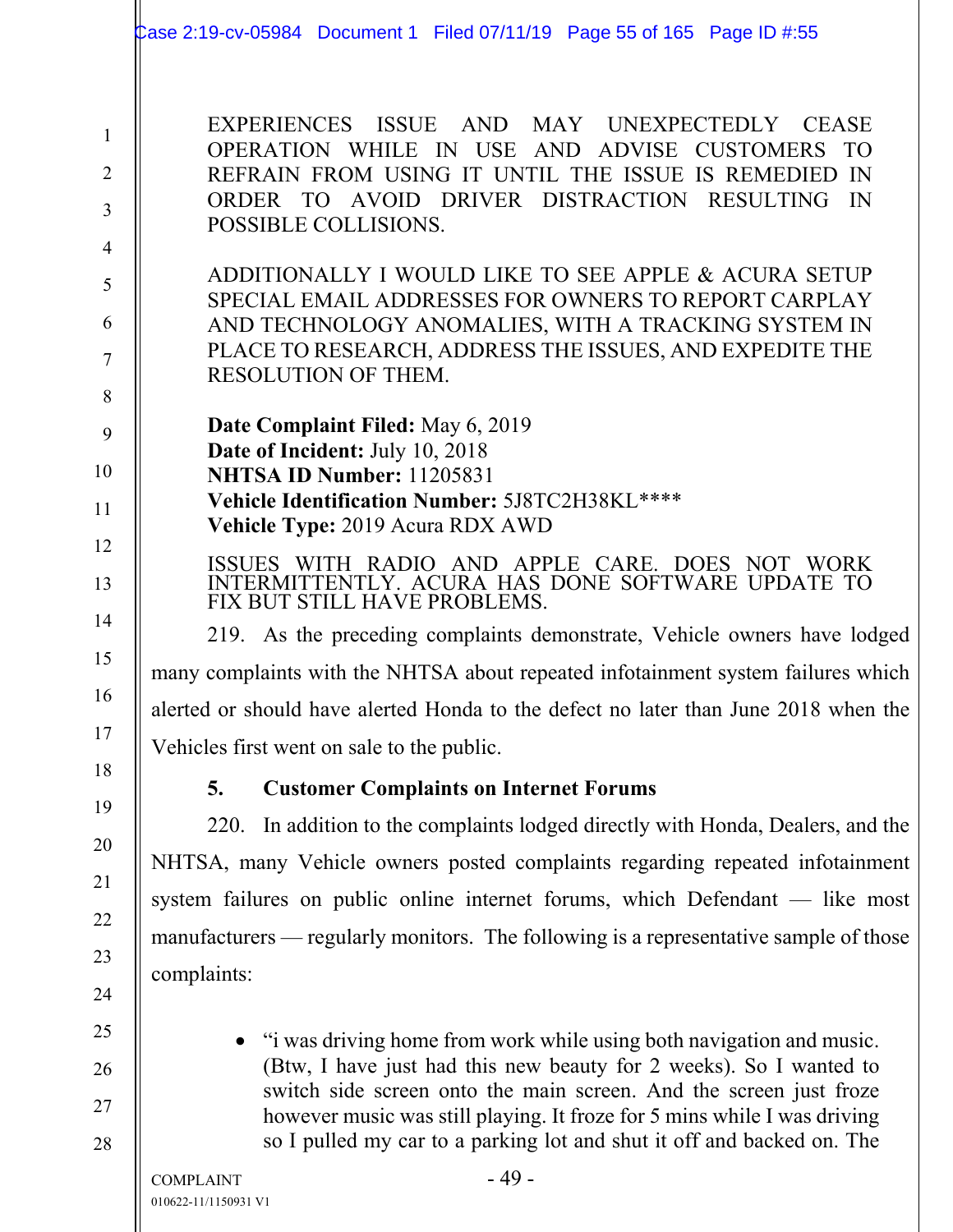EXPERIENCES ISSUE AND MAY UNEXPECTEDLY CEASE OPERATION WHILE IN USE AND ADVISE CUSTOMERS TO REFRAIN FROM USING IT UNTIL THE ISSUE IS REMEDIED IN ORDER TO AVOID DRIVER DISTRACTION RESULTING IN POSSIBLE COLLISIONS.

ADDITIONALLY I WOULD LIKE TO SEE APPLE & ACURA SETUP SPECIAL EMAIL ADDRESSES FOR OWNERS TO REPORT CARPLAY AND TECHNOLOGY ANOMALIES, WITH A TRACKING SYSTEM IN PLACE TO RESEARCH, ADDRESS THE ISSUES, AND EXPEDITE THE RESOLUTION OF THEM.

**Date Complaint Filed:** May 6, 2019
**Date of Incident:** July 10, 2018
**NHTSA ID Number:** 11205831
**Vehicle Identification Number:** 5J8TC2H38KL****
**Vehicle Type:** 2019 Acura RDX AWD

ISSUES WITH RADIO AND APPLE CARE. DOES NOT WORK INTERMITTENTLY. ACURA HAS DONE SOFTWARE UPDATE TO FIX BUT STILL HAVE PROBLEMS.

219. As the preceding complaints demonstrate, Vehicle owners have lodged many complaints with the NHTSA about repeated infotainment system failures which alerted or should have alerted Honda to the defect no later than June 2018 when the Vehicles first went on sale to the public.

**5. Customer Complaints on Internet Forums**

220. In addition to the complaints lodged directly with Honda, Dealers, and the NHTSA, many Vehicle owners posted complaints regarding repeated infotainment system failures on public online internet forums, which Defendant — like most manufacturers — regularly monitors. The following is a representative sample of those complaints:

- "i was driving home from work while using both navigation and music. (Btw, I have just had this new beauty for 2 weeks). So I wanted to switch side screen onto the main screen. And the screen just froze however music was still playing. It froze for 5 mins while I was driving so I pulled my car to a parking lot and shut it off and backed on. The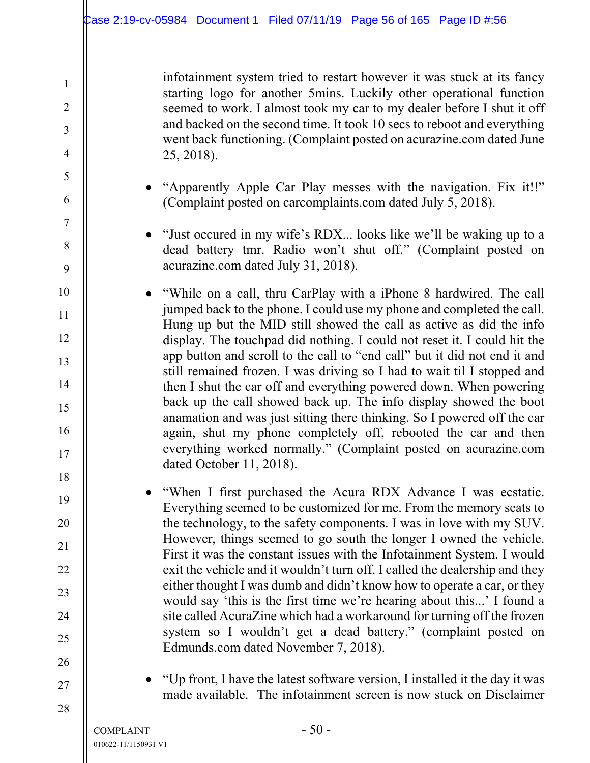infotainment system tried to restart however it was stuck at its fancy starting logo for another 5mins. Luckily other operational function seemed to work. I almost took my car to my dealer before I shut it off and backed on the second time. It took 10 secs to reboot and everything went back functioning. (Complaint posted on acurazine.com dated June 25, 2018).

- "Apparently Apple Car Play messes with the navigation. Fix it!!" (Complaint posted on carcomplaints.com dated July 5, 2018).

- "Just occured in my wife's RDX... looks like we'll be waking up to a dead battery tmr. Radio won't shut off." (Complaint posted on acurazine.com dated July 31, 2018).

- "While on a call, thru CarPlay with a iPhone 8 hardwired. The call jumped back to the phone. I could use my phone and completed the call. Hung up but the MID still showed the call as active as did the info display. The touchpad did nothing. I could not reset it. I could hit the app button and scroll to the call to "end call" but it did not end it and still remained frozen. I was driving so I had to wait til I stopped and then I shut the car off and everything powered down. When powering back up the call showed back up. The info display showed the boot anamation and was just sitting there thinking. So I powered off the car again, shut my phone completely off, rebooted the car and then everything worked normally." (Complaint posted on acurazine.com dated October 11, 2018).

- "When I first purchased the Acura RDX Advance I was ecstatic. Everything seemed to be customized for me. From the memory seats to the technology, to the safety components. I was in love with my SUV. However, things seemed to go south the longer I owned the vehicle. First it was the constant issues with the Infotainment System. I would exit the vehicle and it wouldn't turn off. I called the dealership and they either thought I was dumb and didn't know how to operate a car, or they would say 'this is the first time we're hearing about this...' I found a site called AcuraZine which had a workaround for turning off the frozen system so I wouldn't get a dead battery." (complaint posted on Edmunds.com dated November 7, 2018).

- "Up front, I have the latest software version, I installed it the day it was made available. The infotainment screen is now stuck on Disclaimer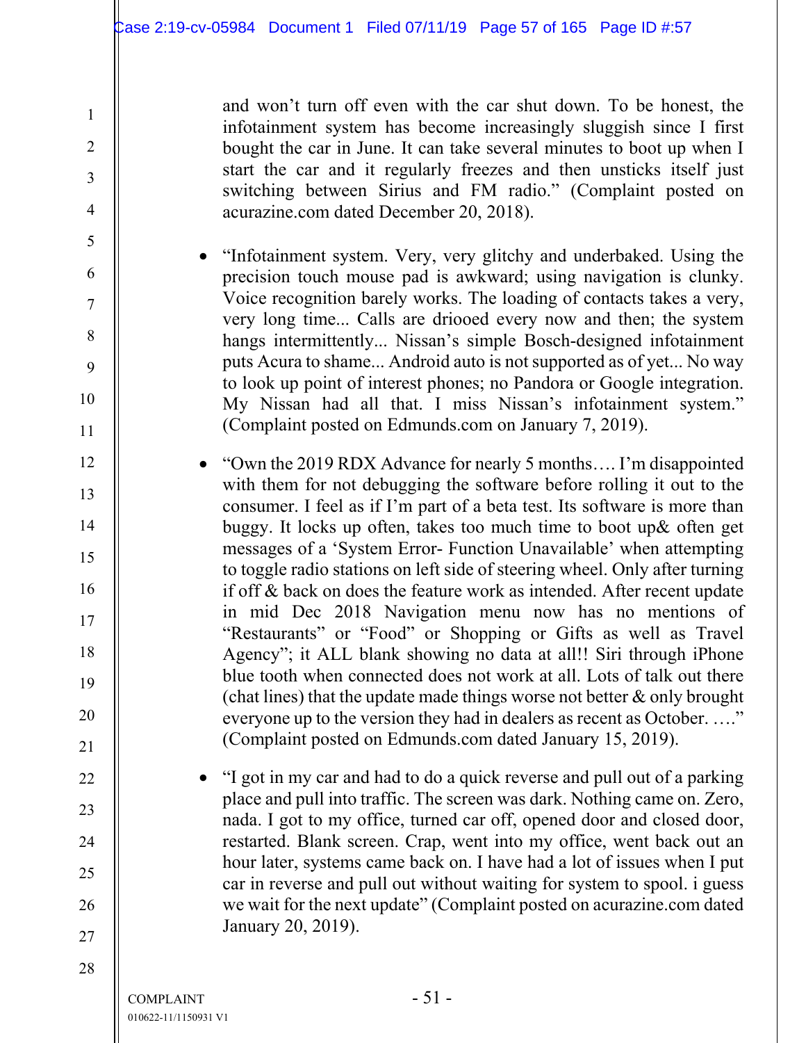and won't turn off even with the car shut down. To be honest, the infotainment system has become increasingly sluggish since I first bought the car in June. It can take several minutes to boot up when I start the car and it regularly freezes and then unsticks itself just switching between Sirius and FM radio." (Complaint posted on acurazine.com dated December 20, 2018).

- "Infotainment system. Very, very glitchy and underbaked. Using the precision touch mouse pad is awkward; using navigation is clunky. Voice recognition barely works. The loading of contacts takes a very, very long time... Calls are driooed every now and then; the system hangs intermittently... Nissan's simple Bosch-designed infotainment puts Acura to shame... Android auto is not supported as of yet... No way to look up point of interest phones; no Pandora or Google integration. My Nissan had all that. I miss Nissan's infotainment system." (Complaint posted on Edmunds.com on January 7, 2019).

- "Own the 2019 RDX Advance for nearly 5 months…. I'm disappointed with them for not debugging the software before rolling it out to the consumer. I feel as if I'm part of a beta test. Its software is more than buggy. It locks up often, takes too much time to boot up& often get messages of a 'System Error- Function Unavailable' when attempting to toggle radio stations on left side of steering wheel. Only after turning if off & back on does the feature work as intended. After recent update in mid Dec 2018 Navigation menu now has no mentions of "Restaurants" or "Food" or Shopping or Gifts as well as Travel Agency"; it ALL blank showing no data at all!! Siri through iPhone blue tooth when connected does not work at all. Lots of talk out there (chat lines) that the update made things worse not better & only brought everyone up to the version they had in dealers as recent as October. …." (Complaint posted on Edmunds.com dated January 15, 2019).

- "I got in my car and had to do a quick reverse and pull out of a parking place and pull into traffic. The screen was dark. Nothing came on. Zero, nada. I got to my office, turned car off, opened door and closed door, restarted. Blank screen. Crap, went into my office, went back out an hour later, systems came back on. I have had a lot of issues when I put car in reverse and pull out without waiting for system to spool. i guess we wait for the next update" (Complaint posted on acurazine.com dated January 20, 2019).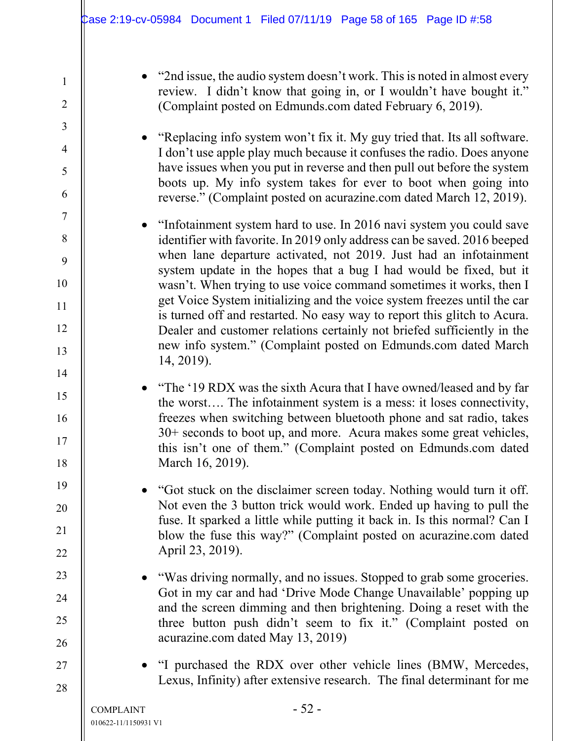- "2nd issue, the audio system doesn't work. This is noted in almost every review. I didn't know that going in, or I wouldn't have bought it." (Complaint posted on Edmunds.com dated February 6, 2019).

- "Replacing info system won't fix it. My guy tried that. Its all software. I don't use apple play much because it confuses the radio. Does anyone have issues when you put in reverse and then pull out before the system boots up. My info system takes for ever to boot when going into reverse." (Complaint posted on acurazine.com dated March 12, 2019).

- "Infotainment system hard to use. In 2016 navi system you could save identifier with favorite. In 2019 only address can be saved. 2016 beeped when lane departure activated, not 2019. Just had an infotainment system update in the hopes that a bug I had would be fixed, but it wasn't. When trying to use voice command sometimes it works, then I get Voice System initializing and the voice system freezes until the car is turned off and restarted. No easy way to report this glitch to Acura. Dealer and customer relations certainly not briefed sufficiently in the new info system." (Complaint posted on Edmunds.com dated March 14, 2019).

- "The '19 RDX was the sixth Acura that I have owned/leased and by far the worst…. The infotainment system is a mess: it loses connectivity, freezes when switching between bluetooth phone and sat radio, takes 30+ seconds to boot up, and more. Acura makes some great vehicles, this isn't one of them." (Complaint posted on Edmunds.com dated March 16, 2019).

- "Got stuck on the disclaimer screen today. Nothing would turn it off. Not even the 3 button trick would work. Ended up having to pull the fuse. It sparked a little while putting it back in. Is this normal? Can I blow the fuse this way?" (Complaint posted on acurazine.com dated April 23, 2019).

- "Was driving normally, and no issues. Stopped to grab some groceries. Got in my car and had 'Drive Mode Change Unavailable' popping up and the screen dimming and then brightening. Doing a reset with the three button push didn't seem to fix it." (Complaint posted on acurazine.com dated May 13, 2019)

- "I purchased the RDX over other vehicle lines (BMW, Mercedes, Lexus, Infinity) after extensive research. The final determinant for me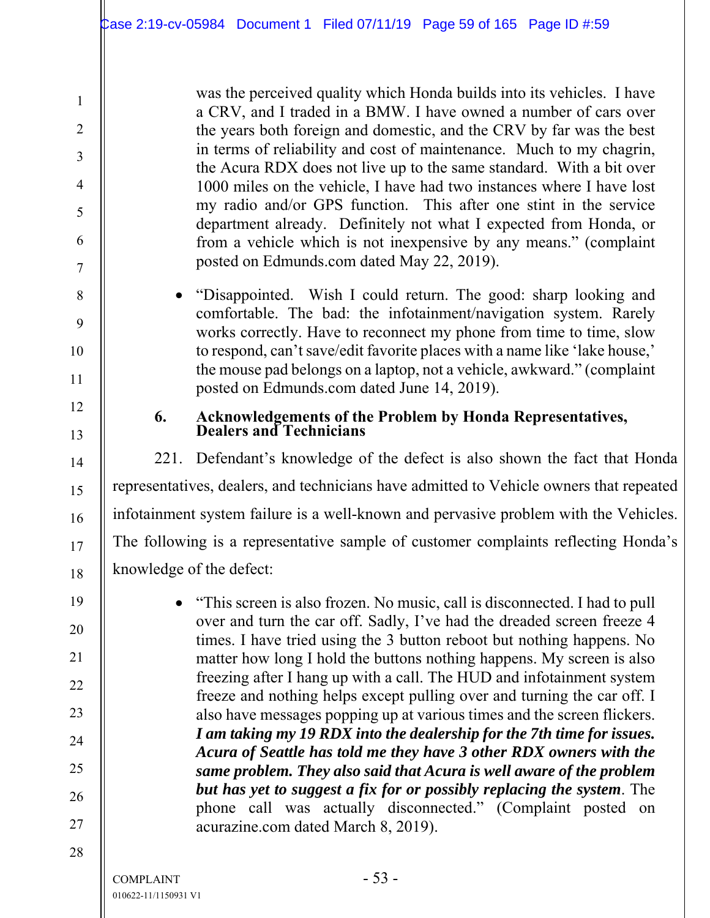was the perceived quality which Honda builds into its vehicles. I have a CRV, and I traded in a BMW. I have owned a number of cars over the years both foreign and domestic, and the CRV by far was the best in terms of reliability and cost of maintenance. Much to my chagrin, the Acura RDX does not live up to the same standard. With a bit over 1000 miles on the vehicle, I have had two instances where I have lost my radio and/or GPS function. This after one stint in the service department already. Definitely not what I expected from Honda, or from a vehicle which is not inexpensive by any means." (complaint posted on Edmunds.com dated May 22, 2019).

- "Disappointed. Wish I could return. The good: sharp looking and comfortable. The bad: the infotainment/navigation system. Rarely works correctly. Have to reconnect my phone from time to time, slow to respond, can't save/edit favorite places with a name like 'lake house,' the mouse pad belongs on a laptop, not a vehicle, awkward." (complaint posted on Edmunds.com dated June 14, 2019).

### 6. Acknowledgements of the Problem by Honda Representatives, Dealers and Technicians

221. Defendant's knowledge of the defect is also shown the fact that Honda representatives, dealers, and technicians have admitted to Vehicle owners that repeated infotainment system failure is a well-known and pervasive problem with the Vehicles. The following is a representative sample of customer complaints reflecting Honda's knowledge of the defect:

- "This screen is also frozen. No music, call is disconnected. I had to pull over and turn the car off. Sadly, I've had the dreaded screen freeze 4 times. I have tried using the 3 button reboot but nothing happens. No matter how long I hold the buttons nothing happens. My screen is also freezing after I hang up with a call. The HUD and infotainment system freeze and nothing helps except pulling over and turning the car off. I also have messages popping up at various times and the screen flickers. ***I am taking my 19 RDX into the dealership for the 7th time for issues. Acura of Seattle has told me they have 3 other RDX owners with the same problem. They also said that Acura is well aware of the problem but has yet to suggest a fix for or possibly replacing the system***. The phone call was actually disconnected." (Complaint posted on acurazine.com dated March 8, 2019).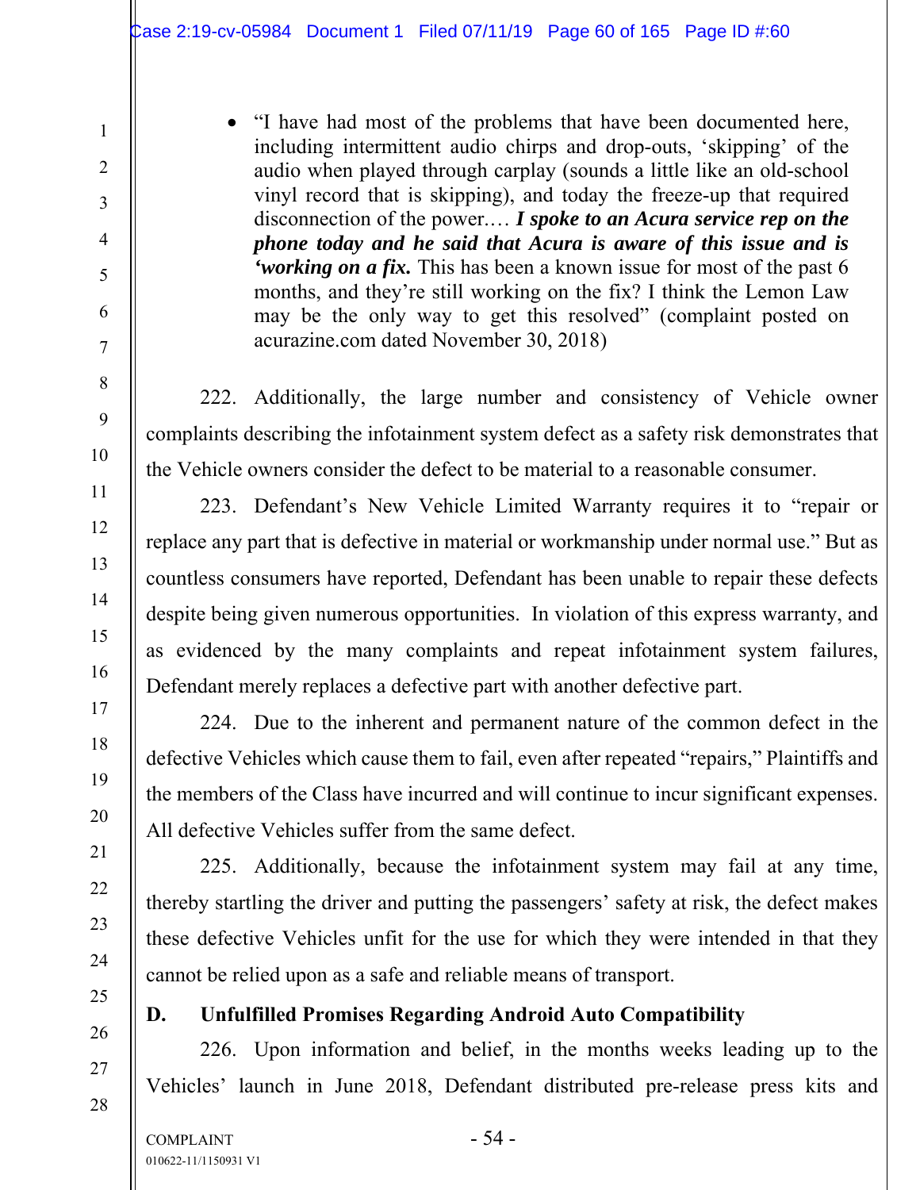- "I have had most of the problems that have been documented here, including intermittent audio chirps and drop-outs, 'skipping' of the audio when played through carplay (sounds a little like an old-school vinyl record that is skipping), and today the freeze-up that required disconnection of the power.… ***I spoke to an Acura service rep on the phone today and he said that Acura is aware of this issue and is 'working on a fix.*** This has been a known issue for most of the past 6 months, and they're still working on the fix? I think the Lemon Law may be the only way to get this resolved" (complaint posted on acurazine.com dated November 30, 2018)

222. Additionally, the large number and consistency of Vehicle owner complaints describing the infotainment system defect as a safety risk demonstrates that the Vehicle owners consider the defect to be material to a reasonable consumer.

223. Defendant's New Vehicle Limited Warranty requires it to "repair or replace any part that is defective in material or workmanship under normal use." But as countless consumers have reported, Defendant has been unable to repair these defects despite being given numerous opportunities. In violation of this express warranty, and as evidenced by the many complaints and repeat infotainment system failures, Defendant merely replaces a defective part with another defective part.

224. Due to the inherent and permanent nature of the common defect in the defective Vehicles which cause them to fail, even after repeated "repairs," Plaintiffs and the members of the Class have incurred and will continue to incur significant expenses. All defective Vehicles suffer from the same defect.

225. Additionally, because the infotainment system may fail at any time, thereby startling the driver and putting the passengers' safety at risk, the defect makes these defective Vehicles unfit for the use for which they were intended in that they cannot be relied upon as a safe and reliable means of transport.

## D. Unfulfilled Promises Regarding Android Auto Compatibility

226. Upon information and belief, in the months weeks leading up to the Vehicles' launch in June 2018, Defendant distributed pre-release press kits and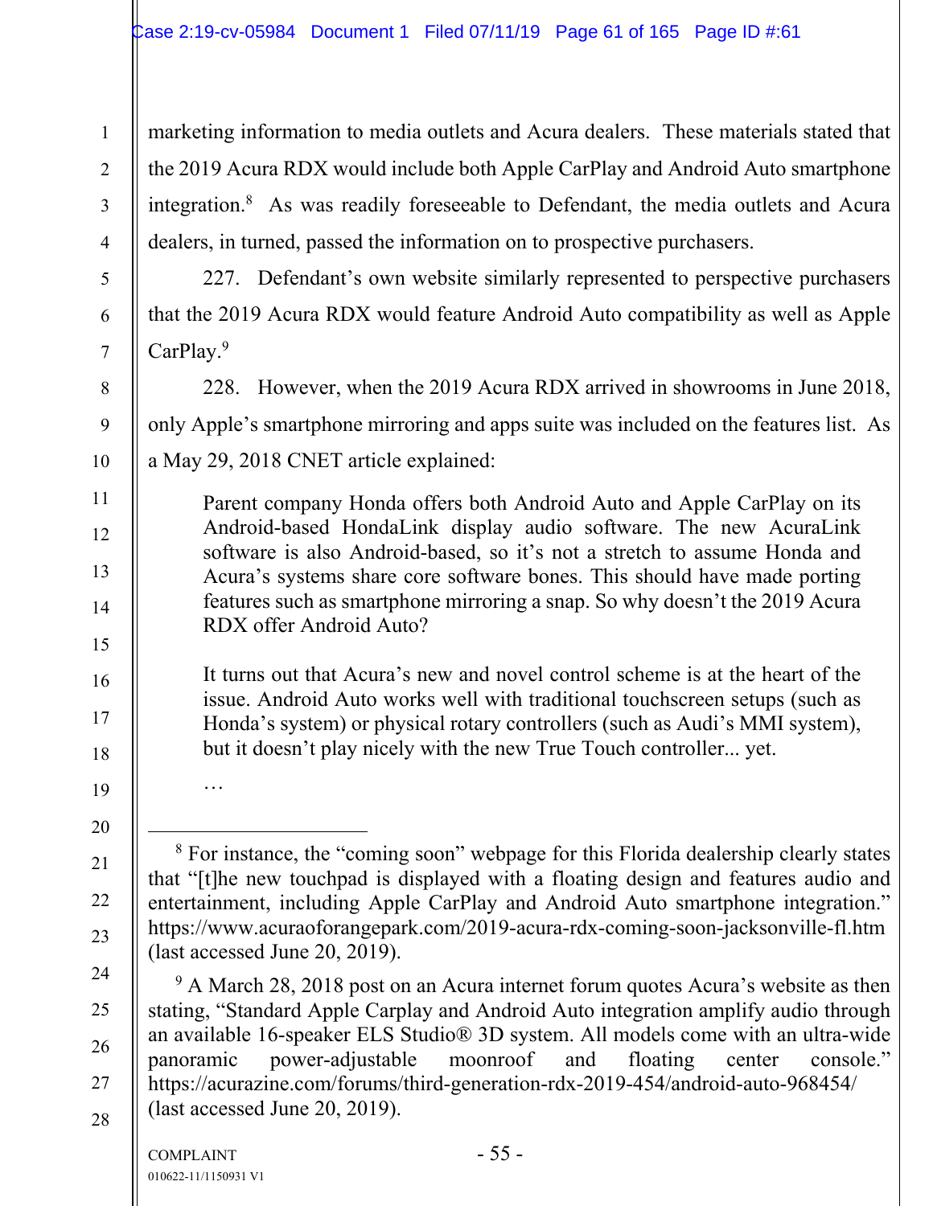marketing information to media outlets and Acura dealers. These materials stated that the 2019 Acura RDX would include both Apple CarPlay and Android Auto smartphone integration.[8] As was readily foreseeable to Defendant, the media outlets and Acura dealers, in turned, passed the information on to prospective purchasers.

227. Defendant's own website similarly represented to perspective purchasers that the 2019 Acura RDX would feature Android Auto compatibility as well as Apple CarPlay.[9]

228. However, when the 2019 Acura RDX arrived in showrooms in June 2018, only Apple's smartphone mirroring and apps suite was included on the features list. As a May 29, 2018 CNET article explained:

> Parent company Honda offers both Android Auto and Apple CarPlay on its Android-based HondaLink display audio software. The new AcuraLink software is also Android-based, so it's not a stretch to assume Honda and Acura's systems share core software bones. This should have made porting features such as smartphone mirroring a snap. So why doesn't the 2019 Acura RDX offer Android Auto?
>
> It turns out that Acura's new and novel control scheme is at the heart of the issue. Android Auto works well with traditional touchscreen setups (such as Honda's system) or physical rotary controllers (such as Audi's MMI system), but it doesn't play nicely with the new True Touch controller... yet.
>
> …

---

[8] For instance, the "coming soon" webpage for this Florida dealership clearly states that "[t]he new touchpad is displayed with a floating design and features audio and entertainment, including Apple CarPlay and Android Auto smartphone integration." https://www.acuraoforangepark.com/2019-acura-rdx-coming-soon-jacksonville-fl.htm (last accessed June 20, 2019).

[9] A March 28, 2018 post on an Acura internet forum quotes Acura's website as then stating, "Standard Apple Carplay and Android Auto integration amplify audio through an available 16-speaker ELS Studio® 3D system. All models come with an ultra-wide panoramic power-adjustable moonroof and floating center console." https://acurazine.com/forums/third-generation-rdx-2019-454/android-auto-968454/ (last accessed June 20, 2019).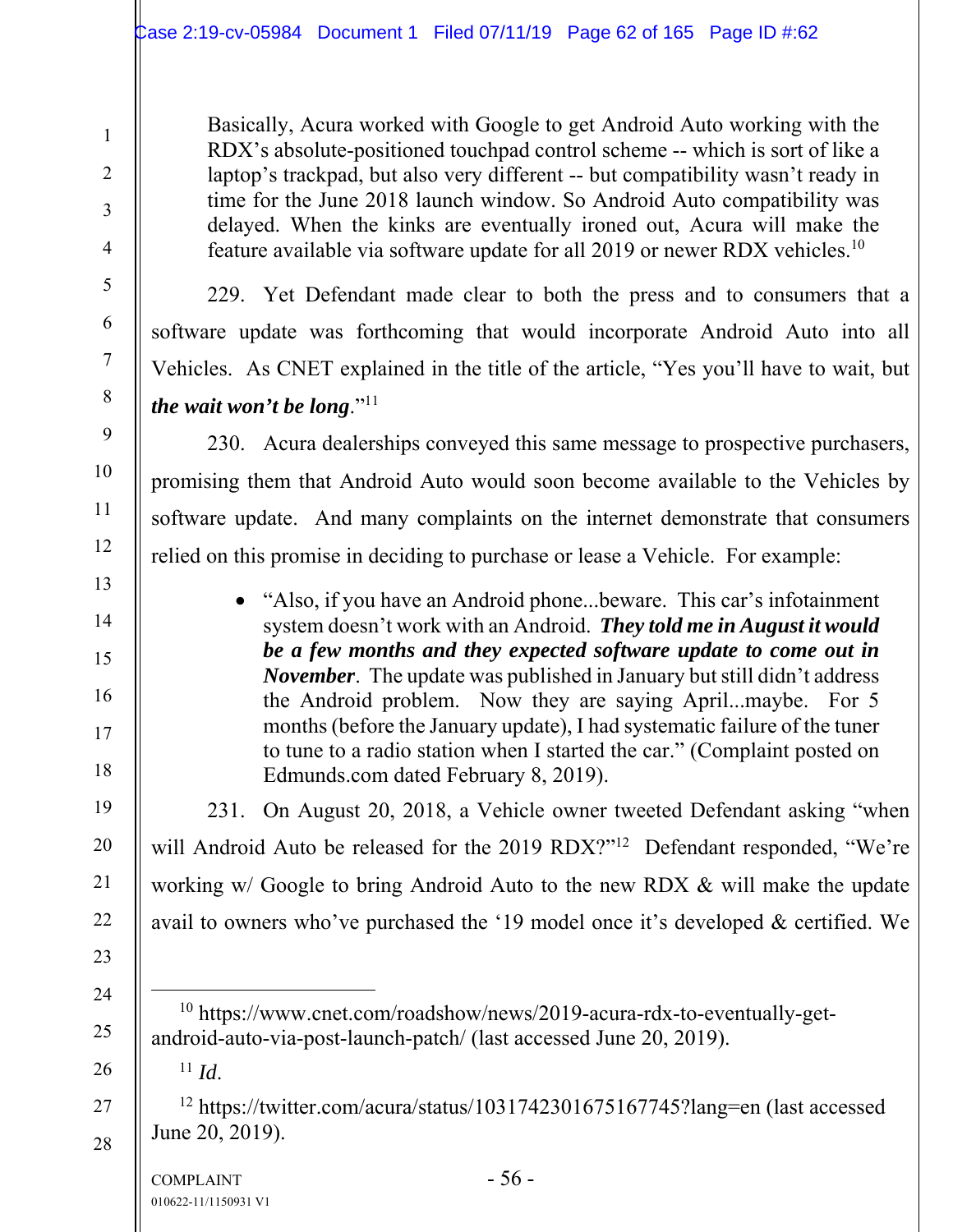> Basically, Acura worked with Google to get Android Auto working with the RDX's absolute-positioned touchpad control scheme -- which is sort of like a laptop's trackpad, but also very different -- but compatibility wasn't ready in time for the June 2018 launch window. So Android Auto compatibility was delayed. When the kinks are eventually ironed out, Acura will make the feature available via software update for all 2019 or newer RDX vehicles.[10]

229. Yet Defendant made clear to both the press and to consumers that a software update was forthcoming that would incorporate Android Auto into all Vehicles. As CNET explained in the title of the article, "Yes you'll have to wait, but ***the wait won't be long***."[11]

230. Acura dealerships conveyed this same message to prospective purchasers, promising them that Android Auto would soon become available to the Vehicles by software update. And many complaints on the internet demonstrate that consumers relied on this promise in deciding to purchase or lease a Vehicle. For example:

- "Also, if you have an Android phone...beware. This car's infotainment system doesn't work with an Android. ***They told me in August it would be a few months and they expected software update to come out in November***. The update was published in January but still didn't address the Android problem. Now they are saying April...maybe. For 5 months (before the January update), I had systematic failure of the tuner to tune to a radio station when I started the car." (Complaint posted on Edmunds.com dated February 8, 2019).

231. On August 20, 2018, a Vehicle owner tweeted Defendant asking "when will Android Auto be released for the 2019 RDX?"[12] Defendant responded, "We're working w/ Google to bring Android Auto to the new RDX & will make the update avail to owners who've purchased the '19 model once it's developed & certified. We

---

[10] https://www.cnet.com/roadshow/news/2019-acura-rdx-to-eventually-get-android-auto-via-post-launch-patch/ (last accessed June 20, 2019).

[11] *Id.*

[12] https://twitter.com/acura/status/1031742301675167745?lang=en (last accessed June 20, 2019).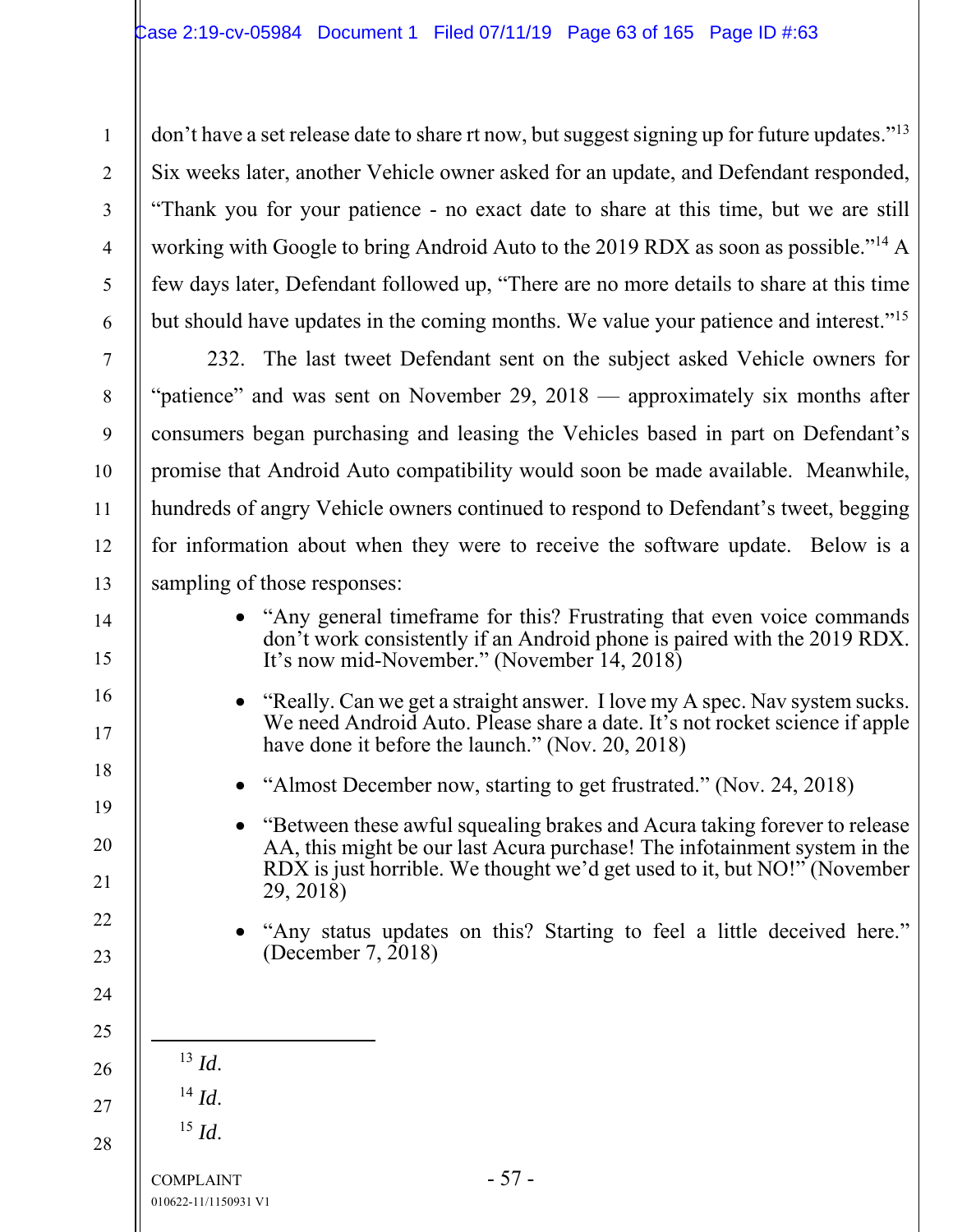don't have a set release date to share rt now, but suggest signing up for future updates."[13] Six weeks later, another Vehicle owner asked for an update, and Defendant responded, "Thank you for your patience - no exact date to share at this time, but we are still working with Google to bring Android Auto to the 2019 RDX as soon as possible."[14] A few days later, Defendant followed up, "There are no more details to share at this time but should have updates in the coming months. We value your patience and interest."[15]

232. The last tweet Defendant sent on the subject asked Vehicle owners for "patience" and was sent on November 29, 2018 — approximately six months after consumers began purchasing and leasing the Vehicles based in part on Defendant's promise that Android Auto compatibility would soon be made available. Meanwhile, hundreds of angry Vehicle owners continued to respond to Defendant's tweet, begging for information about when they were to receive the software update. Below is a sampling of those responses:

- "Any general timeframe for this? Frustrating that even voice commands don't work consistently if an Android phone is paired with the 2019 RDX. It's now mid-November." (November 14, 2018)
- "Really. Can we get a straight answer. I love my A spec. Nav system sucks. We need Android Auto. Please share a date. It's not rocket science if apple have done it before the launch." (Nov. 20, 2018)
- "Almost December now, starting to get frustrated." (Nov. 24, 2018)
- "Between these awful squealing brakes and Acura taking forever to release AA, this might be our last Acura purchase! The infotainment system in the RDX is just horrible. We thought we'd get used to it, but NO!" (November 29, 2018)
- "Any status updates on this? Starting to feel a little deceived here." (December 7, 2018)

---

[13] *Id.*

[14] *Id.*

[15] *Id.*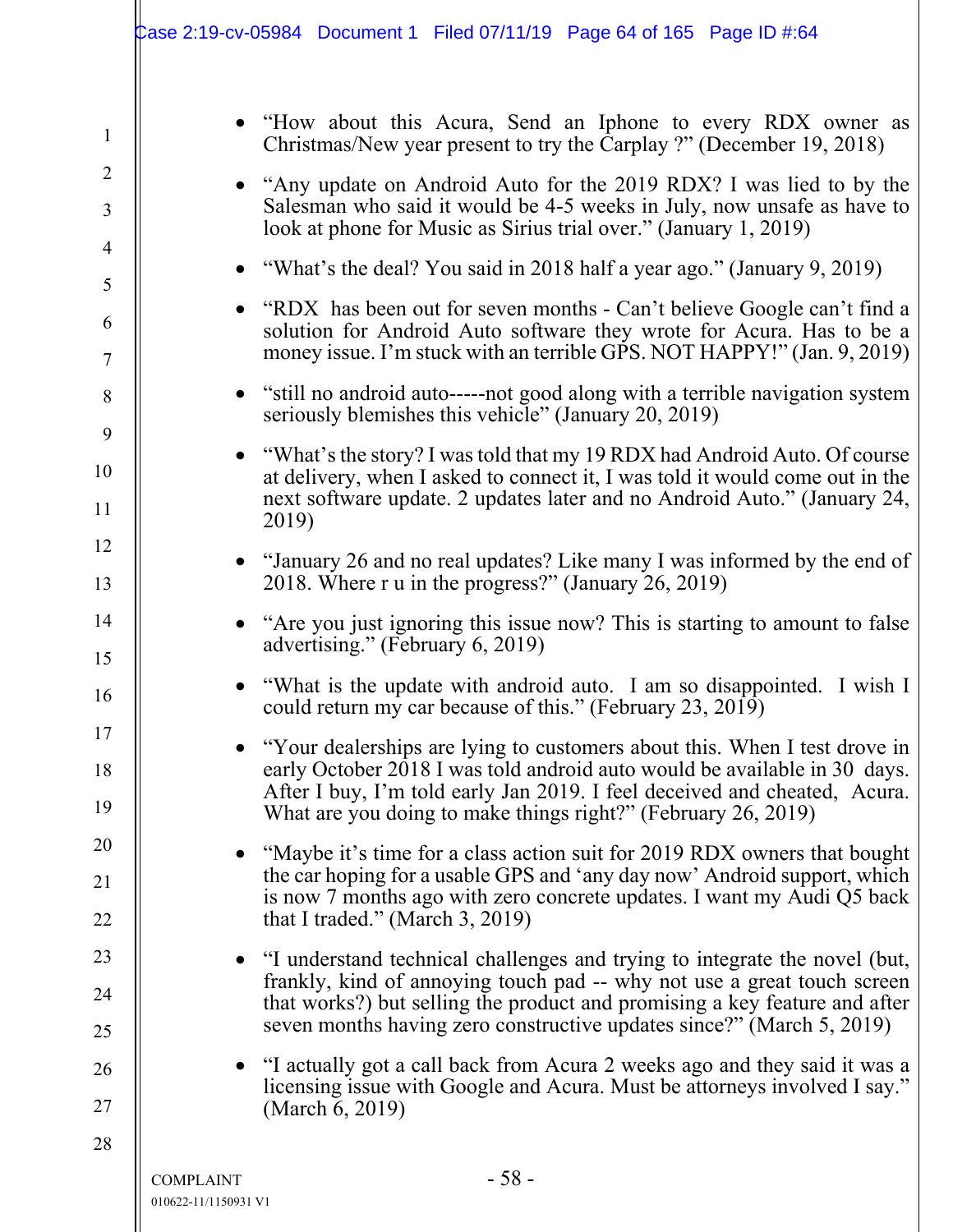- "How about this Acura, Send an Iphone to every RDX owner as Christmas/New year present to try the Carplay ?" (December 19, 2018)
- "Any update on Android Auto for the 2019 RDX? I was lied to by the Salesman who said it would be 4-5 weeks in July, now unsafe as have to look at phone for Music as Sirius trial over." (January 1, 2019)
- "What's the deal? You said in 2018 half a year ago." (January 9, 2019)
- "RDX has been out for seven months - Can't believe Google can't find a solution for Android Auto software they wrote for Acura. Has to be a money issue. I'm stuck with an terrible GPS. NOT HAPPY!" (Jan. 9, 2019)
- "still no android auto-----not good along with a terrible navigation system seriously blemishes this vehicle" (January 20, 2019)
- "What's the story? I was told that my 19 RDX had Android Auto. Of course at delivery, when I asked to connect it, I was told it would come out in the next software update. 2 updates later and no Android Auto." (January 24, 2019)
- "January 26 and no real updates? Like many I was informed by the end of 2018. Where r u in the progress?" (January 26, 2019)
- "Are you just ignoring this issue now? This is starting to amount to false advertising." (February 6, 2019)
- "What is the update with android auto. I am so disappointed. I wish I could return my car because of this." (February 23, 2019)
- "Your dealerships are lying to customers about this. When I test drove in early October 2018 I was told android auto would be available in 30 days. After I buy, I'm told early Jan 2019. I feel deceived and cheated, Acura. What are you doing to make things right?" (February 26, 2019)
- "Maybe it's time for a class action suit for 2019 RDX owners that bought the car hoping for a usable GPS and 'any day now' Android support, which is now 7 months ago with zero concrete updates. I want my Audi Q5 back that I traded." (March 3, 2019)
- "I understand technical challenges and trying to integrate the novel (but, frankly, kind of annoying touch pad -- why not use a great touch screen that works?) but selling the product and promising a key feature and after seven months having zero constructive updates since?" (March 5, 2019)
- "I actually got a call back from Acura 2 weeks ago and they said it was a licensing issue with Google and Acura. Must be attorneys involved I say." (March 6, 2019)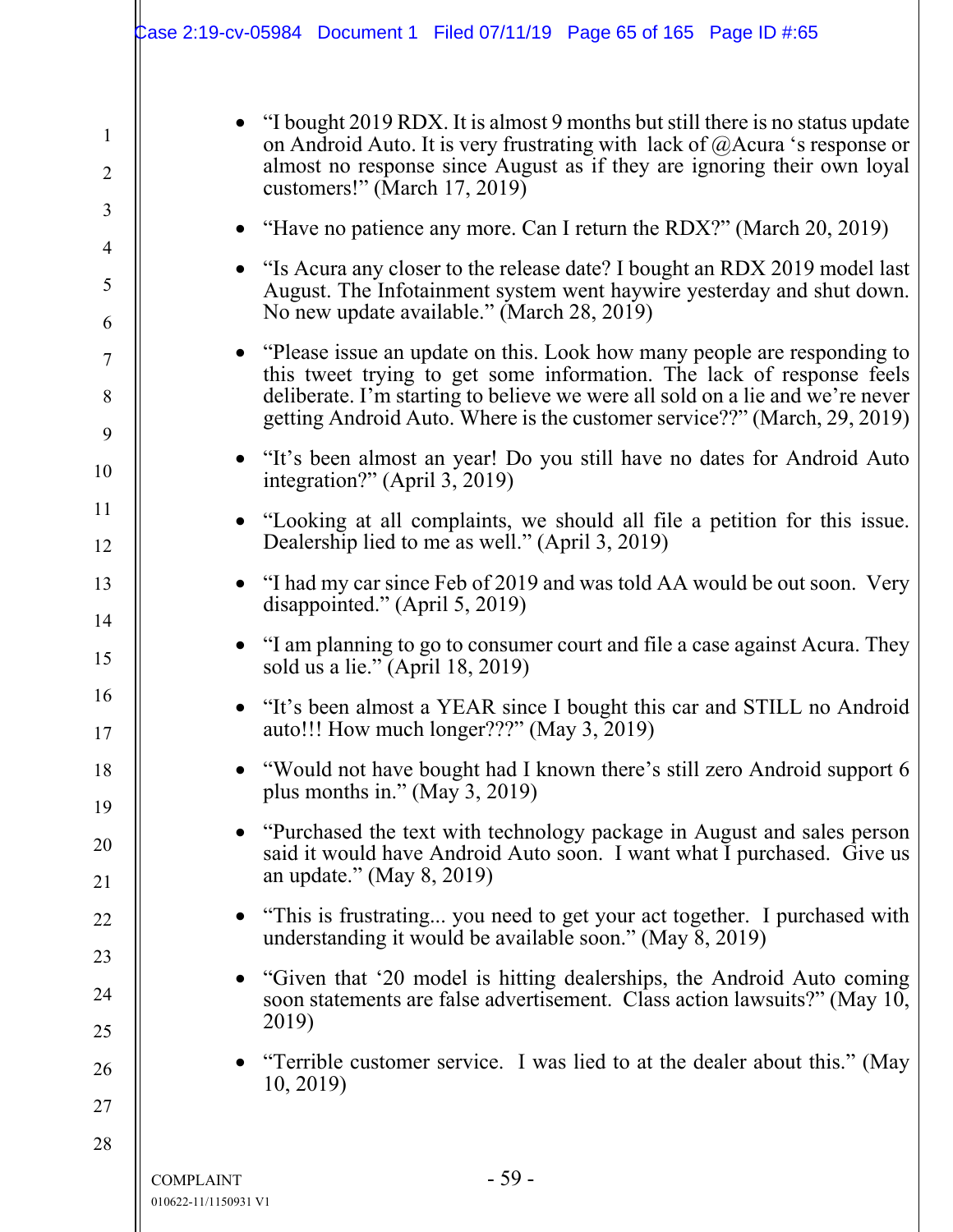- "I bought 2019 RDX. It is almost 9 months but still there is no status update on Android Auto. It is very frustrating with lack of @Acura 's response or almost no response since August as if they are ignoring their own loyal customers!" (March 17, 2019)

- "Have no patience any more. Can I return the RDX?" (March 20, 2019)

- "Is Acura any closer to the release date? I bought an RDX 2019 model last August. The Infotainment system went haywire yesterday and shut down. No new update available." (March 28, 2019)

- "Please issue an update on this. Look how many people are responding to this tweet trying to get some information. The lack of response feels deliberate. I'm starting to believe we were all sold on a lie and we're never getting Android Auto. Where is the customer service??" (March, 29, 2019)

- "It's been almost an year! Do you still have no dates for Android Auto integration?" (April 3, 2019)

- "Looking at all complaints, we should all file a petition for this issue. Dealership lied to me as well." (April 3, 2019)

- "I had my car since Feb of 2019 and was told AA would be out soon. Very disappointed." (April 5, 2019)

- "I am planning to go to consumer court and file a case against Acura. They sold us a lie." (April 18, 2019)

- "It's been almost a YEAR since I bought this car and STILL no Android auto!!! How much longer???" (May 3, 2019)

- "Would not have bought had I known there's still zero Android support 6 plus months in." (May 3, 2019)

- "Purchased the text with technology package in August and sales person said it would have Android Auto soon. I want what I purchased. Give us an update." (May 8, 2019)

- "This is frustrating... you need to get your act together. I purchased with understanding it would be available soon." (May 8, 2019)

- "Given that '20 model is hitting dealerships, the Android Auto coming soon statements are false advertisement. Class action lawsuits?" (May 10, 2019)

- "Terrible customer service. I was lied to at the dealer about this." (May 10, 2019)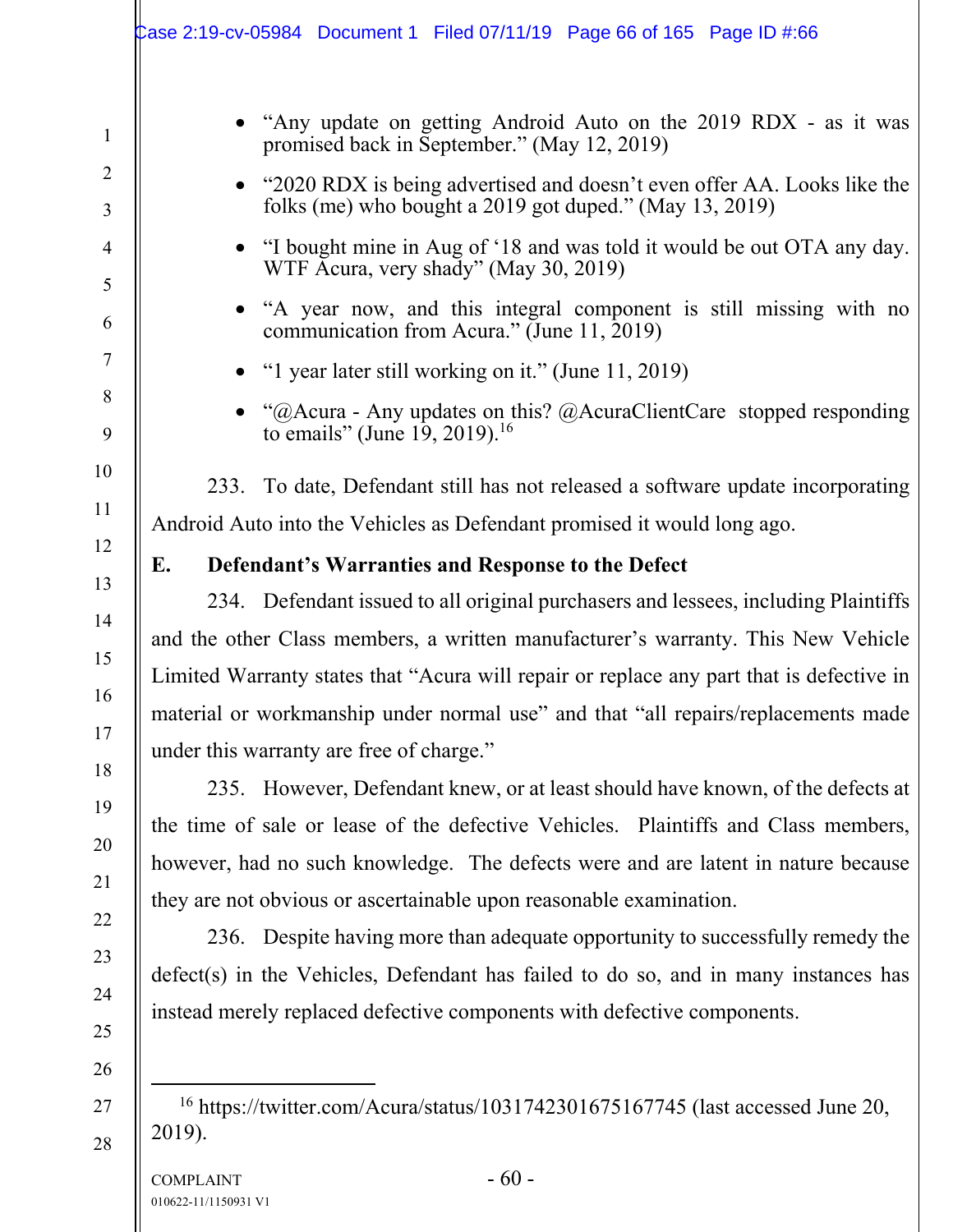- "Any update on getting Android Auto on the 2019 RDX - as it was promised back in September." (May 12, 2019)
- "2020 RDX is being advertised and doesn't even offer AA. Looks like the folks (me) who bought a 2019 got duped." (May 13, 2019)
- "I bought mine in Aug of '18 and was told it would be out OTA any day. WTF Acura, very shady" (May 30, 2019)
- "A year now, and this integral component is still missing with no communication from Acura." (June 11, 2019)
- "1 year later still working on it." (June 11, 2019)
- "@Acura - Any updates on this? @AcuraClientCare stopped responding to emails" (June 19, 2019).[16]

233. To date, Defendant still has not released a software update incorporating Android Auto into the Vehicles as Defendant promised it would long ago.

### E. Defendant's Warranties and Response to the Defect

234. Defendant issued to all original purchasers and lessees, including Plaintiffs and the other Class members, a written manufacturer's warranty. This New Vehicle Limited Warranty states that "Acura will repair or replace any part that is defective in material or workmanship under normal use" and that "all repairs/replacements made under this warranty are free of charge."

235. However, Defendant knew, or at least should have known, of the defects at the time of sale or lease of the defective Vehicles. Plaintiffs and Class members, however, had no such knowledge. The defects were and are latent in nature because they are not obvious or ascertainable upon reasonable examination.

236. Despite having more than adequate opportunity to successfully remedy the defect(s) in the Vehicles, Defendant has failed to do so, and in many instances has instead merely replaced defective components with defective components.

---

[16] https://twitter.com/Acura/status/1031742301675167745 (last accessed June 20, 2019).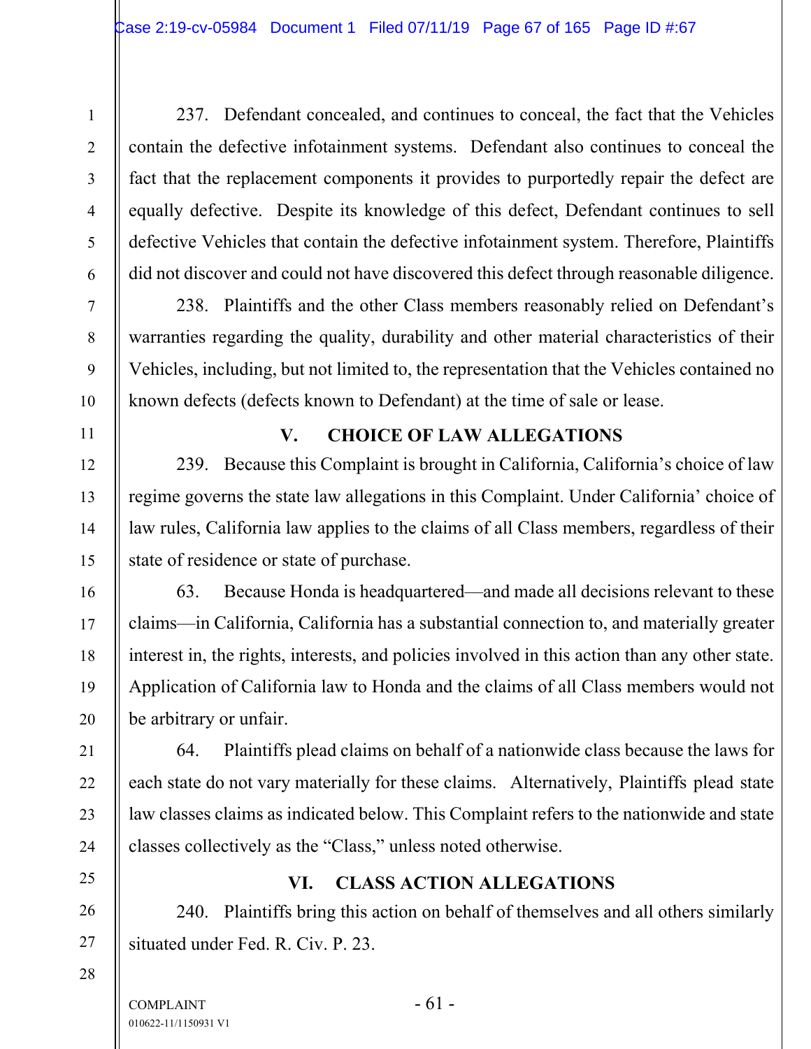237. Defendant concealed, and continues to conceal, the fact that the Vehicles contain the defective infotainment systems. Defendant also continues to conceal the fact that the replacement components it provides to purportedly repair the defect are equally defective. Despite its knowledge of this defect, Defendant continues to sell defective Vehicles that contain the defective infotainment system. Therefore, Plaintiffs did not discover and could not have discovered this defect through reasonable diligence.

238. Plaintiffs and the other Class members reasonably relied on Defendant's warranties regarding the quality, durability and other material characteristics of their Vehicles, including, but not limited to, the representation that the Vehicles contained no known defects (defects known to Defendant) at the time of sale or lease.

## V. CHOICE OF LAW ALLEGATIONS

239. Because this Complaint is brought in California, California's choice of law regime governs the state law allegations in this Complaint. Under California' choice of law rules, California law applies to the claims of all Class members, regardless of their state of residence or state of purchase.

63. Because Honda is headquartered—and made all decisions relevant to these claims—in California, California has a substantial connection to, and materially greater interest in, the rights, interests, and policies involved in this action than any other state. Application of California law to Honda and the claims of all Class members would not be arbitrary or unfair.

64. Plaintiffs plead claims on behalf of a nationwide class because the laws for each state do not vary materially for these claims. Alternatively, Plaintiffs plead state law classes claims as indicated below. This Complaint refers to the nationwide and state classes collectively as the "Class," unless noted otherwise.

## VI. CLASS ACTION ALLEGATIONS

240. Plaintiffs bring this action on behalf of themselves and all others similarly situated under Fed. R. Civ. P. 23.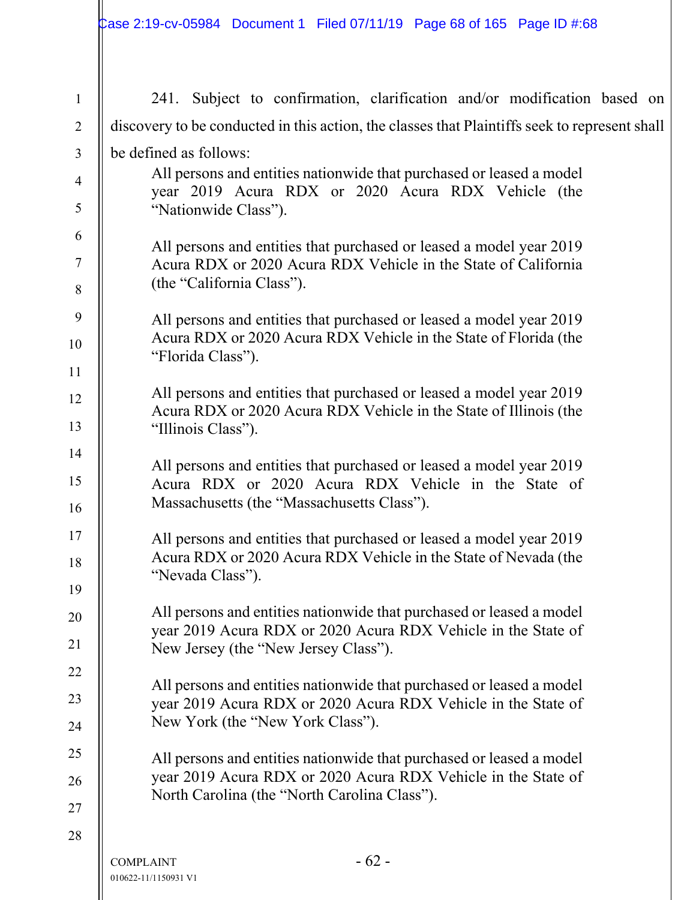241. Subject to confirmation, clarification and/or modification based on discovery to be conducted in this action, the classes that Plaintiffs seek to represent shall be defined as follows:

> All persons and entities nationwide that purchased or leased a model year 2019 Acura RDX or 2020 Acura RDX Vehicle (the "Nationwide Class").
>
> All persons and entities that purchased or leased a model year 2019 Acura RDX or 2020 Acura RDX Vehicle in the State of California (the "California Class").
>
> All persons and entities that purchased or leased a model year 2019 Acura RDX or 2020 Acura RDX Vehicle in the State of Florida (the "Florida Class").
>
> All persons and entities that purchased or leased a model year 2019 Acura RDX or 2020 Acura RDX Vehicle in the State of Illinois (the "Illinois Class").
>
> All persons and entities that purchased or leased a model year 2019 Acura RDX or 2020 Acura RDX Vehicle in the State of Massachusetts (the "Massachusetts Class").
>
> All persons and entities that purchased or leased a model year 2019 Acura RDX or 2020 Acura RDX Vehicle in the State of Nevada (the "Nevada Class").
>
> All persons and entities nationwide that purchased or leased a model year 2019 Acura RDX or 2020 Acura RDX Vehicle in the State of New Jersey (the "New Jersey Class").
>
> All persons and entities nationwide that purchased or leased a model year 2019 Acura RDX or 2020 Acura RDX Vehicle in the State of New York (the "New York Class").
>
> All persons and entities nationwide that purchased or leased a model year 2019 Acura RDX or 2020 Acura RDX Vehicle in the State of North Carolina (the "North Carolina Class").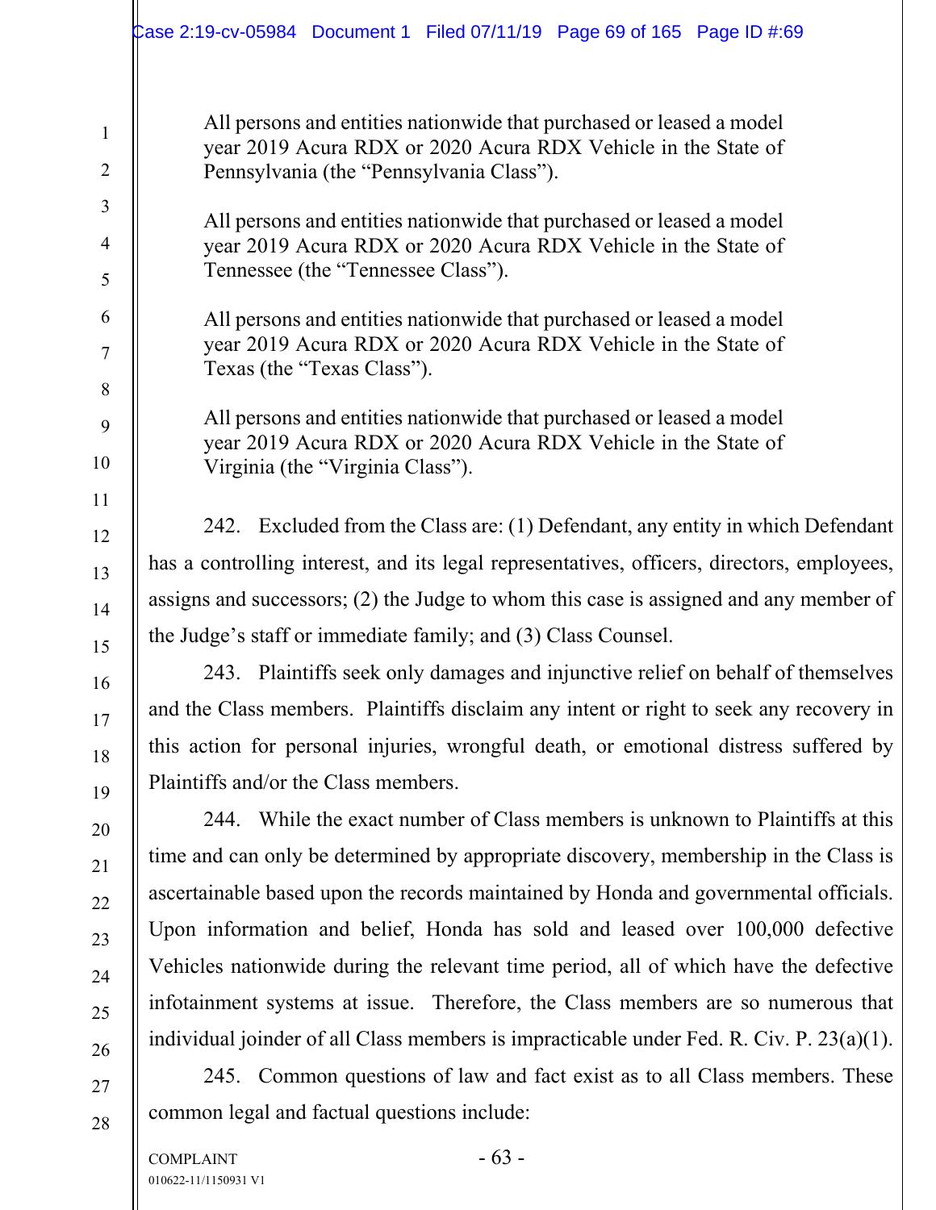> All persons and entities nationwide that purchased or leased a model year 2019 Acura RDX or 2020 Acura RDX Vehicle in the State of Pennsylvania (the "Pennsylvania Class").

> All persons and entities nationwide that purchased or leased a model year 2019 Acura RDX or 2020 Acura RDX Vehicle in the State of Tennessee (the "Tennessee Class").

> All persons and entities nationwide that purchased or leased a model year 2019 Acura RDX or 2020 Acura RDX Vehicle in the State of Texas (the "Texas Class").

> All persons and entities nationwide that purchased or leased a model year 2019 Acura RDX or 2020 Acura RDX Vehicle in the State of Virginia (the "Virginia Class").

242. Excluded from the Class are: (1) Defendant, any entity in which Defendant has a controlling interest, and its legal representatives, officers, directors, employees, assigns and successors; (2) the Judge to whom this case is assigned and any member of the Judge's staff or immediate family; and (3) Class Counsel.

243. Plaintiffs seek only damages and injunctive relief on behalf of themselves and the Class members. Plaintiffs disclaim any intent or right to seek any recovery in this action for personal injuries, wrongful death, or emotional distress suffered by Plaintiffs and/or the Class members.

244. While the exact number of Class members is unknown to Plaintiffs at this time and can only be determined by appropriate discovery, membership in the Class is ascertainable based upon the records maintained by Honda and governmental officials. Upon information and belief, Honda has sold and leased over 100,000 defective Vehicles nationwide during the relevant time period, all of which have the defective infotainment systems at issue. Therefore, the Class members are so numerous that individual joinder of all Class members is impracticable under Fed. R. Civ. P. 23(a)(1).

245. Common questions of law and fact exist as to all Class members. These common legal and factual questions include: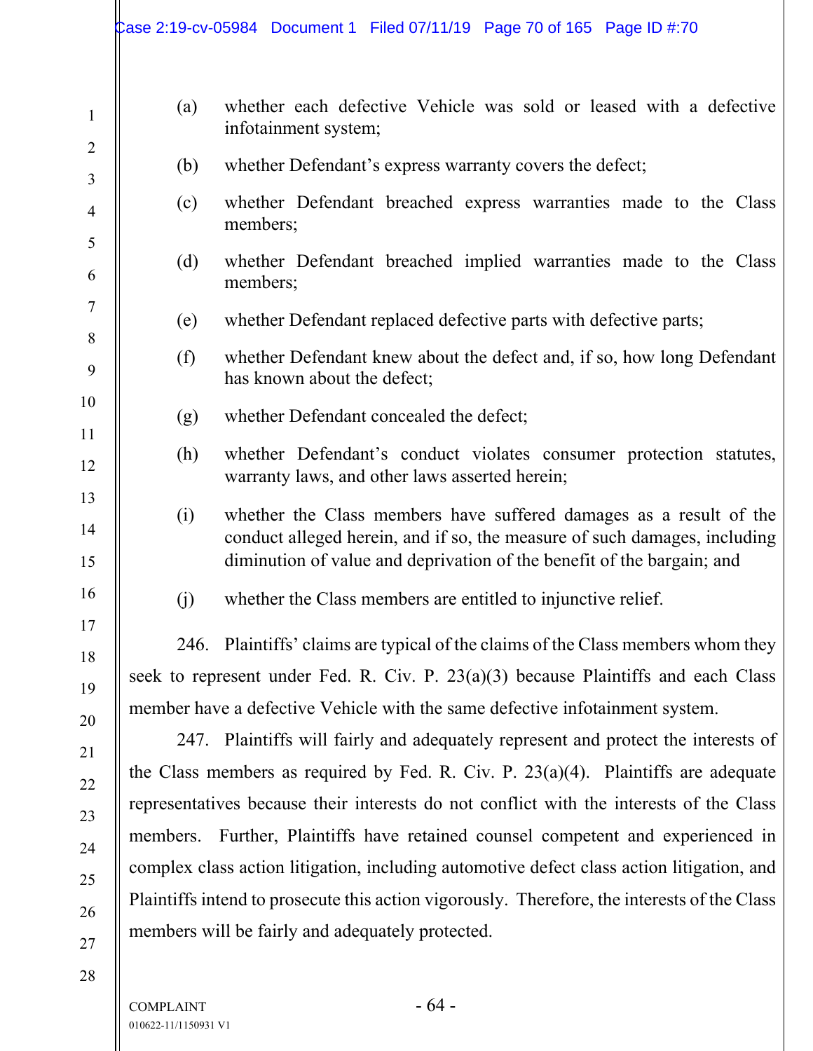(a) whether each defective Vehicle was sold or leased with a defective infotainment system;

(b) whether Defendant's express warranty covers the defect;

(c) whether Defendant breached express warranties made to the Class members;

(d) whether Defendant breached implied warranties made to the Class members;

(e) whether Defendant replaced defective parts with defective parts;

(f) whether Defendant knew about the defect and, if so, how long Defendant has known about the defect;

(g) whether Defendant concealed the defect;

(h) whether Defendant's conduct violates consumer protection statutes, warranty laws, and other laws asserted herein;

(i) whether the Class members have suffered damages as a result of the conduct alleged herein, and if so, the measure of such damages, including diminution of value and deprivation of the benefit of the bargain; and

(j) whether the Class members are entitled to injunctive relief.

246. Plaintiffs' claims are typical of the claims of the Class members whom they seek to represent under Fed. R. Civ. P. 23(a)(3) because Plaintiffs and each Class member have a defective Vehicle with the same defective infotainment system.

247. Plaintiffs will fairly and adequately represent and protect the interests of the Class members as required by Fed. R. Civ. P. 23(a)(4). Plaintiffs are adequate representatives because their interests do not conflict with the interests of the Class members. Further, Plaintiffs have retained counsel competent and experienced in complex class action litigation, including automotive defect class action litigation, and Plaintiffs intend to prosecute this action vigorously. Therefore, the interests of the Class members will be fairly and adequately protected.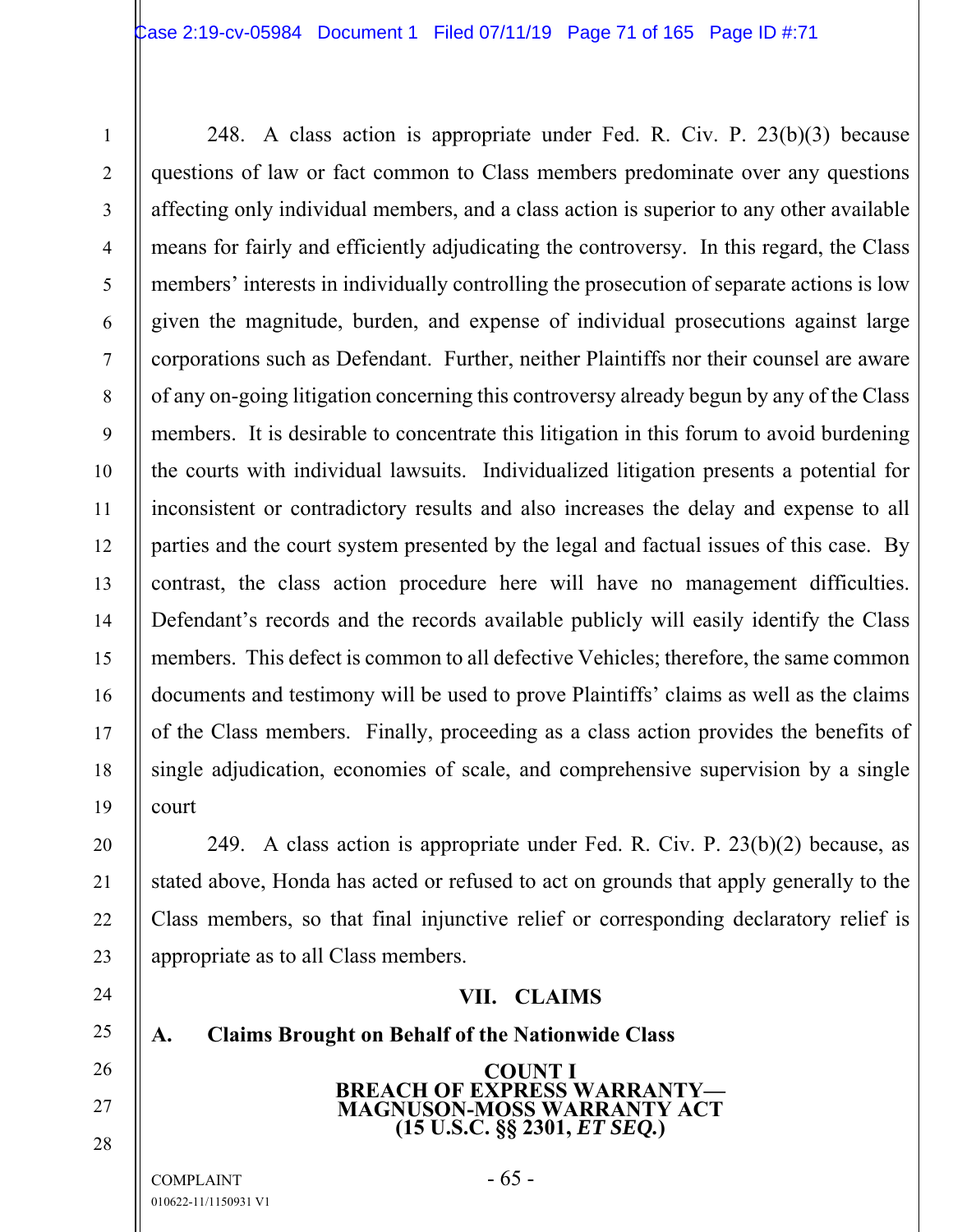248. A class action is appropriate under Fed. R. Civ. P. 23(b)(3) because questions of law or fact common to Class members predominate over any questions affecting only individual members, and a class action is superior to any other available means for fairly and efficiently adjudicating the controversy. In this regard, the Class members' interests in individually controlling the prosecution of separate actions is low given the magnitude, burden, and expense of individual prosecutions against large corporations such as Defendant. Further, neither Plaintiffs nor their counsel are aware of any on-going litigation concerning this controversy already begun by any of the Class members. It is desirable to concentrate this litigation in this forum to avoid burdening the courts with individual lawsuits. Individualized litigation presents a potential for inconsistent or contradictory results and also increases the delay and expense to all parties and the court system presented by the legal and factual issues of this case. By contrast, the class action procedure here will have no management difficulties. Defendant's records and the records available publicly will easily identify the Class members. This defect is common to all defective Vehicles; therefore, the same common documents and testimony will be used to prove Plaintiffs' claims as well as the claims of the Class members. Finally, proceeding as a class action provides the benefits of single adjudication, economies of scale, and comprehensive supervision by a single court

249. A class action is appropriate under Fed. R. Civ. P. 23(b)(2) because, as stated above, Honda has acted or refused to act on grounds that apply generally to the Class members, so that final injunctive relief or corresponding declaratory relief is appropriate as to all Class members.

## VII. CLAIMS

### A. Claims Brought on Behalf of the Nationwide Class

**COUNT I**
**BREACH OF EXPRESS WARRANTY—**
**MAGNUSON-MOSS WARRANTY ACT**
**(15 U.S.C. §§ 2301, *ET SEQ.*)**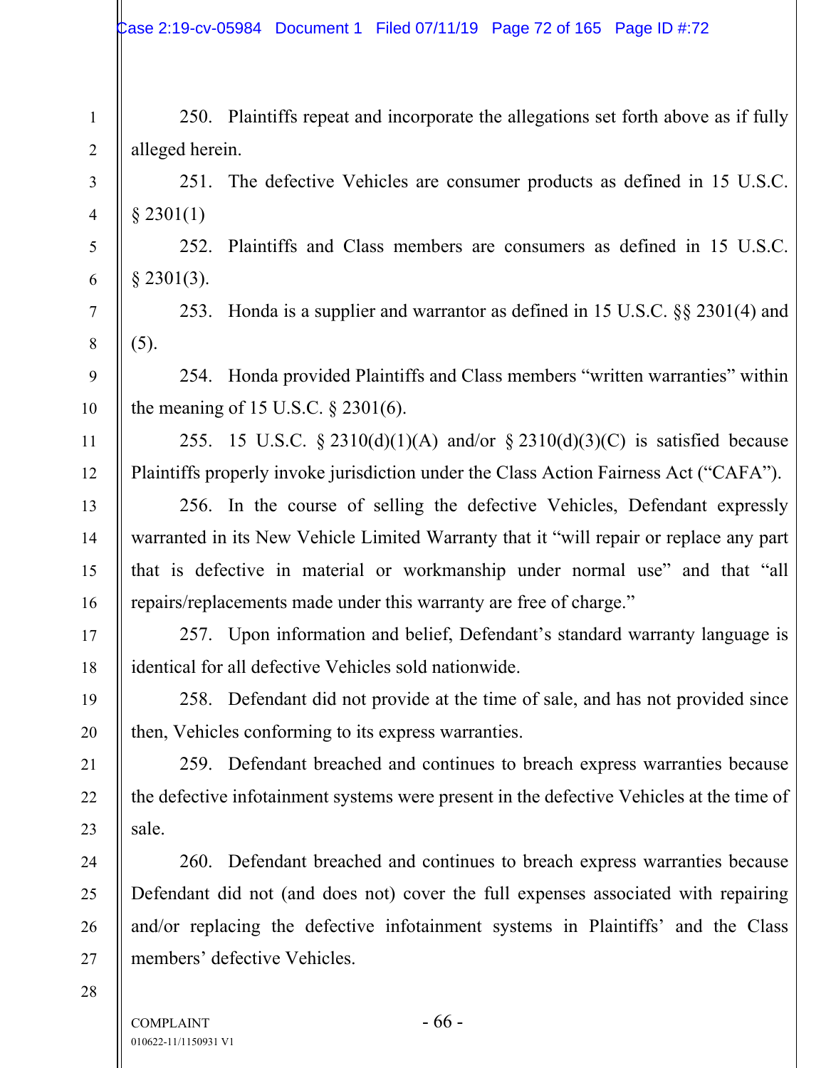250. Plaintiffs repeat and incorporate the allegations set forth above as if fully alleged herein.

251. The defective Vehicles are consumer products as defined in 15 U.S.C. § 2301(1)

252. Plaintiffs and Class members are consumers as defined in 15 U.S.C. § 2301(3).

253. Honda is a supplier and warrantor as defined in 15 U.S.C. §§ 2301(4) and (5).

254. Honda provided Plaintiffs and Class members "written warranties" within the meaning of 15 U.S.C. § 2301(6).

255. 15 U.S.C. § 2310(d)(1)(A) and/or § 2310(d)(3)(C) is satisfied because Plaintiffs properly invoke jurisdiction under the Class Action Fairness Act ("CAFA").

256. In the course of selling the defective Vehicles, Defendant expressly warranted in its New Vehicle Limited Warranty that it "will repair or replace any part that is defective in material or workmanship under normal use" and that "all repairs/replacements made under this warranty are free of charge."

257. Upon information and belief, Defendant's standard warranty language is identical for all defective Vehicles sold nationwide.

258. Defendant did not provide at the time of sale, and has not provided since then, Vehicles conforming to its express warranties.

259. Defendant breached and continues to breach express warranties because the defective infotainment systems were present in the defective Vehicles at the time of sale.

260. Defendant breached and continues to breach express warranties because Defendant did not (and does not) cover the full expenses associated with repairing and/or replacing the defective infotainment systems in Plaintiffs' and the Class members' defective Vehicles.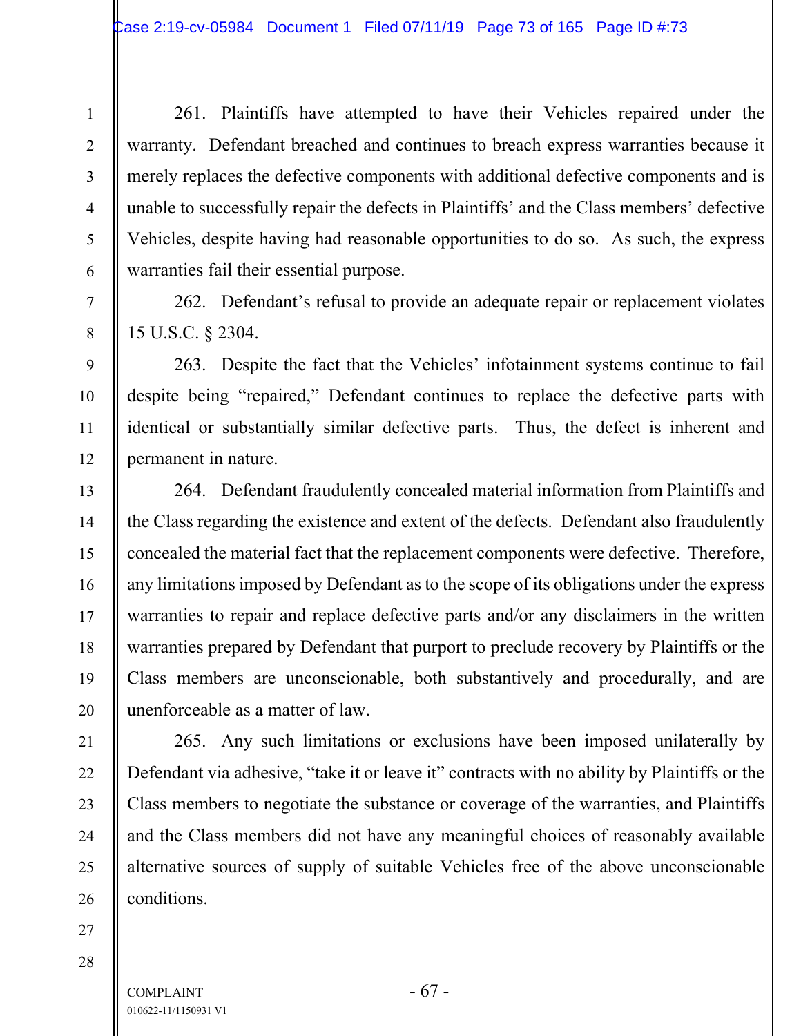261. Plaintiffs have attempted to have their Vehicles repaired under the warranty. Defendant breached and continues to breach express warranties because it merely replaces the defective components with additional defective components and is unable to successfully repair the defects in Plaintiffs' and the Class members' defective Vehicles, despite having had reasonable opportunities to do so. As such, the express warranties fail their essential purpose.

262. Defendant's refusal to provide an adequate repair or replacement violates 15 U.S.C. § 2304.

263. Despite the fact that the Vehicles' infotainment systems continue to fail despite being "repaired," Defendant continues to replace the defective parts with identical or substantially similar defective parts. Thus, the defect is inherent and permanent in nature.

264. Defendant fraudulently concealed material information from Plaintiffs and the Class regarding the existence and extent of the defects. Defendant also fraudulently concealed the material fact that the replacement components were defective. Therefore, any limitations imposed by Defendant as to the scope of its obligations under the express warranties to repair and replace defective parts and/or any disclaimers in the written warranties prepared by Defendant that purport to preclude recovery by Plaintiffs or the Class members are unconscionable, both substantively and procedurally, and are unenforceable as a matter of law.

265. Any such limitations or exclusions have been imposed unilaterally by Defendant via adhesive, "take it or leave it" contracts with no ability by Plaintiffs or the Class members to negotiate the substance or coverage of the warranties, and Plaintiffs and the Class members did not have any meaningful choices of reasonably available alternative sources of supply of suitable Vehicles free of the above unconscionable conditions.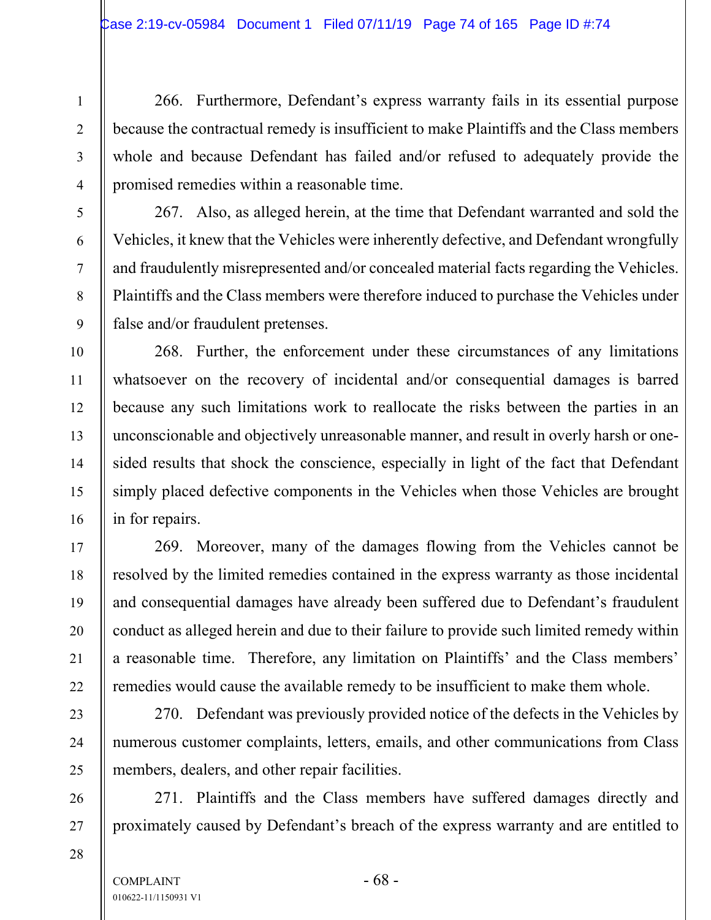266. Furthermore, Defendant's express warranty fails in its essential purpose because the contractual remedy is insufficient to make Plaintiffs and the Class members whole and because Defendant has failed and/or refused to adequately provide the promised remedies within a reasonable time.

267. Also, as alleged herein, at the time that Defendant warranted and sold the Vehicles, it knew that the Vehicles were inherently defective, and Defendant wrongfully and fraudulently misrepresented and/or concealed material facts regarding the Vehicles. Plaintiffs and the Class members were therefore induced to purchase the Vehicles under false and/or fraudulent pretenses.

268. Further, the enforcement under these circumstances of any limitations whatsoever on the recovery of incidental and/or consequential damages is barred because any such limitations work to reallocate the risks between the parties in an unconscionable and objectively unreasonable manner, and result in overly harsh or one-sided results that shock the conscience, especially in light of the fact that Defendant simply placed defective components in the Vehicles when those Vehicles are brought in for repairs.

269. Moreover, many of the damages flowing from the Vehicles cannot be resolved by the limited remedies contained in the express warranty as those incidental and consequential damages have already been suffered due to Defendant's fraudulent conduct as alleged herein and due to their failure to provide such limited remedy within a reasonable time. Therefore, any limitation on Plaintiffs' and the Class members' remedies would cause the available remedy to be insufficient to make them whole.

270. Defendant was previously provided notice of the defects in the Vehicles by numerous customer complaints, letters, emails, and other communications from Class members, dealers, and other repair facilities.

271. Plaintiffs and the Class members have suffered damages directly and proximately caused by Defendant's breach of the express warranty and are entitled to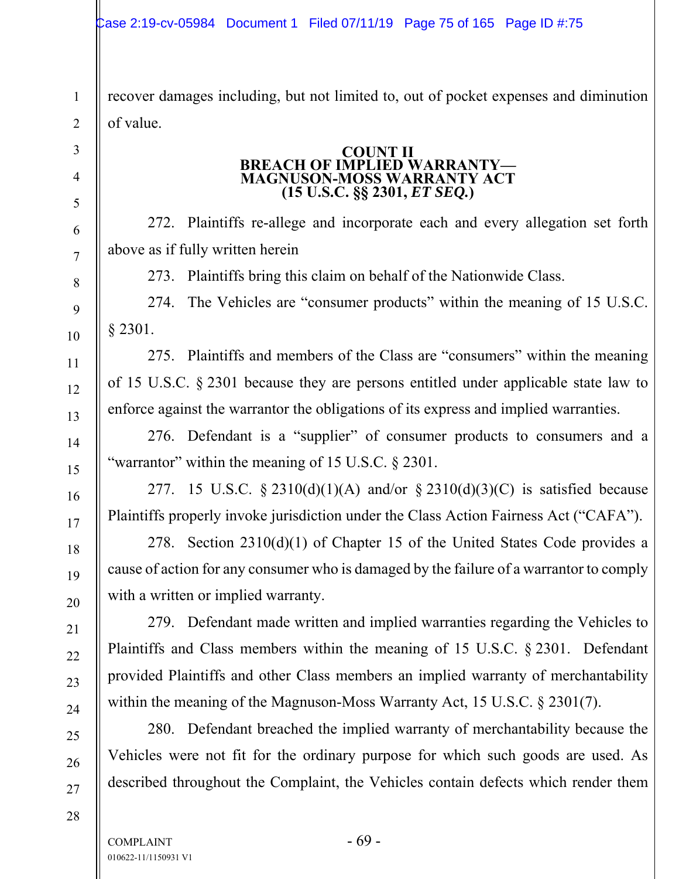recover damages including, but not limited to, out of pocket expenses and diminution of value.

## COUNT II
## BREACH OF IMPLIED WARRANTY—
## MAGNUSON-MOSS WARRANTY ACT
## (15 U.S.C. §§ 2301, *ET SEQ.*)

272. Plaintiffs re-allege and incorporate each and every allegation set forth above as if fully written herein

273. Plaintiffs bring this claim on behalf of the Nationwide Class.

274. The Vehicles are "consumer products" within the meaning of 15 U.S.C. § 2301.

275. Plaintiffs and members of the Class are "consumers" within the meaning of 15 U.S.C. § 2301 because they are persons entitled under applicable state law to enforce against the warrantor the obligations of its express and implied warranties.

276. Defendant is a "supplier" of consumer products to consumers and a "warrantor" within the meaning of 15 U.S.C. § 2301.

277. 15 U.S.C. § 2310(d)(1)(A) and/or § 2310(d)(3)(C) is satisfied because Plaintiffs properly invoke jurisdiction under the Class Action Fairness Act ("CAFA").

278. Section 2310(d)(1) of Chapter 15 of the United States Code provides a cause of action for any consumer who is damaged by the failure of a warrantor to comply with a written or implied warranty.

279. Defendant made written and implied warranties regarding the Vehicles to Plaintiffs and Class members within the meaning of 15 U.S.C. § 2301. Defendant provided Plaintiffs and other Class members an implied warranty of merchantability within the meaning of the Magnuson-Moss Warranty Act, 15 U.S.C. § 2301(7).

280. Defendant breached the implied warranty of merchantability because the Vehicles were not fit for the ordinary purpose for which such goods are used. As described throughout the Complaint, the Vehicles contain defects which render them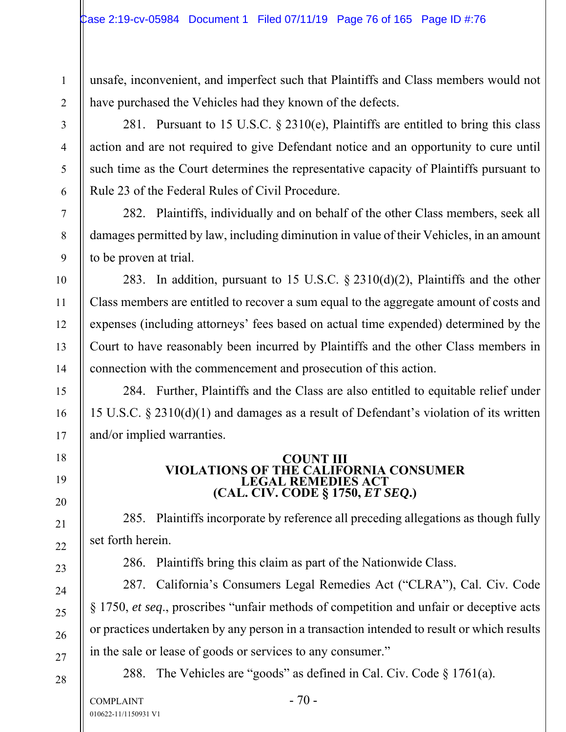unsafe, inconvenient, and imperfect such that Plaintiffs and Class members would not have purchased the Vehicles had they known of the defects.

281. Pursuant to 15 U.S.C. § 2310(e), Plaintiffs are entitled to bring this class action and are not required to give Defendant notice and an opportunity to cure until such time as the Court determines the representative capacity of Plaintiffs pursuant to Rule 23 of the Federal Rules of Civil Procedure.

282. Plaintiffs, individually and on behalf of the other Class members, seek all damages permitted by law, including diminution in value of their Vehicles, in an amount to be proven at trial.

283. In addition, pursuant to 15 U.S.C. § 2310(d)(2), Plaintiffs and the other Class members are entitled to recover a sum equal to the aggregate amount of costs and expenses (including attorneys' fees based on actual time expended) determined by the Court to have reasonably been incurred by Plaintiffs and the other Class members in connection with the commencement and prosecution of this action.

284. Further, Plaintiffs and the Class are also entitled to equitable relief under 15 U.S.C. § 2310(d)(1) and damages as a result of Defendant's violation of its written and/or implied warranties.

**COUNT III**
**VIOLATIONS OF THE CALIFORNIA CONSUMER LEGAL REMEDIES ACT**
**(CAL. CIV. CODE § 1750, *ET SEQ*.)**

285. Plaintiffs incorporate by reference all preceding allegations as though fully set forth herein.

286. Plaintiffs bring this claim as part of the Nationwide Class.

287. California's Consumers Legal Remedies Act ("CLRA"), Cal. Civ. Code § 1750, *et seq*., proscribes "unfair methods of competition and unfair or deceptive acts or practices undertaken by any person in a transaction intended to result or which results in the sale or lease of goods or services to any consumer."

288. The Vehicles are "goods" as defined in Cal. Civ. Code § 1761(a).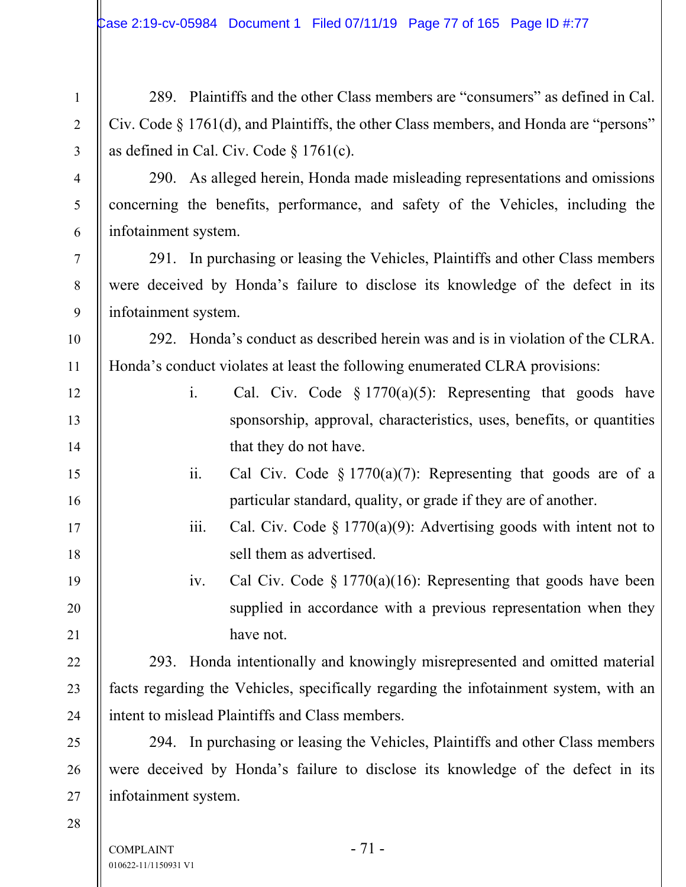289. Plaintiffs and the other Class members are “consumers” as defined in Cal. Civ. Code § 1761(d), and Plaintiffs, the other Class members, and Honda are “persons” as defined in Cal. Civ. Code § 1761(c).

290. As alleged herein, Honda made misleading representations and omissions concerning the benefits, performance, and safety of the Vehicles, including the infotainment system.

291. In purchasing or leasing the Vehicles, Plaintiffs and other Class members were deceived by Honda’s failure to disclose its knowledge of the defect in its infotainment system.

292. Honda’s conduct as described herein was and is in violation of the CLRA. Honda’s conduct violates at least the following enumerated CLRA provisions:

i. Cal. Civ. Code § 1770(a)(5): Representing that goods have sponsorship, approval, characteristics, uses, benefits, or quantities that they do not have.

ii. Cal Civ. Code § 1770(a)(7): Representing that goods are of a particular standard, quality, or grade if they are of another.

iii. Cal. Civ. Code § 1770(a)(9): Advertising goods with intent not to sell them as advertised.

iv. Cal Civ. Code § 1770(a)(16): Representing that goods have been supplied in accordance with a previous representation when they have not.

293. Honda intentionally and knowingly misrepresented and omitted material facts regarding the Vehicles, specifically regarding the infotainment system, with an intent to mislead Plaintiffs and Class members.

294. In purchasing or leasing the Vehicles, Plaintiffs and other Class members were deceived by Honda’s failure to disclose its knowledge of the defect in its infotainment system.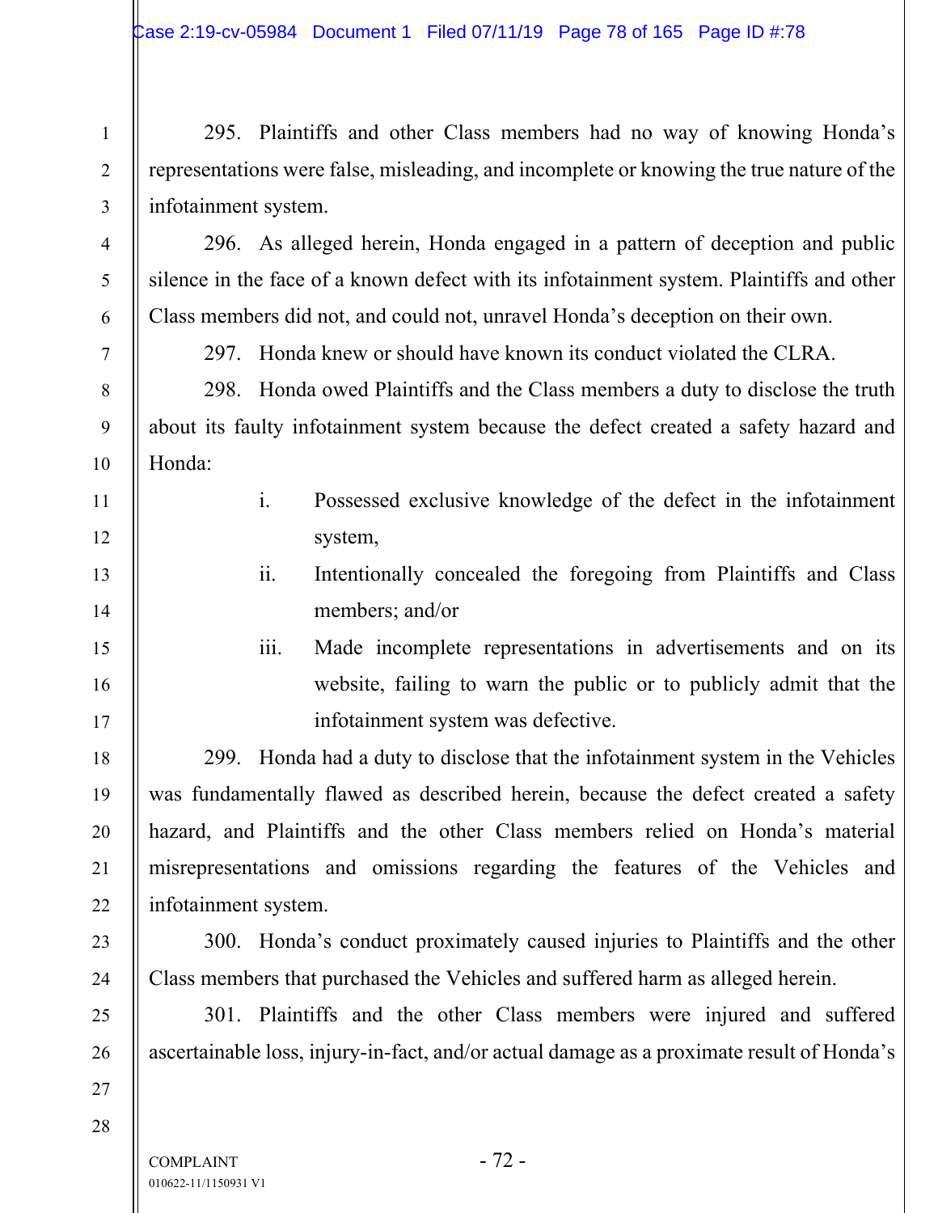295. Plaintiffs and other Class members had no way of knowing Honda's representations were false, misleading, and incomplete or knowing the true nature of the infotainment system.

296. As alleged herein, Honda engaged in a pattern of deception and public silence in the face of a known defect with its infotainment system. Plaintiffs and other Class members did not, and could not, unravel Honda's deception on their own.

297. Honda knew or should have known its conduct violated the CLRA.

298. Honda owed Plaintiffs and the Class members a duty to disclose the truth about its faulty infotainment system because the defect created a safety hazard and Honda:

i. Possessed exclusive knowledge of the defect in the infotainment system,

ii. Intentionally concealed the foregoing from Plaintiffs and Class members; and/or

iii. Made incomplete representations in advertisements and on its website, failing to warn the public or to publicly admit that the infotainment system was defective.

299. Honda had a duty to disclose that the infotainment system in the Vehicles was fundamentally flawed as described herein, because the defect created a safety hazard, and Plaintiffs and the other Class members relied on Honda's material misrepresentations and omissions regarding the features of the Vehicles and infotainment system.

300. Honda's conduct proximately caused injuries to Plaintiffs and the other Class members that purchased the Vehicles and suffered harm as alleged herein.

301. Plaintiffs and the other Class members were injured and suffered ascertainable loss, injury-in-fact, and/or actual damage as a proximate result of Honda's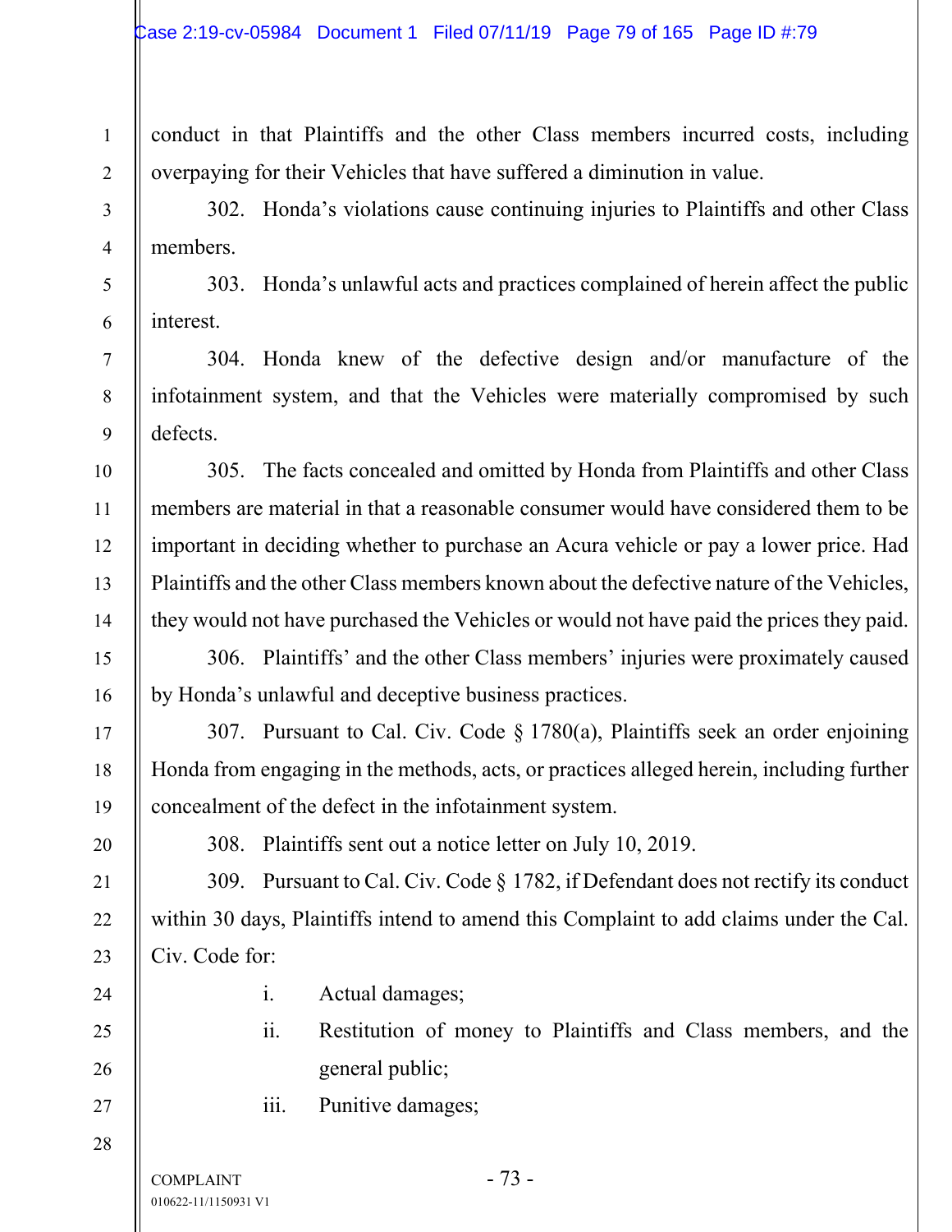conduct in that Plaintiffs and the other Class members incurred costs, including overpaying for their Vehicles that have suffered a diminution in value.

302. Honda's violations cause continuing injuries to Plaintiffs and other Class members.

303. Honda's unlawful acts and practices complained of herein affect the public interest.

304. Honda knew of the defective design and/or manufacture of the infotainment system, and that the Vehicles were materially compromised by such defects.

305. The facts concealed and omitted by Honda from Plaintiffs and other Class members are material in that a reasonable consumer would have considered them to be important in deciding whether to purchase an Acura vehicle or pay a lower price. Had Plaintiffs and the other Class members known about the defective nature of the Vehicles, they would not have purchased the Vehicles or would not have paid the prices they paid.

306. Plaintiffs' and the other Class members' injuries were proximately caused by Honda's unlawful and deceptive business practices.

307. Pursuant to Cal. Civ. Code § 1780(a), Plaintiffs seek an order enjoining Honda from engaging in the methods, acts, or practices alleged herein, including further concealment of the defect in the infotainment system.

308. Plaintiffs sent out a notice letter on July 10, 2019.

309. Pursuant to Cal. Civ. Code § 1782, if Defendant does not rectify its conduct within 30 days, Plaintiffs intend to amend this Complaint to add claims under the Cal. Civ. Code for:

i. Actual damages;

ii. Restitution of money to Plaintiffs and Class members, and the general public;

iii. Punitive damages;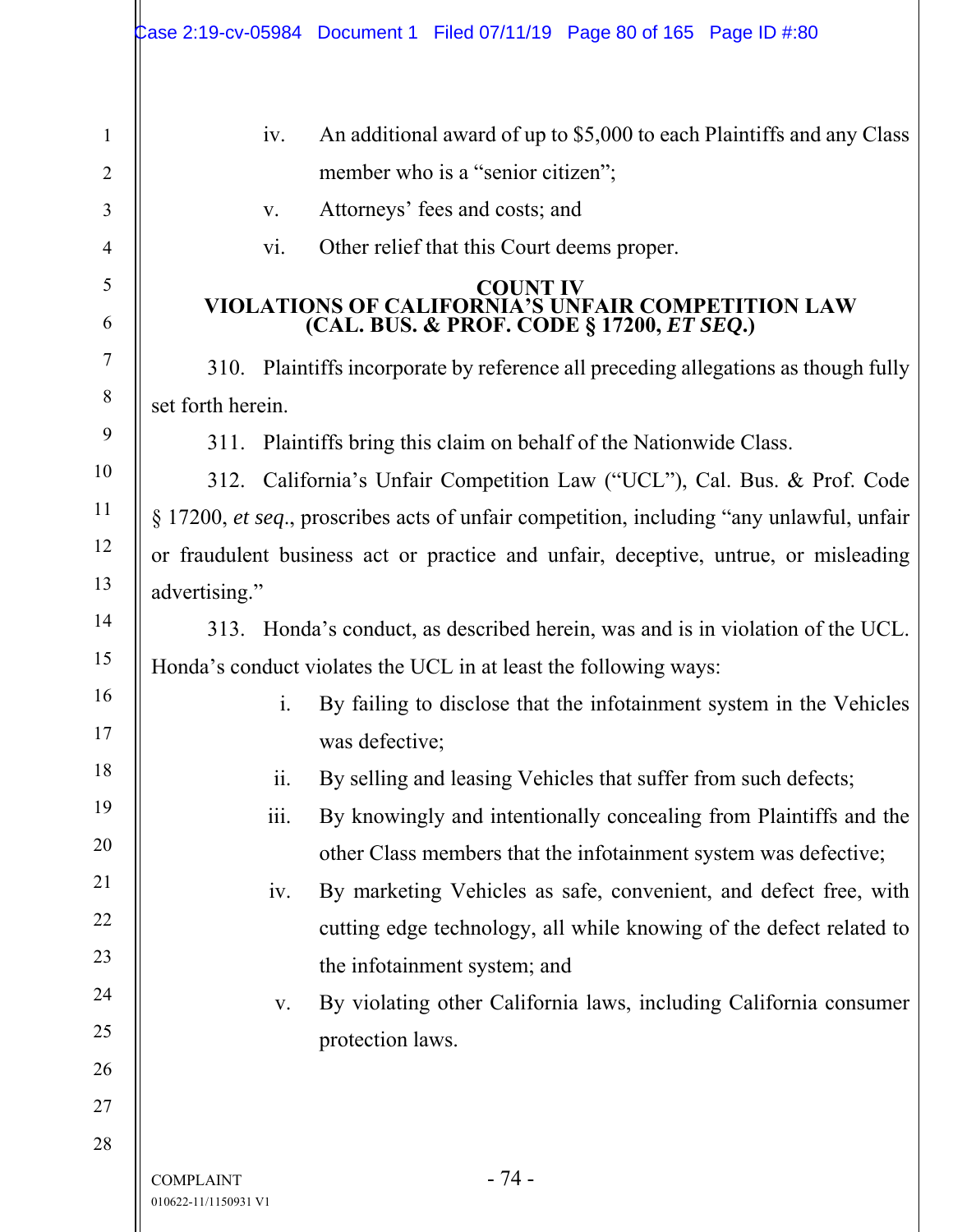iv. An additional award of up to $5,000 to each Plaintiffs and any Class member who is a "senior citizen";

v. Attorneys' fees and costs; and

vi. Other relief that this Court deems proper.

## COUNT IV
## VIOLATIONS OF CALIFORNIA'S UNFAIR COMPETITION LAW (CAL. BUS. & PROF. CODE § 17200, *ET SEQ*.)

310. Plaintiffs incorporate by reference all preceding allegations as though fully set forth herein.

311. Plaintiffs bring this claim on behalf of the Nationwide Class.

312. California's Unfair Competition Law ("UCL"), Cal. Bus. & Prof. Code § 17200, *et seq*., proscribes acts of unfair competition, including "any unlawful, unfair or fraudulent business act or practice and unfair, deceptive, untrue, or misleading advertising."

313. Honda's conduct, as described herein, was and is in violation of the UCL. Honda's conduct violates the UCL in at least the following ways:

i. By failing to disclose that the infotainment system in the Vehicles was defective;

ii. By selling and leasing Vehicles that suffer from such defects;

iii. By knowingly and intentionally concealing from Plaintiffs and the other Class members that the infotainment system was defective;

iv. By marketing Vehicles as safe, convenient, and defect free, with cutting edge technology, all while knowing of the defect related to the infotainment system; and

v. By violating other California laws, including California consumer protection laws.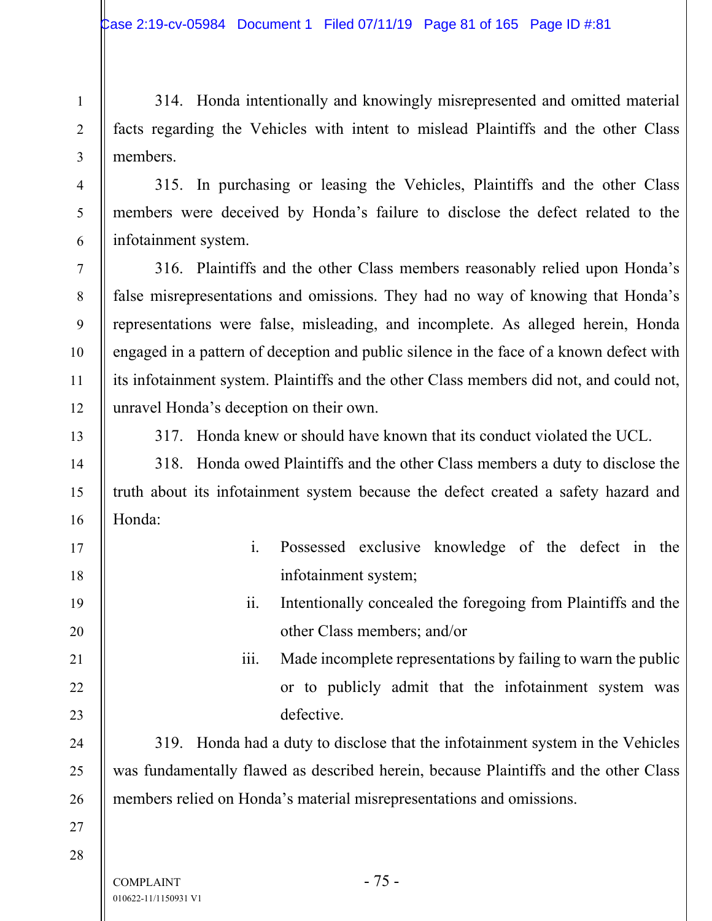314. Honda intentionally and knowingly misrepresented and omitted material facts regarding the Vehicles with intent to mislead Plaintiffs and the other Class members.

315. In purchasing or leasing the Vehicles, Plaintiffs and the other Class members were deceived by Honda's failure to disclose the defect related to the infotainment system.

316. Plaintiffs and the other Class members reasonably relied upon Honda's false misrepresentations and omissions. They had no way of knowing that Honda's representations were false, misleading, and incomplete. As alleged herein, Honda engaged in a pattern of deception and public silence in the face of a known defect with its infotainment system. Plaintiffs and the other Class members did not, and could not, unravel Honda's deception on their own.

317. Honda knew or should have known that its conduct violated the UCL.

318. Honda owed Plaintiffs and the other Class members a duty to disclose the truth about its infotainment system because the defect created a safety hazard and Honda:

i. Possessed exclusive knowledge of the defect in the infotainment system;

ii. Intentionally concealed the foregoing from Plaintiffs and the other Class members; and/or

iii. Made incomplete representations by failing to warn the public or to publicly admit that the infotainment system was defective.

319. Honda had a duty to disclose that the infotainment system in the Vehicles was fundamentally flawed as described herein, because Plaintiffs and the other Class members relied on Honda's material misrepresentations and omissions.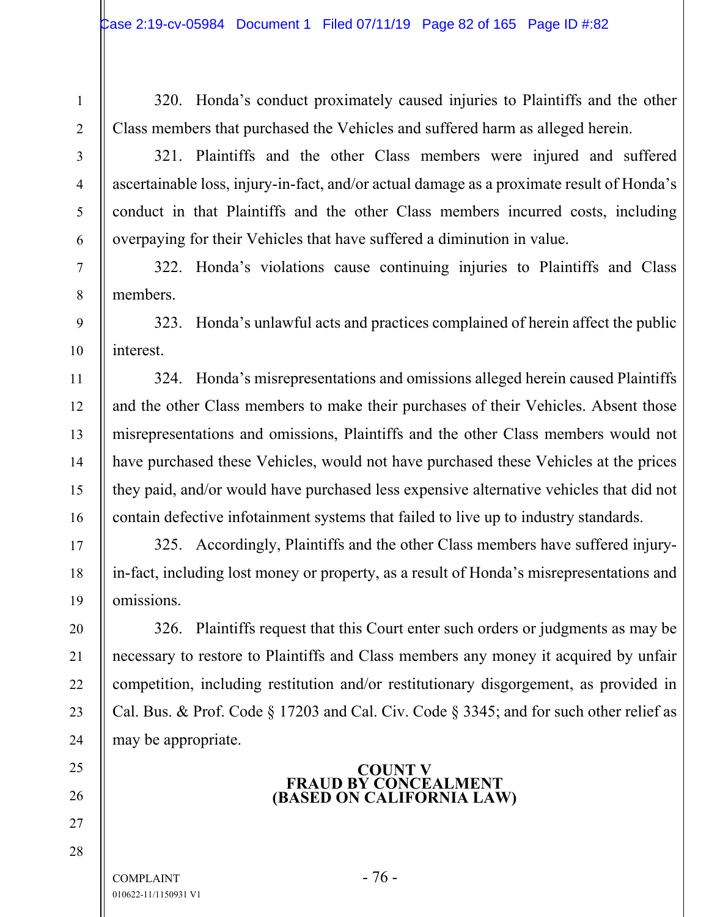320. Honda's conduct proximately caused injuries to Plaintiffs and the other Class members that purchased the Vehicles and suffered harm as alleged herein.

321. Plaintiffs and the other Class members were injured and suffered ascertainable loss, injury-in-fact, and/or actual damage as a proximate result of Honda's conduct in that Plaintiffs and the other Class members incurred costs, including overpaying for their Vehicles that have suffered a diminution in value.

322. Honda's violations cause continuing injuries to Plaintiffs and Class members.

323. Honda's unlawful acts and practices complained of herein affect the public interest.

324. Honda's misrepresentations and omissions alleged herein caused Plaintiffs and the other Class members to make their purchases of their Vehicles. Absent those misrepresentations and omissions, Plaintiffs and the other Class members would not have purchased these Vehicles, would not have purchased these Vehicles at the prices they paid, and/or would have purchased less expensive alternative vehicles that did not contain defective infotainment systems that failed to live up to industry standards.

325. Accordingly, Plaintiffs and the other Class members have suffered injury-in-fact, including lost money or property, as a result of Honda's misrepresentations and omissions.

326. Plaintiffs request that this Court enter such orders or judgments as may be necessary to restore to Plaintiffs and Class members any money it acquired by unfair competition, including restitution and/or restitutionary disgorgement, as provided in Cal. Bus. & Prof. Code § 17203 and Cal. Civ. Code § 3345; and for such other relief as may be appropriate.

## COUNT V
## FRAUD BY CONCEALMENT
## (BASED ON CALIFORNIA LAW)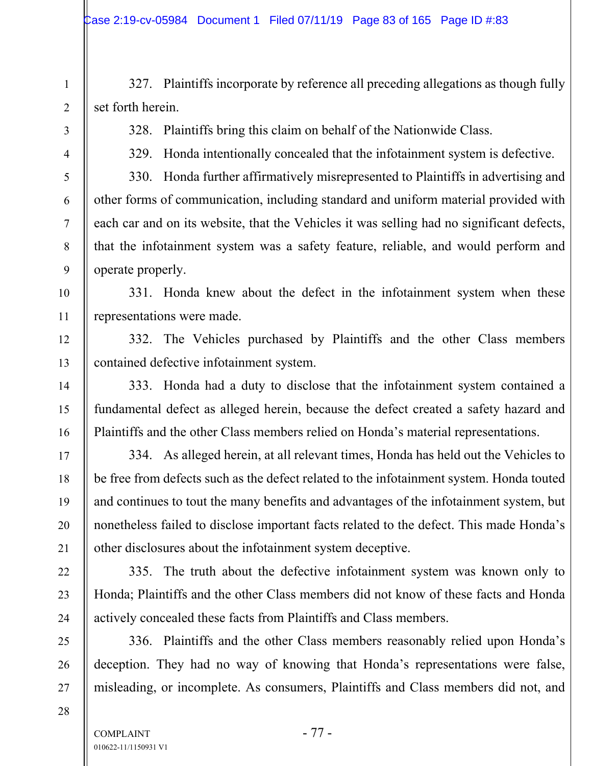327. Plaintiffs incorporate by reference all preceding allegations as though fully set forth herein.

328. Plaintiffs bring this claim on behalf of the Nationwide Class.

329. Honda intentionally concealed that the infotainment system is defective.

330. Honda further affirmatively misrepresented to Plaintiffs in advertising and other forms of communication, including standard and uniform material provided with each car and on its website, that the Vehicles it was selling had no significant defects, that the infotainment system was a safety feature, reliable, and would perform and operate properly.

331. Honda knew about the defect in the infotainment system when these representations were made.

332. The Vehicles purchased by Plaintiffs and the other Class members contained defective infotainment system.

333. Honda had a duty to disclose that the infotainment system contained a fundamental defect as alleged herein, because the defect created a safety hazard and Plaintiffs and the other Class members relied on Honda's material representations.

334. As alleged herein, at all relevant times, Honda has held out the Vehicles to be free from defects such as the defect related to the infotainment system. Honda touted and continues to tout the many benefits and advantages of the infotainment system, but nonetheless failed to disclose important facts related to the defect. This made Honda's other disclosures about the infotainment system deceptive.

335. The truth about the defective infotainment system was known only to Honda; Plaintiffs and the other Class members did not know of these facts and Honda actively concealed these facts from Plaintiffs and Class members.

336. Plaintiffs and the other Class members reasonably relied upon Honda's deception. They had no way of knowing that Honda's representations were false, misleading, or incomplete. As consumers, Plaintiffs and Class members did not, and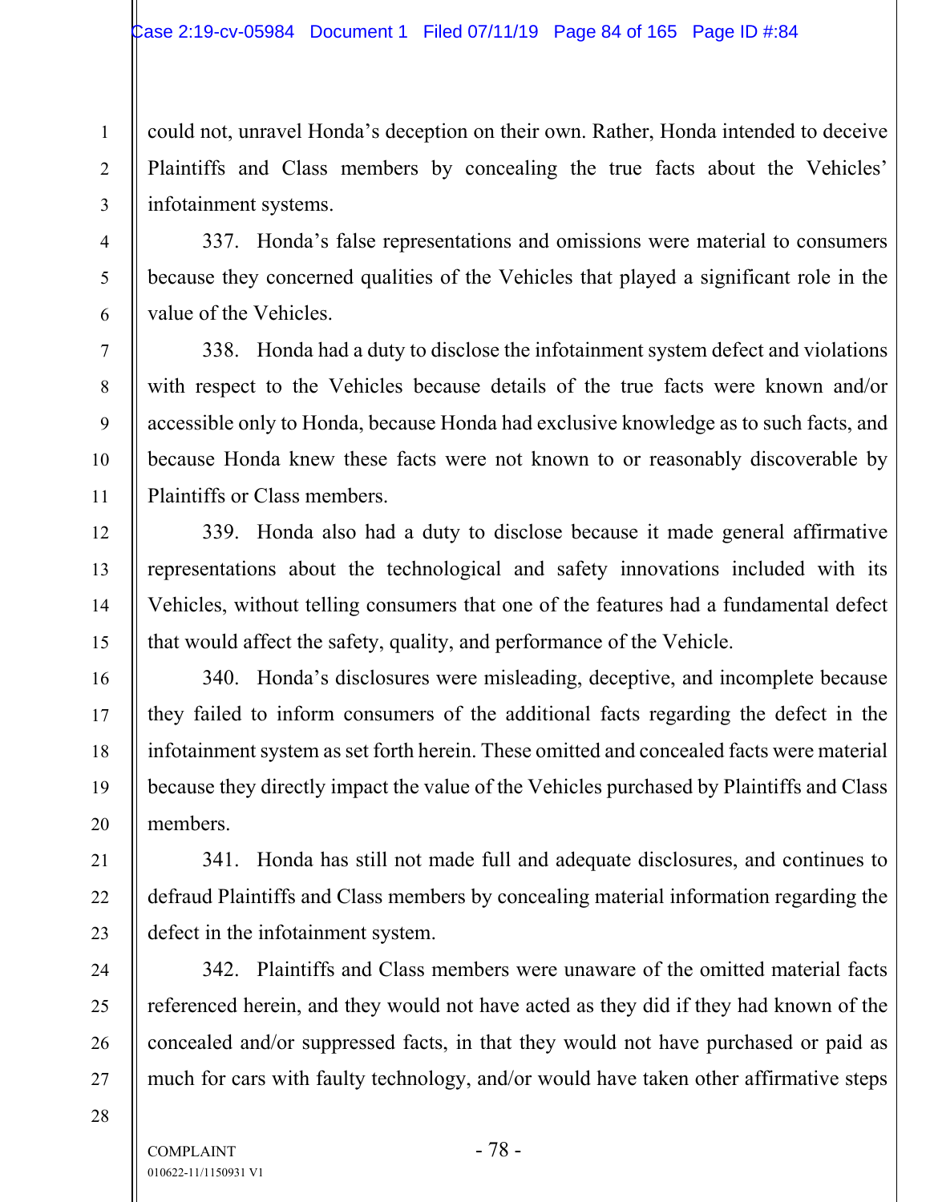could not, unravel Honda's deception on their own. Rather, Honda intended to deceive Plaintiffs and Class members by concealing the true facts about the Vehicles' infotainment systems.

337. Honda's false representations and omissions were material to consumers because they concerned qualities of the Vehicles that played a significant role in the value of the Vehicles.

338. Honda had a duty to disclose the infotainment system defect and violations with respect to the Vehicles because details of the true facts were known and/or accessible only to Honda, because Honda had exclusive knowledge as to such facts, and because Honda knew these facts were not known to or reasonably discoverable by Plaintiffs or Class members.

339. Honda also had a duty to disclose because it made general affirmative representations about the technological and safety innovations included with its Vehicles, without telling consumers that one of the features had a fundamental defect that would affect the safety, quality, and performance of the Vehicle.

340. Honda's disclosures were misleading, deceptive, and incomplete because they failed to inform consumers of the additional facts regarding the defect in the infotainment system as set forth herein. These omitted and concealed facts were material because they directly impact the value of the Vehicles purchased by Plaintiffs and Class members.

341. Honda has still not made full and adequate disclosures, and continues to defraud Plaintiffs and Class members by concealing material information regarding the defect in the infotainment system.

342. Plaintiffs and Class members were unaware of the omitted material facts referenced herein, and they would not have acted as they did if they had known of the concealed and/or suppressed facts, in that they would not have purchased or paid as much for cars with faulty technology, and/or would have taken other affirmative steps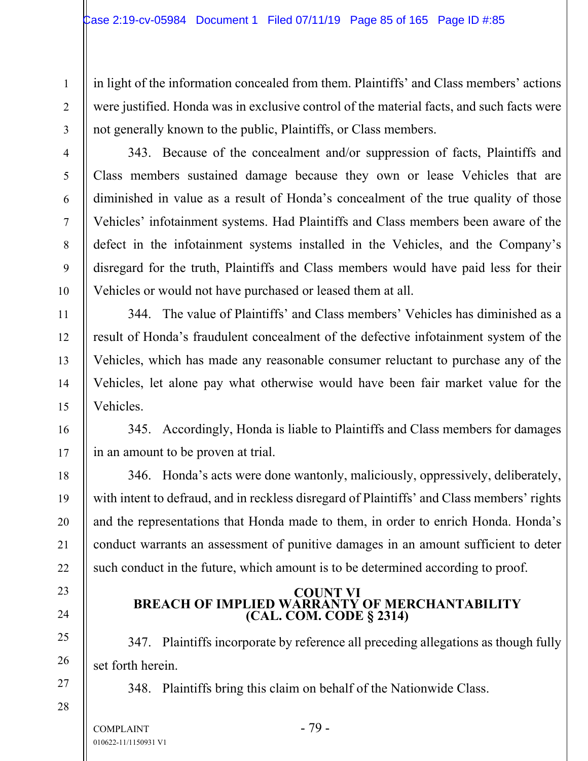in light of the information concealed from them. Plaintiffs' and Class members' actions were justified. Honda was in exclusive control of the material facts, and such facts were not generally known to the public, Plaintiffs, or Class members.

343. Because of the concealment and/or suppression of facts, Plaintiffs and Class members sustained damage because they own or lease Vehicles that are diminished in value as a result of Honda's concealment of the true quality of those Vehicles' infotainment systems. Had Plaintiffs and Class members been aware of the defect in the infotainment systems installed in the Vehicles, and the Company's disregard for the truth, Plaintiffs and Class members would have paid less for their Vehicles or would not have purchased or leased them at all.

344. The value of Plaintiffs' and Class members' Vehicles has diminished as a result of Honda's fraudulent concealment of the defective infotainment system of the Vehicles, which has made any reasonable consumer reluctant to purchase any of the Vehicles, let alone pay what otherwise would have been fair market value for the Vehicles.

345. Accordingly, Honda is liable to Plaintiffs and Class members for damages in an amount to be proven at trial.

346. Honda's acts were done wantonly, maliciously, oppressively, deliberately, with intent to defraud, and in reckless disregard of Plaintiffs' and Class members' rights and the representations that Honda made to them, in order to enrich Honda. Honda's conduct warrants an assessment of punitive damages in an amount sufficient to deter such conduct in the future, which amount is to be determined according to proof.

## COUNT VI
## BREACH OF IMPLIED WARRANTY OF MERCHANTABILITY
## (CAL. COM. CODE § 2314)

347. Plaintiffs incorporate by reference all preceding allegations as though fully set forth herein.

348. Plaintiffs bring this claim on behalf of the Nationwide Class.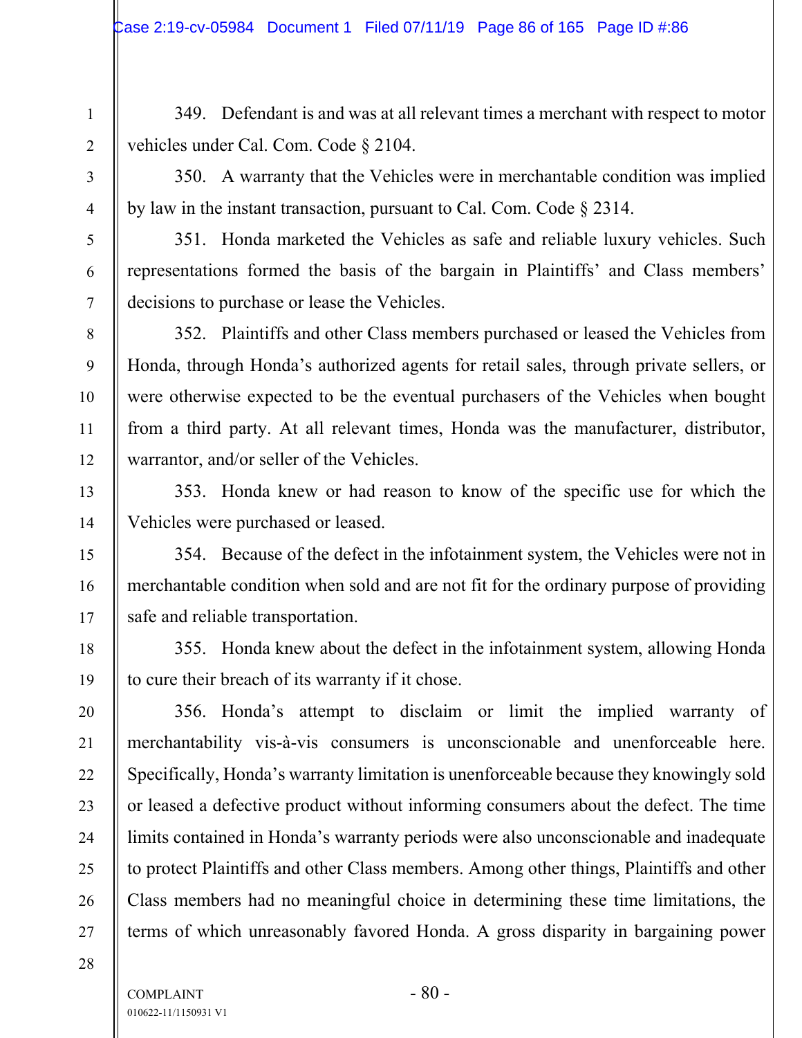349. Defendant is and was at all relevant times a merchant with respect to motor vehicles under Cal. Com. Code § 2104.

350. A warranty that the Vehicles were in merchantable condition was implied by law in the instant transaction, pursuant to Cal. Com. Code § 2314.

351. Honda marketed the Vehicles as safe and reliable luxury vehicles. Such representations formed the basis of the bargain in Plaintiffs' and Class members' decisions to purchase or lease the Vehicles.

352. Plaintiffs and other Class members purchased or leased the Vehicles from Honda, through Honda's authorized agents for retail sales, through private sellers, or were otherwise expected to be the eventual purchasers of the Vehicles when bought from a third party. At all relevant times, Honda was the manufacturer, distributor, warrantor, and/or seller of the Vehicles.

353. Honda knew or had reason to know of the specific use for which the Vehicles were purchased or leased.

354. Because of the defect in the infotainment system, the Vehicles were not in merchantable condition when sold and are not fit for the ordinary purpose of providing safe and reliable transportation.

355. Honda knew about the defect in the infotainment system, allowing Honda to cure their breach of its warranty if it chose.

356. Honda's attempt to disclaim or limit the implied warranty of merchantability vis-à-vis consumers is unconscionable and unenforceable here. Specifically, Honda's warranty limitation is unenforceable because they knowingly sold or leased a defective product without informing consumers about the defect. The time limits contained in Honda's warranty periods were also unconscionable and inadequate to protect Plaintiffs and other Class members. Among other things, Plaintiffs and other Class members had no meaningful choice in determining these time limitations, the terms of which unreasonably favored Honda. A gross disparity in bargaining power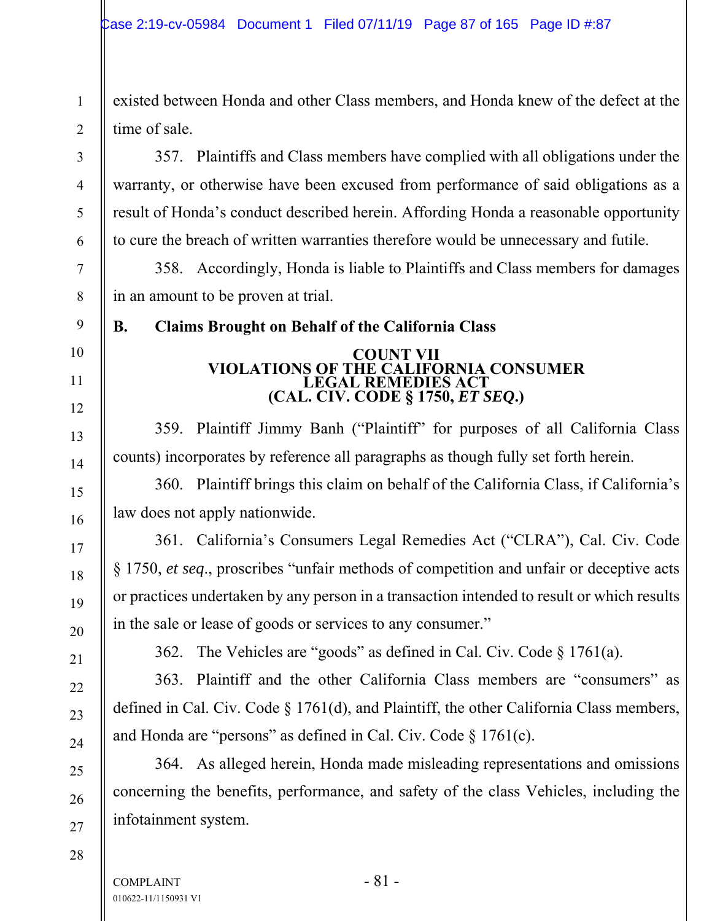existed between Honda and other Class members, and Honda knew of the defect at the time of sale.

357. Plaintiffs and Class members have complied with all obligations under the warranty, or otherwise have been excused from performance of said obligations as a result of Honda's conduct described herein. Affording Honda a reasonable opportunity to cure the breach of written warranties therefore would be unnecessary and futile.

358. Accordingly, Honda is liable to Plaintiffs and Class members for damages in an amount to be proven at trial.

## B. Claims Brought on Behalf of the California Class

### COUNT VII
### VIOLATIONS OF THE CALIFORNIA CONSUMER LEGAL REMEDIES ACT
### (CAL. CIV. CODE § 1750, *ET SEQ*.)

359. Plaintiff Jimmy Banh ("Plaintiff" for purposes of all California Class counts) incorporates by reference all paragraphs as though fully set forth herein.

360. Plaintiff brings this claim on behalf of the California Class, if California's law does not apply nationwide.

361. California's Consumers Legal Remedies Act ("CLRA"), Cal. Civ. Code § 1750, *et seq*., proscribes "unfair methods of competition and unfair or deceptive acts or practices undertaken by any person in a transaction intended to result or which results in the sale or lease of goods or services to any consumer."

362. The Vehicles are "goods" as defined in Cal. Civ. Code § 1761(a).

363. Plaintiff and the other California Class members are "consumers" as defined in Cal. Civ. Code § 1761(d), and Plaintiff, the other California Class members, and Honda are "persons" as defined in Cal. Civ. Code § 1761(c).

364. As alleged herein, Honda made misleading representations and omissions concerning the benefits, performance, and safety of the class Vehicles, including the infotainment system.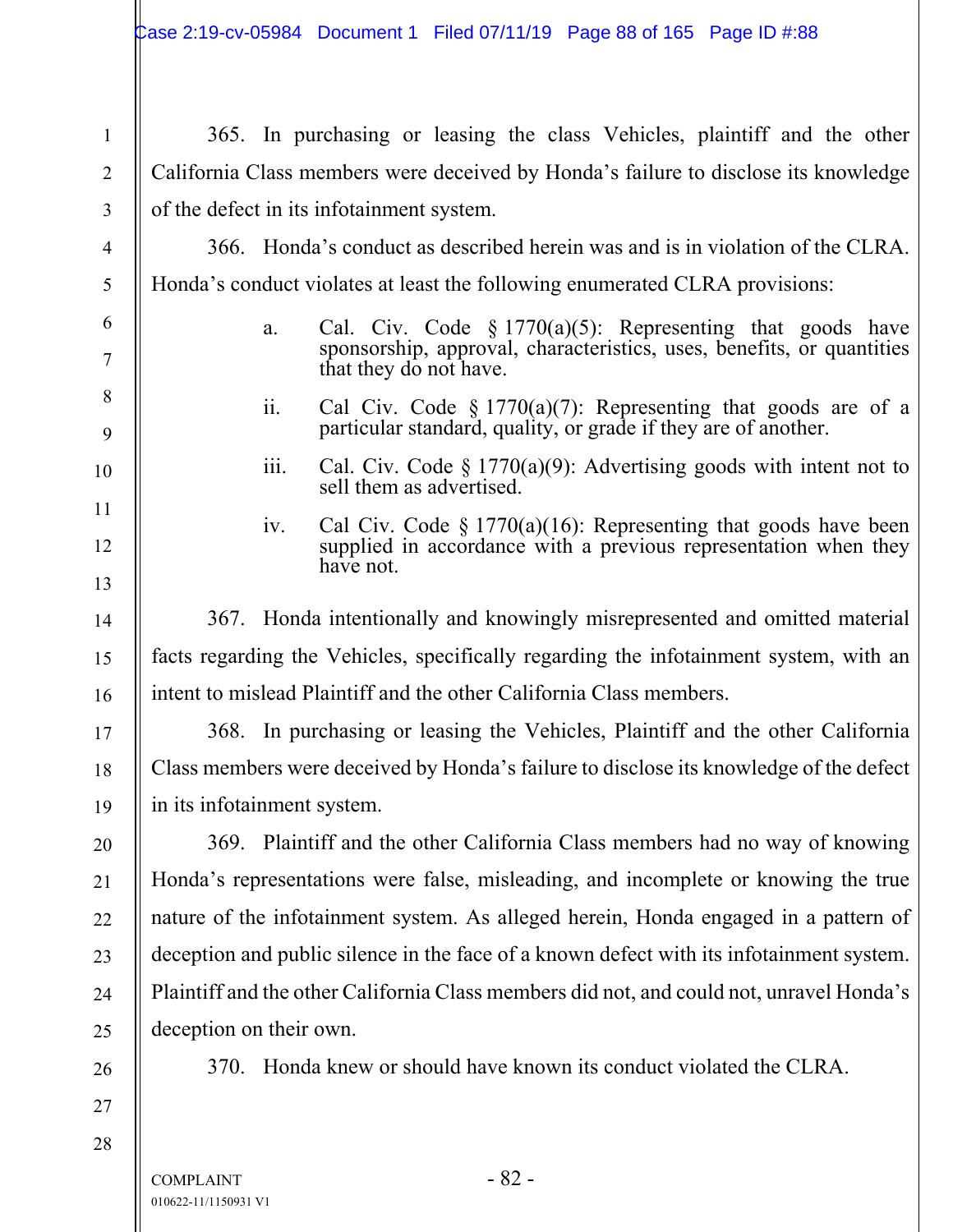365. In purchasing or leasing the class Vehicles, plaintiff and the other California Class members were deceived by Honda's failure to disclose its knowledge of the defect in its infotainment system.

366. Honda's conduct as described herein was and is in violation of the CLRA. Honda's conduct violates at least the following enumerated CLRA provisions:

a. Cal. Civ. Code § 1770(a)(5): Representing that goods have sponsorship, approval, characteristics, uses, benefits, or quantities that they do not have.

ii. Cal Civ. Code § 1770(a)(7): Representing that goods are of a particular standard, quality, or grade if they are of another.

iii. Cal. Civ. Code § 1770(a)(9): Advertising goods with intent not to sell them as advertised.

iv. Cal Civ. Code § 1770(a)(16): Representing that goods have been supplied in accordance with a previous representation when they have not.

367. Honda intentionally and knowingly misrepresented and omitted material facts regarding the Vehicles, specifically regarding the infotainment system, with an intent to mislead Plaintiff and the other California Class members.

368. In purchasing or leasing the Vehicles, Plaintiff and the other California Class members were deceived by Honda's failure to disclose its knowledge of the defect in its infotainment system.

369. Plaintiff and the other California Class members had no way of knowing Honda's representations were false, misleading, and incomplete or knowing the true nature of the infotainment system. As alleged herein, Honda engaged in a pattern of deception and public silence in the face of a known defect with its infotainment system. Plaintiff and the other California Class members did not, and could not, unravel Honda's deception on their own.

370. Honda knew or should have known its conduct violated the CLRA.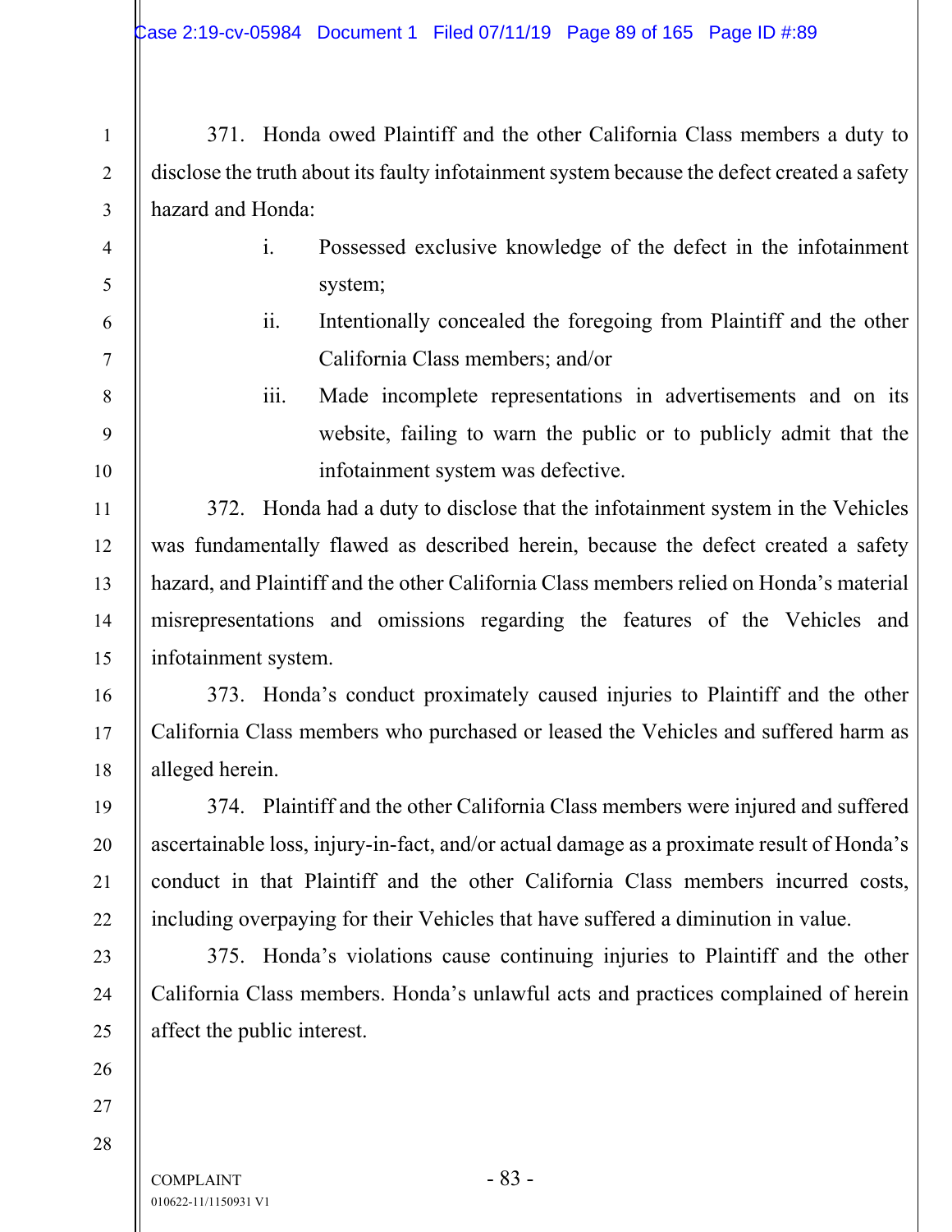371. Honda owed Plaintiff and the other California Class members a duty to disclose the truth about its faulty infotainment system because the defect created a safety hazard and Honda:

i. Possessed exclusive knowledge of the defect in the infotainment system;

ii. Intentionally concealed the foregoing from Plaintiff and the other California Class members; and/or

iii. Made incomplete representations in advertisements and on its website, failing to warn the public or to publicly admit that the infotainment system was defective.

372. Honda had a duty to disclose that the infotainment system in the Vehicles was fundamentally flawed as described herein, because the defect created a safety hazard, and Plaintiff and the other California Class members relied on Honda's material misrepresentations and omissions regarding the features of the Vehicles and infotainment system.

373. Honda's conduct proximately caused injuries to Plaintiff and the other California Class members who purchased or leased the Vehicles and suffered harm as alleged herein.

374. Plaintiff and the other California Class members were injured and suffered ascertainable loss, injury-in-fact, and/or actual damage as a proximate result of Honda's conduct in that Plaintiff and the other California Class members incurred costs, including overpaying for their Vehicles that have suffered a diminution in value.

375. Honda's violations cause continuing injuries to Plaintiff and the other California Class members. Honda's unlawful acts and practices complained of herein affect the public interest.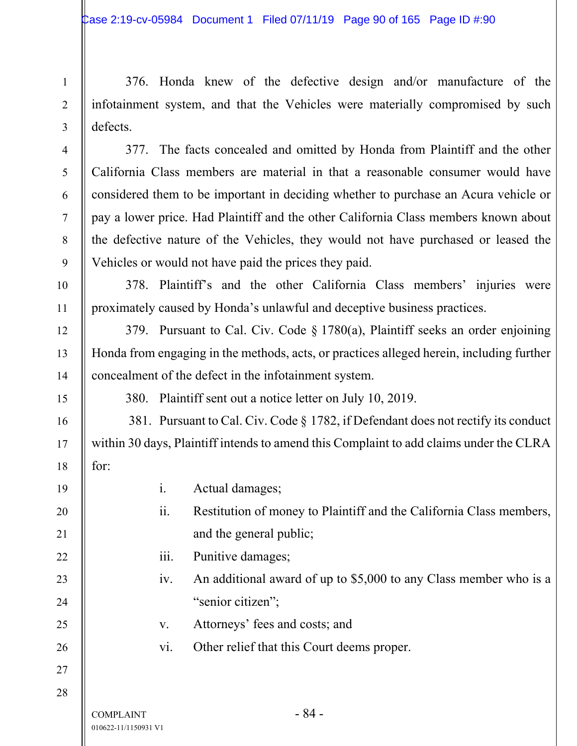376. Honda knew of the defective design and/or manufacture of the infotainment system, and that the Vehicles were materially compromised by such defects.

377. The facts concealed and omitted by Honda from Plaintiff and the other California Class members are material in that a reasonable consumer would have considered them to be important in deciding whether to purchase an Acura vehicle or pay a lower price. Had Plaintiff and the other California Class members known about the defective nature of the Vehicles, they would not have purchased or leased the Vehicles or would not have paid the prices they paid.

378. Plaintiff's and the other California Class members' injuries were proximately caused by Honda's unlawful and deceptive business practices.

379. Pursuant to Cal. Civ. Code § 1780(a), Plaintiff seeks an order enjoining Honda from engaging in the methods, acts, or practices alleged herein, including further concealment of the defect in the infotainment system.

380. Plaintiff sent out a notice letter on July 10, 2019.

381. Pursuant to Cal. Civ. Code § 1782, if Defendant does not rectify its conduct within 30 days, Plaintiff intends to amend this Complaint to add claims under the CLRA for:

i. Actual damages;

ii. Restitution of money to Plaintiff and the California Class members, and the general public;

iii. Punitive damages;

iv. An additional award of up to $5,000 to any Class member who is a "senior citizen";

v. Attorneys' fees and costs; and

vi. Other relief that this Court deems proper.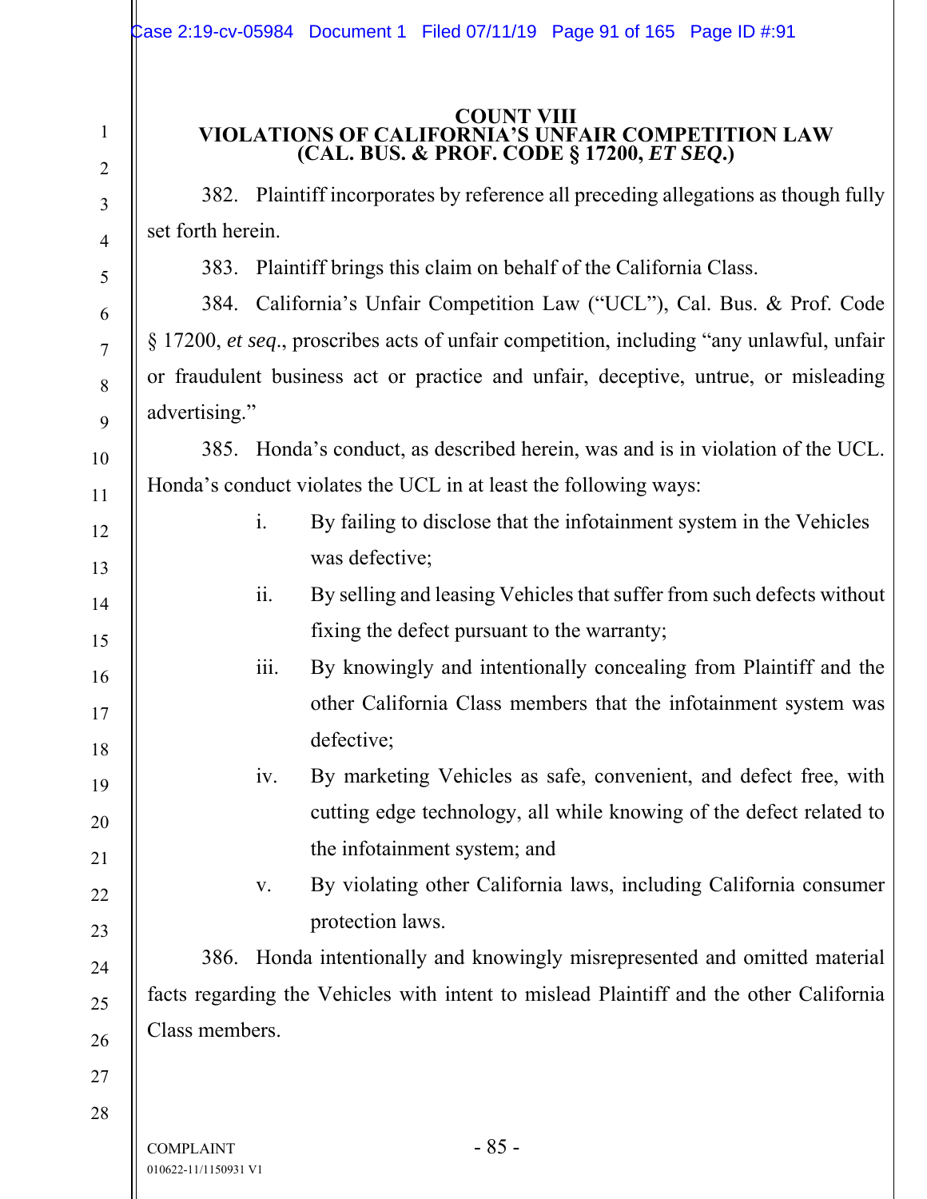## COUNT VIII
## VIOLATIONS OF CALIFORNIA'S UNFAIR COMPETITION LAW (CAL. BUS. & PROF. CODE § 17200, *ET SEQ.*)

382. Plaintiff incorporates by reference all preceding allegations as though fully set forth herein.

383. Plaintiff brings this claim on behalf of the California Class.

384. California's Unfair Competition Law ("UCL"), Cal. Bus. & Prof. Code § 17200, *et seq*., proscribes acts of unfair competition, including "any unlawful, unfair or fraudulent business act or practice and unfair, deceptive, untrue, or misleading advertising."

385. Honda's conduct, as described herein, was and is in violation of the UCL. Honda's conduct violates the UCL in at least the following ways:

i. By failing to disclose that the infotainment system in the Vehicles was defective;

ii. By selling and leasing Vehicles that suffer from such defects without fixing the defect pursuant to the warranty;

iii. By knowingly and intentionally concealing from Plaintiff and the other California Class members that the infotainment system was defective;

iv. By marketing Vehicles as safe, convenient, and defect free, with cutting edge technology, all while knowing of the defect related to the infotainment system; and

v. By violating other California laws, including California consumer protection laws.

386. Honda intentionally and knowingly misrepresented and omitted material facts regarding the Vehicles with intent to mislead Plaintiff and the other California Class members.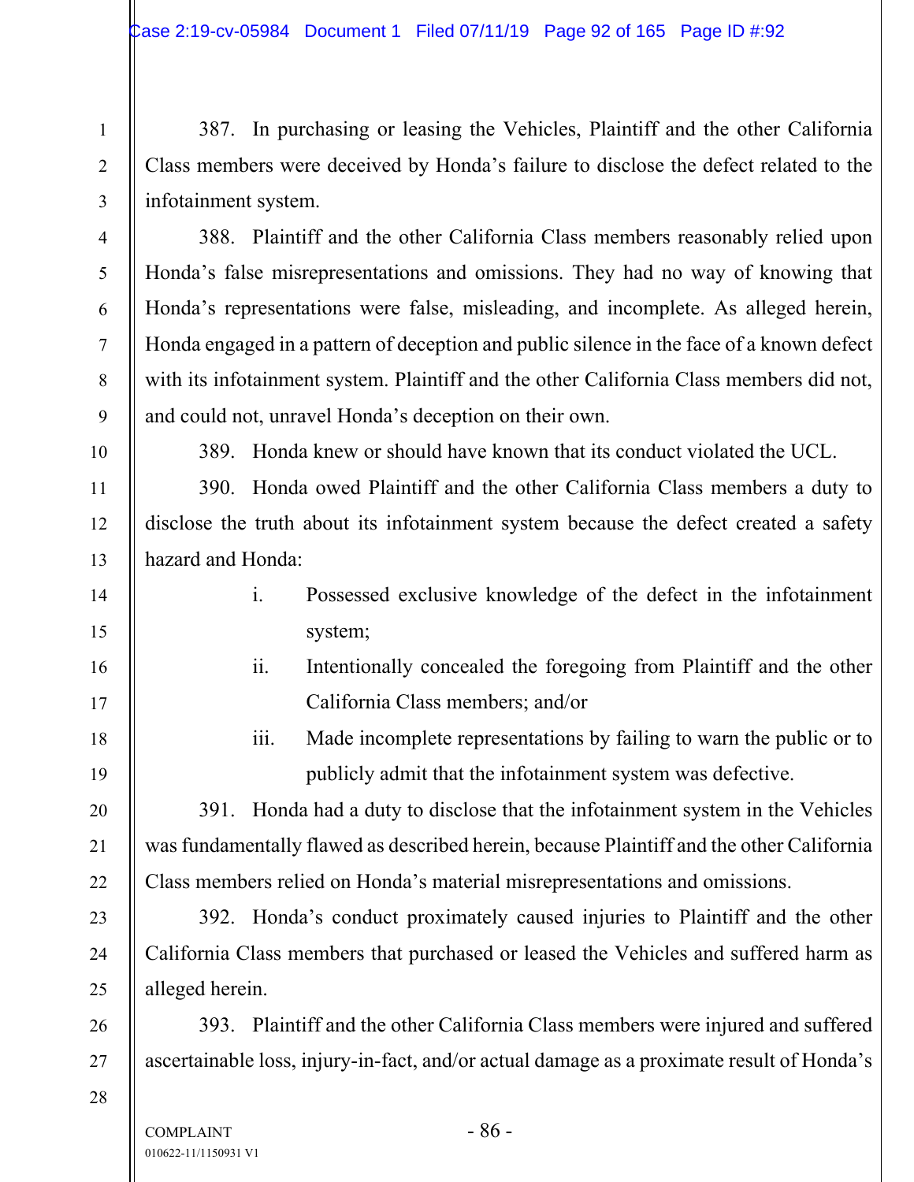387. In purchasing or leasing the Vehicles, Plaintiff and the other California Class members were deceived by Honda's failure to disclose the defect related to the infotainment system.

388. Plaintiff and the other California Class members reasonably relied upon Honda's false misrepresentations and omissions. They had no way of knowing that Honda's representations were false, misleading, and incomplete. As alleged herein, Honda engaged in a pattern of deception and public silence in the face of a known defect with its infotainment system. Plaintiff and the other California Class members did not, and could not, unravel Honda's deception on their own.

389. Honda knew or should have known that its conduct violated the UCL.

390. Honda owed Plaintiff and the other California Class members a duty to disclose the truth about its infotainment system because the defect created a safety hazard and Honda:

i. Possessed exclusive knowledge of the defect in the infotainment system;

ii. Intentionally concealed the foregoing from Plaintiff and the other California Class members; and/or

iii. Made incomplete representations by failing to warn the public or to publicly admit that the infotainment system was defective.

391. Honda had a duty to disclose that the infotainment system in the Vehicles was fundamentally flawed as described herein, because Plaintiff and the other California Class members relied on Honda's material misrepresentations and omissions.

392. Honda's conduct proximately caused injuries to Plaintiff and the other California Class members that purchased or leased the Vehicles and suffered harm as alleged herein.

393. Plaintiff and the other California Class members were injured and suffered ascertainable loss, injury-in-fact, and/or actual damage as a proximate result of Honda's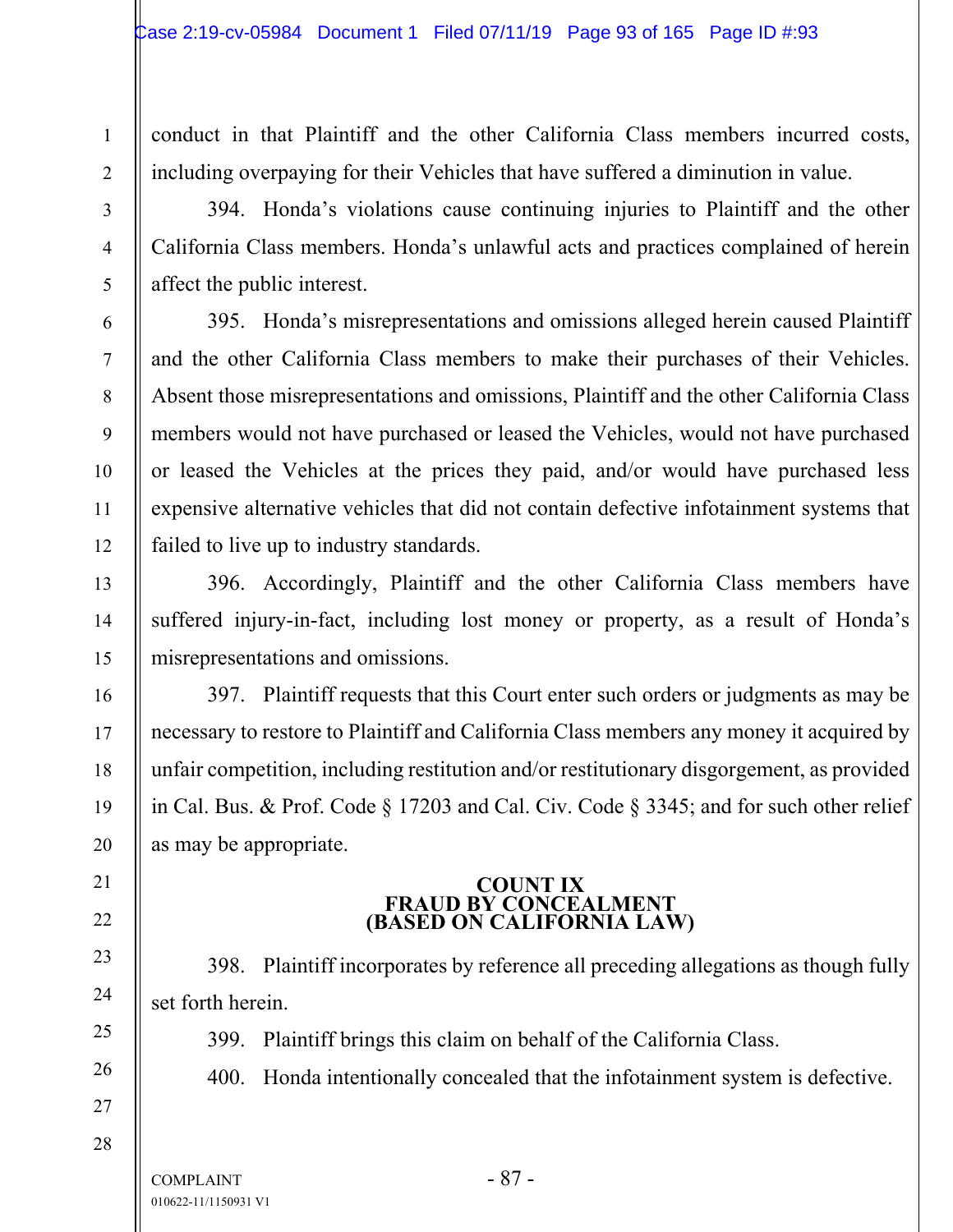conduct in that Plaintiff and the other California Class members incurred costs, including overpaying for their Vehicles that have suffered a diminution in value.

394. Honda's violations cause continuing injuries to Plaintiff and the other California Class members. Honda's unlawful acts and practices complained of herein affect the public interest.

395. Honda's misrepresentations and omissions alleged herein caused Plaintiff and the other California Class members to make their purchases of their Vehicles. Absent those misrepresentations and omissions, Plaintiff and the other California Class members would not have purchased or leased the Vehicles, would not have purchased or leased the Vehicles at the prices they paid, and/or would have purchased less expensive alternative vehicles that did not contain defective infotainment systems that failed to live up to industry standards.

396. Accordingly, Plaintiff and the other California Class members have suffered injury-in-fact, including lost money or property, as a result of Honda's misrepresentations and omissions.

397. Plaintiff requests that this Court enter such orders or judgments as may be necessary to restore to Plaintiff and California Class members any money it acquired by unfair competition, including restitution and/or restitutionary disgorgement, as provided in Cal. Bus. & Prof. Code § 17203 and Cal. Civ. Code § 3345; and for such other relief as may be appropriate.

## COUNT IX
## FRAUD BY CONCEALMENT
## (BASED ON CALIFORNIA LAW)

398. Plaintiff incorporates by reference all preceding allegations as though fully set forth herein.

399. Plaintiff brings this claim on behalf of the California Class.

400. Honda intentionally concealed that the infotainment system is defective.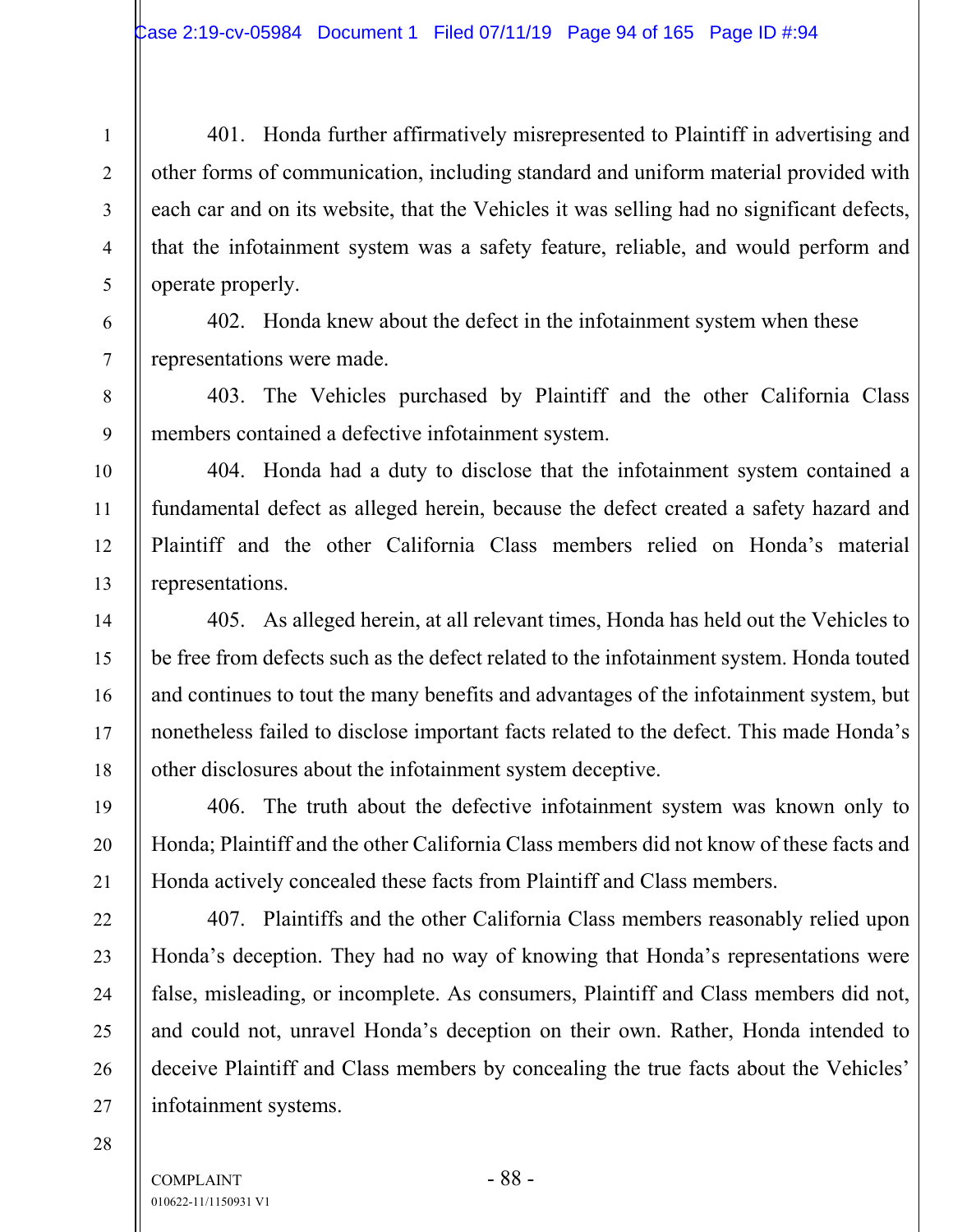401. Honda further affirmatively misrepresented to Plaintiff in advertising and other forms of communication, including standard and uniform material provided with each car and on its website, that the Vehicles it was selling had no significant defects, that the infotainment system was a safety feature, reliable, and would perform and operate properly.

402. Honda knew about the defect in the infotainment system when these representations were made.

403. The Vehicles purchased by Plaintiff and the other California Class members contained a defective infotainment system.

404. Honda had a duty to disclose that the infotainment system contained a fundamental defect as alleged herein, because the defect created a safety hazard and Plaintiff and the other California Class members relied on Honda's material representations.

405. As alleged herein, at all relevant times, Honda has held out the Vehicles to be free from defects such as the defect related to the infotainment system. Honda touted and continues to tout the many benefits and advantages of the infotainment system, but nonetheless failed to disclose important facts related to the defect. This made Honda's other disclosures about the infotainment system deceptive.

406. The truth about the defective infotainment system was known only to Honda; Plaintiff and the other California Class members did not know of these facts and Honda actively concealed these facts from Plaintiff and Class members.

407. Plaintiffs and the other California Class members reasonably relied upon Honda's deception. They had no way of knowing that Honda's representations were false, misleading, or incomplete. As consumers, Plaintiff and Class members did not, and could not, unravel Honda's deception on their own. Rather, Honda intended to deceive Plaintiff and Class members by concealing the true facts about the Vehicles' infotainment systems.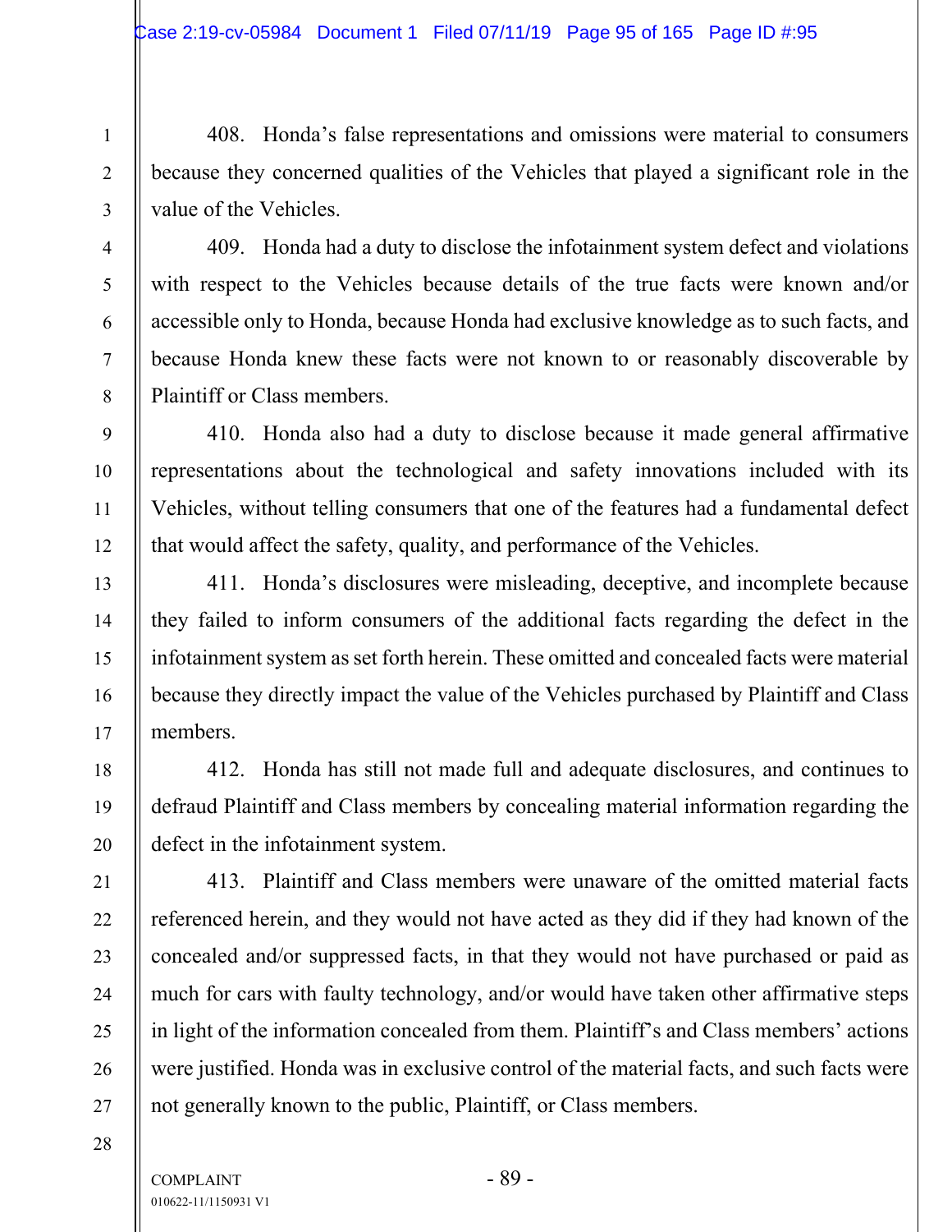408. Honda's false representations and omissions were material to consumers because they concerned qualities of the Vehicles that played a significant role in the value of the Vehicles.

409. Honda had a duty to disclose the infotainment system defect and violations with respect to the Vehicles because details of the true facts were known and/or accessible only to Honda, because Honda had exclusive knowledge as to such facts, and because Honda knew these facts were not known to or reasonably discoverable by Plaintiff or Class members.

410. Honda also had a duty to disclose because it made general affirmative representations about the technological and safety innovations included with its Vehicles, without telling consumers that one of the features had a fundamental defect that would affect the safety, quality, and performance of the Vehicles.

411. Honda's disclosures were misleading, deceptive, and incomplete because they failed to inform consumers of the additional facts regarding the defect in the infotainment system as set forth herein. These omitted and concealed facts were material because they directly impact the value of the Vehicles purchased by Plaintiff and Class members.

412. Honda has still not made full and adequate disclosures, and continues to defraud Plaintiff and Class members by concealing material information regarding the defect in the infotainment system.

413. Plaintiff and Class members were unaware of the omitted material facts referenced herein, and they would not have acted as they did if they had known of the concealed and/or suppressed facts, in that they would not have purchased or paid as much for cars with faulty technology, and/or would have taken other affirmative steps in light of the information concealed from them. Plaintiff's and Class members' actions were justified. Honda was in exclusive control of the material facts, and such facts were not generally known to the public, Plaintiff, or Class members.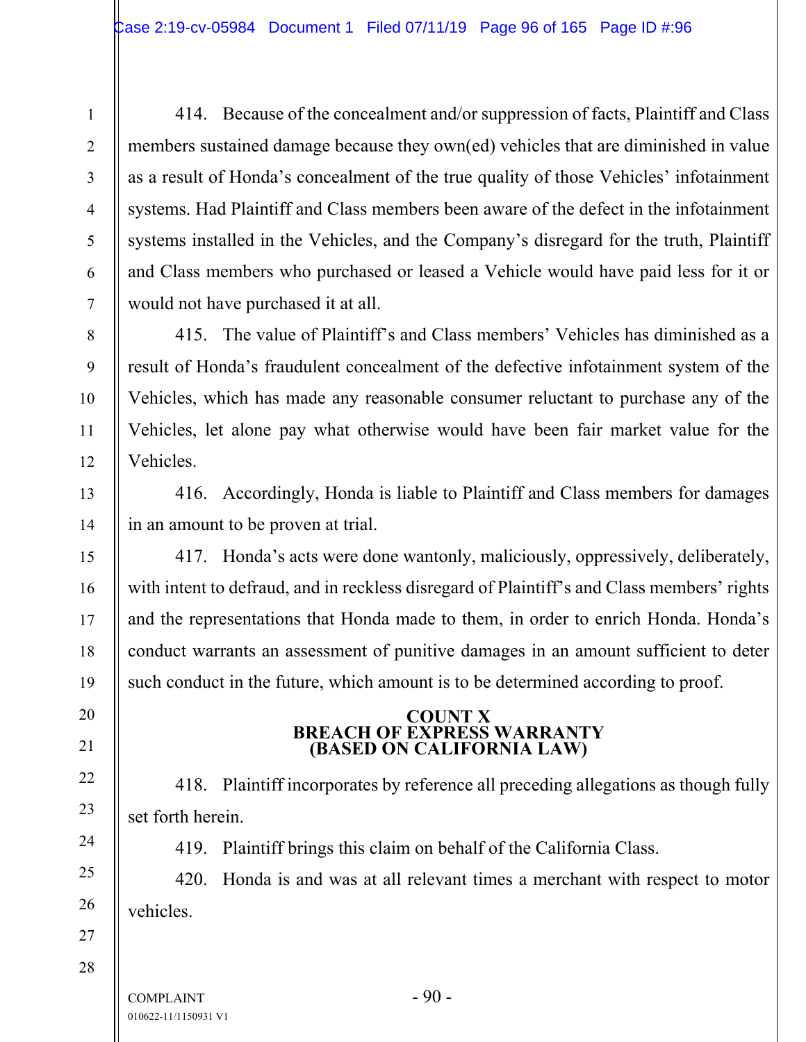414. Because of the concealment and/or suppression of facts, Plaintiff and Class members sustained damage because they own(ed) vehicles that are diminished in value as a result of Honda's concealment of the true quality of those Vehicles' infotainment systems. Had Plaintiff and Class members been aware of the defect in the infotainment systems installed in the Vehicles, and the Company's disregard for the truth, Plaintiff and Class members who purchased or leased a Vehicle would have paid less for it or would not have purchased it at all.

415. The value of Plaintiff's and Class members' Vehicles has diminished as a result of Honda's fraudulent concealment of the defective infotainment system of the Vehicles, which has made any reasonable consumer reluctant to purchase any of the Vehicles, let alone pay what otherwise would have been fair market value for the Vehicles.

416. Accordingly, Honda is liable to Plaintiff and Class members for damages in an amount to be proven at trial.

417. Honda's acts were done wantonly, maliciously, oppressively, deliberately, with intent to defraud, and in reckless disregard of Plaintiff's and Class members' rights and the representations that Honda made to them, in order to enrich Honda. Honda's conduct warrants an assessment of punitive damages in an amount sufficient to deter such conduct in the future, which amount is to be determined according to proof.

## COUNT X
## BREACH OF EXPRESS WARRANTY
## (BASED ON CALIFORNIA LAW)

418. Plaintiff incorporates by reference all preceding allegations as though fully set forth herein.

419. Plaintiff brings this claim on behalf of the California Class.

420. Honda is and was at all relevant times a merchant with respect to motor vehicles.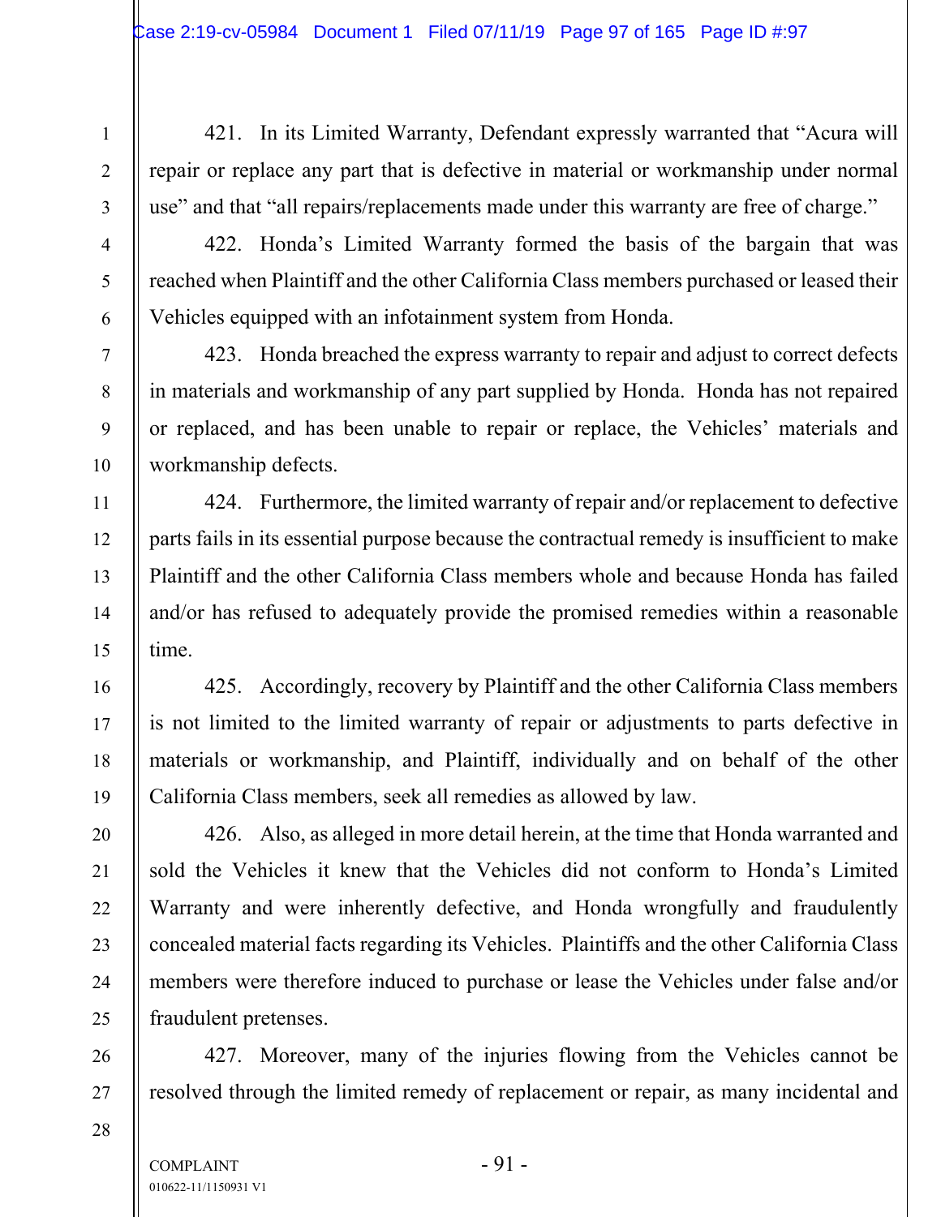421. In its Limited Warranty, Defendant expressly warranted that "Acura will repair or replace any part that is defective in material or workmanship under normal use" and that "all repairs/replacements made under this warranty are free of charge."

422. Honda's Limited Warranty formed the basis of the bargain that was reached when Plaintiff and the other California Class members purchased or leased their Vehicles equipped with an infotainment system from Honda.

423. Honda breached the express warranty to repair and adjust to correct defects in materials and workmanship of any part supplied by Honda. Honda has not repaired or replaced, and has been unable to repair or replace, the Vehicles' materials and workmanship defects.

424. Furthermore, the limited warranty of repair and/or replacement to defective parts fails in its essential purpose because the contractual remedy is insufficient to make Plaintiff and the other California Class members whole and because Honda has failed and/or has refused to adequately provide the promised remedies within a reasonable time.

425. Accordingly, recovery by Plaintiff and the other California Class members is not limited to the limited warranty of repair or adjustments to parts defective in materials or workmanship, and Plaintiff, individually and on behalf of the other California Class members, seek all remedies as allowed by law.

426. Also, as alleged in more detail herein, at the time that Honda warranted and sold the Vehicles it knew that the Vehicles did not conform to Honda's Limited Warranty and were inherently defective, and Honda wrongfully and fraudulently concealed material facts regarding its Vehicles. Plaintiffs and the other California Class members were therefore induced to purchase or lease the Vehicles under false and/or fraudulent pretenses.

427. Moreover, many of the injuries flowing from the Vehicles cannot be resolved through the limited remedy of replacement or repair, as many incidental and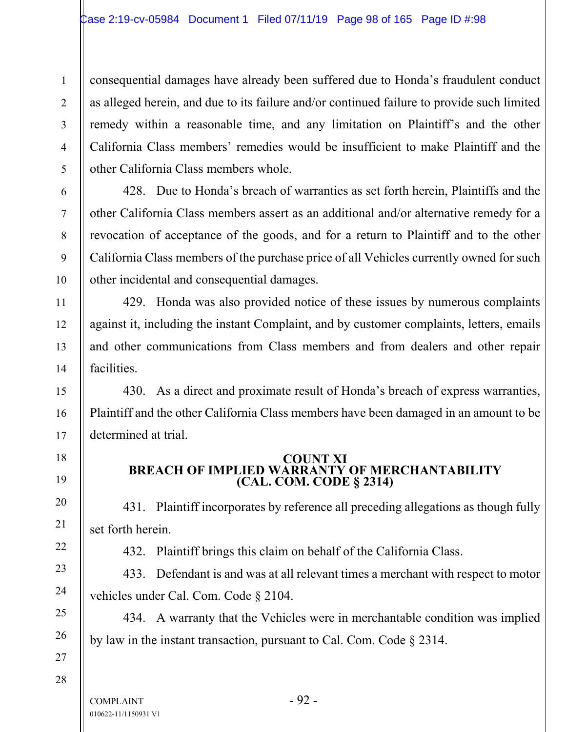consequential damages have already been suffered due to Honda's fraudulent conduct as alleged herein, and due to its failure and/or continued failure to provide such limited remedy within a reasonable time, and any limitation on Plaintiff's and the other California Class members' remedies would be insufficient to make Plaintiff and the other California Class members whole.

428. Due to Honda's breach of warranties as set forth herein, Plaintiffs and the other California Class members assert as an additional and/or alternative remedy for a revocation of acceptance of the goods, and for a return to Plaintiff and to the other California Class members of the purchase price of all Vehicles currently owned for such other incidental and consequential damages.

429. Honda was also provided notice of these issues by numerous complaints against it, including the instant Complaint, and by customer complaints, letters, emails and other communications from Class members and from dealers and other repair facilities.

430. As a direct and proximate result of Honda's breach of express warranties, Plaintiff and the other California Class members have been damaged in an amount to be determined at trial.

## COUNT XI
## BREACH OF IMPLIED WARRANTY OF MERCHANTABILITY
## (CAL. COM. CODE § 2314)

431. Plaintiff incorporates by reference all preceding allegations as though fully set forth herein.

432. Plaintiff brings this claim on behalf of the California Class.

433. Defendant is and was at all relevant times a merchant with respect to motor vehicles under Cal. Com. Code § 2104.

434. A warranty that the Vehicles were in merchantable condition was implied by law in the instant transaction, pursuant to Cal. Com. Code § 2314.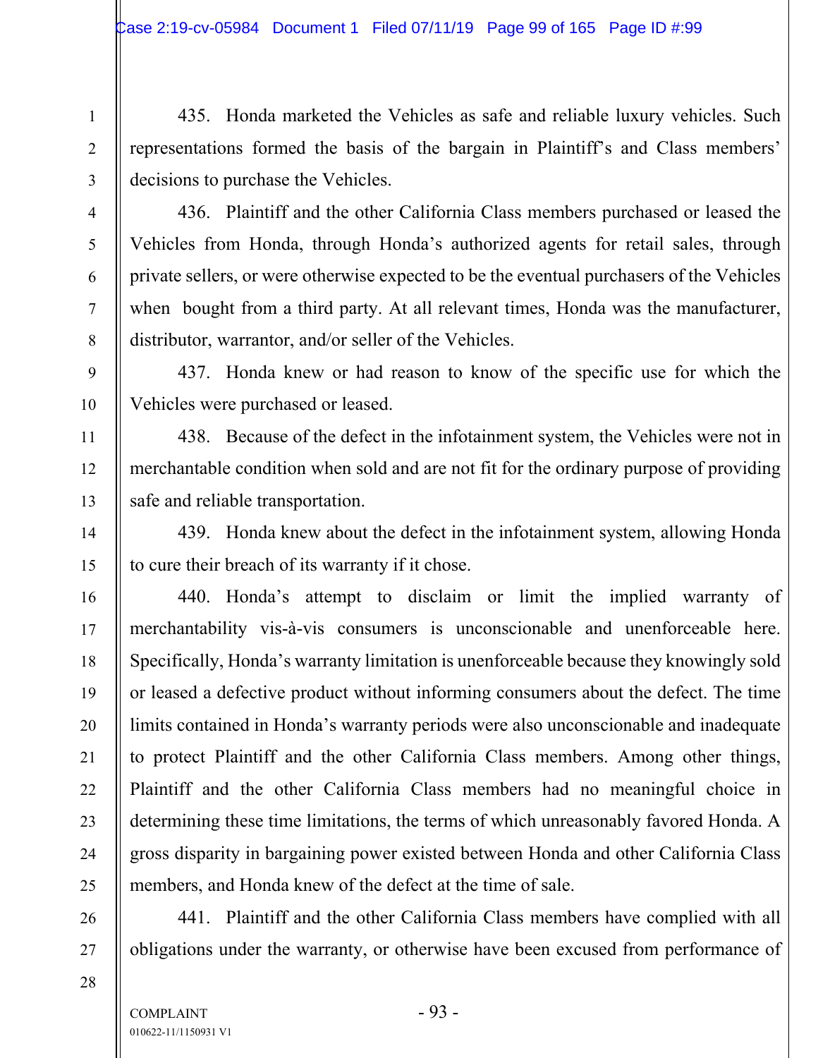435. Honda marketed the Vehicles as safe and reliable luxury vehicles. Such representations formed the basis of the bargain in Plaintiff's and Class members' decisions to purchase the Vehicles.

436. Plaintiff and the other California Class members purchased or leased the Vehicles from Honda, through Honda's authorized agents for retail sales, through private sellers, or were otherwise expected to be the eventual purchasers of the Vehicles when bought from a third party. At all relevant times, Honda was the manufacturer, distributor, warrantor, and/or seller of the Vehicles.

437. Honda knew or had reason to know of the specific use for which the Vehicles were purchased or leased.

438. Because of the defect in the infotainment system, the Vehicles were not in merchantable condition when sold and are not fit for the ordinary purpose of providing safe and reliable transportation.

439. Honda knew about the defect in the infotainment system, allowing Honda to cure their breach of its warranty if it chose.

440. Honda's attempt to disclaim or limit the implied warranty of merchantability vis-à-vis consumers is unconscionable and unenforceable here. Specifically, Honda's warranty limitation is unenforceable because they knowingly sold or leased a defective product without informing consumers about the defect. The time limits contained in Honda's warranty periods were also unconscionable and inadequate to protect Plaintiff and the other California Class members. Among other things, Plaintiff and the other California Class members had no meaningful choice in determining these time limitations, the terms of which unreasonably favored Honda. A gross disparity in bargaining power existed between Honda and other California Class members, and Honda knew of the defect at the time of sale.

441. Plaintiff and the other California Class members have complied with all obligations under the warranty, or otherwise have been excused from performance of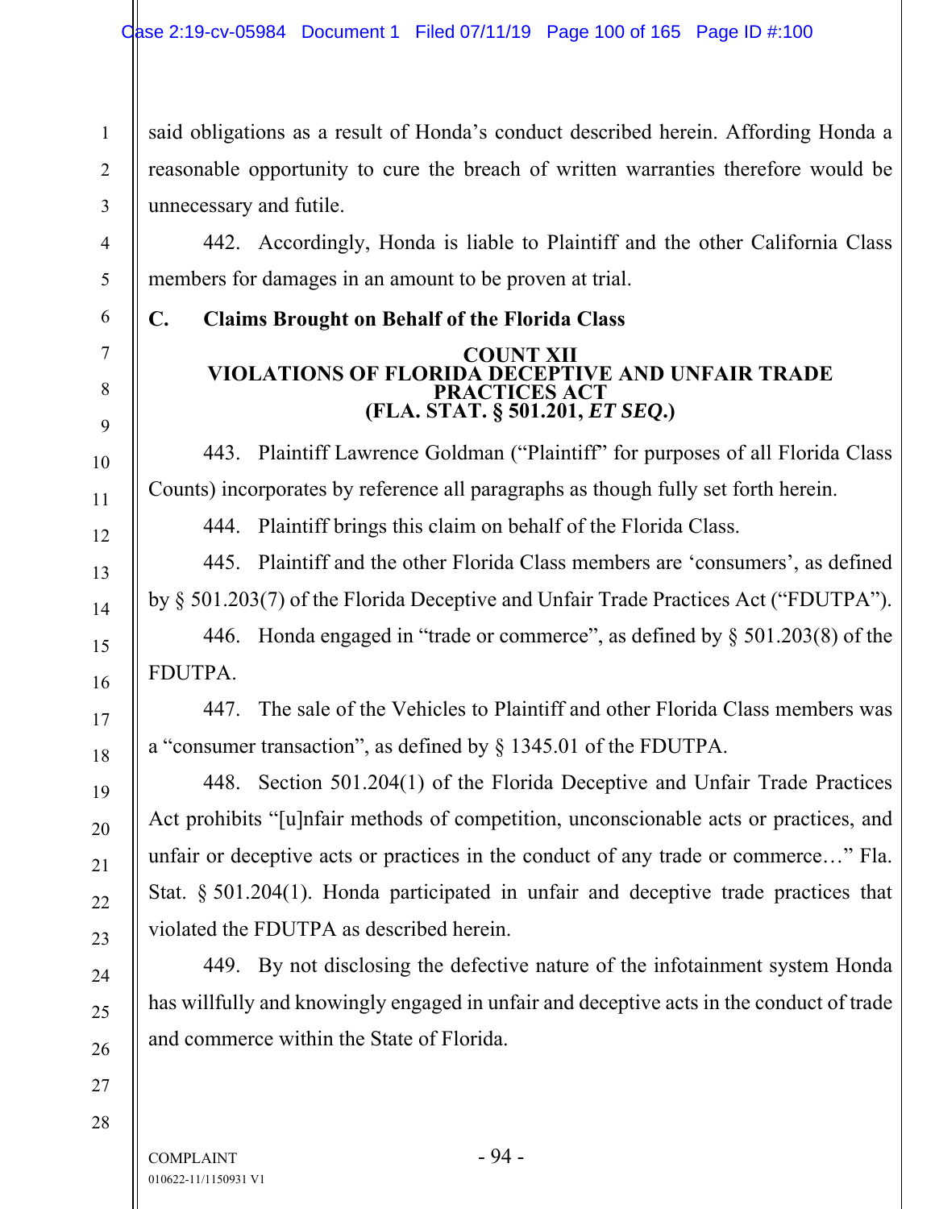said obligations as a result of Honda's conduct described herein. Affording Honda a reasonable opportunity to cure the breach of written warranties therefore would be unnecessary and futile.

442. Accordingly, Honda is liable to Plaintiff and the other California Class members for damages in an amount to be proven at trial.

### C. Claims Brought on Behalf of the Florida Class

**COUNT XII**
**VIOLATIONS OF FLORIDA DECEPTIVE AND UNFAIR TRADE PRACTICES ACT**
**(FLA. STAT. § 501.201, *ET SEQ*.)**

443. Plaintiff Lawrence Goldman ("Plaintiff" for purposes of all Florida Class Counts) incorporates by reference all paragraphs as though fully set forth herein.

444. Plaintiff brings this claim on behalf of the Florida Class.

445. Plaintiff and the other Florida Class members are 'consumers', as defined by § 501.203(7) of the Florida Deceptive and Unfair Trade Practices Act ("FDUTPA").

446. Honda engaged in "trade or commerce", as defined by § 501.203(8) of the FDUTPA.

447. The sale of the Vehicles to Plaintiff and other Florida Class members was a "consumer transaction", as defined by § 1345.01 of the FDUTPA.

448. Section 501.204(1) of the Florida Deceptive and Unfair Trade Practices Act prohibits "[u]nfair methods of competition, unconscionable acts or practices, and unfair or deceptive acts or practices in the conduct of any trade or commerce…" Fla. Stat. § 501.204(1). Honda participated in unfair and deceptive trade practices that violated the FDUTPA as described herein.

449. By not disclosing the defective nature of the infotainment system Honda has willfully and knowingly engaged in unfair and deceptive acts in the conduct of trade and commerce within the State of Florida.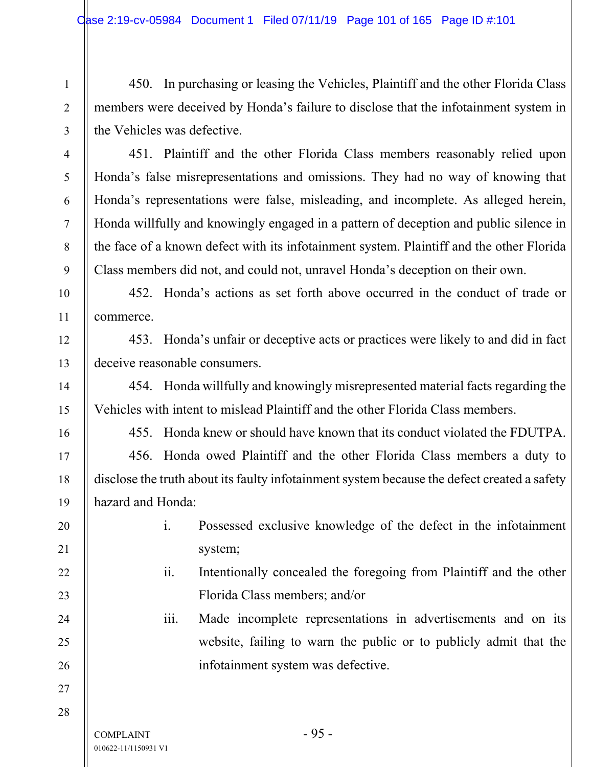450. In purchasing or leasing the Vehicles, Plaintiff and the other Florida Class members were deceived by Honda's failure to disclose that the infotainment system in the Vehicles was defective.

451. Plaintiff and the other Florida Class members reasonably relied upon Honda's false misrepresentations and omissions. They had no way of knowing that Honda's representations were false, misleading, and incomplete. As alleged herein, Honda willfully and knowingly engaged in a pattern of deception and public silence in the face of a known defect with its infotainment system. Plaintiff and the other Florida Class members did not, and could not, unravel Honda's deception on their own.

452. Honda's actions as set forth above occurred in the conduct of trade or commerce.

453. Honda's unfair or deceptive acts or practices were likely to and did in fact deceive reasonable consumers.

454. Honda willfully and knowingly misrepresented material facts regarding the Vehicles with intent to mislead Plaintiff and the other Florida Class members.

455. Honda knew or should have known that its conduct violated the FDUTPA.

456. Honda owed Plaintiff and the other Florida Class members a duty to disclose the truth about its faulty infotainment system because the defect created a safety hazard and Honda:

i. Possessed exclusive knowledge of the defect in the infotainment system;

ii. Intentionally concealed the foregoing from Plaintiff and the other Florida Class members; and/or

iii. Made incomplete representations in advertisements and on its website, failing to warn the public or to publicly admit that the infotainment system was defective.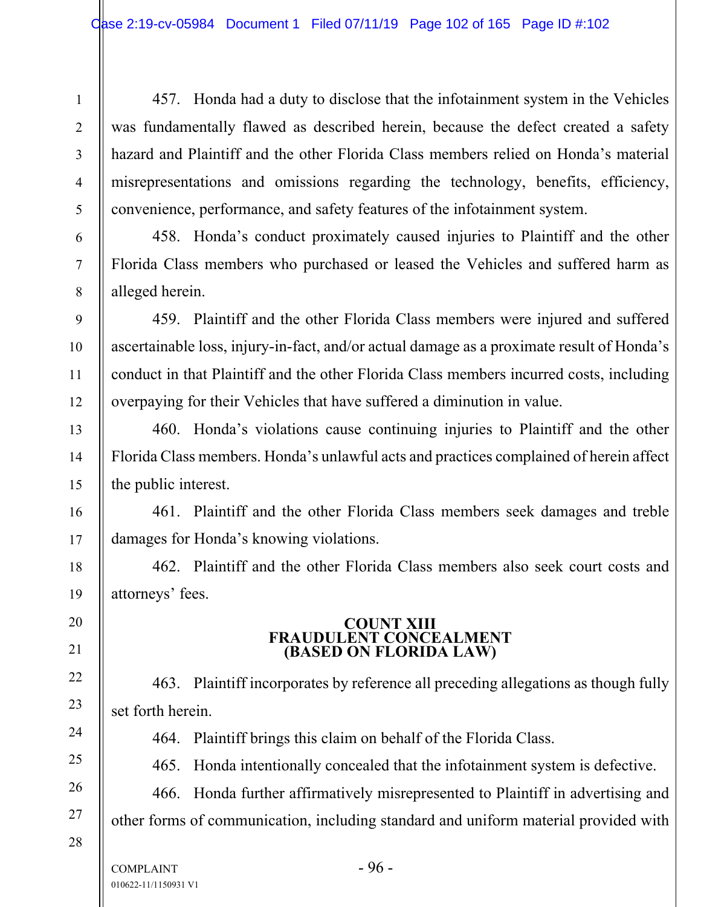457. Honda had a duty to disclose that the infotainment system in the Vehicles was fundamentally flawed as described herein, because the defect created a safety hazard and Plaintiff and the other Florida Class members relied on Honda's material misrepresentations and omissions regarding the technology, benefits, efficiency, convenience, performance, and safety features of the infotainment system.

458. Honda's conduct proximately caused injuries to Plaintiff and the other Florida Class members who purchased or leased the Vehicles and suffered harm as alleged herein.

459. Plaintiff and the other Florida Class members were injured and suffered ascertainable loss, injury-in-fact, and/or actual damage as a proximate result of Honda's conduct in that Plaintiff and the other Florida Class members incurred costs, including overpaying for their Vehicles that have suffered a diminution in value.

460. Honda's violations cause continuing injuries to Plaintiff and the other Florida Class members. Honda's unlawful acts and practices complained of herein affect the public interest.

461. Plaintiff and the other Florida Class members seek damages and treble damages for Honda's knowing violations.

462. Plaintiff and the other Florida Class members also seek court costs and attorneys' fees.

## COUNT XIII
## FRAUDULENT CONCEALMENT
## (BASED ON FLORIDA LAW)

463. Plaintiff incorporates by reference all preceding allegations as though fully set forth herein.

464. Plaintiff brings this claim on behalf of the Florida Class.

465. Honda intentionally concealed that the infotainment system is defective.

466. Honda further affirmatively misrepresented to Plaintiff in advertising and other forms of communication, including standard and uniform material provided with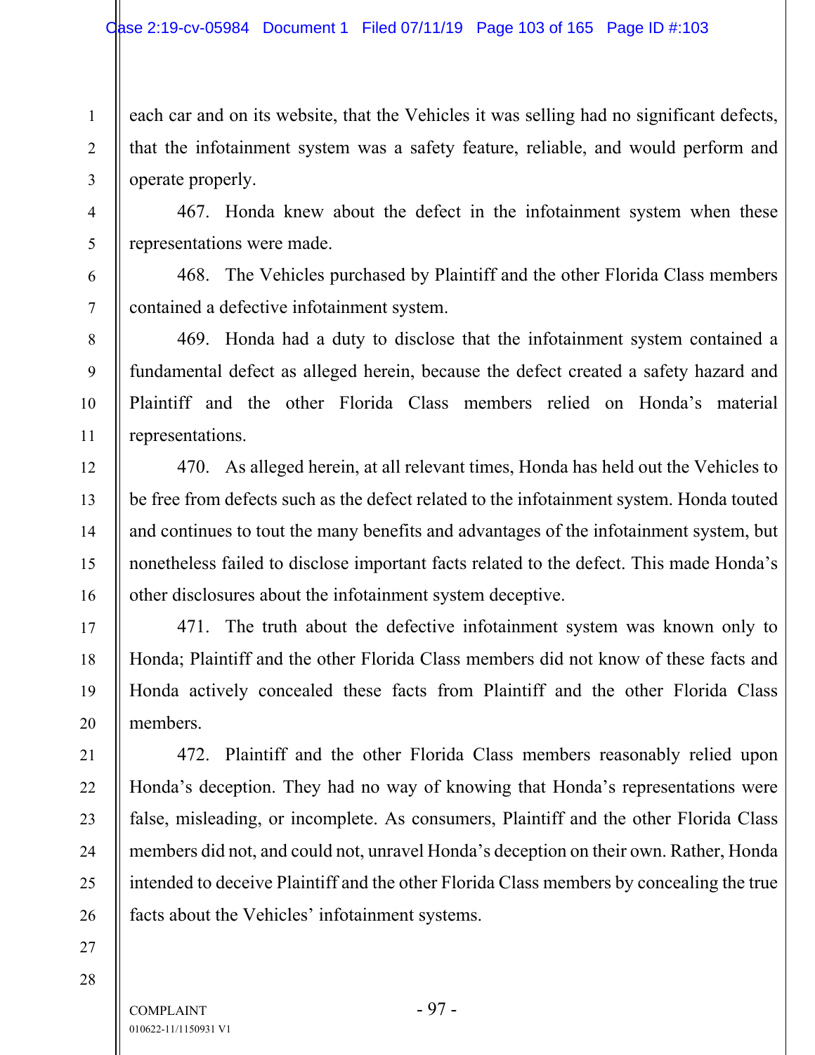each car and on its website, that the Vehicles it was selling had no significant defects, that the infotainment system was a safety feature, reliable, and would perform and operate properly.

467. Honda knew about the defect in the infotainment system when these representations were made.

468. The Vehicles purchased by Plaintiff and the other Florida Class members contained a defective infotainment system.

469. Honda had a duty to disclose that the infotainment system contained a fundamental defect as alleged herein, because the defect created a safety hazard and Plaintiff and the other Florida Class members relied on Honda's material representations.

470. As alleged herein, at all relevant times, Honda has held out the Vehicles to be free from defects such as the defect related to the infotainment system. Honda touted and continues to tout the many benefits and advantages of the infotainment system, but nonetheless failed to disclose important facts related to the defect. This made Honda's other disclosures about the infotainment system deceptive.

471. The truth about the defective infotainment system was known only to Honda; Plaintiff and the other Florida Class members did not know of these facts and Honda actively concealed these facts from Plaintiff and the other Florida Class members.

472. Plaintiff and the other Florida Class members reasonably relied upon Honda's deception. They had no way of knowing that Honda's representations were false, misleading, or incomplete. As consumers, Plaintiff and the other Florida Class members did not, and could not, unravel Honda's deception on their own. Rather, Honda intended to deceive Plaintiff and the other Florida Class members by concealing the true facts about the Vehicles' infotainment systems.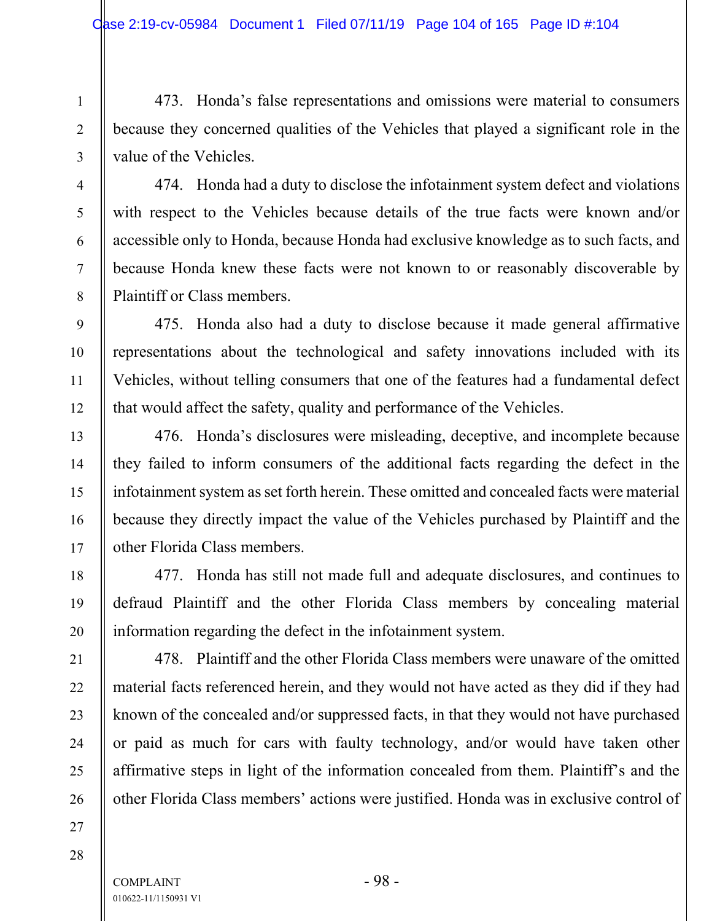473. Honda's false representations and omissions were material to consumers because they concerned qualities of the Vehicles that played a significant role in the value of the Vehicles.

474. Honda had a duty to disclose the infotainment system defect and violations with respect to the Vehicles because details of the true facts were known and/or accessible only to Honda, because Honda had exclusive knowledge as to such facts, and because Honda knew these facts were not known to or reasonably discoverable by Plaintiff or Class members.

475. Honda also had a duty to disclose because it made general affirmative representations about the technological and safety innovations included with its Vehicles, without telling consumers that one of the features had a fundamental defect that would affect the safety, quality and performance of the Vehicles.

476. Honda's disclosures were misleading, deceptive, and incomplete because they failed to inform consumers of the additional facts regarding the defect in the infotainment system as set forth herein. These omitted and concealed facts were material because they directly impact the value of the Vehicles purchased by Plaintiff and the other Florida Class members.

477. Honda has still not made full and adequate disclosures, and continues to defraud Plaintiff and the other Florida Class members by concealing material information regarding the defect in the infotainment system.

478. Plaintiff and the other Florida Class members were unaware of the omitted material facts referenced herein, and they would not have acted as they did if they had known of the concealed and/or suppressed facts, in that they would not have purchased or paid as much for cars with faulty technology, and/or would have taken other affirmative steps in light of the information concealed from them. Plaintiff's and the other Florida Class members' actions were justified. Honda was in exclusive control of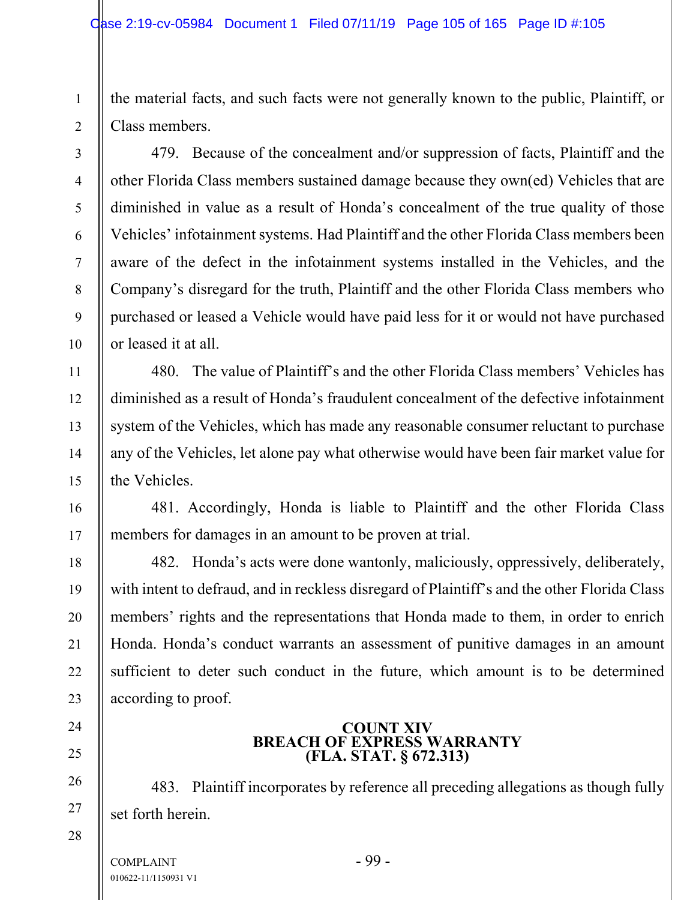the material facts, and such facts were not generally known to the public, Plaintiff, or Class members.

479. Because of the concealment and/or suppression of facts, Plaintiff and the other Florida Class members sustained damage because they own(ed) Vehicles that are diminished in value as a result of Honda's concealment of the true quality of those Vehicles' infotainment systems. Had Plaintiff and the other Florida Class members been aware of the defect in the infotainment systems installed in the Vehicles, and the Company's disregard for the truth, Plaintiff and the other Florida Class members who purchased or leased a Vehicle would have paid less for it or would not have purchased or leased it at all.

480. The value of Plaintiff's and the other Florida Class members' Vehicles has diminished as a result of Honda's fraudulent concealment of the defective infotainment system of the Vehicles, which has made any reasonable consumer reluctant to purchase any of the Vehicles, let alone pay what otherwise would have been fair market value for the Vehicles.

481. Accordingly, Honda is liable to Plaintiff and the other Florida Class members for damages in an amount to be proven at trial.

482. Honda's acts were done wantonly, maliciously, oppressively, deliberately, with intent to defraud, and in reckless disregard of Plaintiff's and the other Florida Class members' rights and the representations that Honda made to them, in order to enrich Honda. Honda's conduct warrants an assessment of punitive damages in an amount sufficient to deter such conduct in the future, which amount is to be determined according to proof.

**COUNT XIV**
**BREACH OF EXPRESS WARRANTY**
**(FLA. STAT. § 672.313)**

483. Plaintiff incorporates by reference all preceding allegations as though fully set forth herein.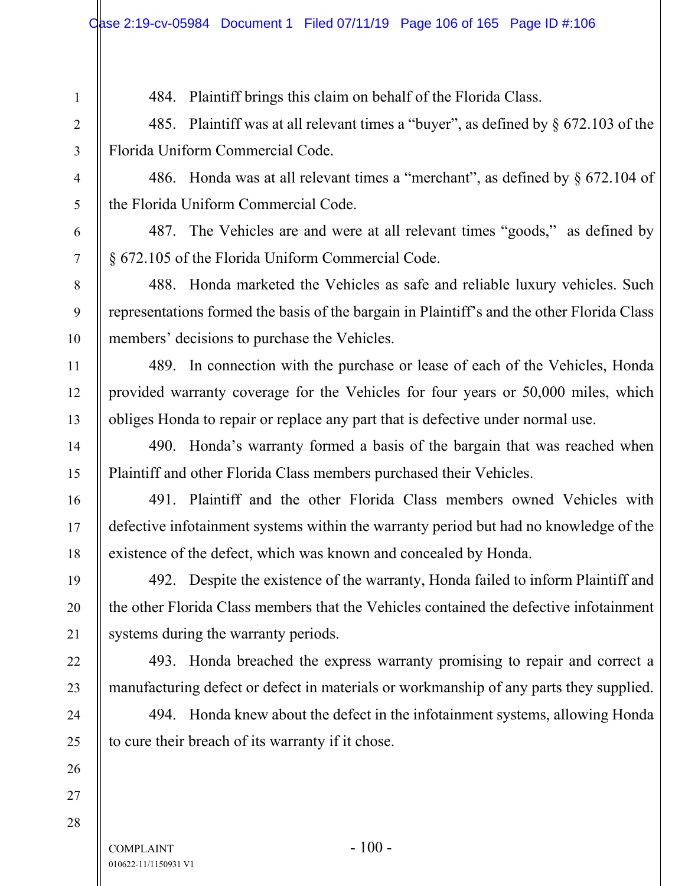484. Plaintiff brings this claim on behalf of the Florida Class.

485. Plaintiff was at all relevant times a "buyer", as defined by § 672.103 of the Florida Uniform Commercial Code.

486. Honda was at all relevant times a "merchant", as defined by § 672.104 of the Florida Uniform Commercial Code.

487. The Vehicles are and were at all relevant times "goods," as defined by § 672.105 of the Florida Uniform Commercial Code.

488. Honda marketed the Vehicles as safe and reliable luxury vehicles. Such representations formed the basis of the bargain in Plaintiff's and the other Florida Class members' decisions to purchase the Vehicles.

489. In connection with the purchase or lease of each of the Vehicles, Honda provided warranty coverage for the Vehicles for four years or 50,000 miles, which obliges Honda to repair or replace any part that is defective under normal use.

490. Honda's warranty formed a basis of the bargain that was reached when Plaintiff and other Florida Class members purchased their Vehicles.

491. Plaintiff and the other Florida Class members owned Vehicles with defective infotainment systems within the warranty period but had no knowledge of the existence of the defect, which was known and concealed by Honda.

492. Despite the existence of the warranty, Honda failed to inform Plaintiff and the other Florida Class members that the Vehicles contained the defective infotainment systems during the warranty periods.

493. Honda breached the express warranty promising to repair and correct a manufacturing defect or defect in materials or workmanship of any parts they supplied.

494. Honda knew about the defect in the infotainment systems, allowing Honda to cure their breach of its warranty if it chose.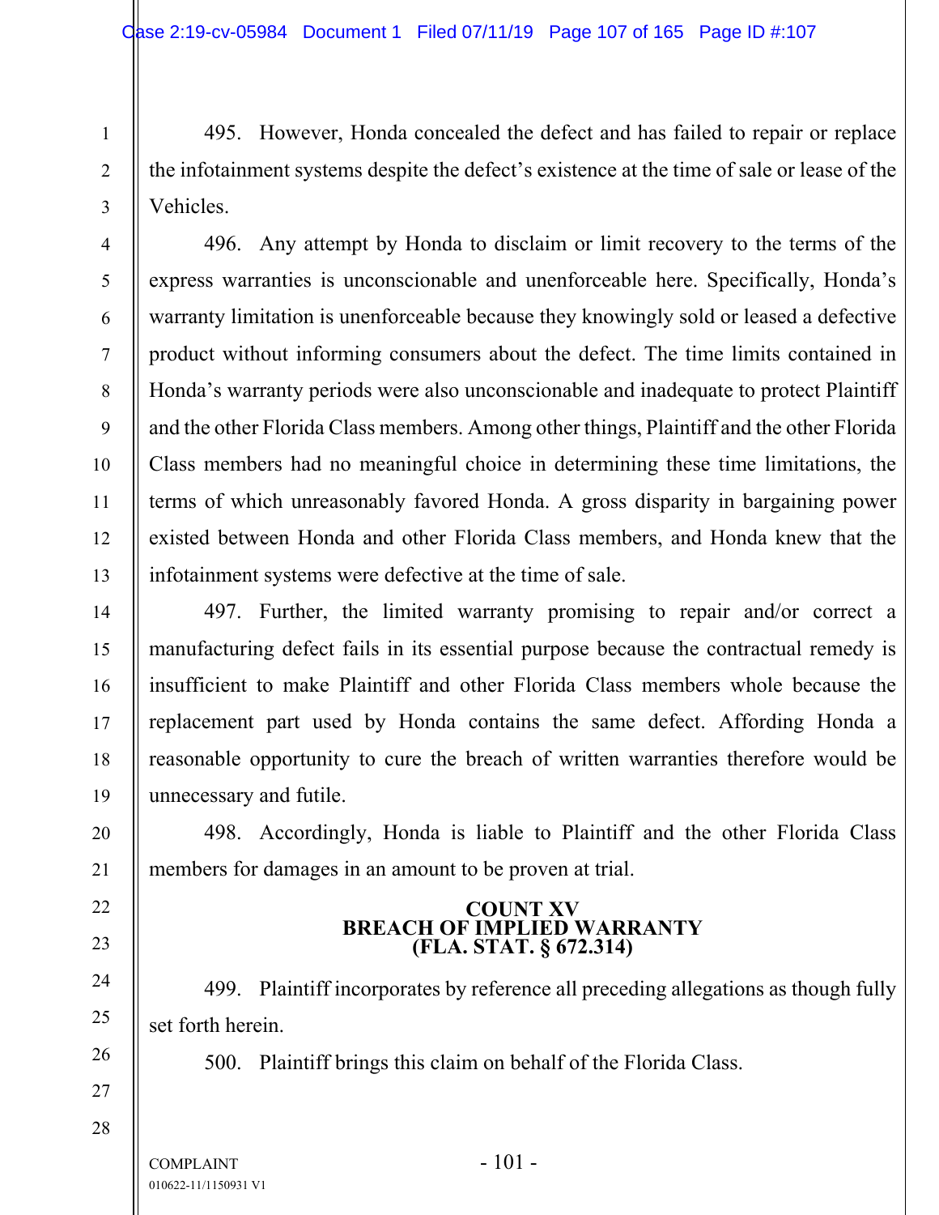495. However, Honda concealed the defect and has failed to repair or replace the infotainment systems despite the defect's existence at the time of sale or lease of the Vehicles.

496. Any attempt by Honda to disclaim or limit recovery to the terms of the express warranties is unconscionable and unenforceable here. Specifically, Honda's warranty limitation is unenforceable because they knowingly sold or leased a defective product without informing consumers about the defect. The time limits contained in Honda's warranty periods were also unconscionable and inadequate to protect Plaintiff and the other Florida Class members. Among other things, Plaintiff and the other Florida Class members had no meaningful choice in determining these time limitations, the terms of which unreasonably favored Honda. A gross disparity in bargaining power existed between Honda and other Florida Class members, and Honda knew that the infotainment systems were defective at the time of sale.

497. Further, the limited warranty promising to repair and/or correct a manufacturing defect fails in its essential purpose because the contractual remedy is insufficient to make Plaintiff and other Florida Class members whole because the replacement part used by Honda contains the same defect. Affording Honda a reasonable opportunity to cure the breach of written warranties therefore would be unnecessary and futile.

498. Accordingly, Honda is liable to Plaintiff and the other Florida Class members for damages in an amount to be proven at trial.

## COUNT XV
## BREACH OF IMPLIED WARRANTY
## (FLA. STAT. § 672.314)

499. Plaintiff incorporates by reference all preceding allegations as though fully set forth herein.

500. Plaintiff brings this claim on behalf of the Florida Class.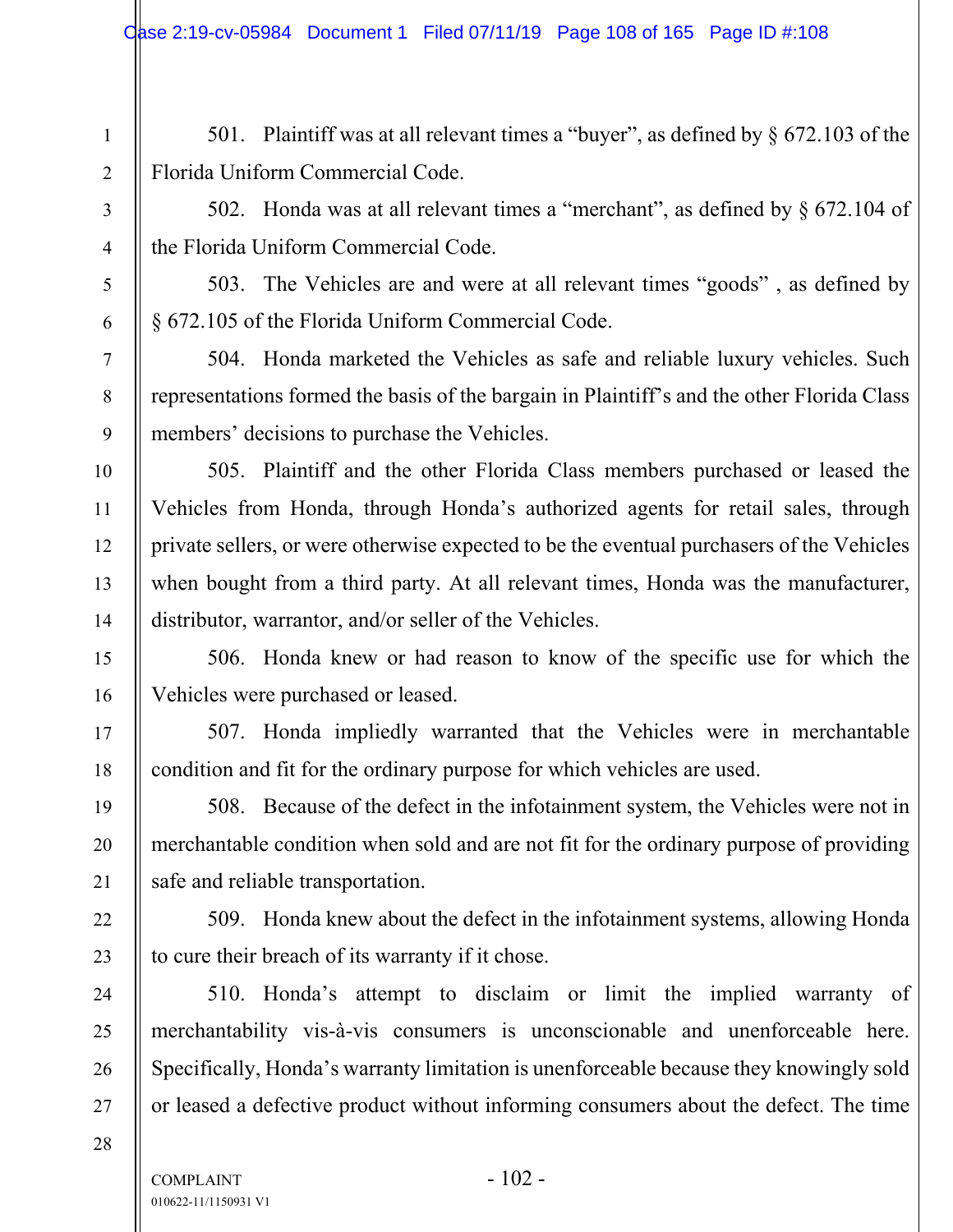501. Plaintiff was at all relevant times a "buyer", as defined by § 672.103 of the Florida Uniform Commercial Code.

502. Honda was at all relevant times a "merchant", as defined by § 672.104 of the Florida Uniform Commercial Code.

503. The Vehicles are and were at all relevant times "goods" , as defined by § 672.105 of the Florida Uniform Commercial Code.

504. Honda marketed the Vehicles as safe and reliable luxury vehicles. Such representations formed the basis of the bargain in Plaintiff's and the other Florida Class members' decisions to purchase the Vehicles.

505. Plaintiff and the other Florida Class members purchased or leased the Vehicles from Honda, through Honda's authorized agents for retail sales, through private sellers, or were otherwise expected to be the eventual purchasers of the Vehicles when bought from a third party. At all relevant times, Honda was the manufacturer, distributor, warrantor, and/or seller of the Vehicles.

506. Honda knew or had reason to know of the specific use for which the Vehicles were purchased or leased.

507. Honda impliedly warranted that the Vehicles were in merchantable condition and fit for the ordinary purpose for which vehicles are used.

508. Because of the defect in the infotainment system, the Vehicles were not in merchantable condition when sold and are not fit for the ordinary purpose of providing safe and reliable transportation.

509. Honda knew about the defect in the infotainment systems, allowing Honda to cure their breach of its warranty if it chose.

510. Honda's attempt to disclaim or limit the implied warranty of merchantability vis-à-vis consumers is unconscionable and unenforceable here. Specifically, Honda's warranty limitation is unenforceable because they knowingly sold or leased a defective product without informing consumers about the defect. The time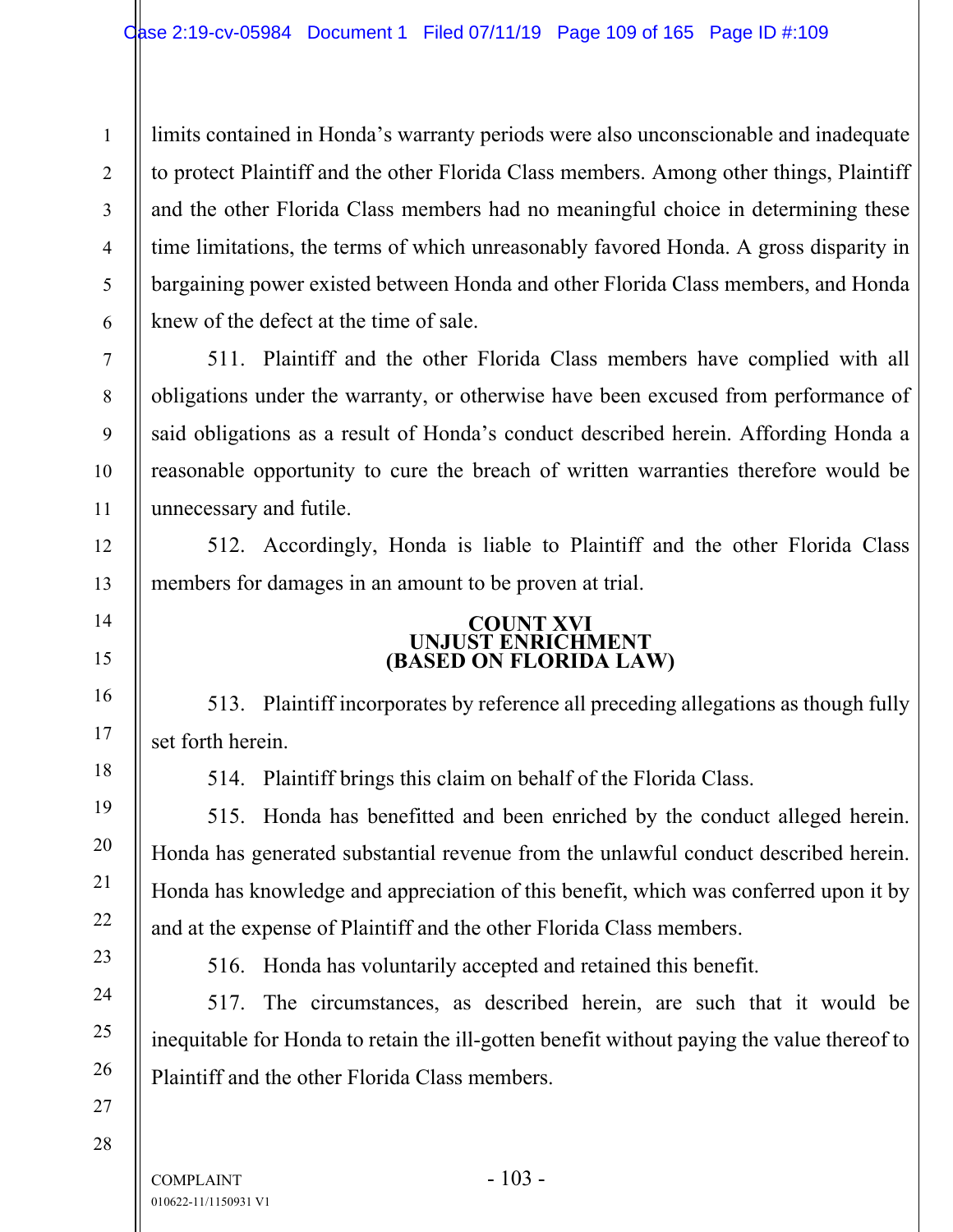limits contained in Honda's warranty periods were also unconscionable and inadequate to protect Plaintiff and the other Florida Class members. Among other things, Plaintiff and the other Florida Class members had no meaningful choice in determining these time limitations, the terms of which unreasonably favored Honda. A gross disparity in bargaining power existed between Honda and other Florida Class members, and Honda knew of the defect at the time of sale.

511. Plaintiff and the other Florida Class members have complied with all obligations under the warranty, or otherwise have been excused from performance of said obligations as a result of Honda's conduct described herein. Affording Honda a reasonable opportunity to cure the breach of written warranties therefore would be unnecessary and futile.

512. Accordingly, Honda is liable to Plaintiff and the other Florida Class members for damages in an amount to be proven at trial.

**COUNT XVI**
**UNJUST ENRICHMENT**
**(BASED ON FLORIDA LAW)**

513. Plaintiff incorporates by reference all preceding allegations as though fully set forth herein.

514. Plaintiff brings this claim on behalf of the Florida Class.

515. Honda has benefitted and been enriched by the conduct alleged herein. Honda has generated substantial revenue from the unlawful conduct described herein. Honda has knowledge and appreciation of this benefit, which was conferred upon it by and at the expense of Plaintiff and the other Florida Class members.

516. Honda has voluntarily accepted and retained this benefit.

517. The circumstances, as described herein, are such that it would be inequitable for Honda to retain the ill-gotten benefit without paying the value thereof to Plaintiff and the other Florida Class members.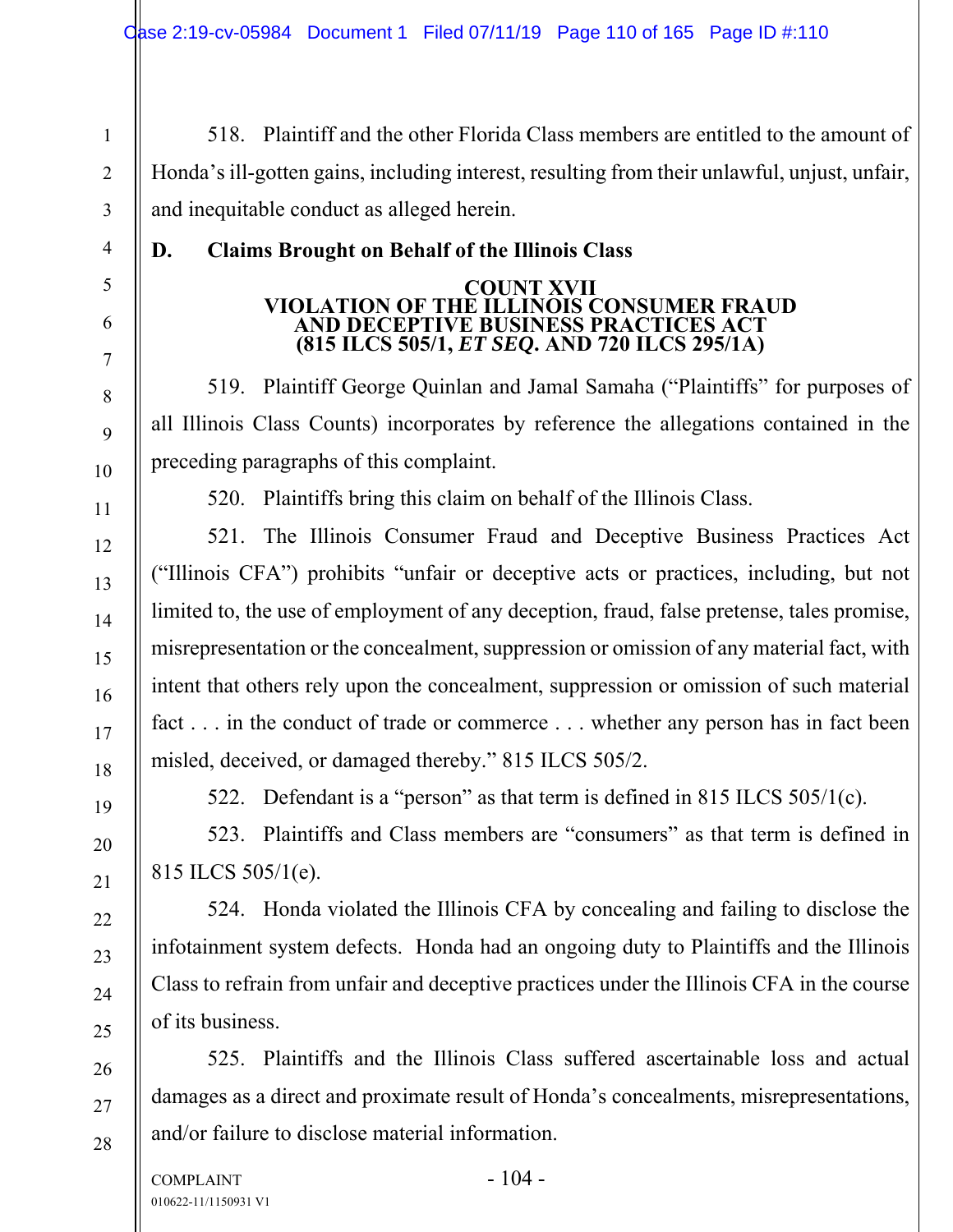518. Plaintiff and the other Florida Class members are entitled to the amount of Honda's ill-gotten gains, including interest, resulting from their unlawful, unjust, unfair, and inequitable conduct as alleged herein.

## D. Claims Brought on Behalf of the Illinois Class

### COUNT XVII
### VIOLATION OF THE ILLINOIS CONSUMER FRAUD AND DECEPTIVE BUSINESS PRACTICES ACT
### (815 ILCS 505/1, *ET SEQ*. AND 720 ILCS 295/1A)

519. Plaintiff George Quinlan and Jamal Samaha ("Plaintiffs" for purposes of all Illinois Class Counts) incorporates by reference the allegations contained in the preceding paragraphs of this complaint.

520. Plaintiffs bring this claim on behalf of the Illinois Class.

521. The Illinois Consumer Fraud and Deceptive Business Practices Act ("Illinois CFA") prohibits "unfair or deceptive acts or practices, including, but not limited to, the use of employment of any deception, fraud, false pretense, tales promise, misrepresentation or the concealment, suppression or omission of any material fact, with intent that others rely upon the concealment, suppression or omission of such material fact . . . in the conduct of trade or commerce . . . whether any person has in fact been misled, deceived, or damaged thereby." 815 ILCS 505/2.

522. Defendant is a "person" as that term is defined in 815 ILCS 505/1(c).

523. Plaintiffs and Class members are "consumers" as that term is defined in 815 ILCS 505/1(e).

524. Honda violated the Illinois CFA by concealing and failing to disclose the infotainment system defects. Honda had an ongoing duty to Plaintiffs and the Illinois Class to refrain from unfair and deceptive practices under the Illinois CFA in the course of its business.

525. Plaintiffs and the Illinois Class suffered ascertainable loss and actual damages as a direct and proximate result of Honda's concealments, misrepresentations, and/or failure to disclose material information.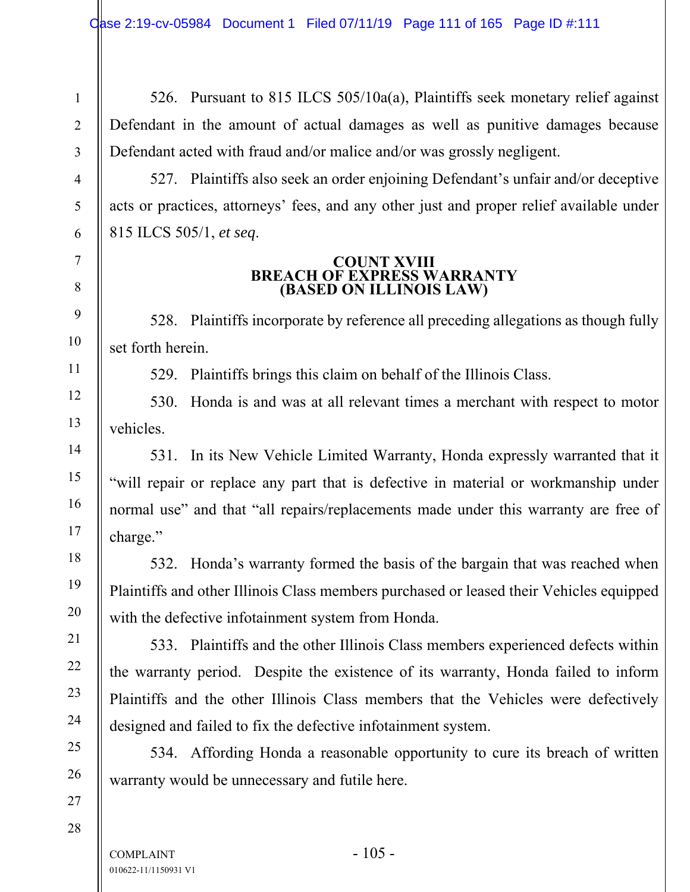526. Pursuant to 815 ILCS 505/10a(a), Plaintiffs seek monetary relief against Defendant in the amount of actual damages as well as punitive damages because Defendant acted with fraud and/or malice and/or was grossly negligent.

527. Plaintiffs also seek an order enjoining Defendant's unfair and/or deceptive acts or practices, attorneys' fees, and any other just and proper relief available under 815 ILCS 505/1, *et seq*.

## COUNT XVIII
## BREACH OF EXPRESS WARRANTY
## (BASED ON ILLINOIS LAW)

528. Plaintiffs incorporate by reference all preceding allegations as though fully set forth herein.

529. Plaintiffs brings this claim on behalf of the Illinois Class.

530. Honda is and was at all relevant times a merchant with respect to motor vehicles.

531. In its New Vehicle Limited Warranty, Honda expressly warranted that it "will repair or replace any part that is defective in material or workmanship under normal use" and that "all repairs/replacements made under this warranty are free of charge."

532. Honda's warranty formed the basis of the bargain that was reached when Plaintiffs and other Illinois Class members purchased or leased their Vehicles equipped with the defective infotainment system from Honda.

533. Plaintiffs and the other Illinois Class members experienced defects within the warranty period. Despite the existence of its warranty, Honda failed to inform Plaintiffs and the other Illinois Class members that the Vehicles were defectively designed and failed to fix the defective infotainment system.

534. Affording Honda a reasonable opportunity to cure its breach of written warranty would be unnecessary and futile here.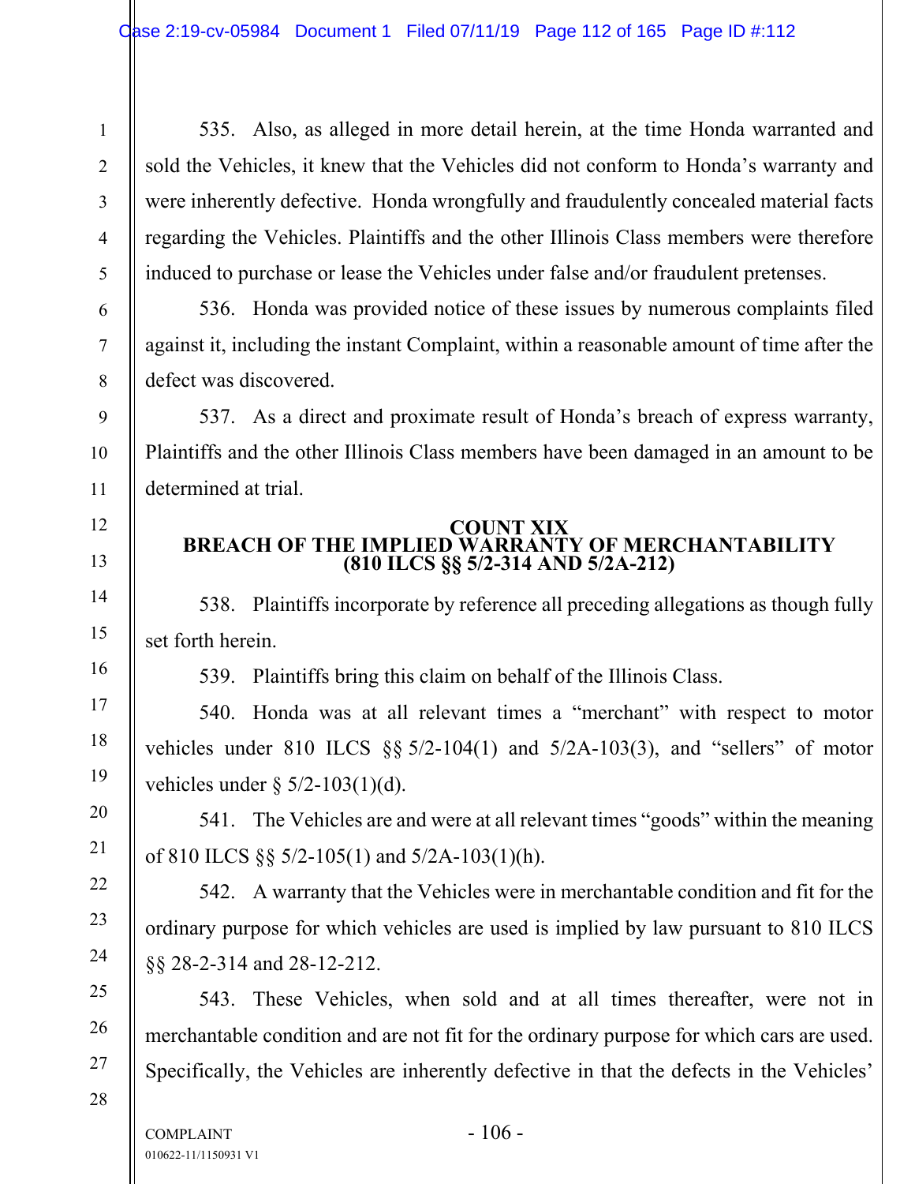535. Also, as alleged in more detail herein, at the time Honda warranted and sold the Vehicles, it knew that the Vehicles did not conform to Honda's warranty and were inherently defective. Honda wrongfully and fraudulently concealed material facts regarding the Vehicles. Plaintiffs and the other Illinois Class members were therefore induced to purchase or lease the Vehicles under false and/or fraudulent pretenses.

536. Honda was provided notice of these issues by numerous complaints filed against it, including the instant Complaint, within a reasonable amount of time after the defect was discovered.

537. As a direct and proximate result of Honda's breach of express warranty, Plaintiffs and the other Illinois Class members have been damaged in an amount to be determined at trial.

## COUNT XIX
## BREACH OF THE IMPLIED WARRANTY OF MERCHANTABILITY
## (810 ILCS §§ 5/2-314 AND 5/2A-212)

538. Plaintiffs incorporate by reference all preceding allegations as though fully set forth herein.

539. Plaintiffs bring this claim on behalf of the Illinois Class.

540. Honda was at all relevant times a "merchant" with respect to motor vehicles under 810 ILCS §§ 5/2-104(1) and 5/2A-103(3), and "sellers" of motor vehicles under § 5/2-103(1)(d).

541. The Vehicles are and were at all relevant times "goods" within the meaning of 810 ILCS §§ 5/2-105(1) and 5/2A-103(1)(h).

542. A warranty that the Vehicles were in merchantable condition and fit for the ordinary purpose for which vehicles are used is implied by law pursuant to 810 ILCS §§ 28-2-314 and 28-12-212.

543. These Vehicles, when sold and at all times thereafter, were not in merchantable condition and are not fit for the ordinary purpose for which cars are used. Specifically, the Vehicles are inherently defective in that the defects in the Vehicles'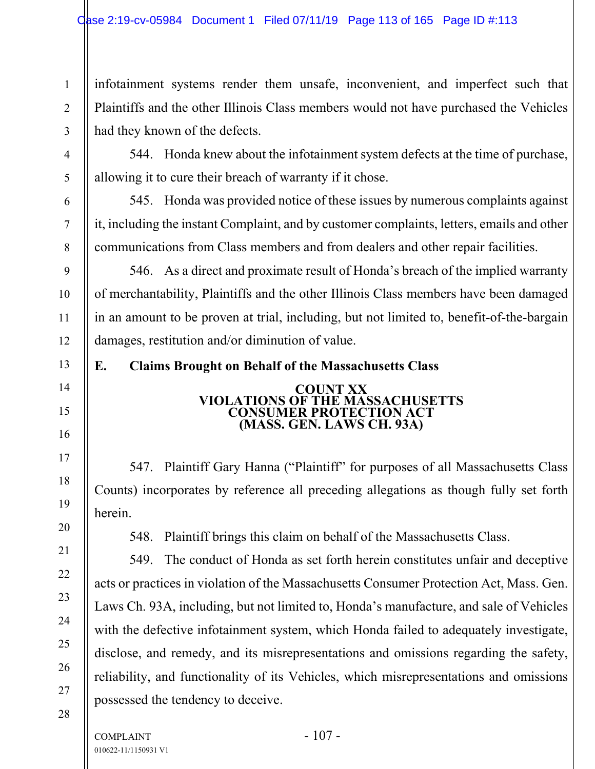infotainment systems render them unsafe, inconvenient, and imperfect such that Plaintiffs and the other Illinois Class members would not have purchased the Vehicles had they known of the defects.

544. Honda knew about the infotainment system defects at the time of purchase, allowing it to cure their breach of warranty if it chose.

545. Honda was provided notice of these issues by numerous complaints against it, including the instant Complaint, and by customer complaints, letters, emails and other communications from Class members and from dealers and other repair facilities.

546. As a direct and proximate result of Honda's breach of the implied warranty of merchantability, Plaintiffs and the other Illinois Class members have been damaged in an amount to be proven at trial, including, but not limited to, benefit-of-the-bargain damages, restitution and/or diminution of value.

## E. Claims Brought on Behalf of the Massachusetts Class

### COUNT XX
### VIOLATIONS OF THE MASSACHUSETTS CONSUMER PROTECTION ACT
### (MASS. GEN. LAWS CH. 93A)

547. Plaintiff Gary Hanna ("Plaintiff" for purposes of all Massachusetts Class Counts) incorporates by reference all preceding allegations as though fully set forth herein.

548. Plaintiff brings this claim on behalf of the Massachusetts Class.

549. The conduct of Honda as set forth herein constitutes unfair and deceptive acts or practices in violation of the Massachusetts Consumer Protection Act, Mass. Gen. Laws Ch. 93A, including, but not limited to, Honda's manufacture, and sale of Vehicles with the defective infotainment system, which Honda failed to adequately investigate, disclose, and remedy, and its misrepresentations and omissions regarding the safety, reliability, and functionality of its Vehicles, which misrepresentations and omissions possessed the tendency to deceive.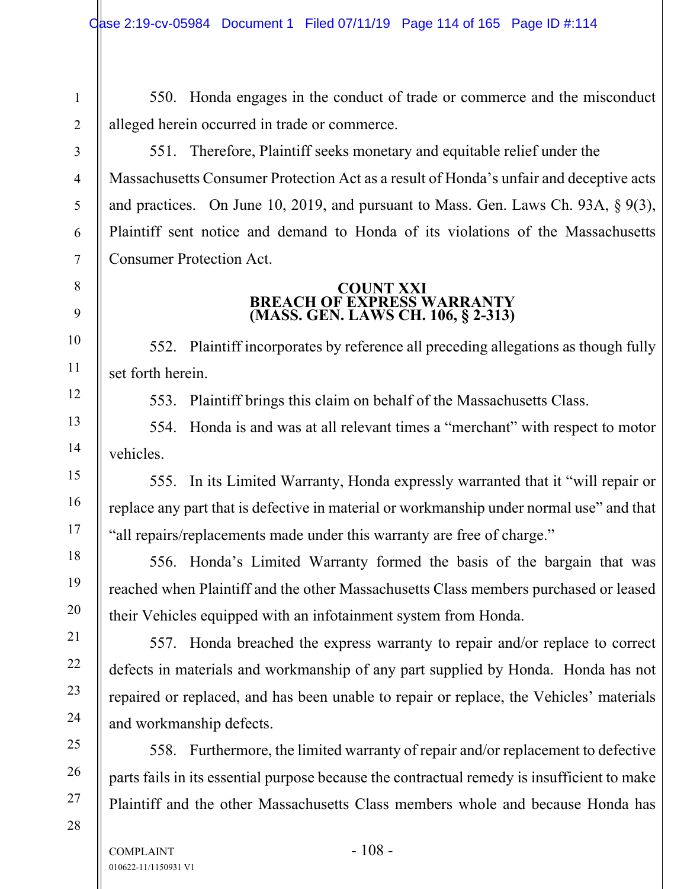550. Honda engages in the conduct of trade or commerce and the misconduct alleged herein occurred in trade or commerce.

551. Therefore, Plaintiff seeks monetary and equitable relief under the Massachusetts Consumer Protection Act as a result of Honda's unfair and deceptive acts and practices. On June 10, 2019, and pursuant to Mass. Gen. Laws Ch. 93A, § 9(3), Plaintiff sent notice and demand to Honda of its violations of the Massachusetts Consumer Protection Act.

**COUNT XXI**
**BREACH OF EXPRESS WARRANTY**
**(MASS. GEN. LAWS CH. 106, § 2-313)**

552. Plaintiff incorporates by reference all preceding allegations as though fully set forth herein.

553. Plaintiff brings this claim on behalf of the Massachusetts Class.

554. Honda is and was at all relevant times a "merchant" with respect to motor vehicles.

555. In its Limited Warranty, Honda expressly warranted that it "will repair or replace any part that is defective in material or workmanship under normal use" and that "all repairs/replacements made under this warranty are free of charge."

556. Honda's Limited Warranty formed the basis of the bargain that was reached when Plaintiff and the other Massachusetts Class members purchased or leased their Vehicles equipped with an infotainment system from Honda.

557. Honda breached the express warranty to repair and/or replace to correct defects in materials and workmanship of any part supplied by Honda. Honda has not repaired or replaced, and has been unable to repair or replace, the Vehicles' materials and workmanship defects.

558. Furthermore, the limited warranty of repair and/or replacement to defective parts fails in its essential purpose because the contractual remedy is insufficient to make Plaintiff and the other Massachusetts Class members whole and because Honda has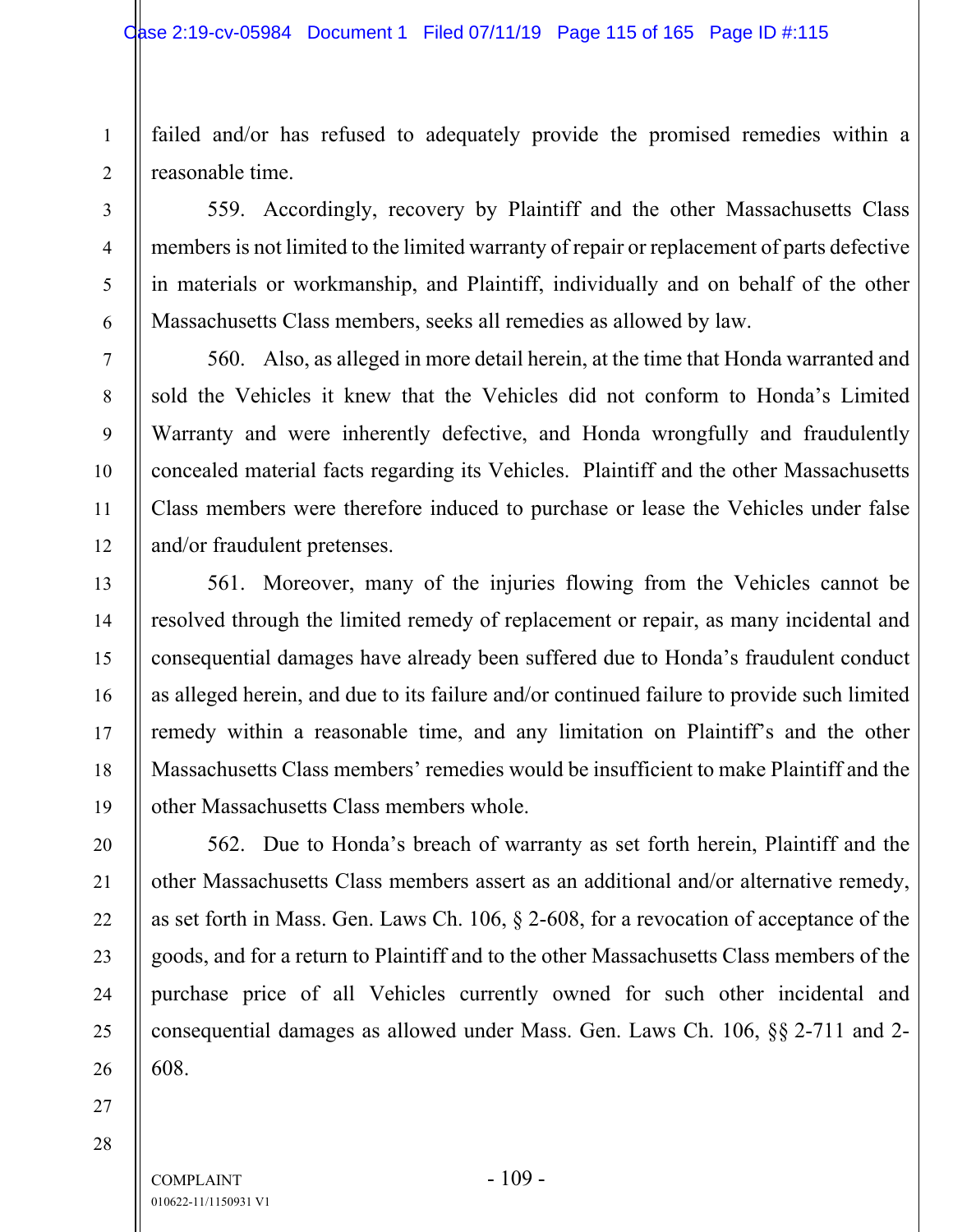failed and/or has refused to adequately provide the promised remedies within a reasonable time.

559. Accordingly, recovery by Plaintiff and the other Massachusetts Class members is not limited to the limited warranty of repair or replacement of parts defective in materials or workmanship, and Plaintiff, individually and on behalf of the other Massachusetts Class members, seeks all remedies as allowed by law.

560. Also, as alleged in more detail herein, at the time that Honda warranted and sold the Vehicles it knew that the Vehicles did not conform to Honda's Limited Warranty and were inherently defective, and Honda wrongfully and fraudulently concealed material facts regarding its Vehicles. Plaintiff and the other Massachusetts Class members were therefore induced to purchase or lease the Vehicles under false and/or fraudulent pretenses.

561. Moreover, many of the injuries flowing from the Vehicles cannot be resolved through the limited remedy of replacement or repair, as many incidental and consequential damages have already been suffered due to Honda's fraudulent conduct as alleged herein, and due to its failure and/or continued failure to provide such limited remedy within a reasonable time, and any limitation on Plaintiff's and the other Massachusetts Class members' remedies would be insufficient to make Plaintiff and the other Massachusetts Class members whole.

562. Due to Honda's breach of warranty as set forth herein, Plaintiff and the other Massachusetts Class members assert as an additional and/or alternative remedy, as set forth in Mass. Gen. Laws Ch. 106, § 2-608, for a revocation of acceptance of the goods, and for a return to Plaintiff and to the other Massachusetts Class members of the purchase price of all Vehicles currently owned for such other incidental and consequential damages as allowed under Mass. Gen. Laws Ch. 106, §§ 2-711 and 2-608.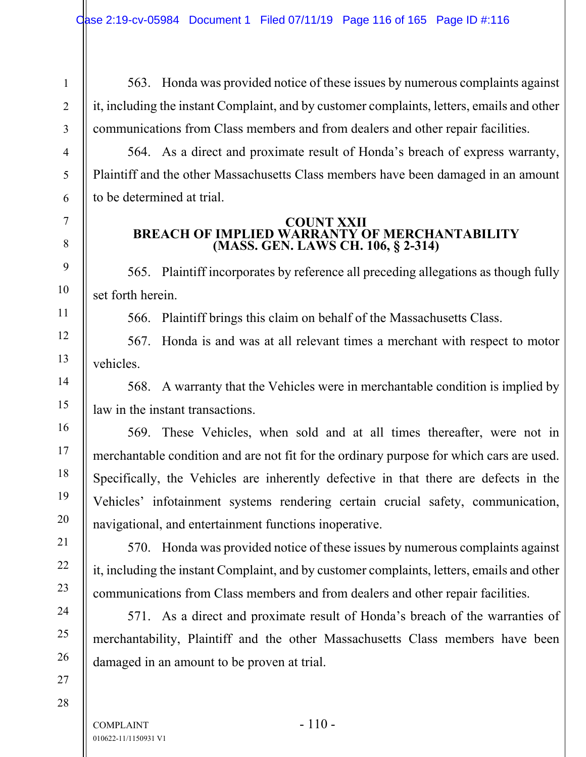563. Honda was provided notice of these issues by numerous complaints against it, including the instant Complaint, and by customer complaints, letters, emails and other communications from Class members and from dealers and other repair facilities.

564. As a direct and proximate result of Honda's breach of express warranty, Plaintiff and the other Massachusetts Class members have been damaged in an amount to be determined at trial.

## COUNT XXII
## BREACH OF IMPLIED WARRANTY OF MERCHANTABILITY
## (MASS. GEN. LAWS CH. 106, § 2-314)

565. Plaintiff incorporates by reference all preceding allegations as though fully set forth herein.

566. Plaintiff brings this claim on behalf of the Massachusetts Class.

567. Honda is and was at all relevant times a merchant with respect to motor vehicles.

568. A warranty that the Vehicles were in merchantable condition is implied by law in the instant transactions.

569. These Vehicles, when sold and at all times thereafter, were not in merchantable condition and are not fit for the ordinary purpose for which cars are used. Specifically, the Vehicles are inherently defective in that there are defects in the Vehicles' infotainment systems rendering certain crucial safety, communication, navigational, and entertainment functions inoperative.

570. Honda was provided notice of these issues by numerous complaints against it, including the instant Complaint, and by customer complaints, letters, emails and other communications from Class members and from dealers and other repair facilities.

571. As a direct and proximate result of Honda's breach of the warranties of merchantability, Plaintiff and the other Massachusetts Class members have been damaged in an amount to be proven at trial.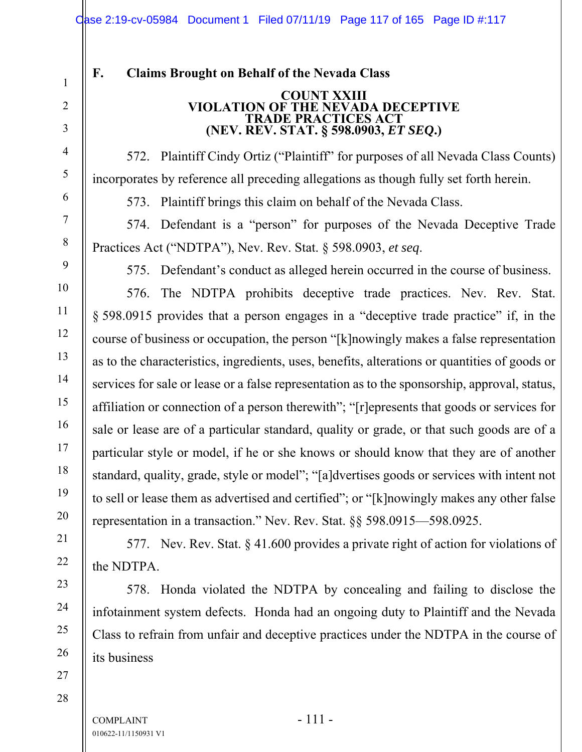## F. Claims Brought on Behalf of the Nevada Class

### COUNT XXIII
### VIOLATION OF THE NEVADA DECEPTIVE TRADE PRACTICES ACT
### (NEV. REV. STAT. § 598.0903, *ET SEQ.*)

572. Plaintiff Cindy Ortiz ("Plaintiff" for purposes of all Nevada Class Counts) incorporates by reference all preceding allegations as though fully set forth herein.

573. Plaintiff brings this claim on behalf of the Nevada Class.

574. Defendant is a "person" for purposes of the Nevada Deceptive Trade Practices Act ("NDTPA"), Nev. Rev. Stat. § 598.0903, *et seq*.

575. Defendant's conduct as alleged herein occurred in the course of business.

576. The NDTPA prohibits deceptive trade practices. Nev. Rev. Stat. § 598.0915 provides that a person engages in a "deceptive trade practice" if, in the course of business or occupation, the person "[k]nowingly makes a false representation as to the characteristics, ingredients, uses, benefits, alterations or quantities of goods or services for sale or lease or a false representation as to the sponsorship, approval, status, affiliation or connection of a person therewith"; "[r]epresents that goods or services for sale or lease are of a particular standard, quality or grade, or that such goods are of a particular style or model, if he or she knows or should know that they are of another standard, quality, grade, style or model"; "[a]dvertises goods or services with intent not to sell or lease them as advertised and certified"; or "[k]nowingly makes any other false representation in a transaction." Nev. Rev. Stat. §§ 598.0915—598.0925.

577. Nev. Rev. Stat. § 41.600 provides a private right of action for violations of the NDTPA.

578. Honda violated the NDTPA by concealing and failing to disclose the infotainment system defects. Honda had an ongoing duty to Plaintiff and the Nevada Class to refrain from unfair and deceptive practices under the NDTPA in the course of its business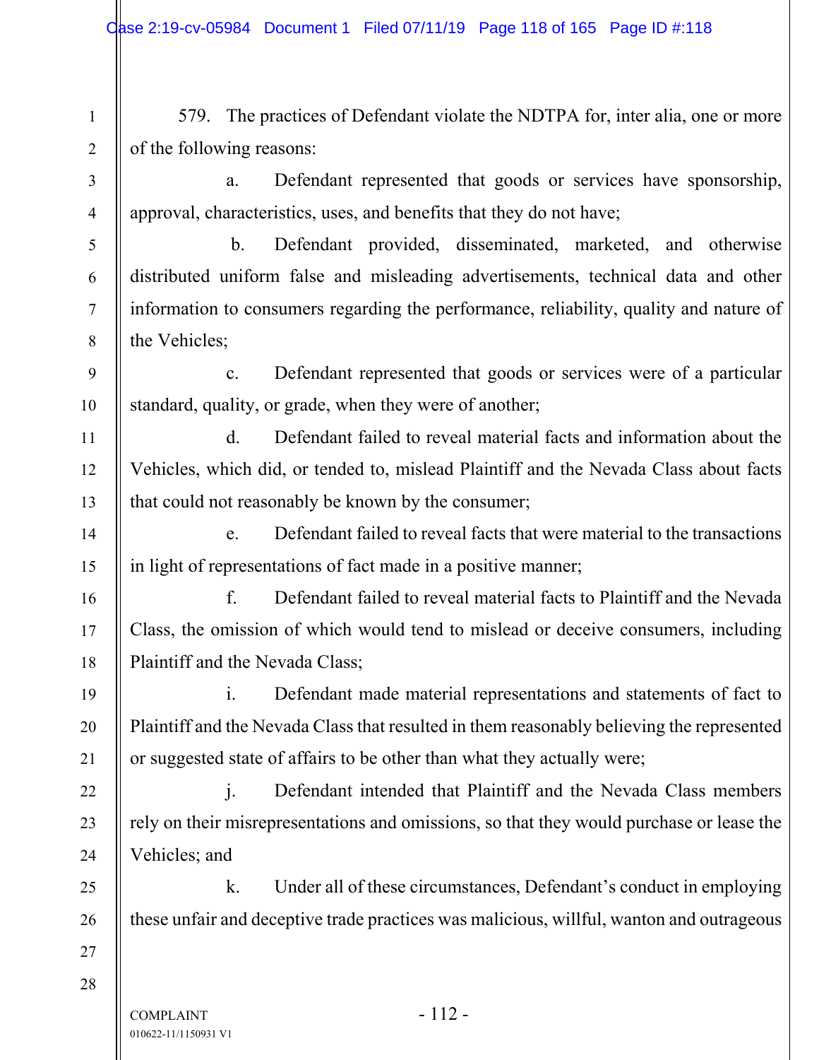579. The practices of Defendant violate the NDTPA for, inter alia, one or more of the following reasons:

a. Defendant represented that goods or services have sponsorship, approval, characteristics, uses, and benefits that they do not have;

b. Defendant provided, disseminated, marketed, and otherwise distributed uniform false and misleading advertisements, technical data and other information to consumers regarding the performance, reliability, quality and nature of the Vehicles;

c. Defendant represented that goods or services were of a particular standard, quality, or grade, when they were of another;

d. Defendant failed to reveal material facts and information about the Vehicles, which did, or tended to, mislead Plaintiff and the Nevada Class about facts that could not reasonably be known by the consumer;

e. Defendant failed to reveal facts that were material to the transactions in light of representations of fact made in a positive manner;

f. Defendant failed to reveal material facts to Plaintiff and the Nevada Class, the omission of which would tend to mislead or deceive consumers, including Plaintiff and the Nevada Class;

i. Defendant made material representations and statements of fact to Plaintiff and the Nevada Class that resulted in them reasonably believing the represented or suggested state of affairs to be other than what they actually were;

j. Defendant intended that Plaintiff and the Nevada Class members rely on their misrepresentations and omissions, so that they would purchase or lease the Vehicles; and

k. Under all of these circumstances, Defendant's conduct in employing these unfair and deceptive trade practices was malicious, willful, wanton and outrageous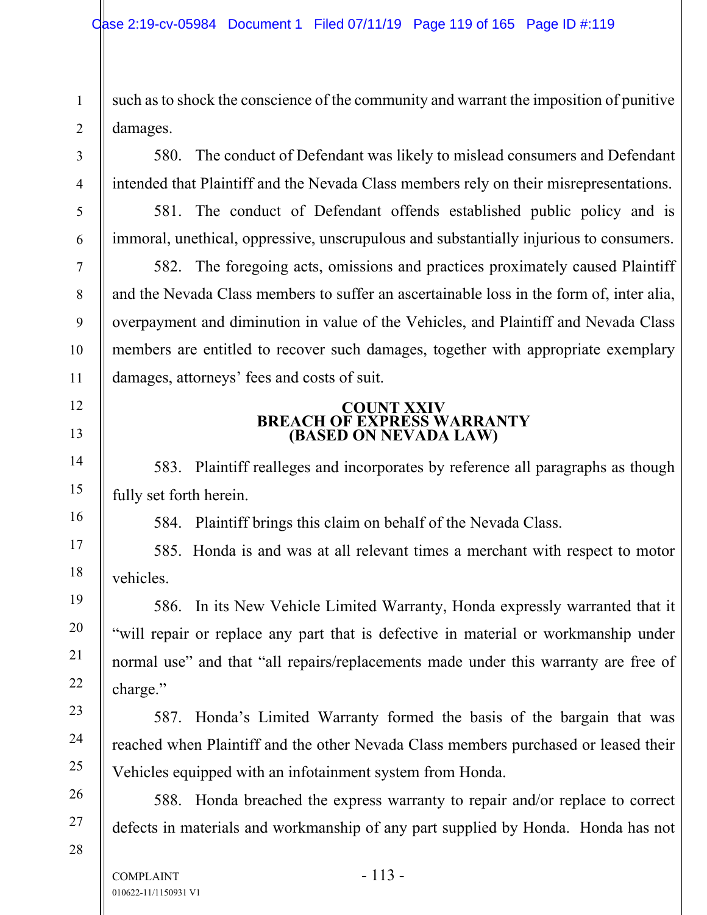such as to shock the conscience of the community and warrant the imposition of punitive damages.

580. The conduct of Defendant was likely to mislead consumers and Defendant intended that Plaintiff and the Nevada Class members rely on their misrepresentations.

581. The conduct of Defendant offends established public policy and is immoral, unethical, oppressive, unscrupulous and substantially injurious to consumers.

582. The foregoing acts, omissions and practices proximately caused Plaintiff and the Nevada Class members to suffer an ascertainable loss in the form of, inter alia, overpayment and diminution in value of the Vehicles, and Plaintiff and Nevada Class members are entitled to recover such damages, together with appropriate exemplary damages, attorneys' fees and costs of suit.

**COUNT XXIV**
**BREACH OF EXPRESS WARRANTY**
**(BASED ON NEVADA LAW)**

583. Plaintiff realleges and incorporates by reference all paragraphs as though fully set forth herein.

584. Plaintiff brings this claim on behalf of the Nevada Class.

585. Honda is and was at all relevant times a merchant with respect to motor vehicles.

586. In its New Vehicle Limited Warranty, Honda expressly warranted that it "will repair or replace any part that is defective in material or workmanship under normal use" and that "all repairs/replacements made under this warranty are free of charge."

587. Honda's Limited Warranty formed the basis of the bargain that was reached when Plaintiff and the other Nevada Class members purchased or leased their Vehicles equipped with an infotainment system from Honda.

588. Honda breached the express warranty to repair and/or replace to correct defects in materials and workmanship of any part supplied by Honda. Honda has not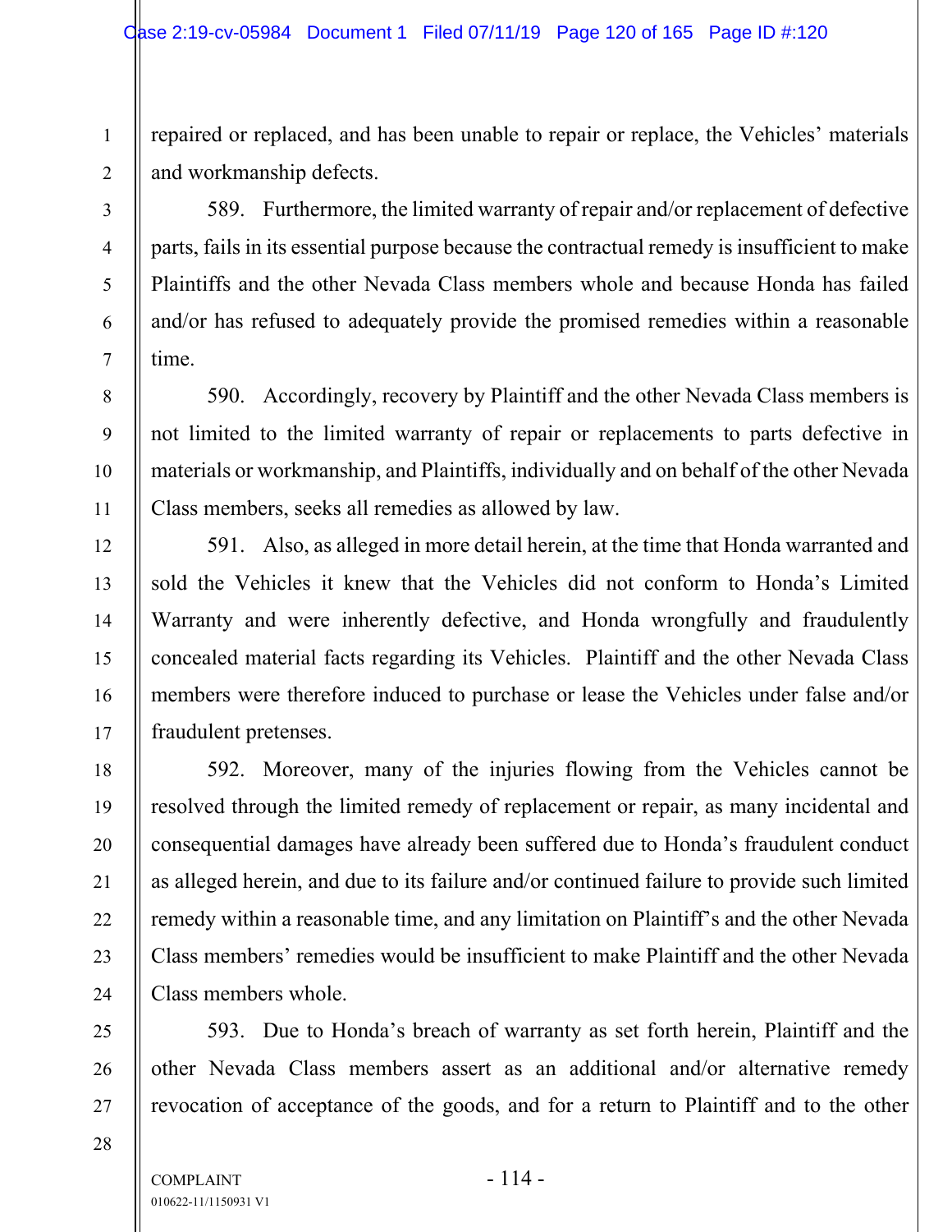repaired or replaced, and has been unable to repair or replace, the Vehicles' materials and workmanship defects.

589. Furthermore, the limited warranty of repair and/or replacement of defective parts, fails in its essential purpose because the contractual remedy is insufficient to make Plaintiffs and the other Nevada Class members whole and because Honda has failed and/or has refused to adequately provide the promised remedies within a reasonable time.

590. Accordingly, recovery by Plaintiff and the other Nevada Class members is not limited to the limited warranty of repair or replacements to parts defective in materials or workmanship, and Plaintiffs, individually and on behalf of the other Nevada Class members, seeks all remedies as allowed by law.

591. Also, as alleged in more detail herein, at the time that Honda warranted and sold the Vehicles it knew that the Vehicles did not conform to Honda's Limited Warranty and were inherently defective, and Honda wrongfully and fraudulently concealed material facts regarding its Vehicles. Plaintiff and the other Nevada Class members were therefore induced to purchase or lease the Vehicles under false and/or fraudulent pretenses.

592. Moreover, many of the injuries flowing from the Vehicles cannot be resolved through the limited remedy of replacement or repair, as many incidental and consequential damages have already been suffered due to Honda's fraudulent conduct as alleged herein, and due to its failure and/or continued failure to provide such limited remedy within a reasonable time, and any limitation on Plaintiff's and the other Nevada Class members' remedies would be insufficient to make Plaintiff and the other Nevada Class members whole.

593. Due to Honda's breach of warranty as set forth herein, Plaintiff and the other Nevada Class members assert as an additional and/or alternative remedy revocation of acceptance of the goods, and for a return to Plaintiff and to the other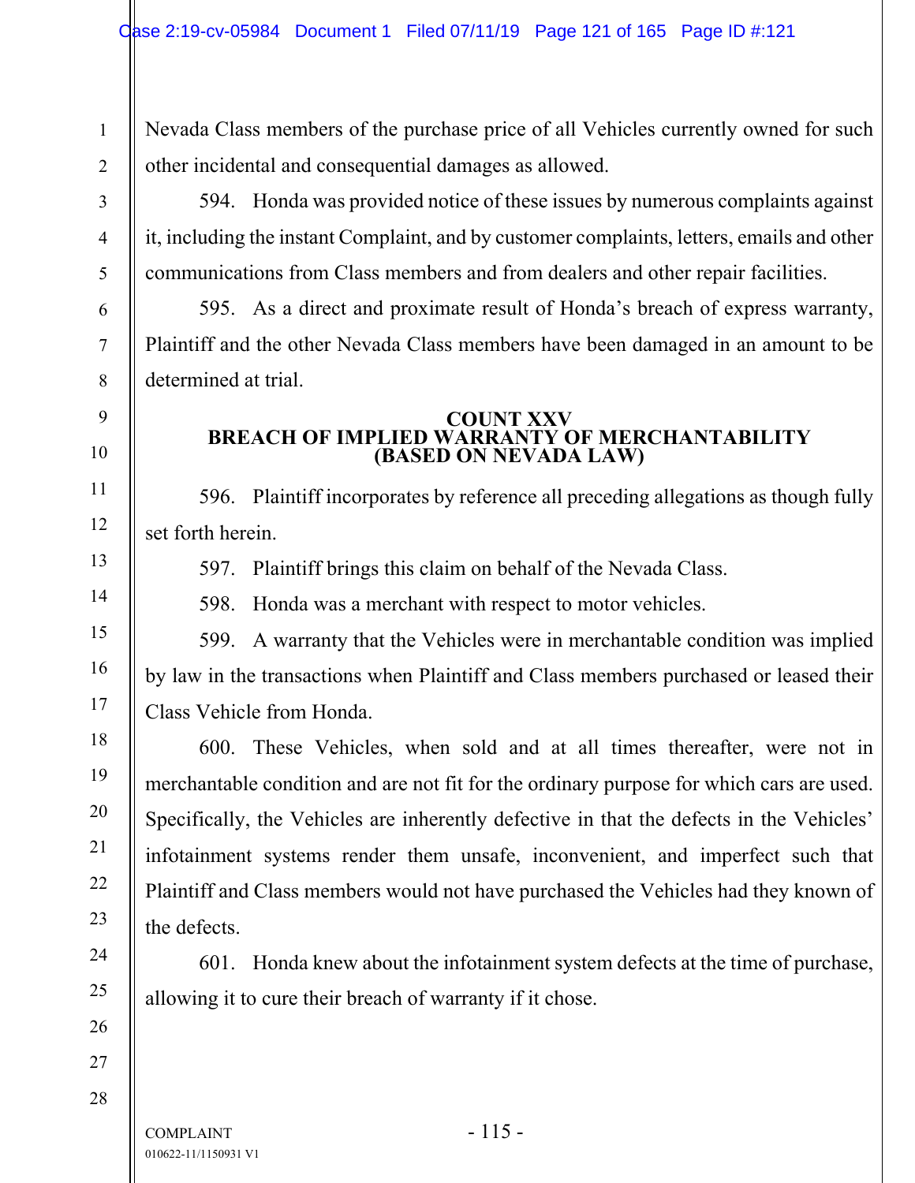Nevada Class members of the purchase price of all Vehicles currently owned for such other incidental and consequential damages as allowed.

594. Honda was provided notice of these issues by numerous complaints against it, including the instant Complaint, and by customer complaints, letters, emails and other communications from Class members and from dealers and other repair facilities.

595. As a direct and proximate result of Honda's breach of express warranty, Plaintiff and the other Nevada Class members have been damaged in an amount to be determined at trial.

## COUNT XXV
## BREACH OF IMPLIED WARRANTY OF MERCHANTABILITY
## (BASED ON NEVADA LAW)

596. Plaintiff incorporates by reference all preceding allegations as though fully set forth herein.

597. Plaintiff brings this claim on behalf of the Nevada Class.

598. Honda was a merchant with respect to motor vehicles.

599. A warranty that the Vehicles were in merchantable condition was implied by law in the transactions when Plaintiff and Class members purchased or leased their Class Vehicle from Honda.

600. These Vehicles, when sold and at all times thereafter, were not in merchantable condition and are not fit for the ordinary purpose for which cars are used. Specifically, the Vehicles are inherently defective in that the defects in the Vehicles' infotainment systems render them unsafe, inconvenient, and imperfect such that Plaintiff and Class members would not have purchased the Vehicles had they known of the defects.

601. Honda knew about the infotainment system defects at the time of purchase, allowing it to cure their breach of warranty if it chose.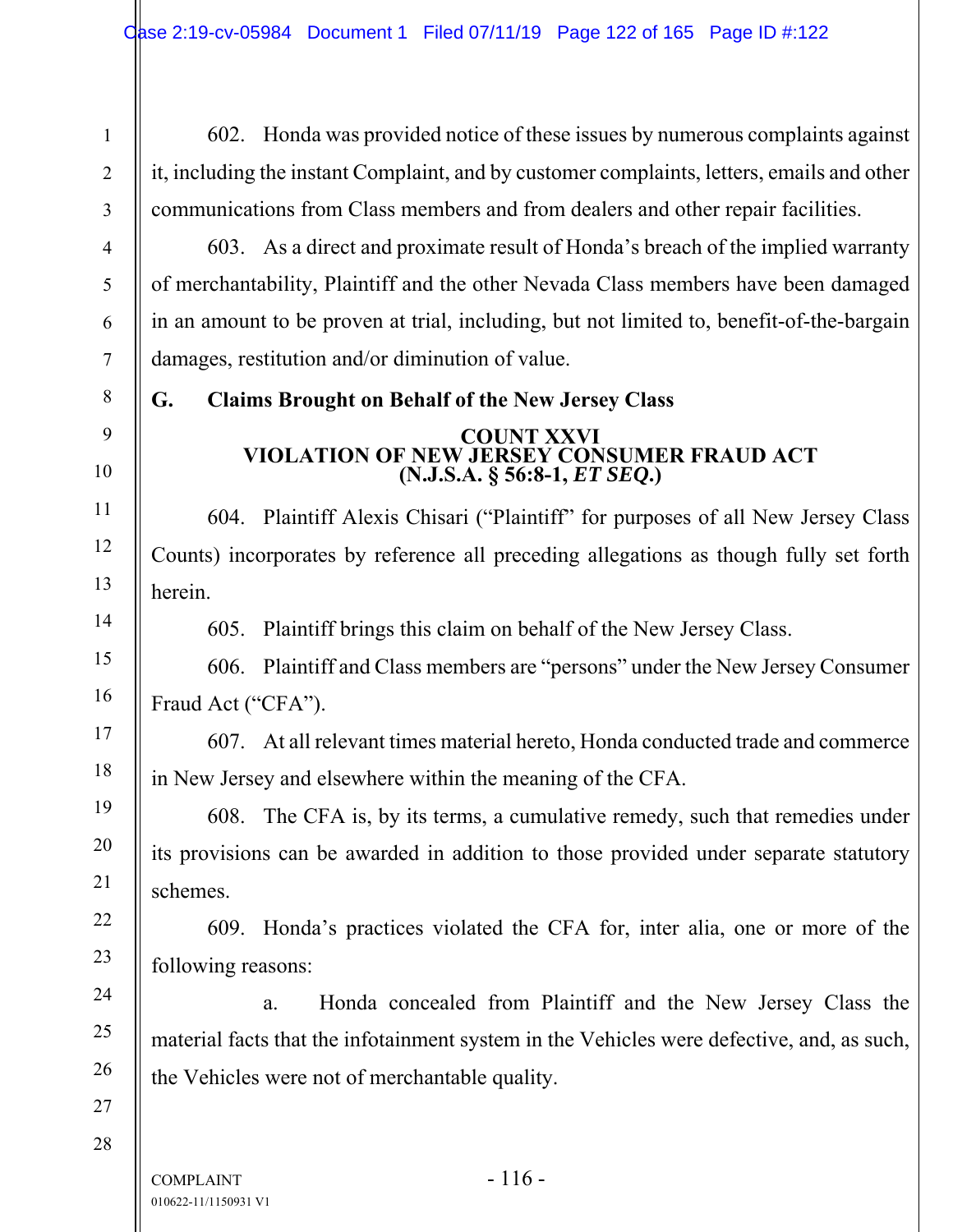602. Honda was provided notice of these issues by numerous complaints against it, including the instant Complaint, and by customer complaints, letters, emails and other communications from Class members and from dealers and other repair facilities.

603. As a direct and proximate result of Honda's breach of the implied warranty of merchantability, Plaintiff and the other Nevada Class members have been damaged in an amount to be proven at trial, including, but not limited to, benefit-of-the-bargain damages, restitution and/or diminution of value.

## G. Claims Brought on Behalf of the New Jersey Class

### COUNT XXVI
### VIOLATION OF NEW JERSEY CONSUMER FRAUD ACT
### (N.J.S.A. § 56:8-1, *ET SEQ.*)

604. Plaintiff Alexis Chisari ("Plaintiff" for purposes of all New Jersey Class Counts) incorporates by reference all preceding allegations as though fully set forth herein.

605. Plaintiff brings this claim on behalf of the New Jersey Class.

606. Plaintiff and Class members are "persons" under the New Jersey Consumer Fraud Act ("CFA").

607. At all relevant times material hereto, Honda conducted trade and commerce in New Jersey and elsewhere within the meaning of the CFA.

608. The CFA is, by its terms, a cumulative remedy, such that remedies under its provisions can be awarded in addition to those provided under separate statutory schemes.

609. Honda's practices violated the CFA for, inter alia, one or more of the following reasons:

a. Honda concealed from Plaintiff and the New Jersey Class the material facts that the infotainment system in the Vehicles were defective, and, as such, the Vehicles were not of merchantable quality.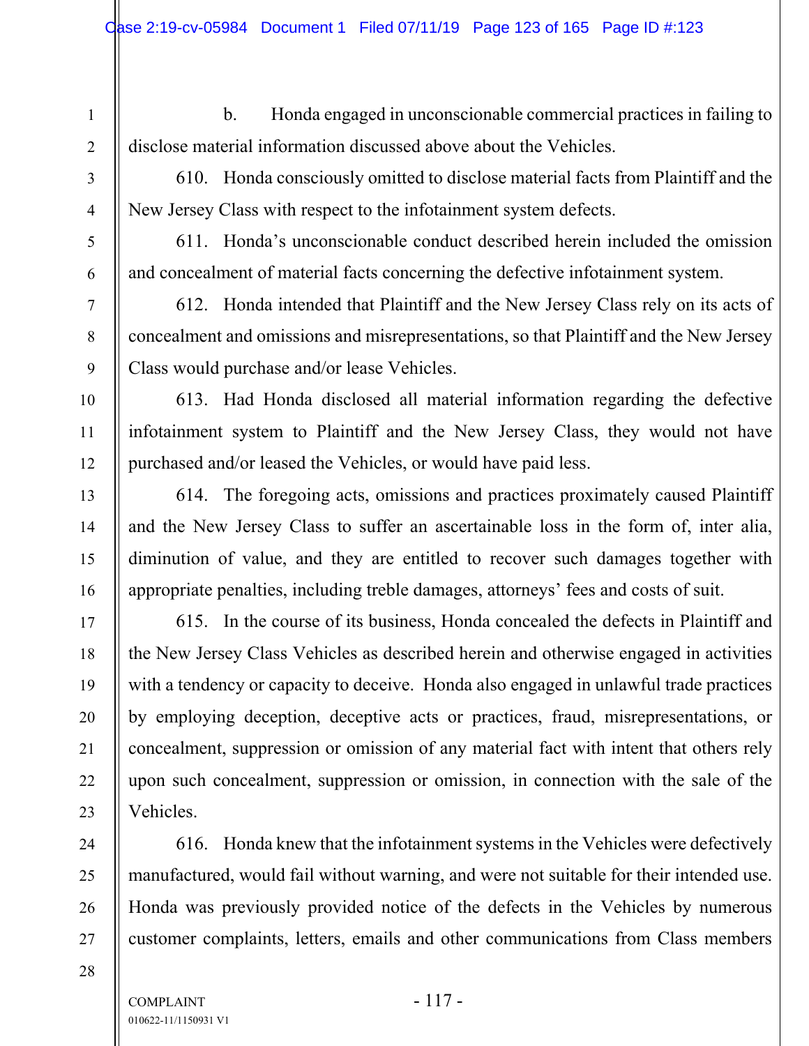b. Honda engaged in unconscionable commercial practices in failing to disclose material information discussed above about the Vehicles.

610. Honda consciously omitted to disclose material facts from Plaintiff and the New Jersey Class with respect to the infotainment system defects.

611. Honda's unconscionable conduct described herein included the omission and concealment of material facts concerning the defective infotainment system.

612. Honda intended that Plaintiff and the New Jersey Class rely on its acts of concealment and omissions and misrepresentations, so that Plaintiff and the New Jersey Class would purchase and/or lease Vehicles.

613. Had Honda disclosed all material information regarding the defective infotainment system to Plaintiff and the New Jersey Class, they would not have purchased and/or leased the Vehicles, or would have paid less.

614. The foregoing acts, omissions and practices proximately caused Plaintiff and the New Jersey Class to suffer an ascertainable loss in the form of, inter alia, diminution of value, and they are entitled to recover such damages together with appropriate penalties, including treble damages, attorneys' fees and costs of suit.

615. In the course of its business, Honda concealed the defects in Plaintiff and the New Jersey Class Vehicles as described herein and otherwise engaged in activities with a tendency or capacity to deceive. Honda also engaged in unlawful trade practices by employing deception, deceptive acts or practices, fraud, misrepresentations, or concealment, suppression or omission of any material fact with intent that others rely upon such concealment, suppression or omission, in connection with the sale of the Vehicles.

616. Honda knew that the infotainment systems in the Vehicles were defectively manufactured, would fail without warning, and were not suitable for their intended use. Honda was previously provided notice of the defects in the Vehicles by numerous customer complaints, letters, emails and other communications from Class members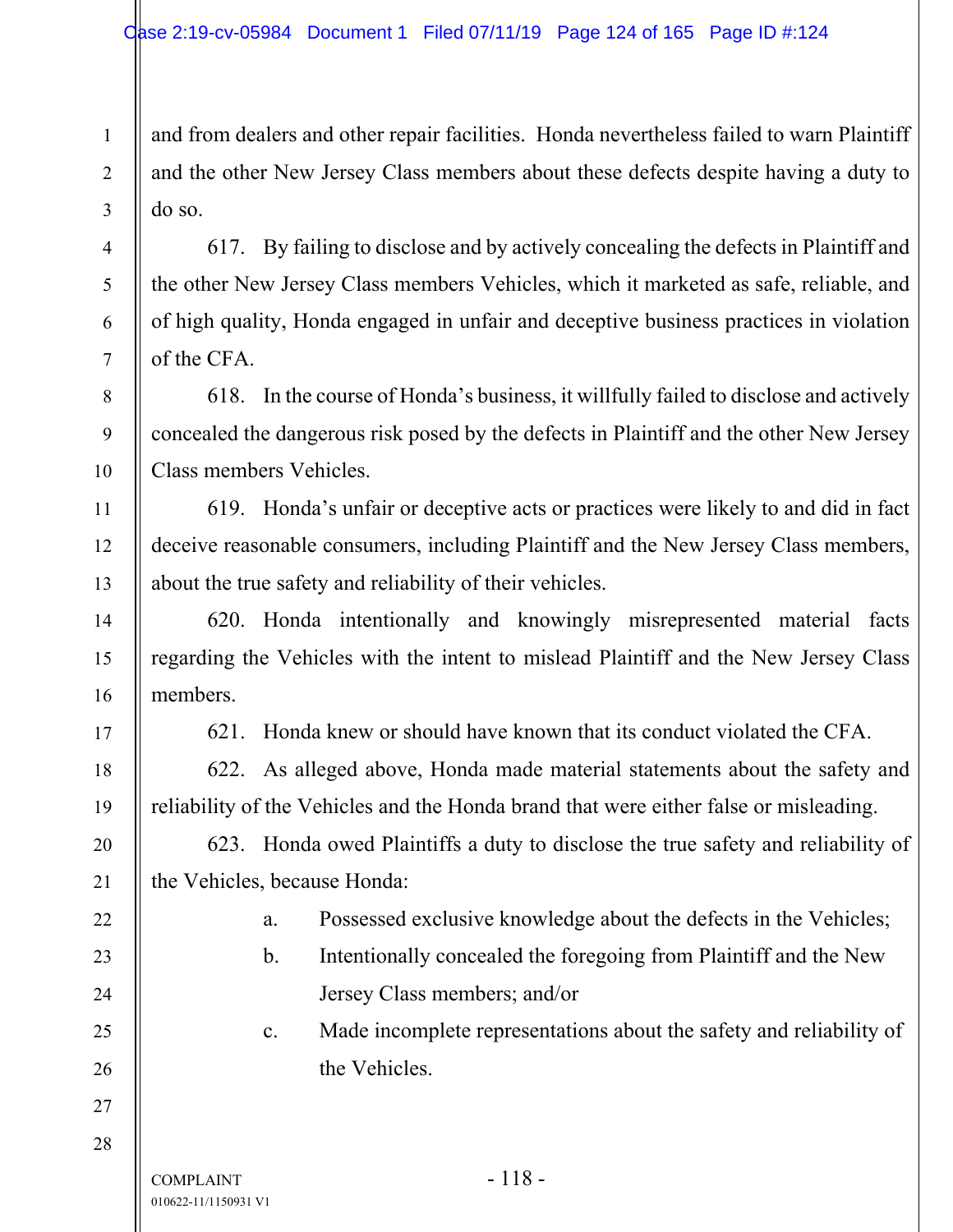and from dealers and other repair facilities. Honda nevertheless failed to warn Plaintiff and the other New Jersey Class members about these defects despite having a duty to do so.

617. By failing to disclose and by actively concealing the defects in Plaintiff and the other New Jersey Class members Vehicles, which it marketed as safe, reliable, and of high quality, Honda engaged in unfair and deceptive business practices in violation of the CFA.

618. In the course of Honda's business, it willfully failed to disclose and actively concealed the dangerous risk posed by the defects in Plaintiff and the other New Jersey Class members Vehicles.

619. Honda's unfair or deceptive acts or practices were likely to and did in fact deceive reasonable consumers, including Plaintiff and the New Jersey Class members, about the true safety and reliability of their vehicles.

620. Honda intentionally and knowingly misrepresented material facts regarding the Vehicles with the intent to mislead Plaintiff and the New Jersey Class members.

621. Honda knew or should have known that its conduct violated the CFA.

622. As alleged above, Honda made material statements about the safety and reliability of the Vehicles and the Honda brand that were either false or misleading.

623. Honda owed Plaintiffs a duty to disclose the true safety and reliability of the Vehicles, because Honda:

a. Possessed exclusive knowledge about the defects in the Vehicles;

b. Intentionally concealed the foregoing from Plaintiff and the New Jersey Class members; and/or

c. Made incomplete representations about the safety and reliability of the Vehicles.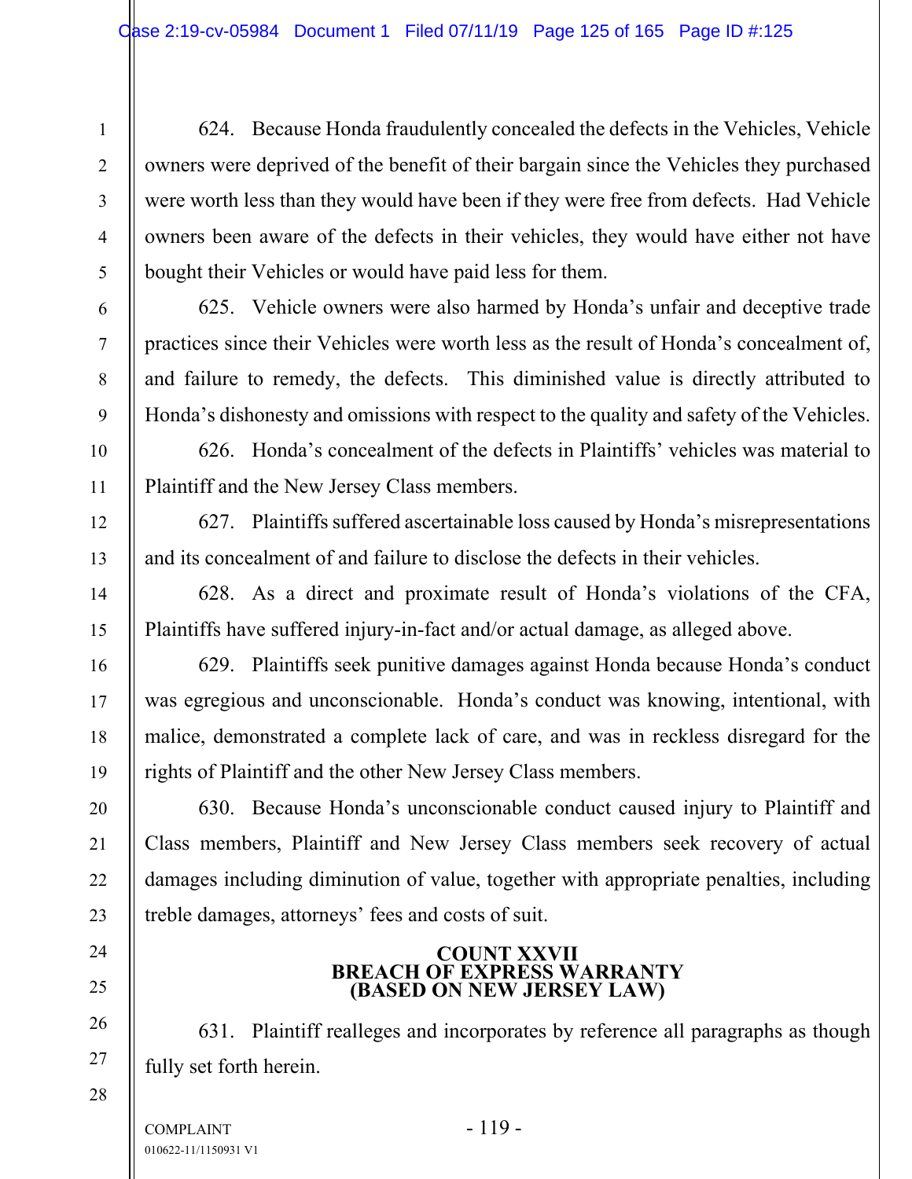624. Because Honda fraudulently concealed the defects in the Vehicles, Vehicle owners were deprived of the benefit of their bargain since the Vehicles they purchased were worth less than they would have been if they were free from defects. Had Vehicle owners been aware of the defects in their vehicles, they would have either not have bought their Vehicles or would have paid less for them.

625. Vehicle owners were also harmed by Honda's unfair and deceptive trade practices since their Vehicles were worth less as the result of Honda's concealment of, and failure to remedy, the defects. This diminished value is directly attributed to Honda's dishonesty and omissions with respect to the quality and safety of the Vehicles.

626. Honda's concealment of the defects in Plaintiffs' vehicles was material to Plaintiff and the New Jersey Class members.

627. Plaintiffs suffered ascertainable loss caused by Honda's misrepresentations and its concealment of and failure to disclose the defects in their vehicles.

628. As a direct and proximate result of Honda's violations of the CFA, Plaintiffs have suffered injury-in-fact and/or actual damage, as alleged above.

629. Plaintiffs seek punitive damages against Honda because Honda's conduct was egregious and unconscionable. Honda's conduct was knowing, intentional, with malice, demonstrated a complete lack of care, and was in reckless disregard for the rights of Plaintiff and the other New Jersey Class members.

630. Because Honda's unconscionable conduct caused injury to Plaintiff and Class members, Plaintiff and New Jersey Class members seek recovery of actual damages including diminution of value, together with appropriate penalties, including treble damages, attorneys' fees and costs of suit.

## COUNT XXVII
## BREACH OF EXPRESS WARRANTY
## (BASED ON NEW JERSEY LAW)

631. Plaintiff realleges and incorporates by reference all paragraphs as though fully set forth herein.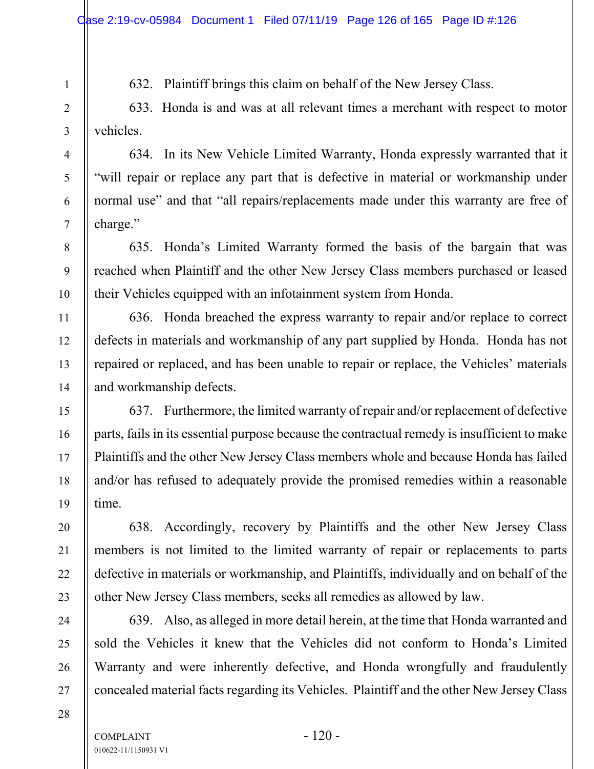632. Plaintiff brings this claim on behalf of the New Jersey Class.

633. Honda is and was at all relevant times a merchant with respect to motor vehicles.

634. In its New Vehicle Limited Warranty, Honda expressly warranted that it "will repair or replace any part that is defective in material or workmanship under normal use" and that "all repairs/replacements made under this warranty are free of charge."

635. Honda's Limited Warranty formed the basis of the bargain that was reached when Plaintiff and the other New Jersey Class members purchased or leased their Vehicles equipped with an infotainment system from Honda.

636. Honda breached the express warranty to repair and/or replace to correct defects in materials and workmanship of any part supplied by Honda. Honda has not repaired or replaced, and has been unable to repair or replace, the Vehicles' materials and workmanship defects.

637. Furthermore, the limited warranty of repair and/or replacement of defective parts, fails in its essential purpose because the contractual remedy is insufficient to make Plaintiffs and the other New Jersey Class members whole and because Honda has failed and/or has refused to adequately provide the promised remedies within a reasonable time.

638. Accordingly, recovery by Plaintiffs and the other New Jersey Class members is not limited to the limited warranty of repair or replacements to parts defective in materials or workmanship, and Plaintiffs, individually and on behalf of the other New Jersey Class members, seeks all remedies as allowed by law.

639. Also, as alleged in more detail herein, at the time that Honda warranted and sold the Vehicles it knew that the Vehicles did not conform to Honda's Limited Warranty and were inherently defective, and Honda wrongfully and fraudulently concealed material facts regarding its Vehicles. Plaintiff and the other New Jersey Class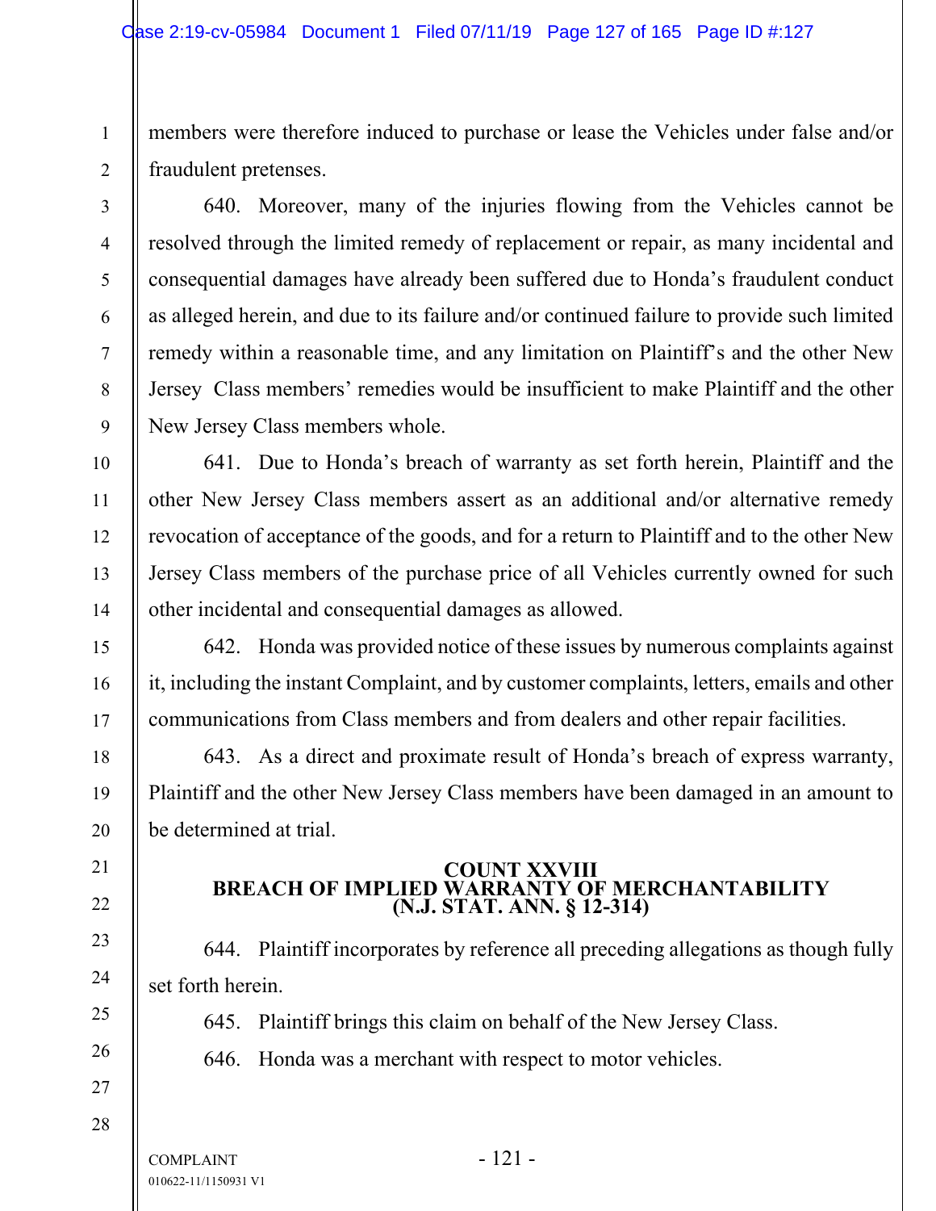members were therefore induced to purchase or lease the Vehicles under false and/or fraudulent pretenses.

640. Moreover, many of the injuries flowing from the Vehicles cannot be resolved through the limited remedy of replacement or repair, as many incidental and consequential damages have already been suffered due to Honda's fraudulent conduct as alleged herein, and due to its failure and/or continued failure to provide such limited remedy within a reasonable time, and any limitation on Plaintiff's and the other New Jersey Class members' remedies would be insufficient to make Plaintiff and the other New Jersey Class members whole.

641. Due to Honda's breach of warranty as set forth herein, Plaintiff and the other New Jersey Class members assert as an additional and/or alternative remedy revocation of acceptance of the goods, and for a return to Plaintiff and to the other New Jersey Class members of the purchase price of all Vehicles currently owned for such other incidental and consequential damages as allowed.

642. Honda was provided notice of these issues by numerous complaints against it, including the instant Complaint, and by customer complaints, letters, emails and other communications from Class members and from dealers and other repair facilities.

643. As a direct and proximate result of Honda's breach of express warranty, Plaintiff and the other New Jersey Class members have been damaged in an amount to be determined at trial.

## COUNT XXVIII
## BREACH OF IMPLIED WARRANTY OF MERCHANTABILITY
## (N.J. STAT. ANN. § 12-314)

644. Plaintiff incorporates by reference all preceding allegations as though fully set forth herein.

645. Plaintiff brings this claim on behalf of the New Jersey Class.

646. Honda was a merchant with respect to motor vehicles.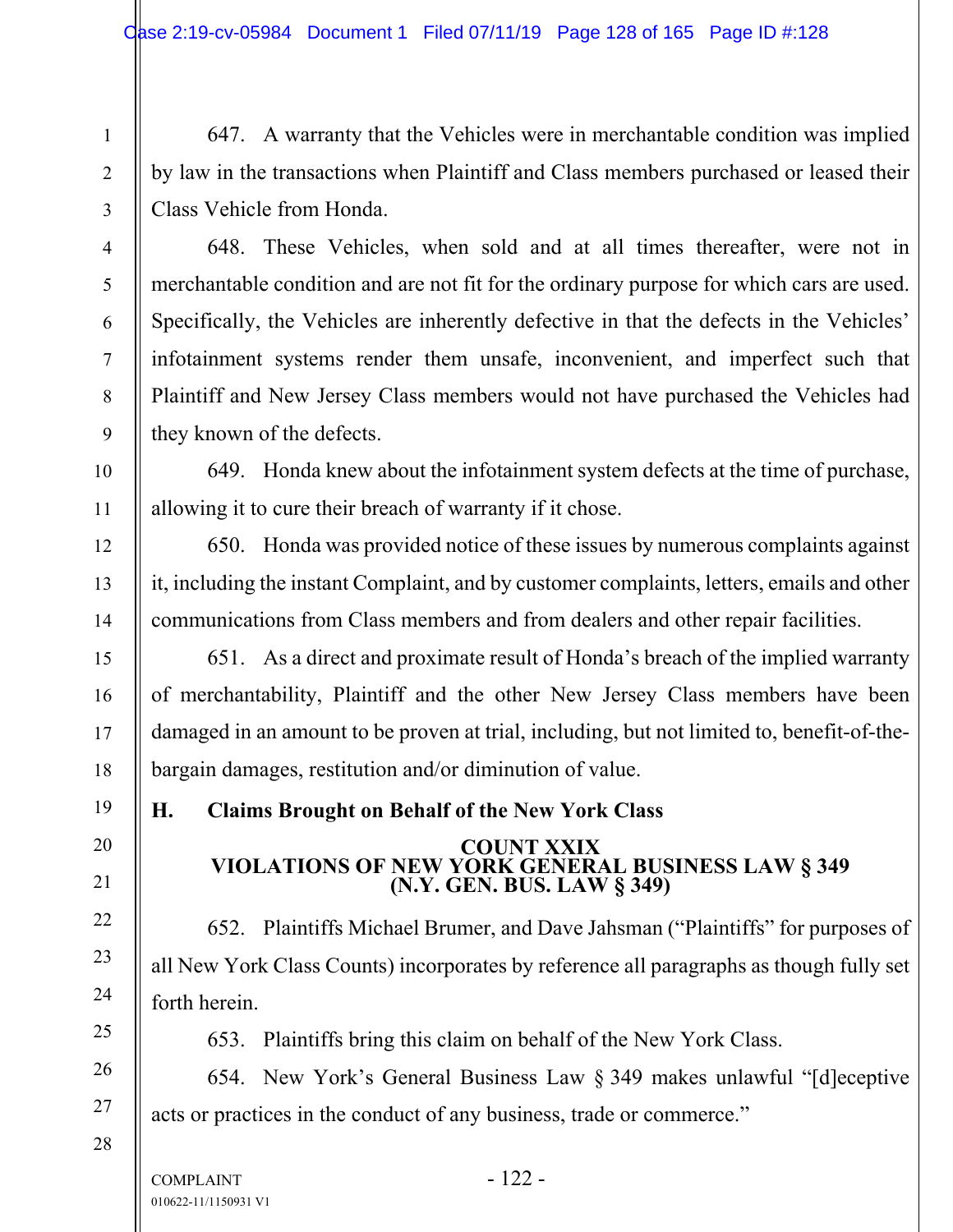647. A warranty that the Vehicles were in merchantable condition was implied by law in the transactions when Plaintiff and Class members purchased or leased their Class Vehicle from Honda.

648. These Vehicles, when sold and at all times thereafter, were not in merchantable condition and are not fit for the ordinary purpose for which cars are used. Specifically, the Vehicles are inherently defective in that the defects in the Vehicles' infotainment systems render them unsafe, inconvenient, and imperfect such that Plaintiff and New Jersey Class members would not have purchased the Vehicles had they known of the defects.

649. Honda knew about the infotainment system defects at the time of purchase, allowing it to cure their breach of warranty if it chose.

650. Honda was provided notice of these issues by numerous complaints against it, including the instant Complaint, and by customer complaints, letters, emails and other communications from Class members and from dealers and other repair facilities.

651. As a direct and proximate result of Honda's breach of the implied warranty of merchantability, Plaintiff and the other New Jersey Class members have been damaged in an amount to be proven at trial, including, but not limited to, benefit-of-the-bargain damages, restitution and/or diminution of value.

## H. Claims Brought on Behalf of the New York Class

### COUNT XXIX
### VIOLATIONS OF NEW YORK GENERAL BUSINESS LAW § 349
### (N.Y. GEN. BUS. LAW § 349)

652. Plaintiffs Michael Brumer, and Dave Jahsman ("Plaintiffs" for purposes of all New York Class Counts) incorporates by reference all paragraphs as though fully set forth herein.

653. Plaintiffs bring this claim on behalf of the New York Class.

654. New York's General Business Law § 349 makes unlawful "[d]eceptive acts or practices in the conduct of any business, trade or commerce."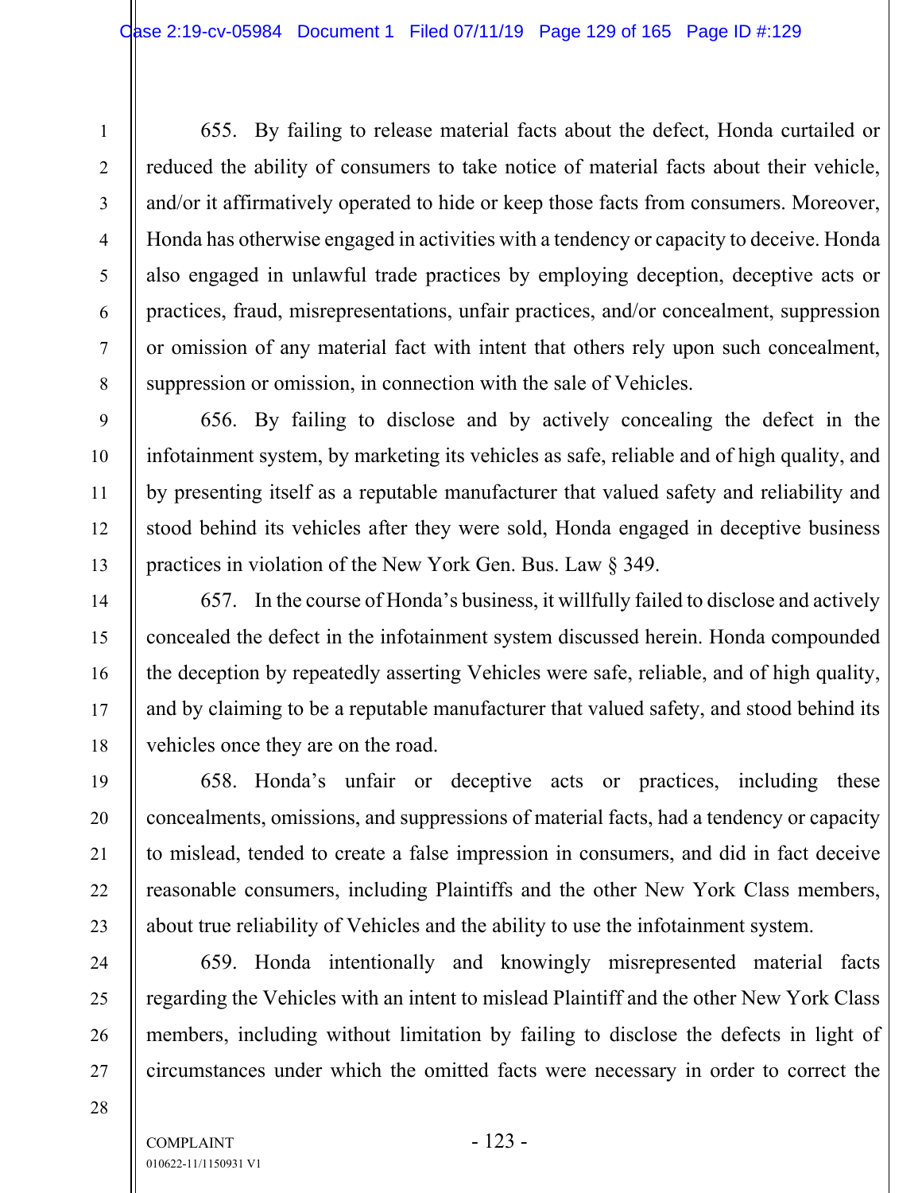655. By failing to release material facts about the defect, Honda curtailed or reduced the ability of consumers to take notice of material facts about their vehicle, and/or it affirmatively operated to hide or keep those facts from consumers. Moreover, Honda has otherwise engaged in activities with a tendency or capacity to deceive. Honda also engaged in unlawful trade practices by employing deception, deceptive acts or practices, fraud, misrepresentations, unfair practices, and/or concealment, suppression or omission of any material fact with intent that others rely upon such concealment, suppression or omission, in connection with the sale of Vehicles.

656. By failing to disclose and by actively concealing the defect in the infotainment system, by marketing its vehicles as safe, reliable and of high quality, and by presenting itself as a reputable manufacturer that valued safety and reliability and stood behind its vehicles after they were sold, Honda engaged in deceptive business practices in violation of the New York Gen. Bus. Law § 349.

657. In the course of Honda's business, it willfully failed to disclose and actively concealed the defect in the infotainment system discussed herein. Honda compounded the deception by repeatedly asserting Vehicles were safe, reliable, and of high quality, and by claiming to be a reputable manufacturer that valued safety, and stood behind its vehicles once they are on the road.

658. Honda's unfair or deceptive acts or practices, including these concealments, omissions, and suppressions of material facts, had a tendency or capacity to mislead, tended to create a false impression in consumers, and did in fact deceive reasonable consumers, including Plaintiffs and the other New York Class members, about true reliability of Vehicles and the ability to use the infotainment system.

659. Honda intentionally and knowingly misrepresented material facts regarding the Vehicles with an intent to mislead Plaintiff and the other New York Class members, including without limitation by failing to disclose the defects in light of circumstances under which the omitted facts were necessary in order to correct the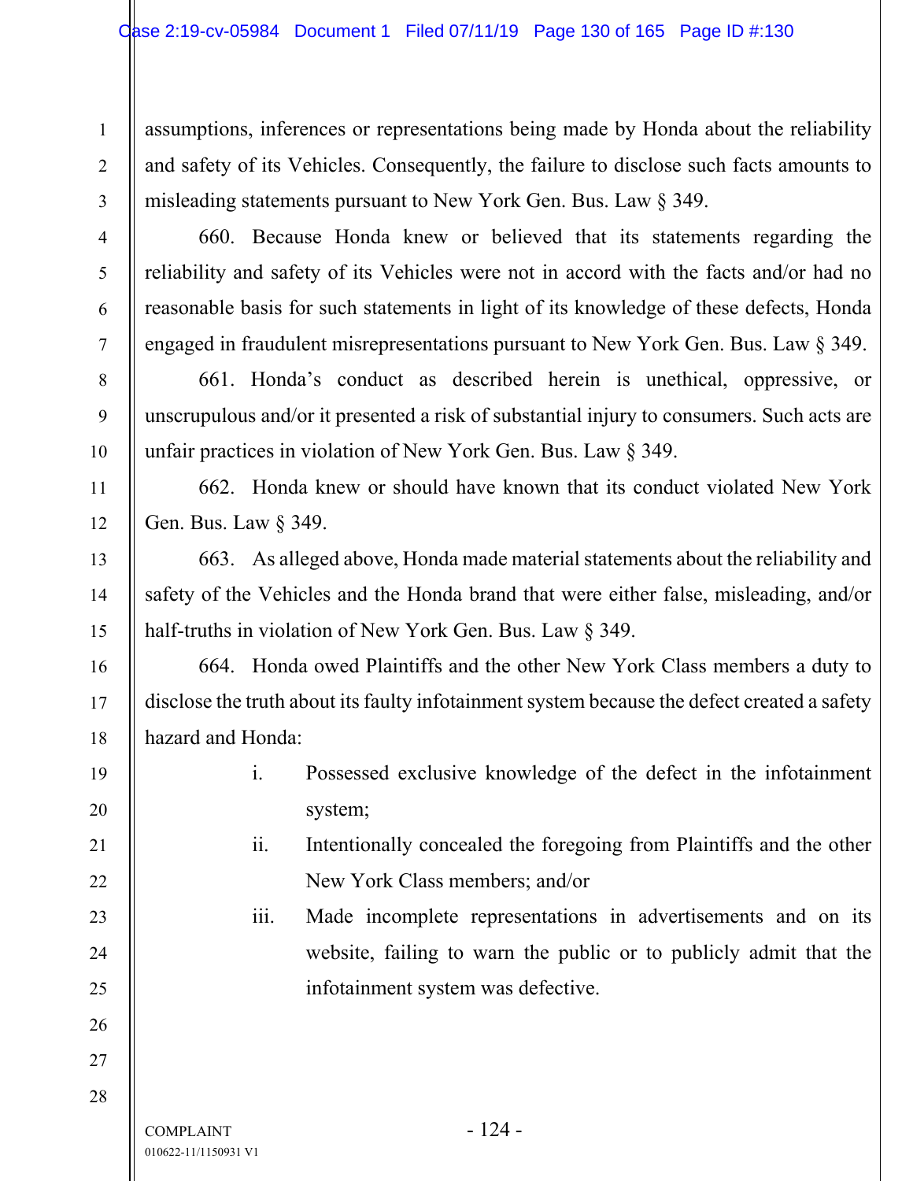assumptions, inferences or representations being made by Honda about the reliability and safety of its Vehicles. Consequently, the failure to disclose such facts amounts to misleading statements pursuant to New York Gen. Bus. Law § 349.

660. Because Honda knew or believed that its statements regarding the reliability and safety of its Vehicles were not in accord with the facts and/or had no reasonable basis for such statements in light of its knowledge of these defects, Honda engaged in fraudulent misrepresentations pursuant to New York Gen. Bus. Law § 349.

661. Honda's conduct as described herein is unethical, oppressive, or unscrupulous and/or it presented a risk of substantial injury to consumers. Such acts are unfair practices in violation of New York Gen. Bus. Law § 349.

662. Honda knew or should have known that its conduct violated New York Gen. Bus. Law § 349.

663. As alleged above, Honda made material statements about the reliability and safety of the Vehicles and the Honda brand that were either false, misleading, and/or half-truths in violation of New York Gen. Bus. Law § 349.

664. Honda owed Plaintiffs and the other New York Class members a duty to disclose the truth about its faulty infotainment system because the defect created a safety hazard and Honda:

i. Possessed exclusive knowledge of the defect in the infotainment system;

ii. Intentionally concealed the foregoing from Plaintiffs and the other New York Class members; and/or

iii. Made incomplete representations in advertisements and on its website, failing to warn the public or to publicly admit that the infotainment system was defective.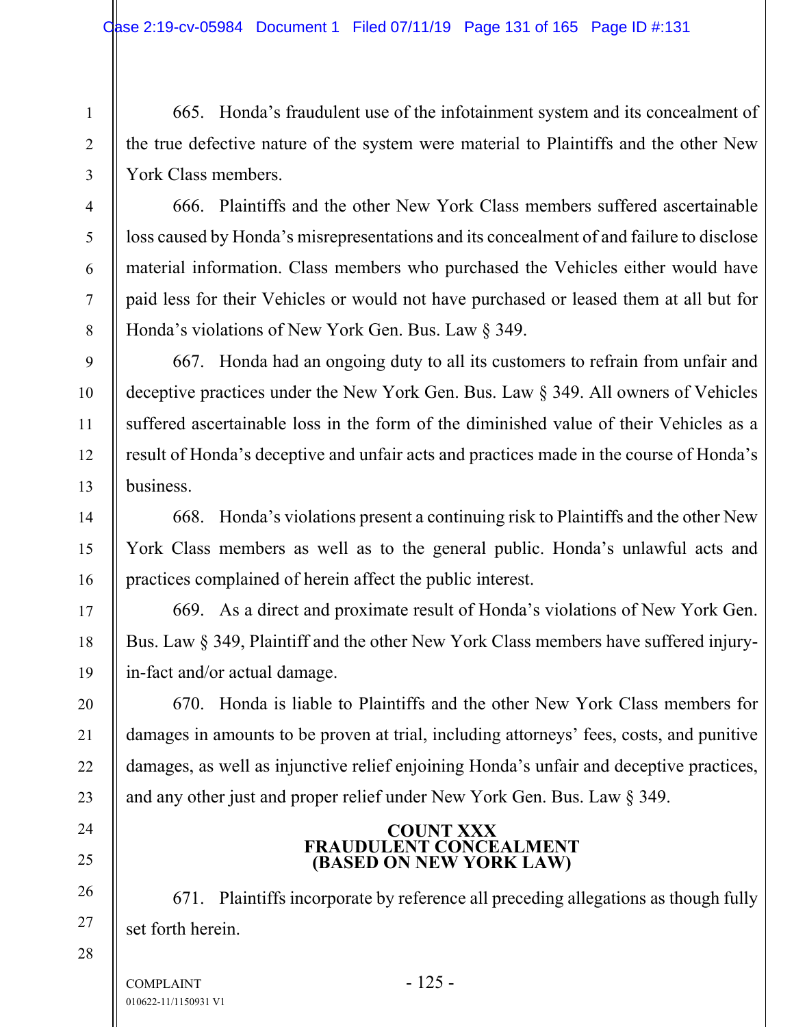665. Honda's fraudulent use of the infotainment system and its concealment of the true defective nature of the system were material to Plaintiffs and the other New York Class members.

666. Plaintiffs and the other New York Class members suffered ascertainable loss caused by Honda's misrepresentations and its concealment of and failure to disclose material information. Class members who purchased the Vehicles either would have paid less for their Vehicles or would not have purchased or leased them at all but for Honda's violations of New York Gen. Bus. Law § 349.

667. Honda had an ongoing duty to all its customers to refrain from unfair and deceptive practices under the New York Gen. Bus. Law § 349. All owners of Vehicles suffered ascertainable loss in the form of the diminished value of their Vehicles as a result of Honda's deceptive and unfair acts and practices made in the course of Honda's business.

668. Honda's violations present a continuing risk to Plaintiffs and the other New York Class members as well as to the general public. Honda's unlawful acts and practices complained of herein affect the public interest.

669. As a direct and proximate result of Honda's violations of New York Gen. Bus. Law § 349, Plaintiff and the other New York Class members have suffered injury-in-fact and/or actual damage.

670. Honda is liable to Plaintiffs and the other New York Class members for damages in amounts to be proven at trial, including attorneys' fees, costs, and punitive damages, as well as injunctive relief enjoining Honda's unfair and deceptive practices, and any other just and proper relief under New York Gen. Bus. Law § 349.

## COUNT XXX
## FRAUDULENT CONCEALMENT
## (BASED ON NEW YORK LAW)

671. Plaintiffs incorporate by reference all preceding allegations as though fully set forth herein.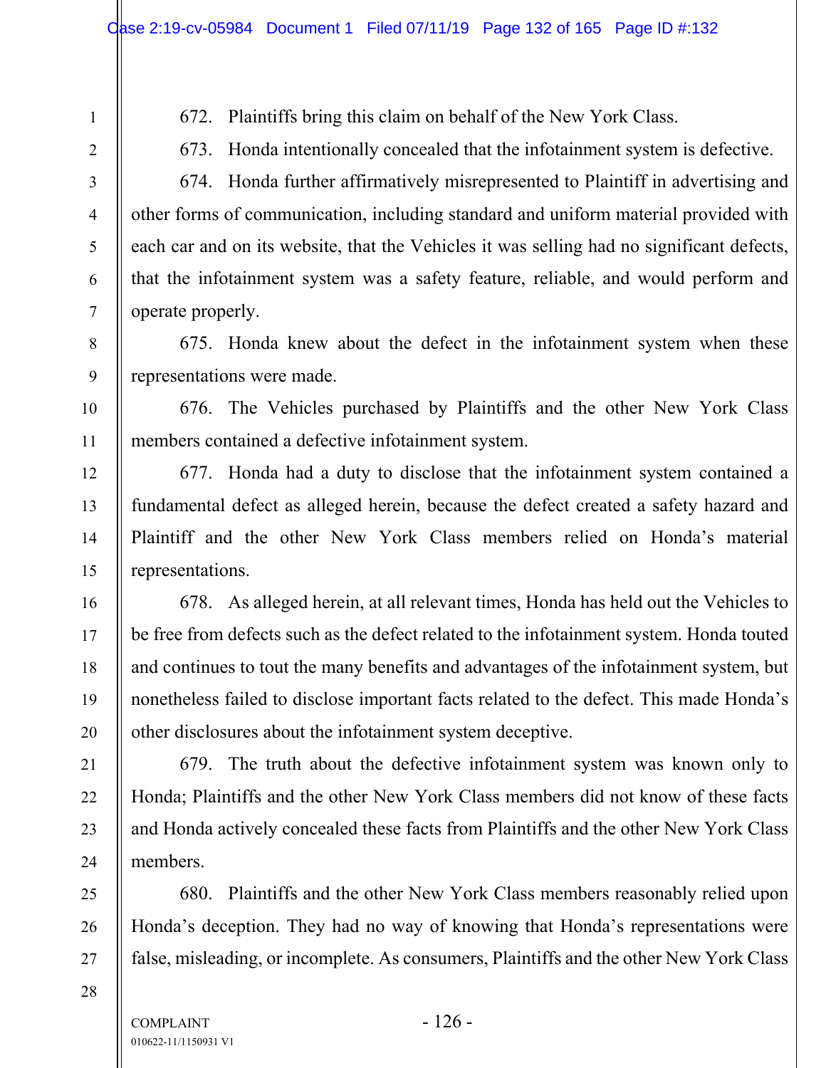672. Plaintiffs bring this claim on behalf of the New York Class.

673. Honda intentionally concealed that the infotainment system is defective.

674. Honda further affirmatively misrepresented to Plaintiff in advertising and other forms of communication, including standard and uniform material provided with each car and on its website, that the Vehicles it was selling had no significant defects, that the infotainment system was a safety feature, reliable, and would perform and operate properly.

675. Honda knew about the defect in the infotainment system when these representations were made.

676. The Vehicles purchased by Plaintiffs and the other New York Class members contained a defective infotainment system.

677. Honda had a duty to disclose that the infotainment system contained a fundamental defect as alleged herein, because the defect created a safety hazard and Plaintiff and the other New York Class members relied on Honda's material representations.

678. As alleged herein, at all relevant times, Honda has held out the Vehicles to be free from defects such as the defect related to the infotainment system. Honda touted and continues to tout the many benefits and advantages of the infotainment system, but nonetheless failed to disclose important facts related to the defect. This made Honda's other disclosures about the infotainment system deceptive.

679. The truth about the defective infotainment system was known only to Honda; Plaintiffs and the other New York Class members did not know of these facts and Honda actively concealed these facts from Plaintiffs and the other New York Class members.

680. Plaintiffs and the other New York Class members reasonably relied upon Honda's deception. They had no way of knowing that Honda's representations were false, misleading, or incomplete. As consumers, Plaintiffs and the other New York Class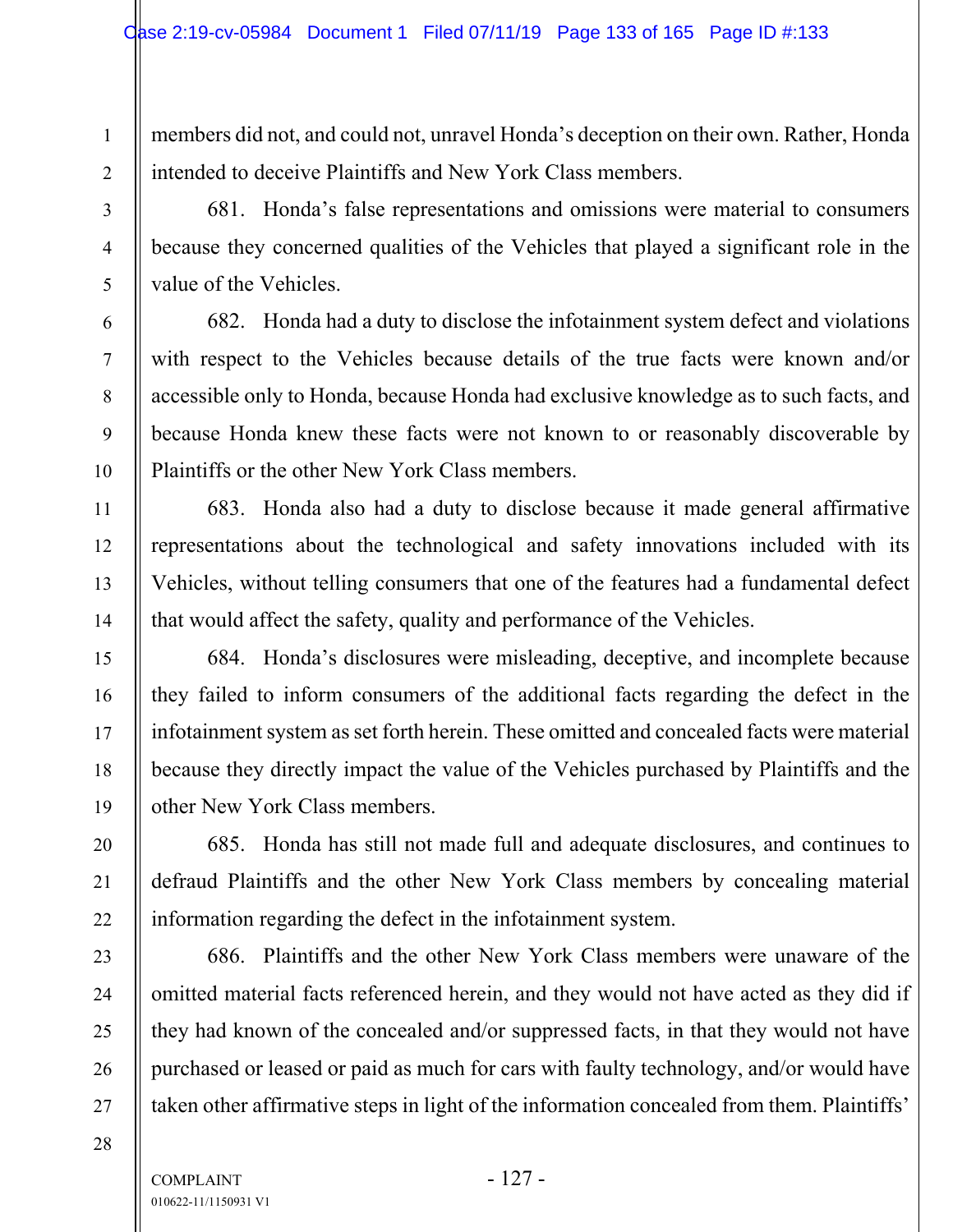members did not, and could not, unravel Honda's deception on their own. Rather, Honda intended to deceive Plaintiffs and New York Class members.

681. Honda's false representations and omissions were material to consumers because they concerned qualities of the Vehicles that played a significant role in the value of the Vehicles.

682. Honda had a duty to disclose the infotainment system defect and violations with respect to the Vehicles because details of the true facts were known and/or accessible only to Honda, because Honda had exclusive knowledge as to such facts, and because Honda knew these facts were not known to or reasonably discoverable by Plaintiffs or the other New York Class members.

683. Honda also had a duty to disclose because it made general affirmative representations about the technological and safety innovations included with its Vehicles, without telling consumers that one of the features had a fundamental defect that would affect the safety, quality and performance of the Vehicles.

684. Honda's disclosures were misleading, deceptive, and incomplete because they failed to inform consumers of the additional facts regarding the defect in the infotainment system as set forth herein. These omitted and concealed facts were material because they directly impact the value of the Vehicles purchased by Plaintiffs and the other New York Class members.

685. Honda has still not made full and adequate disclosures, and continues to defraud Plaintiffs and the other New York Class members by concealing material information regarding the defect in the infotainment system.

686. Plaintiffs and the other New York Class members were unaware of the omitted material facts referenced herein, and they would not have acted as they did if they had known of the concealed and/or suppressed facts, in that they would not have purchased or leased or paid as much for cars with faulty technology, and/or would have taken other affirmative steps in light of the information concealed from them. Plaintiffs'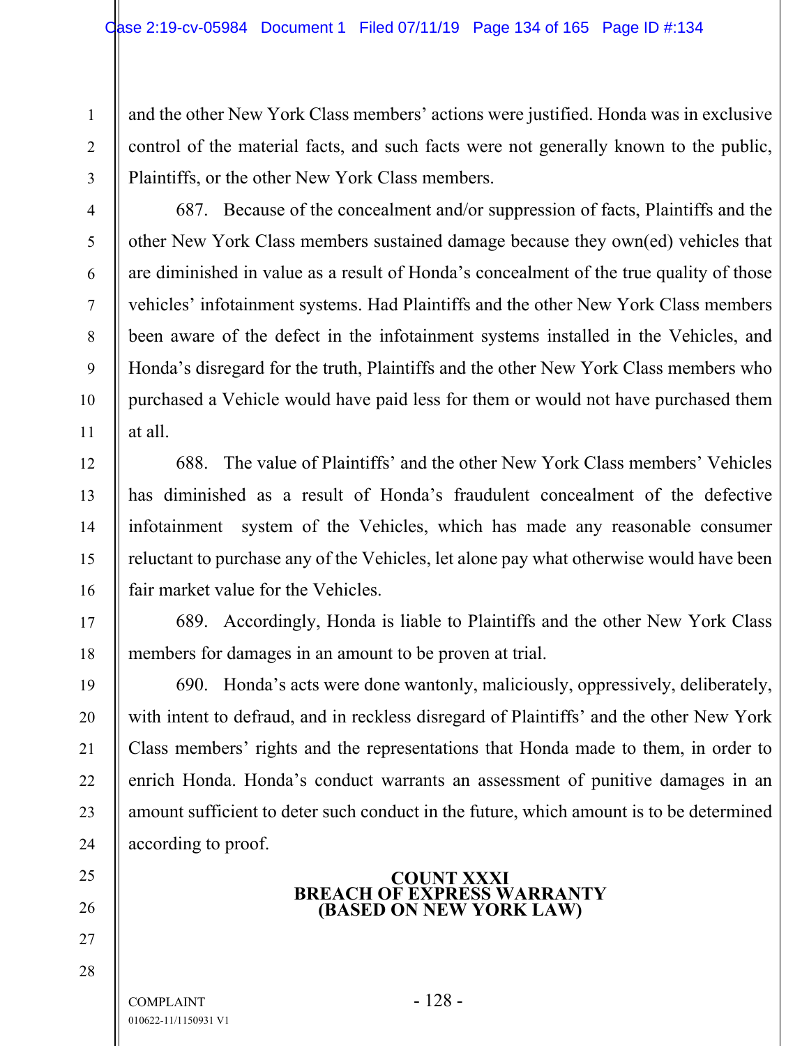and the other New York Class members' actions were justified. Honda was in exclusive control of the material facts, and such facts were not generally known to the public, Plaintiffs, or the other New York Class members.

687. Because of the concealment and/or suppression of facts, Plaintiffs and the other New York Class members sustained damage because they own(ed) vehicles that are diminished in value as a result of Honda's concealment of the true quality of those vehicles' infotainment systems. Had Plaintiffs and the other New York Class members been aware of the defect in the infotainment systems installed in the Vehicles, and Honda's disregard for the truth, Plaintiffs and the other New York Class members who purchased a Vehicle would have paid less for them or would not have purchased them at all.

688. The value of Plaintiffs' and the other New York Class members' Vehicles has diminished as a result of Honda's fraudulent concealment of the defective infotainment system of the Vehicles, which has made any reasonable consumer reluctant to purchase any of the Vehicles, let alone pay what otherwise would have been fair market value for the Vehicles.

689. Accordingly, Honda is liable to Plaintiffs and the other New York Class members for damages in an amount to be proven at trial.

690. Honda's acts were done wantonly, maliciously, oppressively, deliberately, with intent to defraud, and in reckless disregard of Plaintiffs' and the other New York Class members' rights and the representations that Honda made to them, in order to enrich Honda. Honda's conduct warrants an assessment of punitive damages in an amount sufficient to deter such conduct in the future, which amount is to be determined according to proof.

## COUNT XXXI
## BREACH OF EXPRESS WARRANTY
## (BASED ON NEW YORK LAW)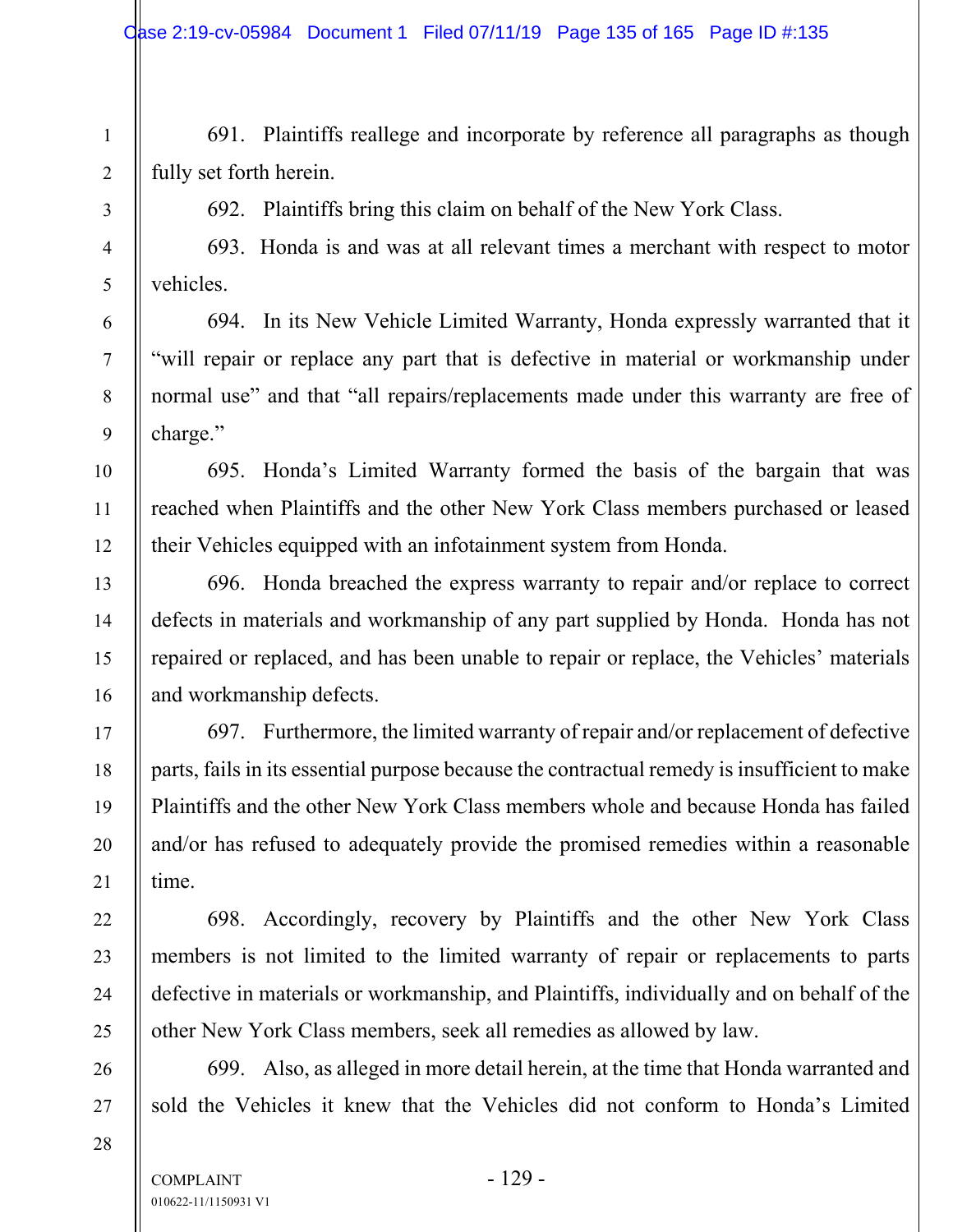691. Plaintiffs reallege and incorporate by reference all paragraphs as though fully set forth herein.

692. Plaintiffs bring this claim on behalf of the New York Class.

693. Honda is and was at all relevant times a merchant with respect to motor vehicles.

694. In its New Vehicle Limited Warranty, Honda expressly warranted that it "will repair or replace any part that is defective in material or workmanship under normal use" and that "all repairs/replacements made under this warranty are free of charge."

695. Honda's Limited Warranty formed the basis of the bargain that was reached when Plaintiffs and the other New York Class members purchased or leased their Vehicles equipped with an infotainment system from Honda.

696. Honda breached the express warranty to repair and/or replace to correct defects in materials and workmanship of any part supplied by Honda. Honda has not repaired or replaced, and has been unable to repair or replace, the Vehicles' materials and workmanship defects.

697. Furthermore, the limited warranty of repair and/or replacement of defective parts, fails in its essential purpose because the contractual remedy is insufficient to make Plaintiffs and the other New York Class members whole and because Honda has failed and/or has refused to adequately provide the promised remedies within a reasonable time.

698. Accordingly, recovery by Plaintiffs and the other New York Class members is not limited to the limited warranty of repair or replacements to parts defective in materials or workmanship, and Plaintiffs, individually and on behalf of the other New York Class members, seek all remedies as allowed by law.

699. Also, as alleged in more detail herein, at the time that Honda warranted and sold the Vehicles it knew that the Vehicles did not conform to Honda's Limited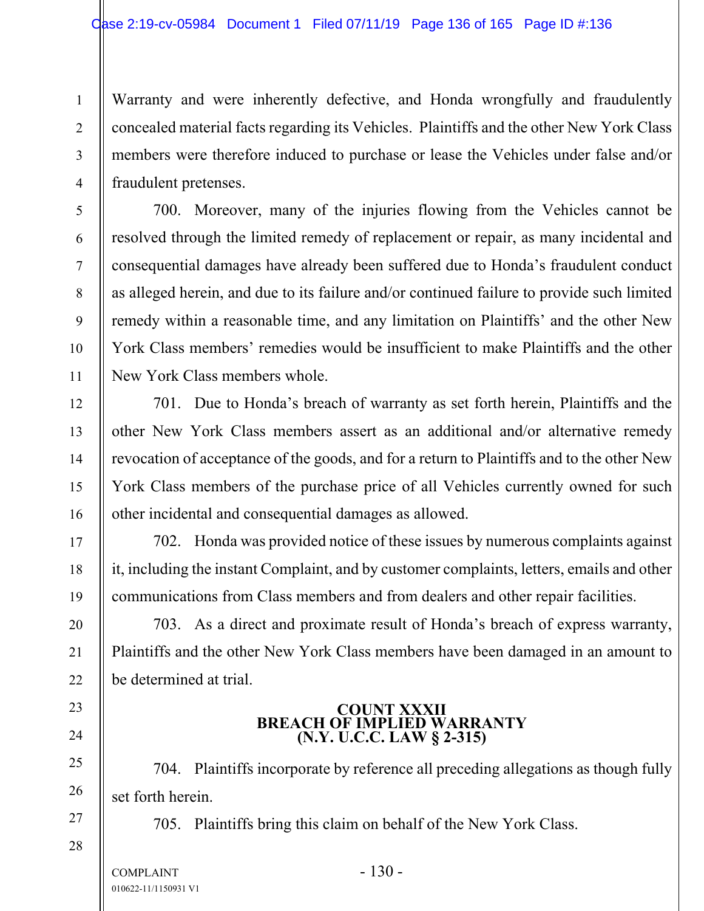Warranty and were inherently defective, and Honda wrongfully and fraudulently concealed material facts regarding its Vehicles. Plaintiffs and the other New York Class members were therefore induced to purchase or lease the Vehicles under false and/or fraudulent pretenses.

700. Moreover, many of the injuries flowing from the Vehicles cannot be resolved through the limited remedy of replacement or repair, as many incidental and consequential damages have already been suffered due to Honda's fraudulent conduct as alleged herein, and due to its failure and/or continued failure to provide such limited remedy within a reasonable time, and any limitation on Plaintiffs' and the other New York Class members' remedies would be insufficient to make Plaintiffs and the other New York Class members whole.

701. Due to Honda's breach of warranty as set forth herein, Plaintiffs and the other New York Class members assert as an additional and/or alternative remedy revocation of acceptance of the goods, and for a return to Plaintiffs and to the other New York Class members of the purchase price of all Vehicles currently owned for such other incidental and consequential damages as allowed.

702. Honda was provided notice of these issues by numerous complaints against it, including the instant Complaint, and by customer complaints, letters, emails and other communications from Class members and from dealers and other repair facilities.

703. As a direct and proximate result of Honda's breach of express warranty, Plaintiffs and the other New York Class members have been damaged in an amount to be determined at trial.

**COUNT XXXII**
**BREACH OF IMPLIED WARRANTY**
**(N.Y. U.C.C. LAW § 2-315)**

704. Plaintiffs incorporate by reference all preceding allegations as though fully set forth herein.

705. Plaintiffs bring this claim on behalf of the New York Class.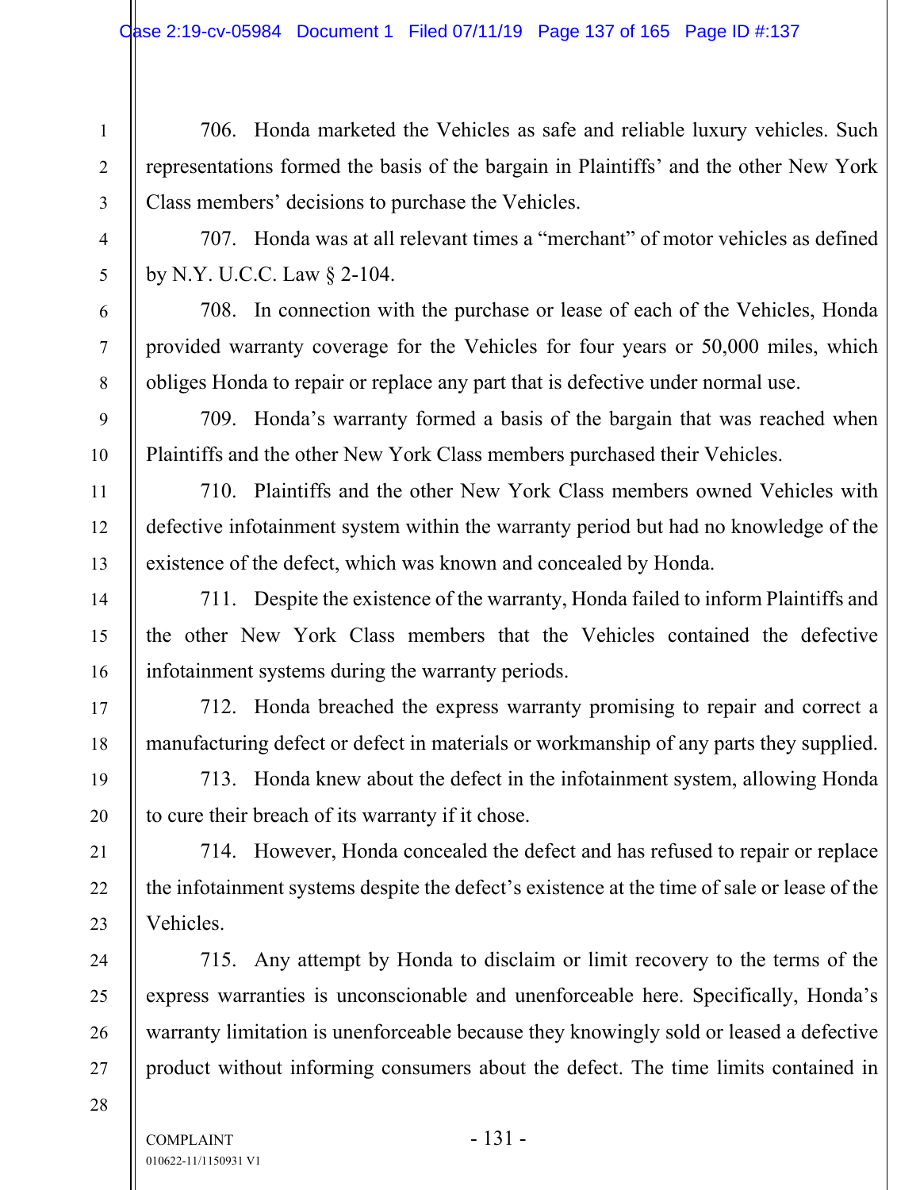706. Honda marketed the Vehicles as safe and reliable luxury vehicles. Such representations formed the basis of the bargain in Plaintiffs' and the other New York Class members' decisions to purchase the Vehicles.

707. Honda was at all relevant times a "merchant" of motor vehicles as defined by N.Y. U.C.C. Law § 2-104.

708. In connection with the purchase or lease of each of the Vehicles, Honda provided warranty coverage for the Vehicles for four years or 50,000 miles, which obliges Honda to repair or replace any part that is defective under normal use.

709. Honda's warranty formed a basis of the bargain that was reached when Plaintiffs and the other New York Class members purchased their Vehicles.

710. Plaintiffs and the other New York Class members owned Vehicles with defective infotainment system within the warranty period but had no knowledge of the existence of the defect, which was known and concealed by Honda.

711. Despite the existence of the warranty, Honda failed to inform Plaintiffs and the other New York Class members that the Vehicles contained the defective infotainment systems during the warranty periods.

712. Honda breached the express warranty promising to repair and correct a manufacturing defect or defect in materials or workmanship of any parts they supplied.

713. Honda knew about the defect in the infotainment system, allowing Honda to cure their breach of its warranty if it chose.

714. However, Honda concealed the defect and has refused to repair or replace the infotainment systems despite the defect's existence at the time of sale or lease of the Vehicles.

715. Any attempt by Honda to disclaim or limit recovery to the terms of the express warranties is unconscionable and unenforceable here. Specifically, Honda's warranty limitation is unenforceable because they knowingly sold or leased a defective product without informing consumers about the defect. The time limits contained in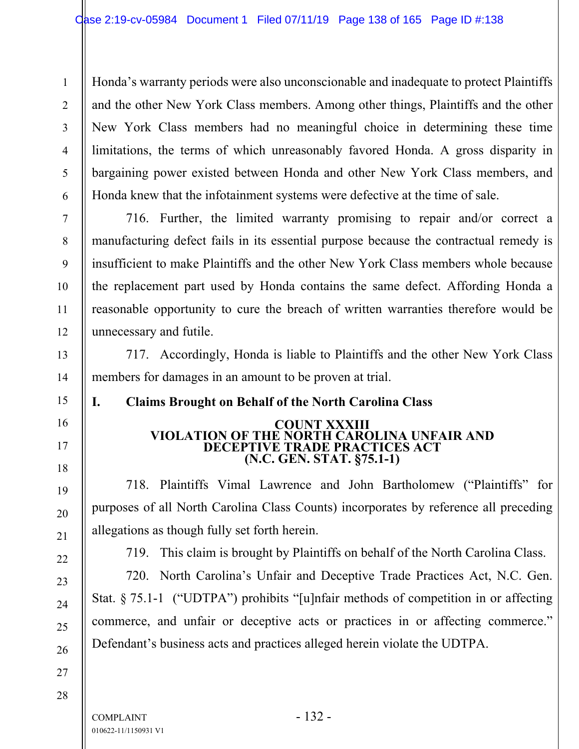Honda's warranty periods were also unconscionable and inadequate to protect Plaintiffs and the other New York Class members. Among other things, Plaintiffs and the other New York Class members had no meaningful choice in determining these time limitations, the terms of which unreasonably favored Honda. A gross disparity in bargaining power existed between Honda and other New York Class members, and Honda knew that the infotainment systems were defective at the time of sale.

716. Further, the limited warranty promising to repair and/or correct a manufacturing defect fails in its essential purpose because the contractual remedy is insufficient to make Plaintiffs and the other New York Class members whole because the replacement part used by Honda contains the same defect. Affording Honda a reasonable opportunity to cure the breach of written warranties therefore would be unnecessary and futile.

717. Accordingly, Honda is liable to Plaintiffs and the other New York Class members for damages in an amount to be proven at trial.

## I. Claims Brought on Behalf of the North Carolina Class

### COUNT XXXIII
### VIOLATION OF THE NORTH CAROLINA UNFAIR AND DECEPTIVE TRADE PRACTICES ACT
### (N.C. GEN. STAT. §75.1-1)

718. Plaintiffs Vimal Lawrence and John Bartholomew ("Plaintiffs" for purposes of all North Carolina Class Counts) incorporates by reference all preceding allegations as though fully set forth herein.

719. This claim is brought by Plaintiffs on behalf of the North Carolina Class.

720. North Carolina's Unfair and Deceptive Trade Practices Act, N.C. Gen. Stat. § 75.1-1 ("UDTPA") prohibits "[u]nfair methods of competition in or affecting commerce, and unfair or deceptive acts or practices in or affecting commerce." Defendant's business acts and practices alleged herein violate the UDTPA.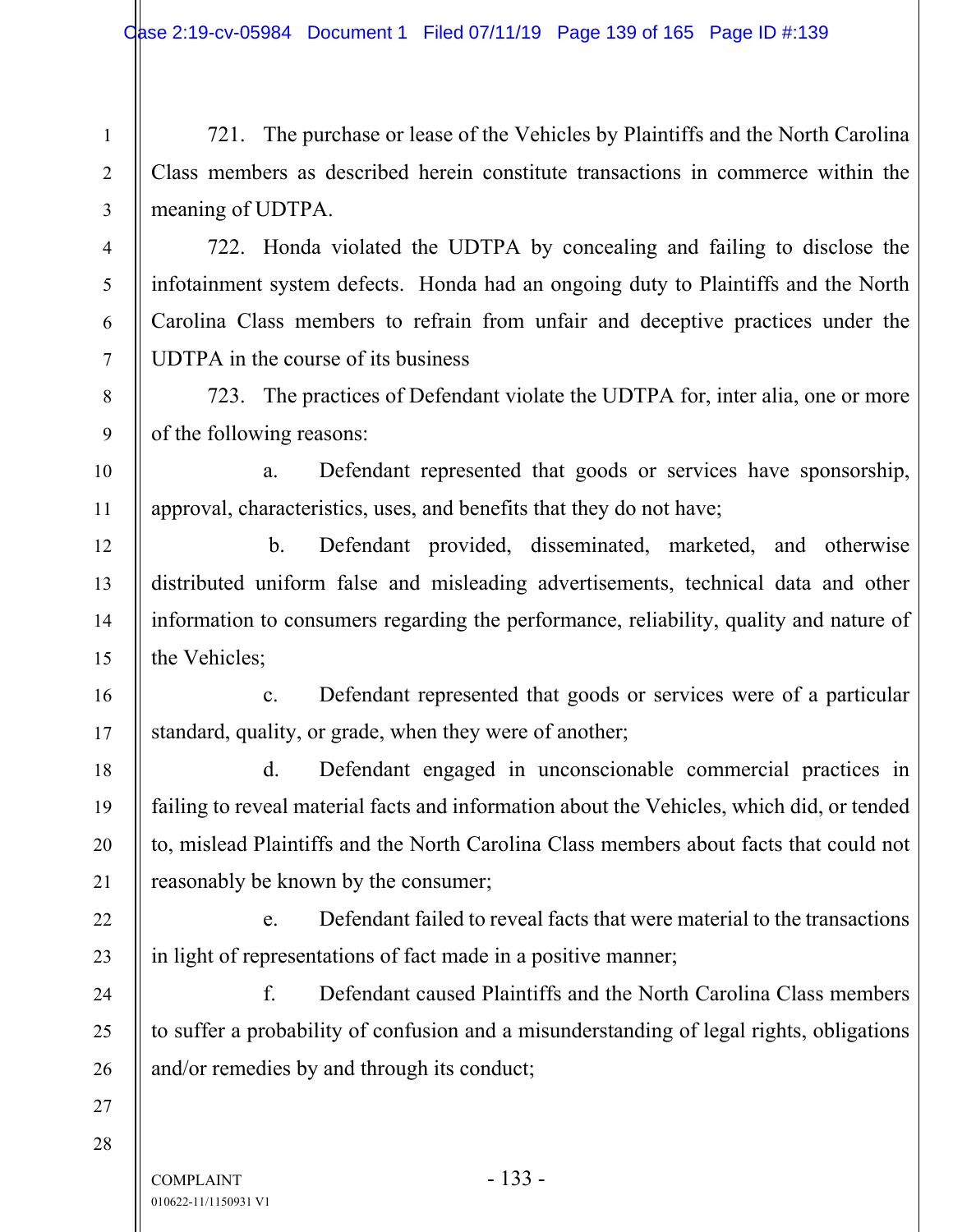721. The purchase or lease of the Vehicles by Plaintiffs and the North Carolina Class members as described herein constitute transactions in commerce within the meaning of UDTPA.

722. Honda violated the UDTPA by concealing and failing to disclose the infotainment system defects. Honda had an ongoing duty to Plaintiffs and the North Carolina Class members to refrain from unfair and deceptive practices under the UDTPA in the course of its business

723. The practices of Defendant violate the UDTPA for, inter alia, one or more of the following reasons:

a. Defendant represented that goods or services have sponsorship, approval, characteristics, uses, and benefits that they do not have;

b. Defendant provided, disseminated, marketed, and otherwise distributed uniform false and misleading advertisements, technical data and other information to consumers regarding the performance, reliability, quality and nature of the Vehicles;

c. Defendant represented that goods or services were of a particular standard, quality, or grade, when they were of another;

d. Defendant engaged in unconscionable commercial practices in failing to reveal material facts and information about the Vehicles, which did, or tended to, mislead Plaintiffs and the North Carolina Class members about facts that could not reasonably be known by the consumer;

e. Defendant failed to reveal facts that were material to the transactions in light of representations of fact made in a positive manner;

f. Defendant caused Plaintiffs and the North Carolina Class members to suffer a probability of confusion and a misunderstanding of legal rights, obligations and/or remedies by and through its conduct;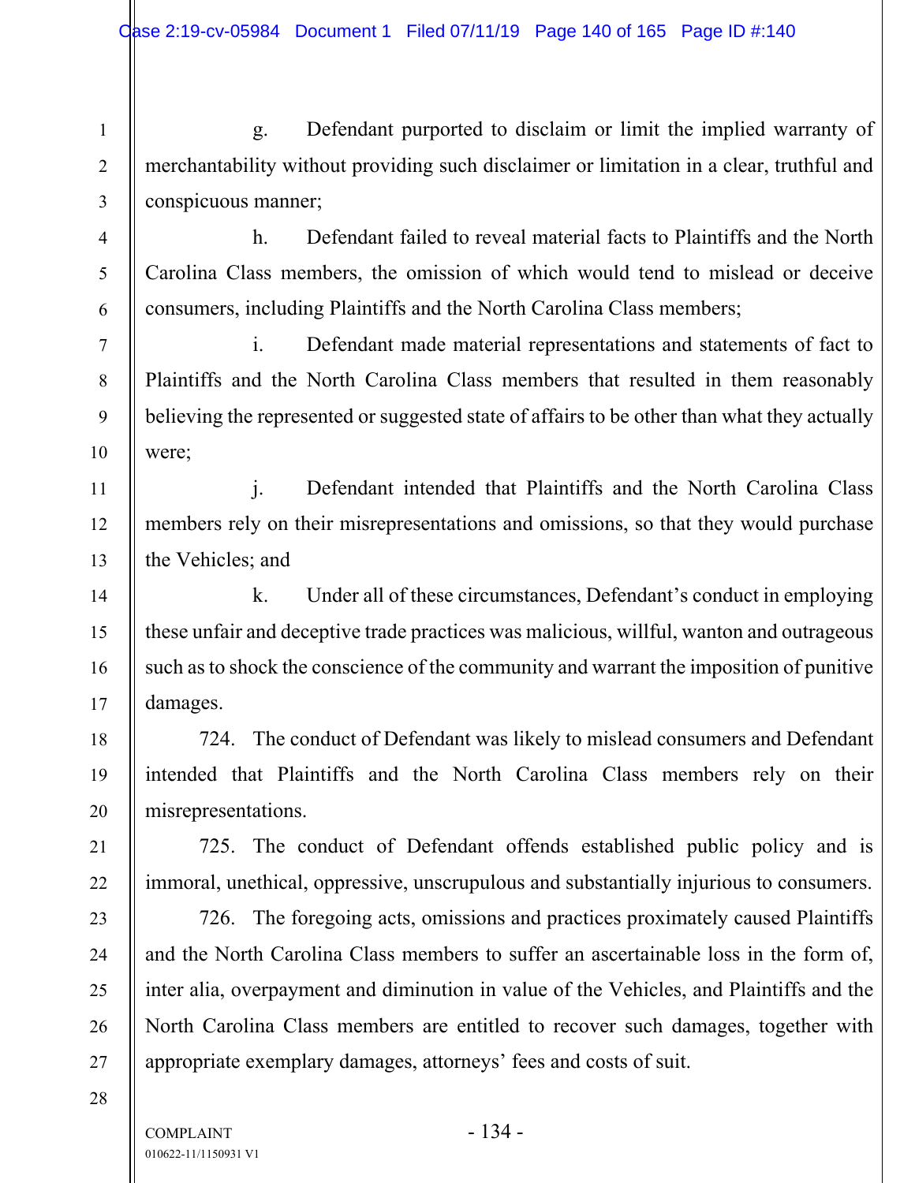g. Defendant purported to disclaim or limit the implied warranty of merchantability without providing such disclaimer or limitation in a clear, truthful and conspicuous manner;

h. Defendant failed to reveal material facts to Plaintiffs and the North Carolina Class members, the omission of which would tend to mislead or deceive consumers, including Plaintiffs and the North Carolina Class members;

i. Defendant made material representations and statements of fact to Plaintiffs and the North Carolina Class members that resulted in them reasonably believing the represented or suggested state of affairs to be other than what they actually were;

j. Defendant intended that Plaintiffs and the North Carolina Class members rely on their misrepresentations and omissions, so that they would purchase the Vehicles; and

k. Under all of these circumstances, Defendant's conduct in employing these unfair and deceptive trade practices was malicious, willful, wanton and outrageous such as to shock the conscience of the community and warrant the imposition of punitive damages.

724. The conduct of Defendant was likely to mislead consumers and Defendant intended that Plaintiffs and the North Carolina Class members rely on their misrepresentations.

725. The conduct of Defendant offends established public policy and is immoral, unethical, oppressive, unscrupulous and substantially injurious to consumers.

726. The foregoing acts, omissions and practices proximately caused Plaintiffs and the North Carolina Class members to suffer an ascertainable loss in the form of, inter alia, overpayment and diminution in value of the Vehicles, and Plaintiffs and the North Carolina Class members are entitled to recover such damages, together with appropriate exemplary damages, attorneys' fees and costs of suit.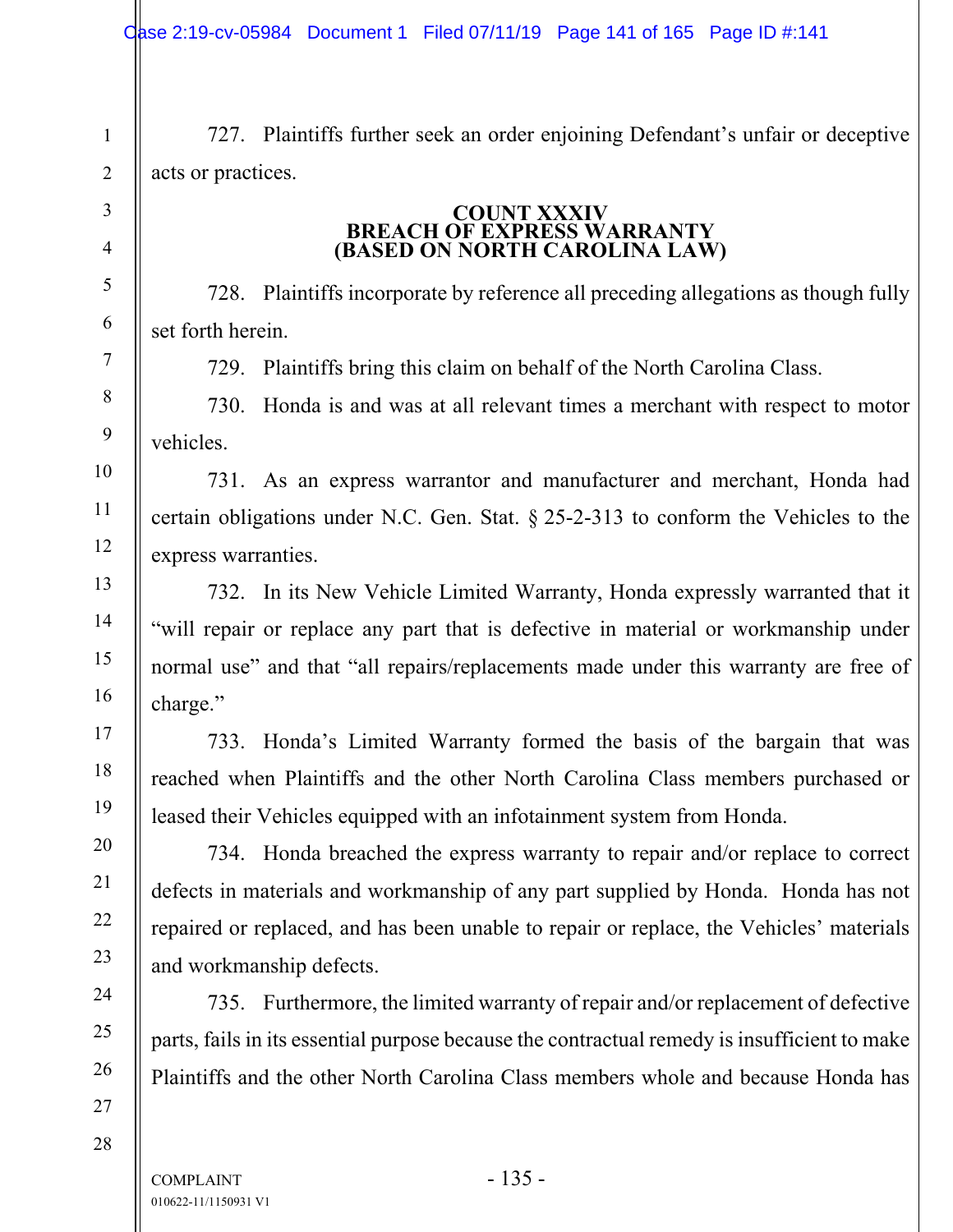727. Plaintiffs further seek an order enjoining Defendant's unfair or deceptive acts or practices.

**COUNT XXXIV**
**BREACH OF EXPRESS WARRANTY**
**(BASED ON NORTH CAROLINA LAW)**

728. Plaintiffs incorporate by reference all preceding allegations as though fully set forth herein.

729. Plaintiffs bring this claim on behalf of the North Carolina Class.

730. Honda is and was at all relevant times a merchant with respect to motor vehicles.

731. As an express warrantor and manufacturer and merchant, Honda had certain obligations under N.C. Gen. Stat. § 25-2-313 to conform the Vehicles to the express warranties.

732. In its New Vehicle Limited Warranty, Honda expressly warranted that it "will repair or replace any part that is defective in material or workmanship under normal use" and that "all repairs/replacements made under this warranty are free of charge."

733. Honda's Limited Warranty formed the basis of the bargain that was reached when Plaintiffs and the other North Carolina Class members purchased or leased their Vehicles equipped with an infotainment system from Honda.

734. Honda breached the express warranty to repair and/or replace to correct defects in materials and workmanship of any part supplied by Honda. Honda has not repaired or replaced, and has been unable to repair or replace, the Vehicles' materials and workmanship defects.

735. Furthermore, the limited warranty of repair and/or replacement of defective parts, fails in its essential purpose because the contractual remedy is insufficient to make Plaintiffs and the other North Carolina Class members whole and because Honda has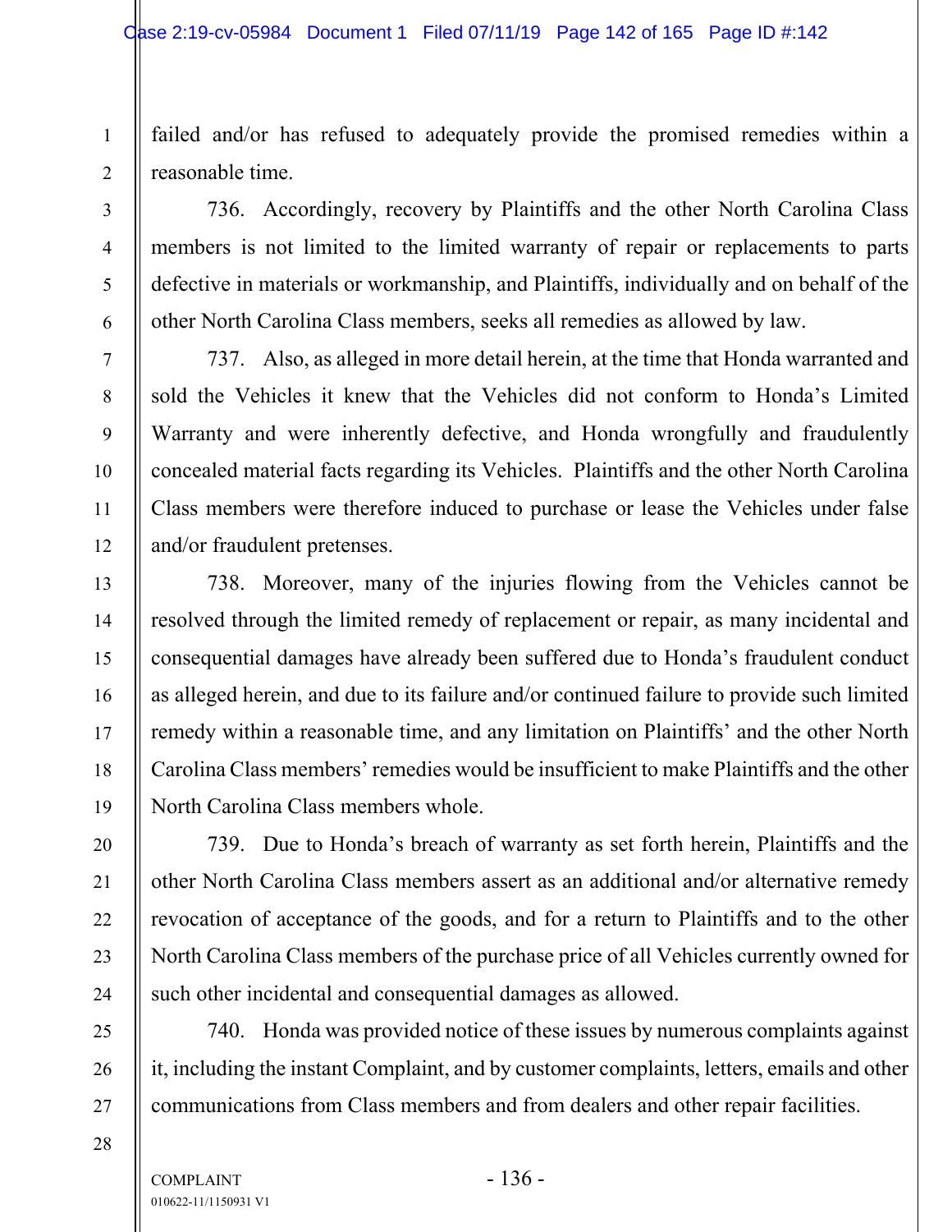failed and/or has refused to adequately provide the promised remedies within a reasonable time.

736. Accordingly, recovery by Plaintiffs and the other North Carolina Class members is not limited to the limited warranty of repair or replacements to parts defective in materials or workmanship, and Plaintiffs, individually and on behalf of the other North Carolina Class members, seeks all remedies as allowed by law.

737. Also, as alleged in more detail herein, at the time that Honda warranted and sold the Vehicles it knew that the Vehicles did not conform to Honda's Limited Warranty and were inherently defective, and Honda wrongfully and fraudulently concealed material facts regarding its Vehicles. Plaintiffs and the other North Carolina Class members were therefore induced to purchase or lease the Vehicles under false and/or fraudulent pretenses.

738. Moreover, many of the injuries flowing from the Vehicles cannot be resolved through the limited remedy of replacement or repair, as many incidental and consequential damages have already been suffered due to Honda's fraudulent conduct as alleged herein, and due to its failure and/or continued failure to provide such limited remedy within a reasonable time, and any limitation on Plaintiffs' and the other North Carolina Class members' remedies would be insufficient to make Plaintiffs and the other North Carolina Class members whole.

739. Due to Honda's breach of warranty as set forth herein, Plaintiffs and the other North Carolina Class members assert as an additional and/or alternative remedy revocation of acceptance of the goods, and for a return to Plaintiffs and to the other North Carolina Class members of the purchase price of all Vehicles currently owned for such other incidental and consequential damages as allowed.

740. Honda was provided notice of these issues by numerous complaints against it, including the instant Complaint, and by customer complaints, letters, emails and other communications from Class members and from dealers and other repair facilities.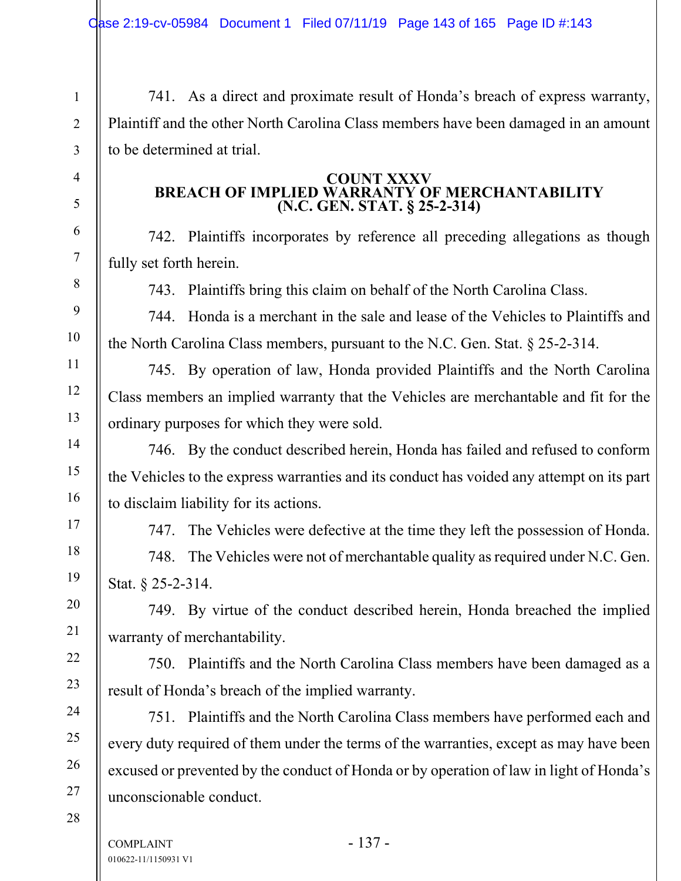741. As a direct and proximate result of Honda's breach of express warranty, Plaintiff and the other North Carolina Class members have been damaged in an amount to be determined at trial.

## COUNT XXXV
## BREACH OF IMPLIED WARRANTY OF MERCHANTABILITY
## (N.C. GEN. STAT. § 25-2-314)

742. Plaintiffs incorporates by reference all preceding allegations as though fully set forth herein.

743. Plaintiffs bring this claim on behalf of the North Carolina Class.

744. Honda is a merchant in the sale and lease of the Vehicles to Plaintiffs and the North Carolina Class members, pursuant to the N.C. Gen. Stat. § 25-2-314.

745. By operation of law, Honda provided Plaintiffs and the North Carolina Class members an implied warranty that the Vehicles are merchantable and fit for the ordinary purposes for which they were sold.

746. By the conduct described herein, Honda has failed and refused to conform the Vehicles to the express warranties and its conduct has voided any attempt on its part to disclaim liability for its actions.

747. The Vehicles were defective at the time they left the possession of Honda.

748. The Vehicles were not of merchantable quality as required under N.C. Gen. Stat. § 25-2-314.

749. By virtue of the conduct described herein, Honda breached the implied warranty of merchantability.

750. Plaintiffs and the North Carolina Class members have been damaged as a result of Honda's breach of the implied warranty.

751. Plaintiffs and the North Carolina Class members have performed each and every duty required of them under the terms of the warranties, except as may have been excused or prevented by the conduct of Honda or by operation of law in light of Honda's unconscionable conduct.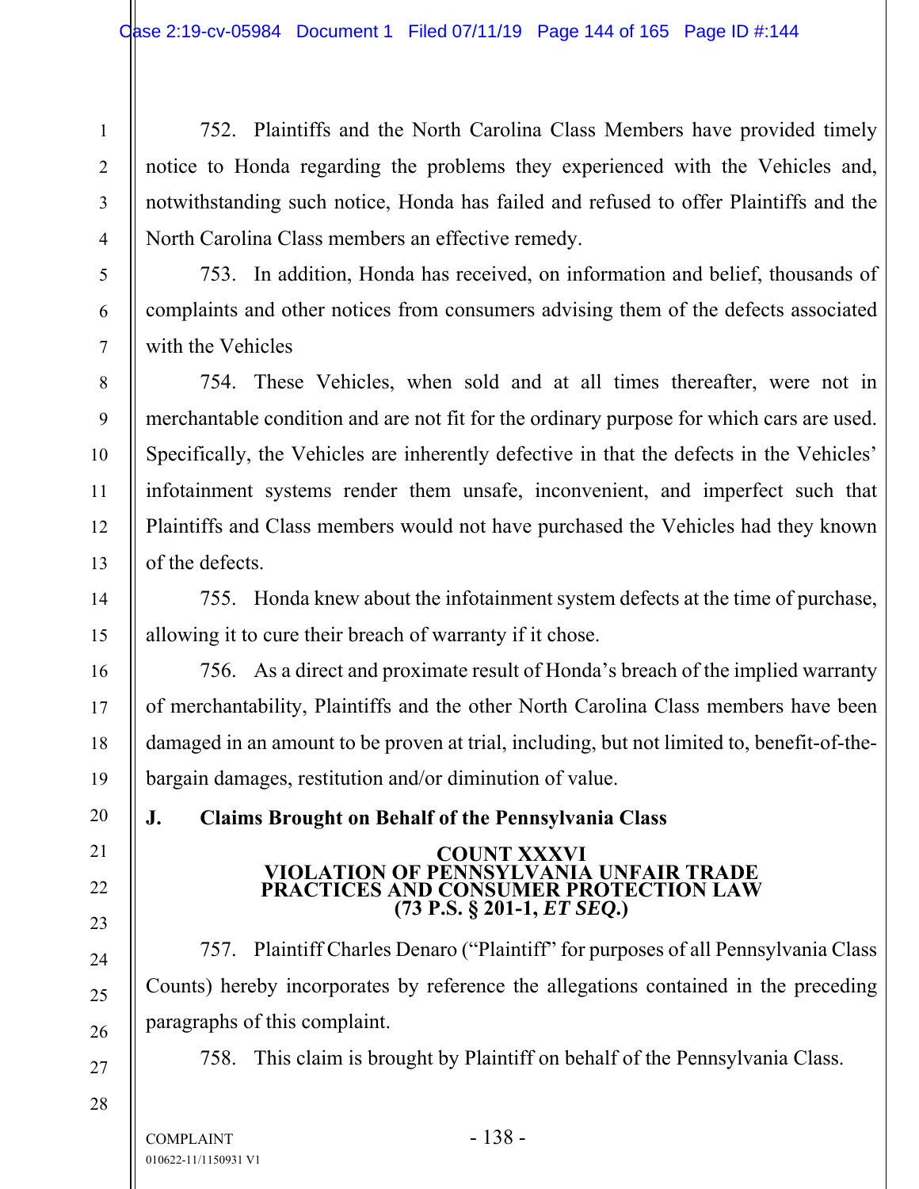752. Plaintiffs and the North Carolina Class Members have provided timely notice to Honda regarding the problems they experienced with the Vehicles and, notwithstanding such notice, Honda has failed and refused to offer Plaintiffs and the North Carolina Class members an effective remedy.

753. In addition, Honda has received, on information and belief, thousands of complaints and other notices from consumers advising them of the defects associated with the Vehicles

754. These Vehicles, when sold and at all times thereafter, were not in merchantable condition and are not fit for the ordinary purpose for which cars are used. Specifically, the Vehicles are inherently defective in that the defects in the Vehicles' infotainment systems render them unsafe, inconvenient, and imperfect such that Plaintiffs and Class members would not have purchased the Vehicles had they known of the defects.

755. Honda knew about the infotainment system defects at the time of purchase, allowing it to cure their breach of warranty if it chose.

756. As a direct and proximate result of Honda's breach of the implied warranty of merchantability, Plaintiffs and the other North Carolina Class members have been damaged in an amount to be proven at trial, including, but not limited to, benefit-of-the-bargain damages, restitution and/or diminution of value.

## J. Claims Brought on Behalf of the Pennsylvania Class

### COUNT XXXVI
### VIOLATION OF PENNSYLVANIA UNFAIR TRADE PRACTICES AND CONSUMER PROTECTION LAW
### (73 P.S. § 201-1, *ET SEQ.*)

757. Plaintiff Charles Denaro ("Plaintiff" for purposes of all Pennsylvania Class Counts) hereby incorporates by reference the allegations contained in the preceding paragraphs of this complaint.

758. This claim is brought by Plaintiff on behalf of the Pennsylvania Class.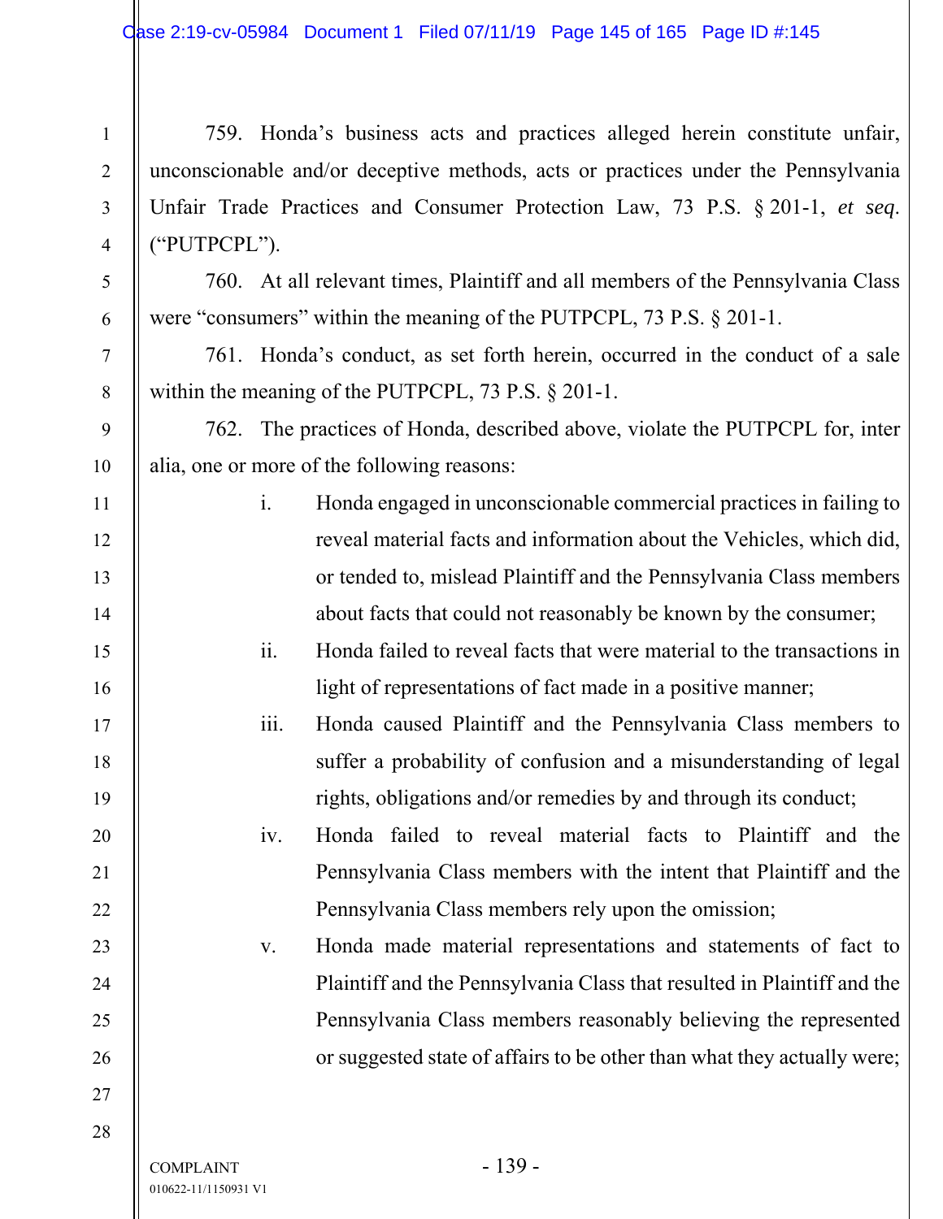759. Honda's business acts and practices alleged herein constitute unfair, unconscionable and/or deceptive methods, acts or practices under the Pennsylvania Unfair Trade Practices and Consumer Protection Law, 73 P.S. § 201-1, *et seq*. ("PUTPCPL").

760. At all relevant times, Plaintiff and all members of the Pennsylvania Class were "consumers" within the meaning of the PUTPCPL, 73 P.S. § 201-1.

761. Honda's conduct, as set forth herein, occurred in the conduct of a sale within the meaning of the PUTPCPL, 73 P.S. § 201-1.

762. The practices of Honda, described above, violate the PUTPCPL for, inter alia, one or more of the following reasons:

i. Honda engaged in unconscionable commercial practices in failing to reveal material facts and information about the Vehicles, which did, or tended to, mislead Plaintiff and the Pennsylvania Class members about facts that could not reasonably be known by the consumer;

ii. Honda failed to reveal facts that were material to the transactions in light of representations of fact made in a positive manner;

iii. Honda caused Plaintiff and the Pennsylvania Class members to suffer a probability of confusion and a misunderstanding of legal rights, obligations and/or remedies by and through its conduct;

iv. Honda failed to reveal material facts to Plaintiff and the Pennsylvania Class members with the intent that Plaintiff and the Pennsylvania Class members rely upon the omission;

v. Honda made material representations and statements of fact to Plaintiff and the Pennsylvania Class that resulted in Plaintiff and the Pennsylvania Class members reasonably believing the represented or suggested state of affairs to be other than what they actually were;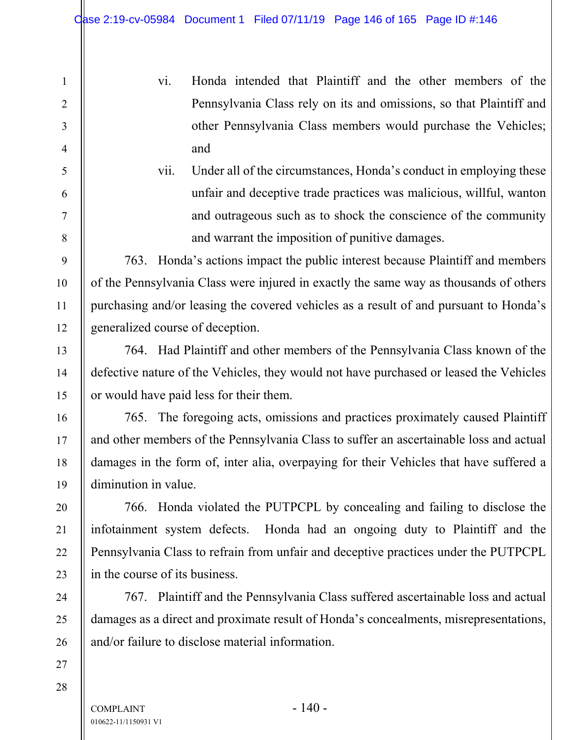vi. Honda intended that Plaintiff and the other members of the Pennsylvania Class rely on its and omissions, so that Plaintiff and other Pennsylvania Class members would purchase the Vehicles; and

vii. Under all of the circumstances, Honda's conduct in employing these unfair and deceptive trade practices was malicious, willful, wanton and outrageous such as to shock the conscience of the community and warrant the imposition of punitive damages.

763. Honda's actions impact the public interest because Plaintiff and members of the Pennsylvania Class were injured in exactly the same way as thousands of others purchasing and/or leasing the covered vehicles as a result of and pursuant to Honda's generalized course of deception.

764. Had Plaintiff and other members of the Pennsylvania Class known of the defective nature of the Vehicles, they would not have purchased or leased the Vehicles or would have paid less for their them.

765. The foregoing acts, omissions and practices proximately caused Plaintiff and other members of the Pennsylvania Class to suffer an ascertainable loss and actual damages in the form of, inter alia, overpaying for their Vehicles that have suffered a diminution in value.

766. Honda violated the PUTPCPL by concealing and failing to disclose the infotainment system defects. Honda had an ongoing duty to Plaintiff and the Pennsylvania Class to refrain from unfair and deceptive practices under the PUTPCPL in the course of its business.

767. Plaintiff and the Pennsylvania Class suffered ascertainable loss and actual damages as a direct and proximate result of Honda's concealments, misrepresentations, and/or failure to disclose material information.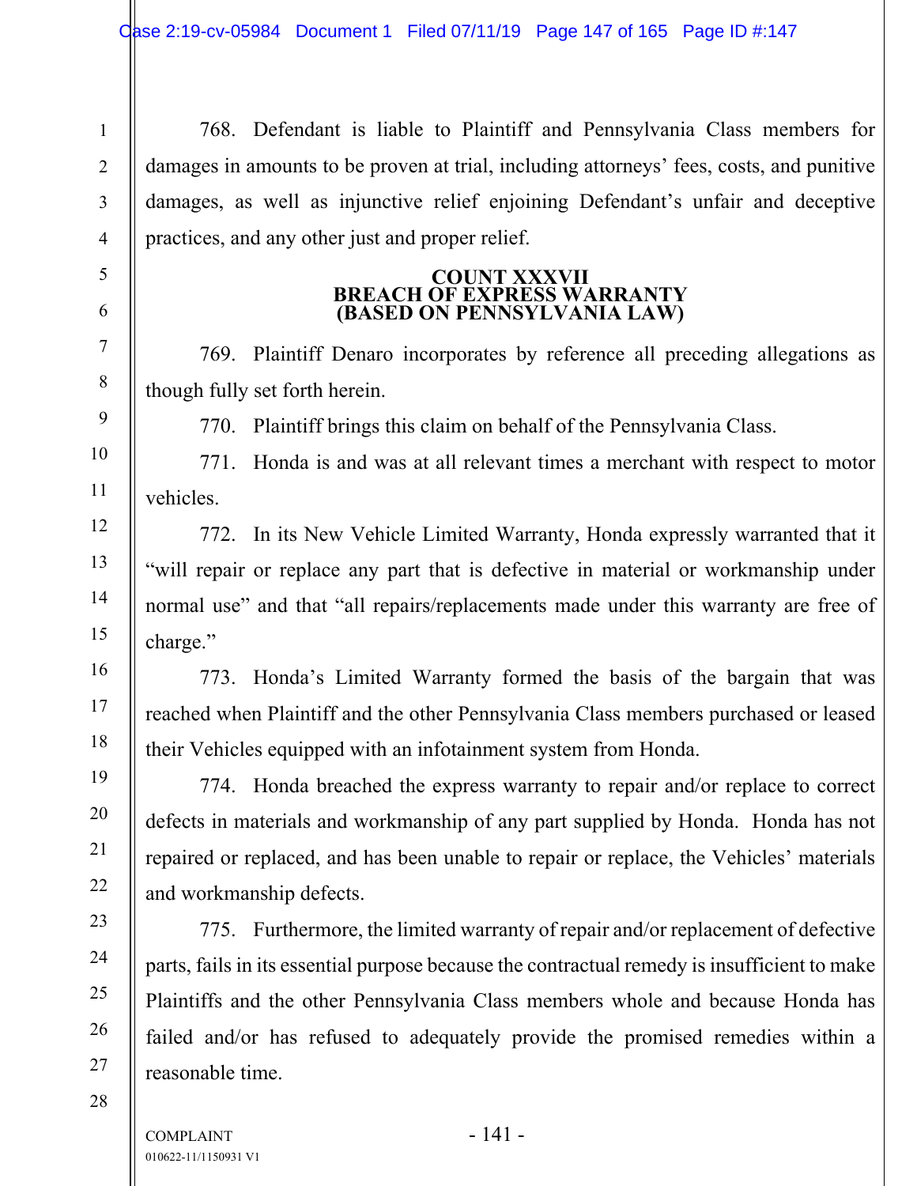768. Defendant is liable to Plaintiff and Pennsylvania Class members for damages in amounts to be proven at trial, including attorneys' fees, costs, and punitive damages, as well as injunctive relief enjoining Defendant's unfair and deceptive practices, and any other just and proper relief.

**COUNT XXXVII**
**BREACH OF EXPRESS WARRANTY**
**(BASED ON PENNSYLVANIA LAW)**

769. Plaintiff Denaro incorporates by reference all preceding allegations as though fully set forth herein.

770. Plaintiff brings this claim on behalf of the Pennsylvania Class.

771. Honda is and was at all relevant times a merchant with respect to motor vehicles.

772. In its New Vehicle Limited Warranty, Honda expressly warranted that it "will repair or replace any part that is defective in material or workmanship under normal use" and that "all repairs/replacements made under this warranty are free of charge."

773. Honda's Limited Warranty formed the basis of the bargain that was reached when Plaintiff and the other Pennsylvania Class members purchased or leased their Vehicles equipped with an infotainment system from Honda.

774. Honda breached the express warranty to repair and/or replace to correct defects in materials and workmanship of any part supplied by Honda. Honda has not repaired or replaced, and has been unable to repair or replace, the Vehicles' materials and workmanship defects.

775. Furthermore, the limited warranty of repair and/or replacement of defective parts, fails in its essential purpose because the contractual remedy is insufficient to make Plaintiffs and the other Pennsylvania Class members whole and because Honda has failed and/or has refused to adequately provide the promised remedies within a reasonable time.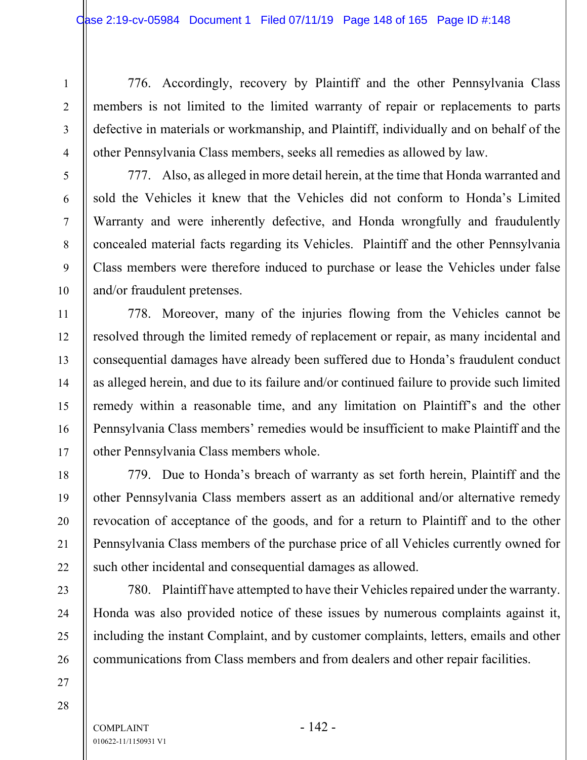776. Accordingly, recovery by Plaintiff and the other Pennsylvania Class members is not limited to the limited warranty of repair or replacements to parts defective in materials or workmanship, and Plaintiff, individually and on behalf of the other Pennsylvania Class members, seeks all remedies as allowed by law.

777. Also, as alleged in more detail herein, at the time that Honda warranted and sold the Vehicles it knew that the Vehicles did not conform to Honda's Limited Warranty and were inherently defective, and Honda wrongfully and fraudulently concealed material facts regarding its Vehicles. Plaintiff and the other Pennsylvania Class members were therefore induced to purchase or lease the Vehicles under false and/or fraudulent pretenses.

778. Moreover, many of the injuries flowing from the Vehicles cannot be resolved through the limited remedy of replacement or repair, as many incidental and consequential damages have already been suffered due to Honda's fraudulent conduct as alleged herein, and due to its failure and/or continued failure to provide such limited remedy within a reasonable time, and any limitation on Plaintiff's and the other Pennsylvania Class members' remedies would be insufficient to make Plaintiff and the other Pennsylvania Class members whole.

779. Due to Honda's breach of warranty as set forth herein, Plaintiff and the other Pennsylvania Class members assert as an additional and/or alternative remedy revocation of acceptance of the goods, and for a return to Plaintiff and to the other Pennsylvania Class members of the purchase price of all Vehicles currently owned for such other incidental and consequential damages as allowed.

780. Plaintiff have attempted to have their Vehicles repaired under the warranty. Honda was also provided notice of these issues by numerous complaints against it, including the instant Complaint, and by customer complaints, letters, emails and other communications from Class members and from dealers and other repair facilities.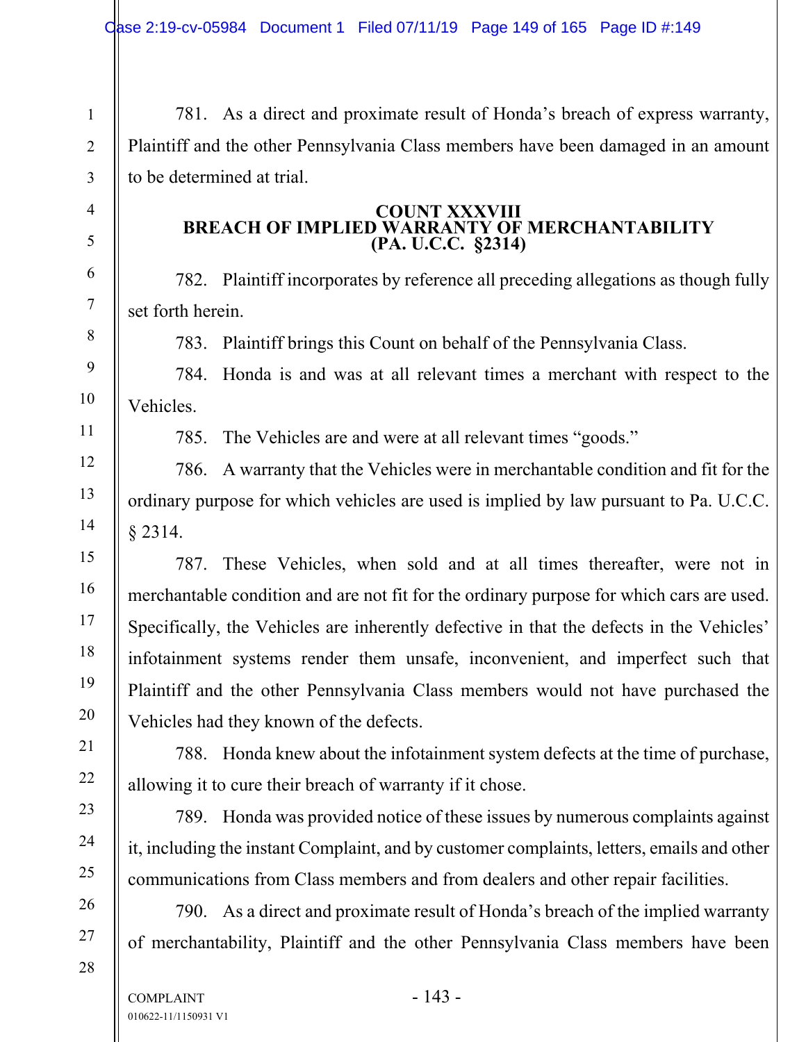781. As a direct and proximate result of Honda's breach of express warranty, Plaintiff and the other Pennsylvania Class members have been damaged in an amount to be determined at trial.

**COUNT XXXVIII**
**BREACH OF IMPLIED WARRANTY OF MERCHANTABILITY**
**(PA. U.C.C. §2314)**

782. Plaintiff incorporates by reference all preceding allegations as though fully set forth herein.

783. Plaintiff brings this Count on behalf of the Pennsylvania Class.

784. Honda is and was at all relevant times a merchant with respect to the Vehicles.

785. The Vehicles are and were at all relevant times "goods."

786. A warranty that the Vehicles were in merchantable condition and fit for the ordinary purpose for which vehicles are used is implied by law pursuant to Pa. U.C.C. § 2314.

787. These Vehicles, when sold and at all times thereafter, were not in merchantable condition and are not fit for the ordinary purpose for which cars are used. Specifically, the Vehicles are inherently defective in that the defects in the Vehicles' infotainment systems render them unsafe, inconvenient, and imperfect such that Plaintiff and the other Pennsylvania Class members would not have purchased the Vehicles had they known of the defects.

788. Honda knew about the infotainment system defects at the time of purchase, allowing it to cure their breach of warranty if it chose.

789. Honda was provided notice of these issues by numerous complaints against it, including the instant Complaint, and by customer complaints, letters, emails and other communications from Class members and from dealers and other repair facilities.

790. As a direct and proximate result of Honda's breach of the implied warranty of merchantability, Plaintiff and the other Pennsylvania Class members have been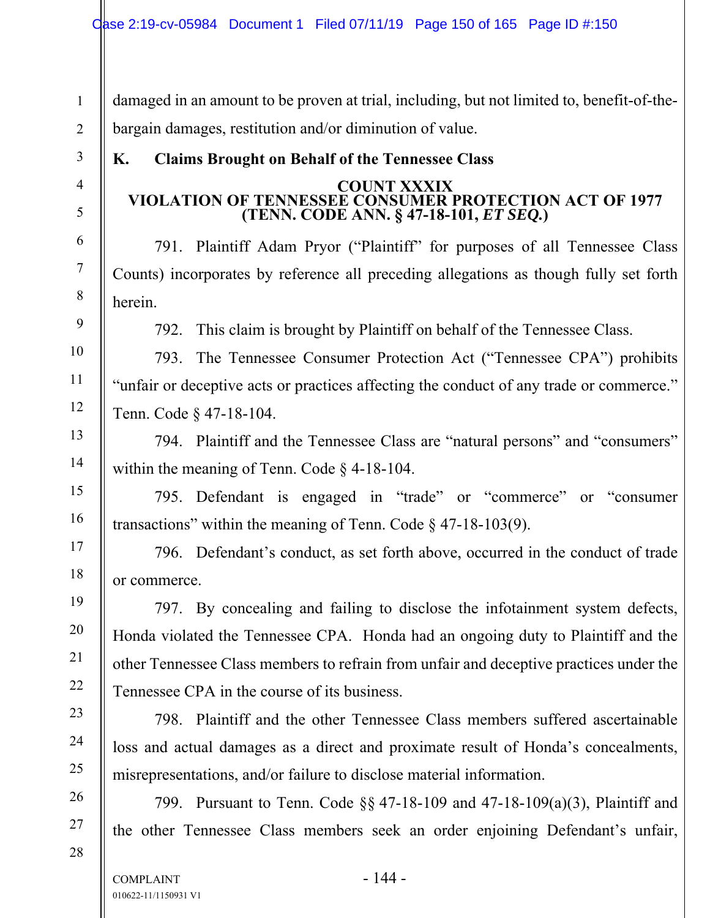damaged in an amount to be proven at trial, including, but not limited to, benefit-of-the-bargain damages, restitution and/or diminution of value.

### K. Claims Brought on Behalf of the Tennessee Class

**COUNT XXXIX**
**VIOLATION OF TENNESSEE CONSUMER PROTECTION ACT OF 1977**
**(TENN. CODE ANN. § 47-18-101, *ET SEQ.*)**

791. Plaintiff Adam Pryor ("Plaintiff" for purposes of all Tennessee Class Counts) incorporates by reference all preceding allegations as though fully set forth herein.

792. This claim is brought by Plaintiff on behalf of the Tennessee Class.

793. The Tennessee Consumer Protection Act ("Tennessee CPA") prohibits "unfair or deceptive acts or practices affecting the conduct of any trade or commerce." Tenn. Code § 47-18-104.

794. Plaintiff and the Tennessee Class are "natural persons" and "consumers" within the meaning of Tenn. Code § 4-18-104.

795. Defendant is engaged in "trade" or "commerce" or "consumer transactions" within the meaning of Tenn. Code § 47-18-103(9).

796. Defendant's conduct, as set forth above, occurred in the conduct of trade or commerce.

797. By concealing and failing to disclose the infotainment system defects, Honda violated the Tennessee CPA. Honda had an ongoing duty to Plaintiff and the other Tennessee Class members to refrain from unfair and deceptive practices under the Tennessee CPA in the course of its business.

798. Plaintiff and the other Tennessee Class members suffered ascertainable loss and actual damages as a direct and proximate result of Honda's concealments, misrepresentations, and/or failure to disclose material information.

799. Pursuant to Tenn. Code §§ 47-18-109 and 47-18-109(a)(3), Plaintiff and the other Tennessee Class members seek an order enjoining Defendant's unfair,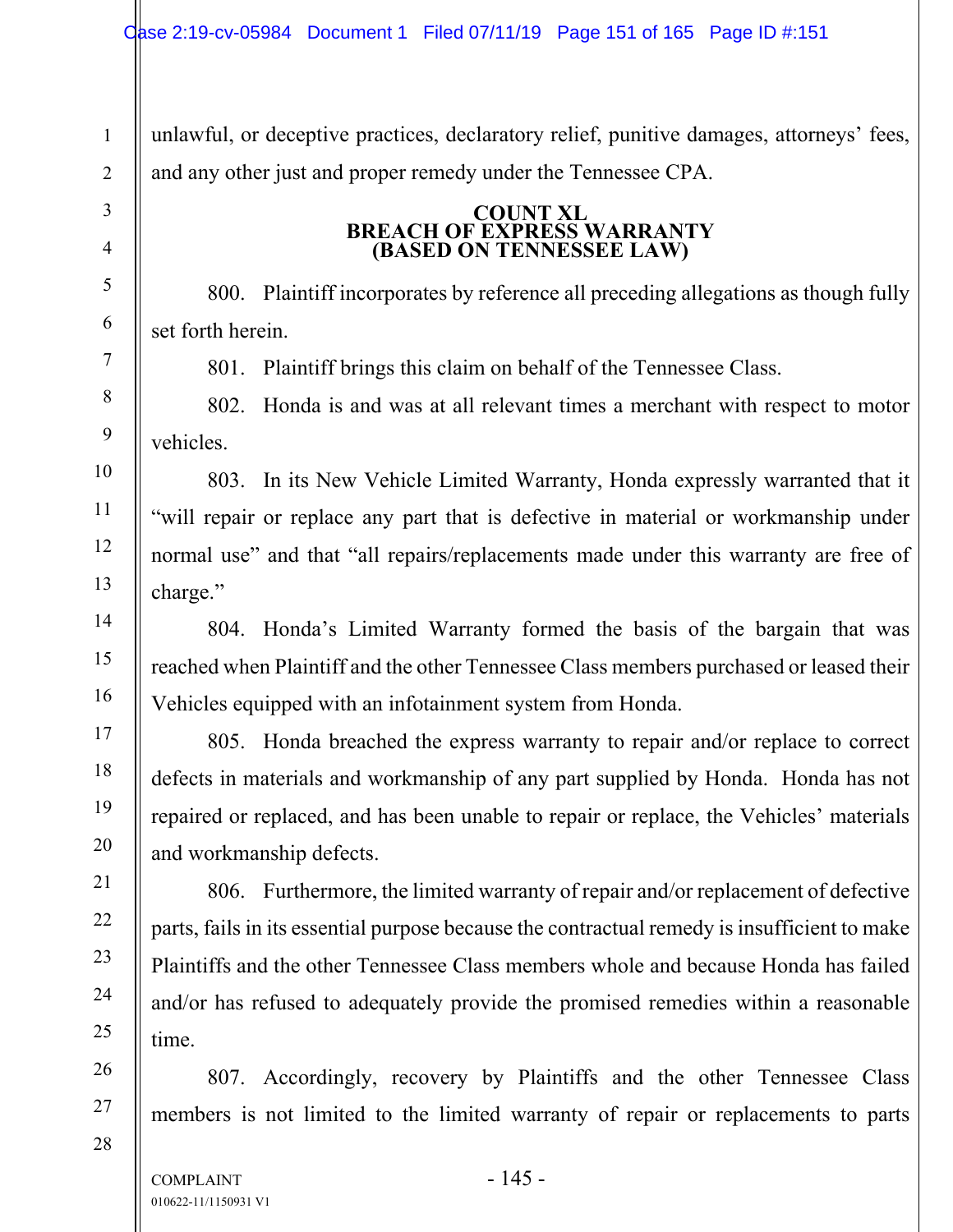unlawful, or deceptive practices, declaratory relief, punitive damages, attorneys' fees, and any other just and proper remedy under the Tennessee CPA.

### COUNT XL
### BREACH OF EXPRESS WARRANTY
### (BASED ON TENNESSEE LAW)

800. Plaintiff incorporates by reference all preceding allegations as though fully set forth herein.

801. Plaintiff brings this claim on behalf of the Tennessee Class.

802. Honda is and was at all relevant times a merchant with respect to motor vehicles.

803. In its New Vehicle Limited Warranty, Honda expressly warranted that it "will repair or replace any part that is defective in material or workmanship under normal use" and that "all repairs/replacements made under this warranty are free of charge."

804. Honda's Limited Warranty formed the basis of the bargain that was reached when Plaintiff and the other Tennessee Class members purchased or leased their Vehicles equipped with an infotainment system from Honda.

805. Honda breached the express warranty to repair and/or replace to correct defects in materials and workmanship of any part supplied by Honda. Honda has not repaired or replaced, and has been unable to repair or replace, the Vehicles' materials and workmanship defects.

806. Furthermore, the limited warranty of repair and/or replacement of defective parts, fails in its essential purpose because the contractual remedy is insufficient to make Plaintiffs and the other Tennessee Class members whole and because Honda has failed and/or has refused to adequately provide the promised remedies within a reasonable time.

807. Accordingly, recovery by Plaintiffs and the other Tennessee Class members is not limited to the limited warranty of repair or replacements to parts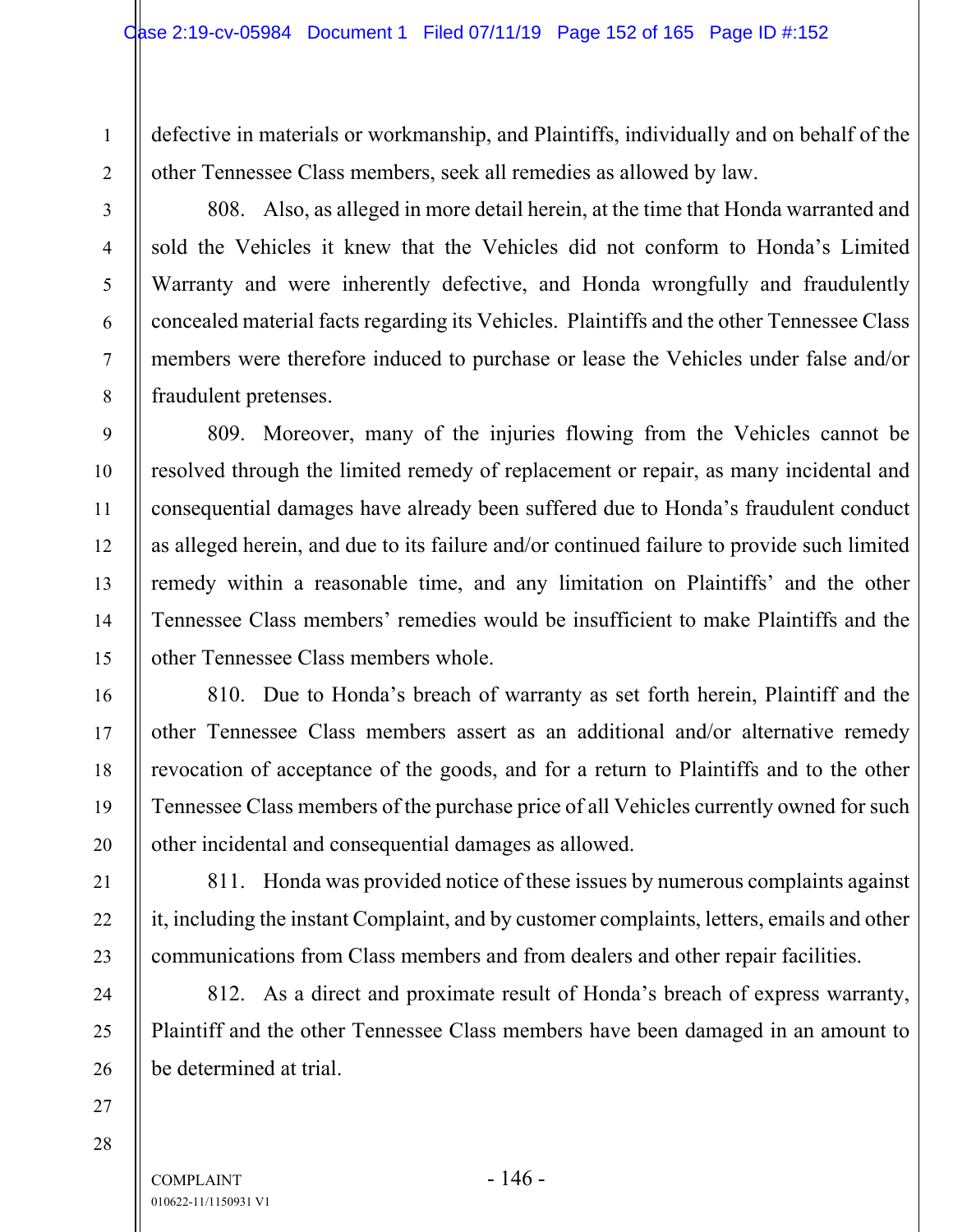defective in materials or workmanship, and Plaintiffs, individually and on behalf of the other Tennessee Class members, seek all remedies as allowed by law.

808. Also, as alleged in more detail herein, at the time that Honda warranted and sold the Vehicles it knew that the Vehicles did not conform to Honda's Limited Warranty and were inherently defective, and Honda wrongfully and fraudulently concealed material facts regarding its Vehicles. Plaintiffs and the other Tennessee Class members were therefore induced to purchase or lease the Vehicles under false and/or fraudulent pretenses.

809. Moreover, many of the injuries flowing from the Vehicles cannot be resolved through the limited remedy of replacement or repair, as many incidental and consequential damages have already been suffered due to Honda's fraudulent conduct as alleged herein, and due to its failure and/or continued failure to provide such limited remedy within a reasonable time, and any limitation on Plaintiffs' and the other Tennessee Class members' remedies would be insufficient to make Plaintiffs and the other Tennessee Class members whole.

810. Due to Honda's breach of warranty as set forth herein, Plaintiff and the other Tennessee Class members assert as an additional and/or alternative remedy revocation of acceptance of the goods, and for a return to Plaintiffs and to the other Tennessee Class members of the purchase price of all Vehicles currently owned for such other incidental and consequential damages as allowed.

811. Honda was provided notice of these issues by numerous complaints against it, including the instant Complaint, and by customer complaints, letters, emails and other communications from Class members and from dealers and other repair facilities.

812. As a direct and proximate result of Honda's breach of express warranty, Plaintiff and the other Tennessee Class members have been damaged in an amount to be determined at trial.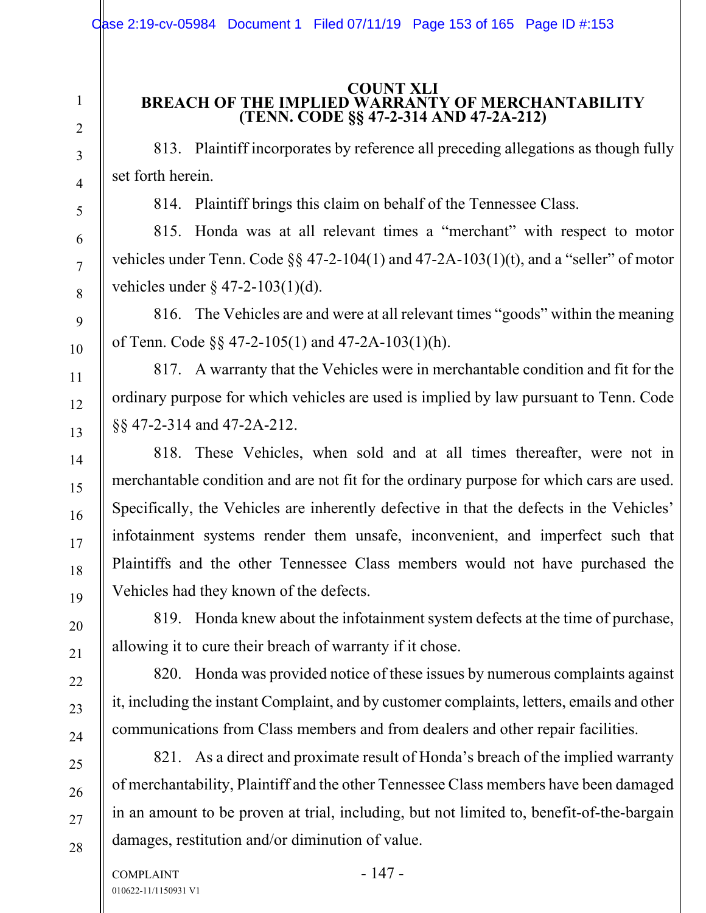## COUNT XLI
## BREACH OF THE IMPLIED WARRANTY OF MERCHANTABILITY
## (TENN. CODE §§ 47-2-314 AND 47-2A-212)

813. Plaintiff incorporates by reference all preceding allegations as though fully set forth herein.

814. Plaintiff brings this claim on behalf of the Tennessee Class.

815. Honda was at all relevant times a "merchant" with respect to motor vehicles under Tenn. Code §§ 47-2-104(1) and 47-2A-103(1)(t), and a "seller" of motor vehicles under § 47-2-103(1)(d).

816. The Vehicles are and were at all relevant times "goods" within the meaning of Tenn. Code §§ 47-2-105(1) and 47-2A-103(1)(h).

817. A warranty that the Vehicles were in merchantable condition and fit for the ordinary purpose for which vehicles are used is implied by law pursuant to Tenn. Code §§ 47-2-314 and 47-2A-212.

818. These Vehicles, when sold and at all times thereafter, were not in merchantable condition and are not fit for the ordinary purpose for which cars are used. Specifically, the Vehicles are inherently defective in that the defects in the Vehicles' infotainment systems render them unsafe, inconvenient, and imperfect such that Plaintiffs and the other Tennessee Class members would not have purchased the Vehicles had they known of the defects.

819. Honda knew about the infotainment system defects at the time of purchase, allowing it to cure their breach of warranty if it chose.

820. Honda was provided notice of these issues by numerous complaints against it, including the instant Complaint, and by customer complaints, letters, emails and other communications from Class members and from dealers and other repair facilities.

821. As a direct and proximate result of Honda's breach of the implied warranty of merchantability, Plaintiff and the other Tennessee Class members have been damaged in an amount to be proven at trial, including, but not limited to, benefit-of-the-bargain damages, restitution and/or diminution of value.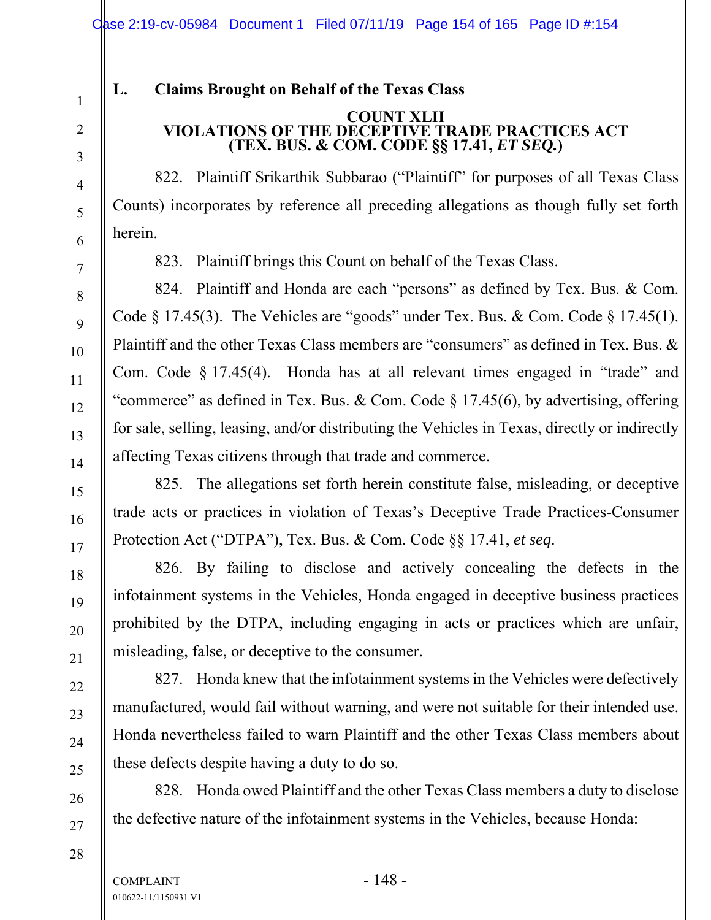## L. Claims Brought on Behalf of the Texas Class

### COUNT XLII
### VIOLATIONS OF THE DECEPTIVE TRADE PRACTICES ACT
### (TEX. BUS. & COM. CODE §§ 17.41, *ET SEQ.*)

822. Plaintiff Srikarthik Subbarao ("Plaintiff" for purposes of all Texas Class Counts) incorporates by reference all preceding allegations as though fully set forth herein.

823. Plaintiff brings this Count on behalf of the Texas Class.

824. Plaintiff and Honda are each "persons" as defined by Tex. Bus. & Com. Code § 17.45(3). The Vehicles are "goods" under Tex. Bus. & Com. Code § 17.45(1). Plaintiff and the other Texas Class members are "consumers" as defined in Tex. Bus. & Com. Code § 17.45(4). Honda has at all relevant times engaged in "trade" and "commerce" as defined in Tex. Bus. & Com. Code § 17.45(6), by advertising, offering for sale, selling, leasing, and/or distributing the Vehicles in Texas, directly or indirectly affecting Texas citizens through that trade and commerce.

825. The allegations set forth herein constitute false, misleading, or deceptive trade acts or practices in violation of Texas's Deceptive Trade Practices-Consumer Protection Act ("DTPA"), Tex. Bus. & Com. Code §§ 17.41, *et seq*.

826. By failing to disclose and actively concealing the defects in the infotainment systems in the Vehicles, Honda engaged in deceptive business practices prohibited by the DTPA, including engaging in acts or practices which are unfair, misleading, false, or deceptive to the consumer.

827. Honda knew that the infotainment systems in the Vehicles were defectively manufactured, would fail without warning, and were not suitable for their intended use. Honda nevertheless failed to warn Plaintiff and the other Texas Class members about these defects despite having a duty to do so.

828. Honda owed Plaintiff and the other Texas Class members a duty to disclose the defective nature of the infotainment systems in the Vehicles, because Honda: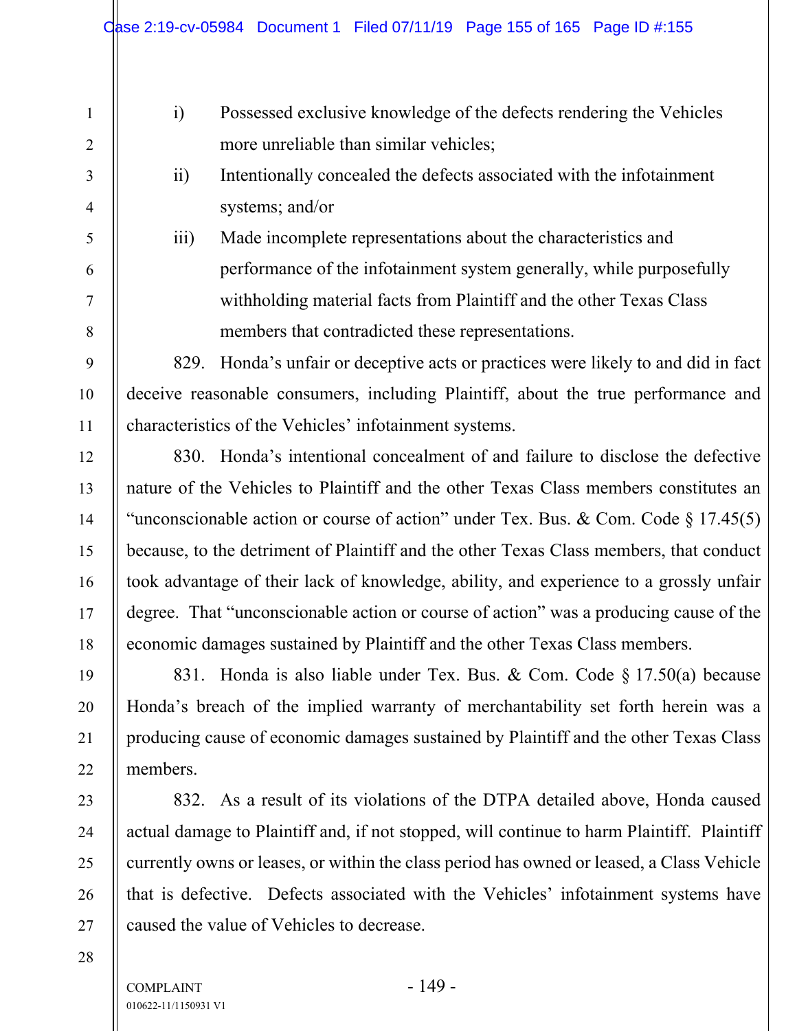i) Possessed exclusive knowledge of the defects rendering the Vehicles more unreliable than similar vehicles;

ii) Intentionally concealed the defects associated with the infotainment systems; and/or

iii) Made incomplete representations about the characteristics and performance of the infotainment system generally, while purposefully withholding material facts from Plaintiff and the other Texas Class members that contradicted these representations.

829. Honda's unfair or deceptive acts or practices were likely to and did in fact deceive reasonable consumers, including Plaintiff, about the true performance and characteristics of the Vehicles' infotainment systems.

830. Honda's intentional concealment of and failure to disclose the defective nature of the Vehicles to Plaintiff and the other Texas Class members constitutes an "unconscionable action or course of action" under Tex. Bus. & Com. Code § 17.45(5) because, to the detriment of Plaintiff and the other Texas Class members, that conduct took advantage of their lack of knowledge, ability, and experience to a grossly unfair degree. That "unconscionable action or course of action" was a producing cause of the economic damages sustained by Plaintiff and the other Texas Class members.

831. Honda is also liable under Tex. Bus. & Com. Code § 17.50(a) because Honda's breach of the implied warranty of merchantability set forth herein was a producing cause of economic damages sustained by Plaintiff and the other Texas Class members.

832. As a result of its violations of the DTPA detailed above, Honda caused actual damage to Plaintiff and, if not stopped, will continue to harm Plaintiff. Plaintiff currently owns or leases, or within the class period has owned or leased, a Class Vehicle that is defective. Defects associated with the Vehicles' infotainment systems have caused the value of Vehicles to decrease.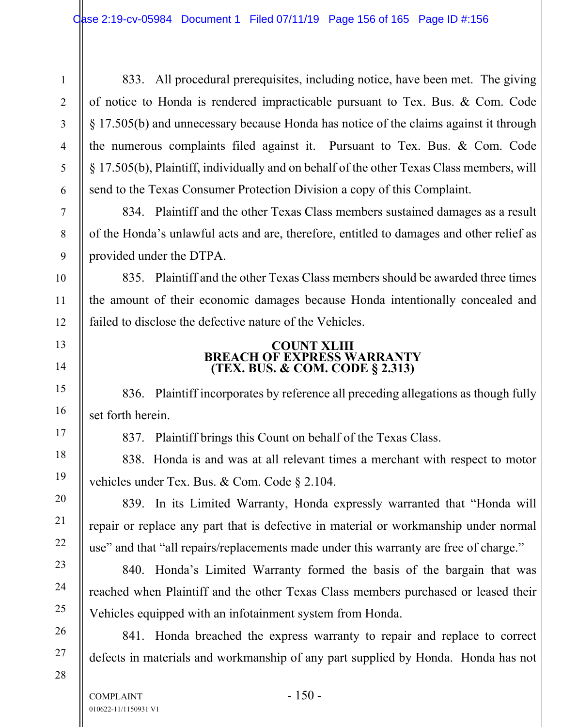833. All procedural prerequisites, including notice, have been met. The giving of notice to Honda is rendered impracticable pursuant to Tex. Bus. & Com. Code § 17.505(b) and unnecessary because Honda has notice of the claims against it through the numerous complaints filed against it. Pursuant to Tex. Bus. & Com. Code § 17.505(b), Plaintiff, individually and on behalf of the other Texas Class members, will send to the Texas Consumer Protection Division a copy of this Complaint.

834. Plaintiff and the other Texas Class members sustained damages as a result of the Honda's unlawful acts and are, therefore, entitled to damages and other relief as provided under the DTPA.

835. Plaintiff and the other Texas Class members should be awarded three times the amount of their economic damages because Honda intentionally concealed and failed to disclose the defective nature of the Vehicles.

**COUNT XLIII**
**BREACH OF EXPRESS WARRANTY**
**(TEX. BUS. & COM. CODE § 2.313)**

836. Plaintiff incorporates by reference all preceding allegations as though fully set forth herein.

837. Plaintiff brings this Count on behalf of the Texas Class.

838. Honda is and was at all relevant times a merchant with respect to motor vehicles under Tex. Bus. & Com. Code § 2.104.

839. In its Limited Warranty, Honda expressly warranted that "Honda will repair or replace any part that is defective in material or workmanship under normal use" and that "all repairs/replacements made under this warranty are free of charge."

840. Honda's Limited Warranty formed the basis of the bargain that was reached when Plaintiff and the other Texas Class members purchased or leased their Vehicles equipped with an infotainment system from Honda.

841. Honda breached the express warranty to repair and replace to correct defects in materials and workmanship of any part supplied by Honda. Honda has not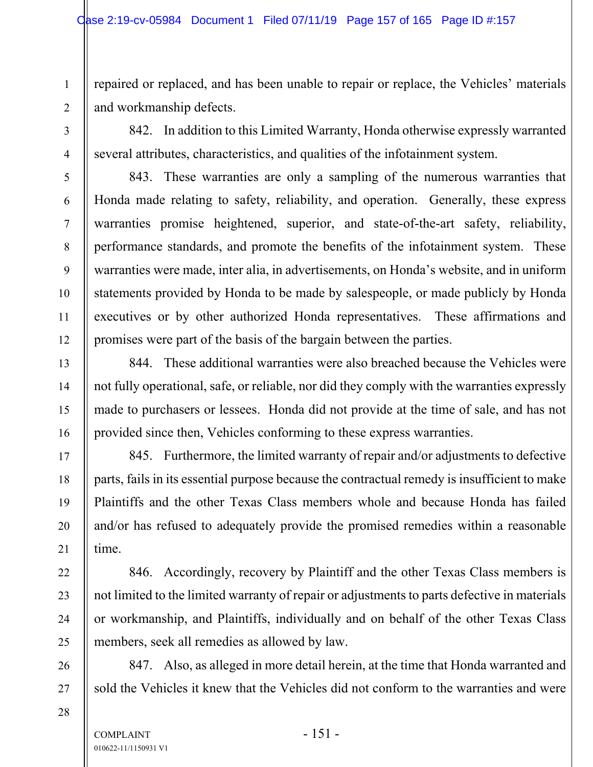repaired or replaced, and has been unable to repair or replace, the Vehicles' materials and workmanship defects.

842. In addition to this Limited Warranty, Honda otherwise expressly warranted several attributes, characteristics, and qualities of the infotainment system.

843. These warranties are only a sampling of the numerous warranties that Honda made relating to safety, reliability, and operation. Generally, these express warranties promise heightened, superior, and state-of-the-art safety, reliability, performance standards, and promote the benefits of the infotainment system. These warranties were made, inter alia, in advertisements, on Honda's website, and in uniform statements provided by Honda to be made by salespeople, or made publicly by Honda executives or by other authorized Honda representatives. These affirmations and promises were part of the basis of the bargain between the parties.

844. These additional warranties were also breached because the Vehicles were not fully operational, safe, or reliable, nor did they comply with the warranties expressly made to purchasers or lessees. Honda did not provide at the time of sale, and has not provided since then, Vehicles conforming to these express warranties.

845. Furthermore, the limited warranty of repair and/or adjustments to defective parts, fails in its essential purpose because the contractual remedy is insufficient to make Plaintiffs and the other Texas Class members whole and because Honda has failed and/or has refused to adequately provide the promised remedies within a reasonable time.

846. Accordingly, recovery by Plaintiff and the other Texas Class members is not limited to the limited warranty of repair or adjustments to parts defective in materials or workmanship, and Plaintiffs, individually and on behalf of the other Texas Class members, seek all remedies as allowed by law.

847. Also, as alleged in more detail herein, at the time that Honda warranted and sold the Vehicles it knew that the Vehicles did not conform to the warranties and were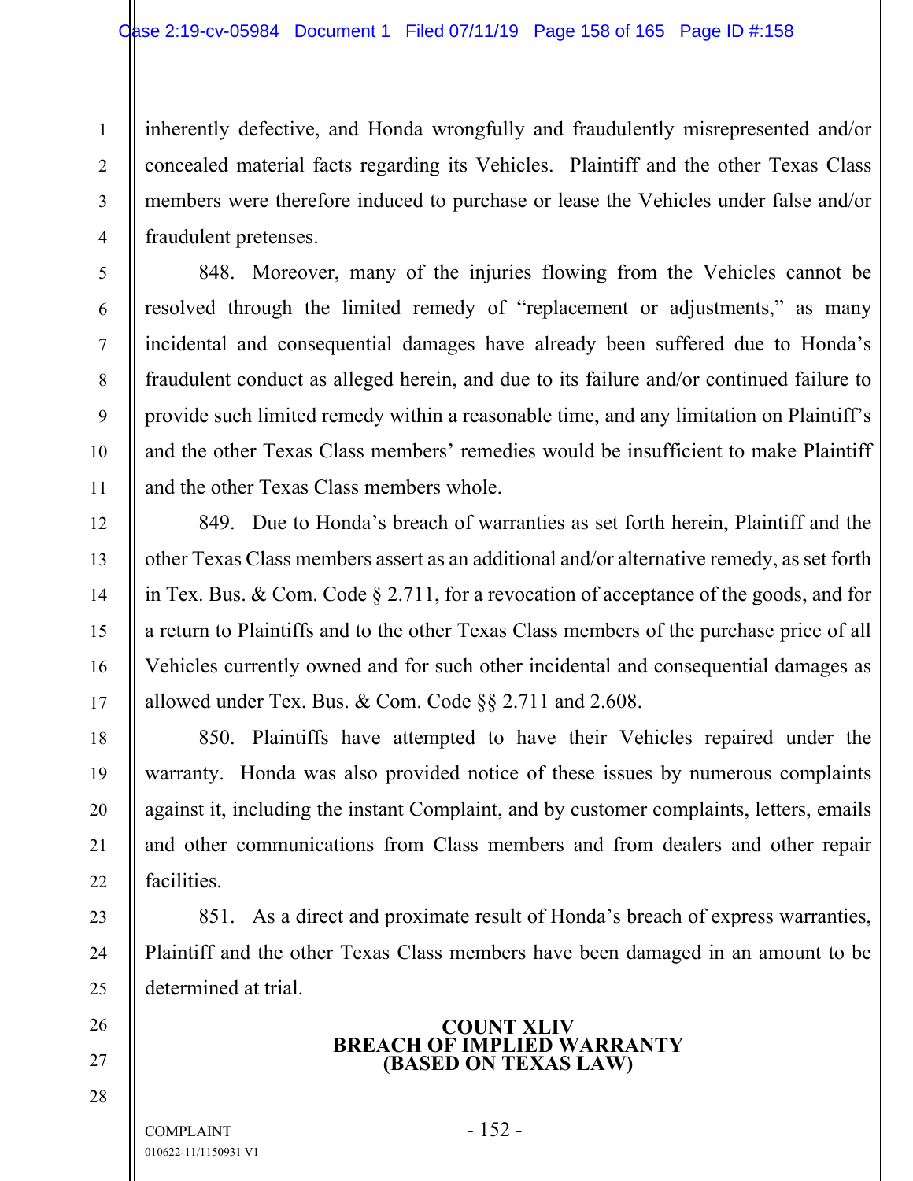inherently defective, and Honda wrongfully and fraudulently misrepresented and/or concealed material facts regarding its Vehicles. Plaintiff and the other Texas Class members were therefore induced to purchase or lease the Vehicles under false and/or fraudulent pretenses.

848. Moreover, many of the injuries flowing from the Vehicles cannot be resolved through the limited remedy of "replacement or adjustments," as many incidental and consequential damages have already been suffered due to Honda's fraudulent conduct as alleged herein, and due to its failure and/or continued failure to provide such limited remedy within a reasonable time, and any limitation on Plaintiff's and the other Texas Class members' remedies would be insufficient to make Plaintiff and the other Texas Class members whole.

849. Due to Honda's breach of warranties as set forth herein, Plaintiff and the other Texas Class members assert as an additional and/or alternative remedy, as set forth in Tex. Bus. & Com. Code § 2.711, for a revocation of acceptance of the goods, and for a return to Plaintiffs and to the other Texas Class members of the purchase price of all Vehicles currently owned and for such other incidental and consequential damages as allowed under Tex. Bus. & Com. Code §§ 2.711 and 2.608.

850. Plaintiffs have attempted to have their Vehicles repaired under the warranty. Honda was also provided notice of these issues by numerous complaints against it, including the instant Complaint, and by customer complaints, letters, emails and other communications from Class members and from dealers and other repair facilities.

851. As a direct and proximate result of Honda's breach of express warranties, Plaintiff and the other Texas Class members have been damaged in an amount to be determined at trial.

## COUNT XLIV
## BREACH OF IMPLIED WARRANTY
## (BASED ON TEXAS LAW)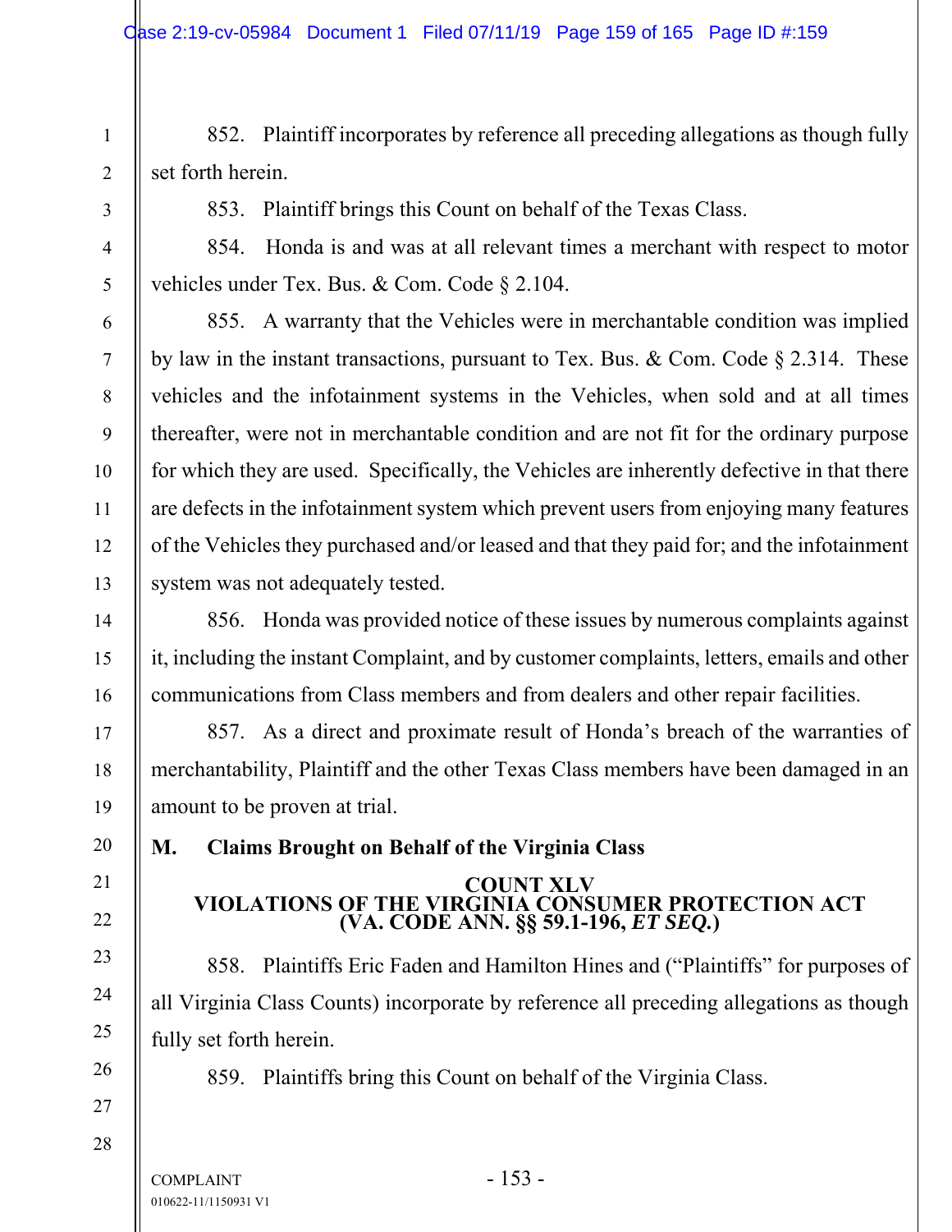852. Plaintiff incorporates by reference all preceding allegations as though fully set forth herein.

853. Plaintiff brings this Count on behalf of the Texas Class.

854. Honda is and was at all relevant times a merchant with respect to motor vehicles under Tex. Bus. & Com. Code § 2.104.

855. A warranty that the Vehicles were in merchantable condition was implied by law in the instant transactions, pursuant to Tex. Bus. & Com. Code § 2.314. These vehicles and the infotainment systems in the Vehicles, when sold and at all times thereafter, were not in merchantable condition and are not fit for the ordinary purpose for which they are used. Specifically, the Vehicles are inherently defective in that there are defects in the infotainment system which prevent users from enjoying many features of the Vehicles they purchased and/or leased and that they paid for; and the infotainment system was not adequately tested.

856. Honda was provided notice of these issues by numerous complaints against it, including the instant Complaint, and by customer complaints, letters, emails and other communications from Class members and from dealers and other repair facilities.

857. As a direct and proximate result of Honda's breach of the warranties of merchantability, Plaintiff and the other Texas Class members have been damaged in an amount to be proven at trial.

## M. Claims Brought on Behalf of the Virginia Class

### COUNT XLV
### VIOLATIONS OF THE VIRGINIA CONSUMER PROTECTION ACT
### (VA. CODE ANN. §§ 59.1-196, *ET SEQ.*)

858. Plaintiffs Eric Faden and Hamilton Hines and ("Plaintiffs" for purposes of all Virginia Class Counts) incorporate by reference all preceding allegations as though fully set forth herein.

859. Plaintiffs bring this Count on behalf of the Virginia Class.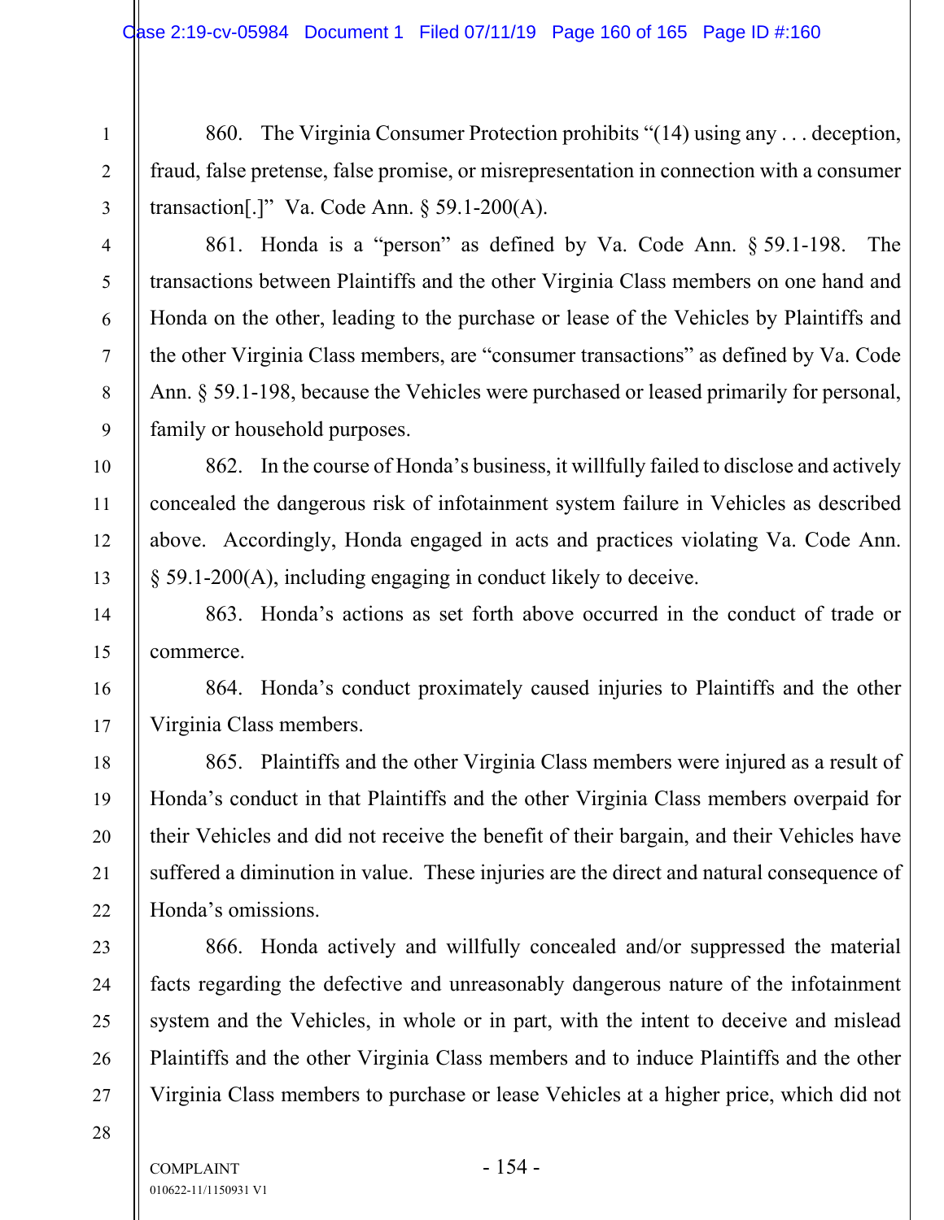860. The Virginia Consumer Protection prohibits "(14) using any . . . deception, fraud, false pretense, false promise, or misrepresentation in connection with a consumer transaction[.]" Va. Code Ann. § 59.1-200(A).

861. Honda is a "person" as defined by Va. Code Ann. § 59.1-198. The transactions between Plaintiffs and the other Virginia Class members on one hand and Honda on the other, leading to the purchase or lease of the Vehicles by Plaintiffs and the other Virginia Class members, are "consumer transactions" as defined by Va. Code Ann. § 59.1-198, because the Vehicles were purchased or leased primarily for personal, family or household purposes.

862. In the course of Honda's business, it willfully failed to disclose and actively concealed the dangerous risk of infotainment system failure in Vehicles as described above. Accordingly, Honda engaged in acts and practices violating Va. Code Ann. § 59.1-200(A), including engaging in conduct likely to deceive.

863. Honda's actions as set forth above occurred in the conduct of trade or commerce.

864. Honda's conduct proximately caused injuries to Plaintiffs and the other Virginia Class members.

865. Plaintiffs and the other Virginia Class members were injured as a result of Honda's conduct in that Plaintiffs and the other Virginia Class members overpaid for their Vehicles and did not receive the benefit of their bargain, and their Vehicles have suffered a diminution in value. These injuries are the direct and natural consequence of Honda's omissions.

866. Honda actively and willfully concealed and/or suppressed the material facts regarding the defective and unreasonably dangerous nature of the infotainment system and the Vehicles, in whole or in part, with the intent to deceive and mislead Plaintiffs and the other Virginia Class members and to induce Plaintiffs and the other Virginia Class members to purchase or lease Vehicles at a higher price, which did not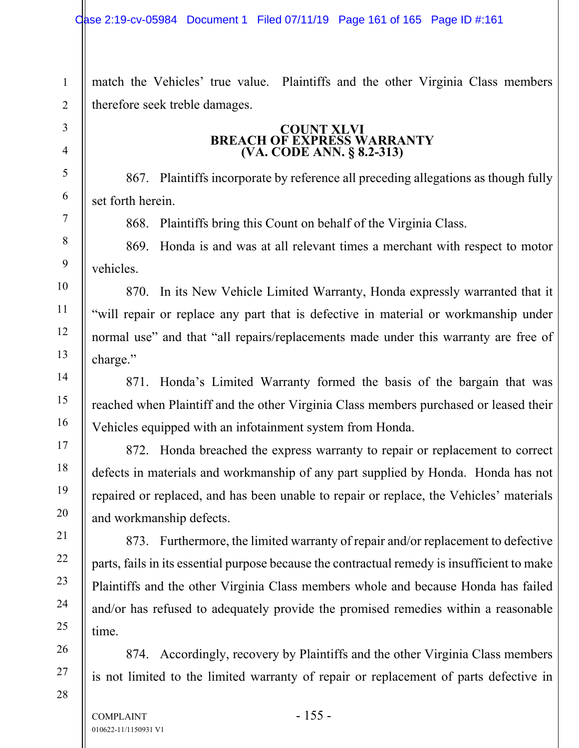match the Vehicles' true value. Plaintiffs and the other Virginia Class members therefore seek treble damages.

### COUNT XLVI
### BREACH OF EXPRESS WARRANTY
### (VA. CODE ANN. § 8.2-313)

867. Plaintiffs incorporate by reference all preceding allegations as though fully set forth herein.

868. Plaintiffs bring this Count on behalf of the Virginia Class.

869. Honda is and was at all relevant times a merchant with respect to motor vehicles.

870. In its New Vehicle Limited Warranty, Honda expressly warranted that it "will repair or replace any part that is defective in material or workmanship under normal use" and that "all repairs/replacements made under this warranty are free of charge."

871. Honda's Limited Warranty formed the basis of the bargain that was reached when Plaintiff and the other Virginia Class members purchased or leased their Vehicles equipped with an infotainment system from Honda.

872. Honda breached the express warranty to repair or replacement to correct defects in materials and workmanship of any part supplied by Honda. Honda has not repaired or replaced, and has been unable to repair or replace, the Vehicles' materials and workmanship defects.

873. Furthermore, the limited warranty of repair and/or replacement to defective parts, fails in its essential purpose because the contractual remedy is insufficient to make Plaintiffs and the other Virginia Class members whole and because Honda has failed and/or has refused to adequately provide the promised remedies within a reasonable time.

874. Accordingly, recovery by Plaintiffs and the other Virginia Class members is not limited to the limited warranty of repair or replacement of parts defective in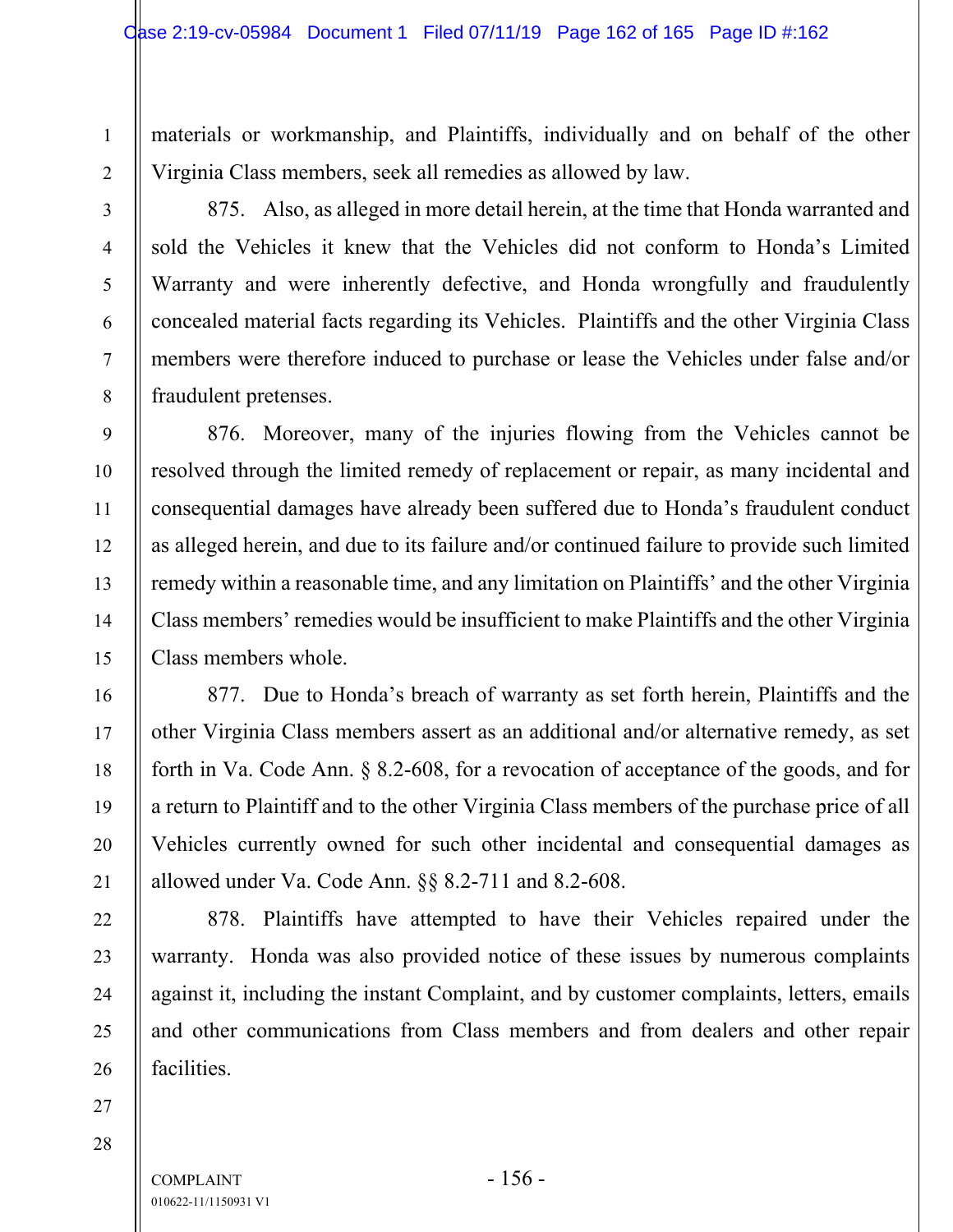materials or workmanship, and Plaintiffs, individually and on behalf of the other Virginia Class members, seek all remedies as allowed by law.

875. Also, as alleged in more detail herein, at the time that Honda warranted and sold the Vehicles it knew that the Vehicles did not conform to Honda's Limited Warranty and were inherently defective, and Honda wrongfully and fraudulently concealed material facts regarding its Vehicles. Plaintiffs and the other Virginia Class members were therefore induced to purchase or lease the Vehicles under false and/or fraudulent pretenses.

876. Moreover, many of the injuries flowing from the Vehicles cannot be resolved through the limited remedy of replacement or repair, as many incidental and consequential damages have already been suffered due to Honda's fraudulent conduct as alleged herein, and due to its failure and/or continued failure to provide such limited remedy within a reasonable time, and any limitation on Plaintiffs' and the other Virginia Class members' remedies would be insufficient to make Plaintiffs and the other Virginia Class members whole.

877. Due to Honda's breach of warranty as set forth herein, Plaintiffs and the other Virginia Class members assert as an additional and/or alternative remedy, as set forth in Va. Code Ann. § 8.2-608, for a revocation of acceptance of the goods, and for a return to Plaintiff and to the other Virginia Class members of the purchase price of all Vehicles currently owned for such other incidental and consequential damages as allowed under Va. Code Ann. §§ 8.2-711 and 8.2-608.

878. Plaintiffs have attempted to have their Vehicles repaired under the warranty. Honda was also provided notice of these issues by numerous complaints against it, including the instant Complaint, and by customer complaints, letters, emails and other communications from Class members and from dealers and other repair facilities.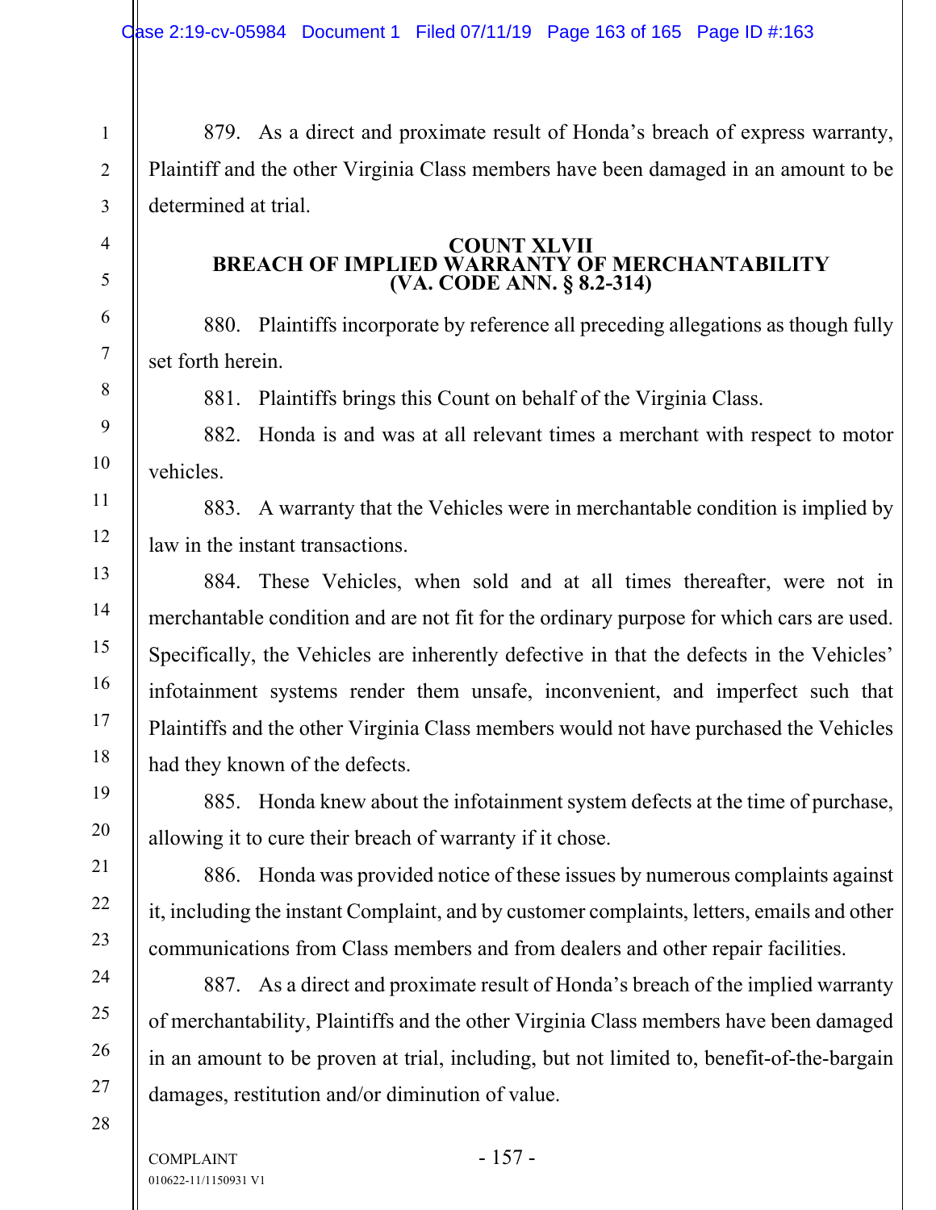879. As a direct and proximate result of Honda's breach of express warranty, Plaintiff and the other Virginia Class members have been damaged in an amount to be determined at trial.

## COUNT XLVII
## BREACH OF IMPLIED WARRANTY OF MERCHANTABILITY
## (VA. CODE ANN. § 8.2-314)

880. Plaintiffs incorporate by reference all preceding allegations as though fully set forth herein.

881. Plaintiffs brings this Count on behalf of the Virginia Class.

882. Honda is and was at all relevant times a merchant with respect to motor vehicles.

883. A warranty that the Vehicles were in merchantable condition is implied by law in the instant transactions.

884. These Vehicles, when sold and at all times thereafter, were not in merchantable condition and are not fit for the ordinary purpose for which cars are used. Specifically, the Vehicles are inherently defective in that the defects in the Vehicles' infotainment systems render them unsafe, inconvenient, and imperfect such that Plaintiffs and the other Virginia Class members would not have purchased the Vehicles had they known of the defects.

885. Honda knew about the infotainment system defects at the time of purchase, allowing it to cure their breach of warranty if it chose.

886. Honda was provided notice of these issues by numerous complaints against it, including the instant Complaint, and by customer complaints, letters, emails and other communications from Class members and from dealers and other repair facilities.

887. As a direct and proximate result of Honda's breach of the implied warranty of merchantability, Plaintiffs and the other Virginia Class members have been damaged in an amount to be proven at trial, including, but not limited to, benefit-of-the-bargain damages, restitution and/or diminution of value.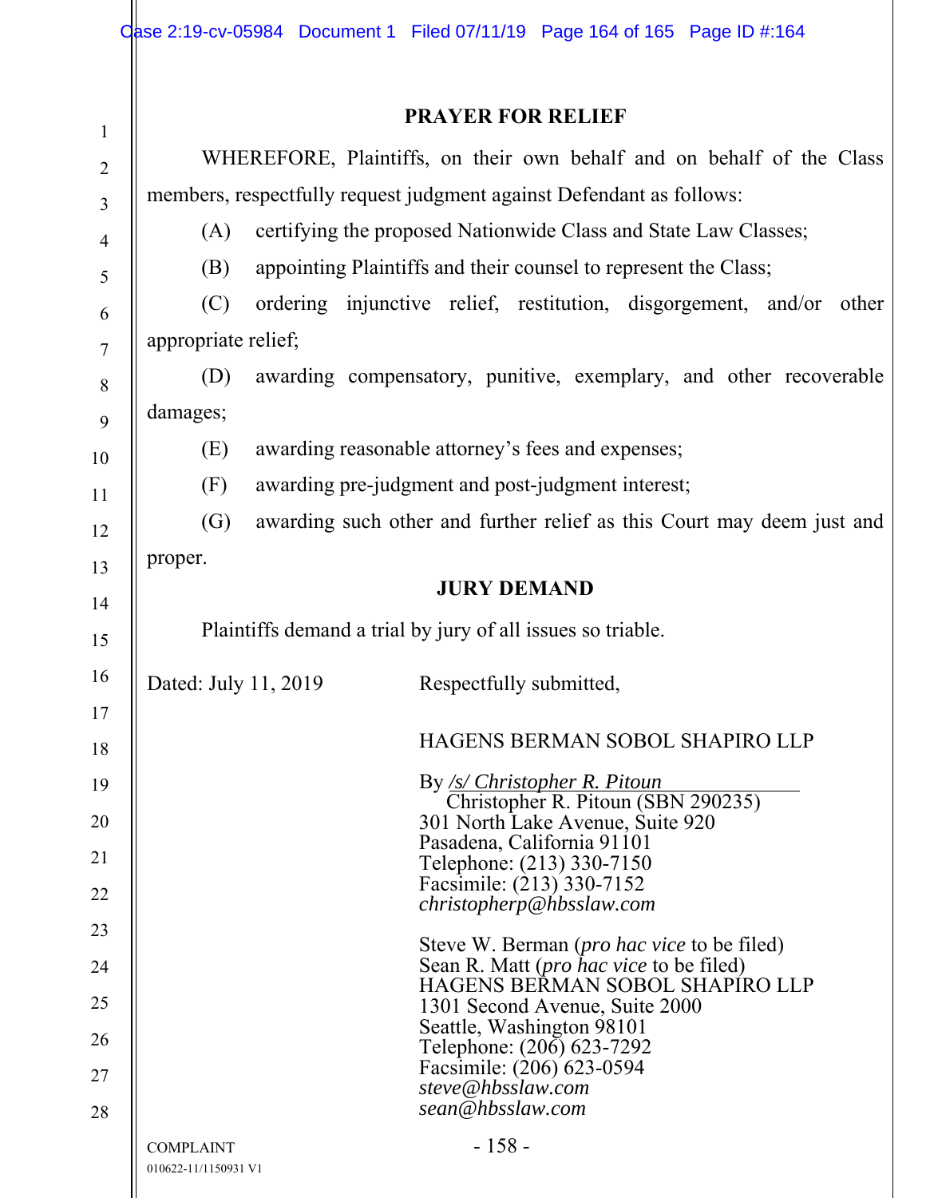## PRAYER FOR RELIEF

WHEREFORE, Plaintiffs, on their own behalf and on behalf of the Class members, respectfully request judgment against Defendant as follows:

(A) certifying the proposed Nationwide Class and State Law Classes;

(B) appointing Plaintiffs and their counsel to represent the Class;

(C) ordering injunctive relief, restitution, disgorgement, and/or other appropriate relief;

(D) awarding compensatory, punitive, exemplary, and other recoverable damages;

(E) awarding reasonable attorney's fees and expenses;

(F) awarding pre-judgment and post-judgment interest;

(G) awarding such other and further relief as this Court may deem just and proper.

## JURY DEMAND

Plaintiffs demand a trial by jury of all issues so triable.

Dated: July 11, 2019

Respectfully submitted,

HAGENS BERMAN SOBOL SHAPIRO LLP

By */s/ Christopher R. Pitoun*
Christopher R. Pitoun (SBN 290235)
301 North Lake Avenue, Suite 920
Pasadena, California 91101
Telephone: (213) 330-7150
Facsimile: (213) 330-7152
*christopherp@hbsslaw.com*

Steve W. Berman (*pro hac vice* to be filed)
Sean R. Matt (*pro hac vice* to be filed)
HAGENS BERMAN SOBOL SHAPIRO LLP
1301 Second Avenue, Suite 2000
Seattle, Washington 98101
Telephone: (206) 623-7292
Facsimile: (206) 623-0594
*steve@hbsslaw.com*
*sean@hbsslaw.com*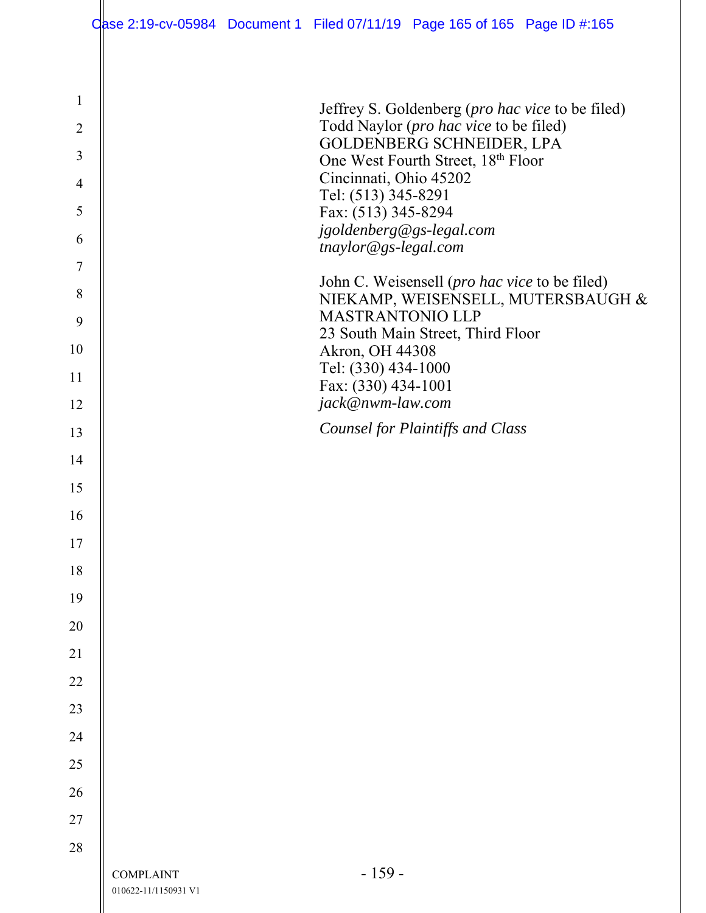Jeffrey S. Goldenberg (*pro hac vice* to be filed)
Todd Naylor (*pro hac vice* to be filed)
GOLDENBERG SCHNEIDER, LPA
One West Fourth Street, 18th Floor
Cincinnati, Ohio 45202
Tel: (513) 345-8291
Fax: (513) 345-8294
*jgoldenberg@gs-legal.com*
*tnaylor@gs-legal.com*

John C. Weisensell (*pro hac vice* to be filed)
NIEKAMP, WEISENSELL, MUTERSBAUGH & MASTRANTONIO LLP
23 South Main Street, Third Floor
Akron, OH 44308
Tel: (330) 434-1000
Fax: (330) 434-1001
*jack@nwm-law.com*

*Counsel for Plaintiffs and Class*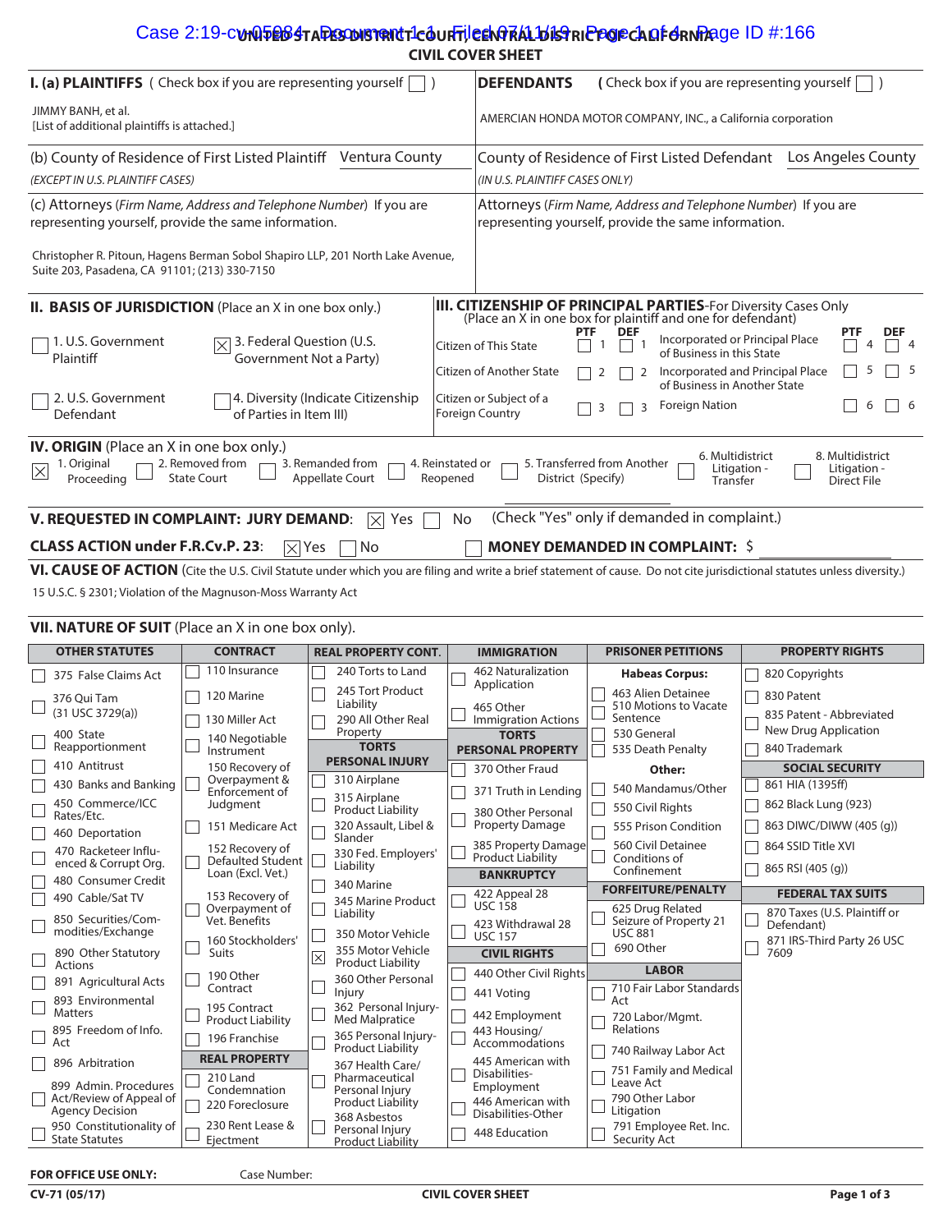# UNITED STATES DISTRICT COURT, CENTRAL DISTRICT OF CALIFORNIA
## CIVIL COVER SHEET

**I. (a) PLAINTIFFS** ( Check box if you are representing yourself ☐ )

JIMMY BANH, et al.
[List of additional plaintiffs is attached.]

**DEFENDANTS** ( Check box if you are representing yourself ☐ )

AMERCIAN HONDA MOTOR COMPANY, INC., a California corporation

(b) County of Residence of First Listed Plaintiff: Ventura County
*(EXCEPT IN U.S. PLAINTIFF CASES)*

County of Residence of First Listed Defendant: Los Angeles County
*(IN U.S. PLAINTIFF CASES ONLY)*

(c) Attorneys (*Firm Name, Address and Telephone Number*) If you are representing yourself, provide the same information.

Christopher R. Pitoun, Hagens Berman Sobol Shapiro LLP, 201 North Lake Avenue, Suite 203, Pasadena, CA 91101; (213) 330-7150

Attorneys (*Firm Name, Address and Telephone Number*) If you are representing yourself, provide the same information.

**II. BASIS OF JURISDICTION** (Place an X in one box only.)

- ☐ 1. U.S. Government Plaintiff
- ☒ 3. Federal Question (U.S. Government Not a Party)
- ☐ 2. U.S. Government Defendant
- ☐ 4. Diversity (Indicate Citizenship of Parties in Item III)

**III. CITIZENSHIP OF PRINCIPAL PARTIES**-For Diversity Cases Only (Place an X in one box for plaintiff and one for defendant)

| | PTF | DEF | | PTF | DEF |
|---|---|---|---|---|---|
| Citizen of This State | ☐ 1 | ☐ 1 | Incorporated or Principal Place of Business in this State | ☐ 4 | ☐ 4 |
| Citizen of Another State | ☐ 2 | ☐ 2 | Incorporated and Principal Place of Business in Another State | ☐ 5 | ☐ 5 |
| Citizen or Subject of a Foreign Country | ☐ 3 | ☐ 3 | Foreign Nation | ☐ 6 | ☐ 6 |

**IV. ORIGIN** (Place an X in one box only.)

☒ 1. Original Proceeding ☐ 2. Removed from State Court ☐ 3. Remanded from Appellate Court ☐ 4. Reinstated or Reopened ☐ 5. Transferred from Another District (Specify) ☐ 6. Multidistrict Litigation - Transfer ☐ 8. Multidistrict Litigation - Direct File

**V. REQUESTED IN COMPLAINT: JURY DEMAND:** ☒ Yes ☐ No (Check "Yes" only if demanded in complaint.)

**CLASS ACTION under F.R.Cv.P. 23:** ☒ Yes ☐ No ☐ **MONEY DEMANDED IN COMPLAINT: $**

**VI. CAUSE OF ACTION** (Cite the U.S. Civil Statute under which you are filing and write a brief statement of cause. Do not cite jurisdictional statutes unless diversity.)

15 U.S.C. § 2301; Violation of the Magnuson-Moss Warranty Act

**VII. NATURE OF SUIT** (Place an X in one box only).

**OTHER STATUTES**
- ☐ 375 False Claims Act
- ☐ 376 Qui Tam (31 USC 3729(a))
- ☐ 400 State Reapportionment
- ☐ 410 Antitrust
- ☐ 430 Banks and Banking
- ☐ 450 Commerce/ICC Rates/Etc.
- ☐ 460 Deportation
- ☐ 470 Racketeer Influenced & Corrupt Org.
- ☐ 480 Consumer Credit
- ☐ 490 Cable/Sat TV
- ☐ 850 Securities/Commodities/Exchange
- ☐ 890 Other Statutory Actions
- ☐ 891 Agricultural Acts
- ☐ 893 Environmental Matters
- ☐ 895 Freedom of Info. Act
- ☐ 896 Arbitration
- ☐ 899 Admin. Procedures Act/Review of Appeal of Agency Decision
- ☐ 950 Constitutionality of State Statutes

**CONTRACT**
- ☐ 110 Insurance
- ☐ 120 Marine
- ☐ 130 Miller Act
- ☐ 140 Negotiable Instrument
- ☐ 150 Recovery of Overpayment & Enforcement of Judgment
- ☐ 151 Medicare Act
- ☐ 152 Recovery of Defaulted Student Loan (Excl. Vet.)
- ☐ 153 Recovery of Overpayment of Vet. Benefits
- ☐ 160 Stockholders' Suits
- ☐ 190 Other Contract
- ☐ 195 Contract Product Liability
- ☐ 196 Franchise

**REAL PROPERTY**
- ☐ 210 Land Condemnation
- ☐ 220 Foreclosure
- ☐ 230 Rent Lease & Ejectment

**REAL PROPERTY CONT.**
- ☐ 240 Torts to Land
- ☐ 245 Tort Product Liability
- ☐ 290 All Other Real Property

**TORTS PERSONAL INJURY**
- ☐ 310 Airplane
- ☐ 315 Airplane Product Liability
- ☐ 320 Assault, Libel & Slander
- ☐ 330 Fed. Employers' Liability
- ☐ 340 Marine
- ☐ 345 Marine Product Liability
- ☐ 350 Motor Vehicle
- ☒ 355 Motor Vehicle Product Liability
- ☐ 360 Other Personal Injury
- ☐ 362 Personal Injury-Med Malpratice
- ☐ 365 Personal Injury-Product Liability
- ☐ 367 Health Care/Pharmaceutical Personal Injury Product Liability
- ☐ 368 Asbestos Personal Injury Product Liability

**IMMIGRATION**
- ☐ 462 Naturalization Application
- ☐ 465 Other Immigration Actions

**TORTS PERSONAL PROPERTY**
- ☐ 370 Other Fraud
- ☐ 371 Truth in Lending
- ☐ 380 Other Personal Property Damage
- ☐ 385 Property Damage Product Liability

**BANKRUPTCY**
- ☐ 422 Appeal 28 USC 158
- ☐ 423 Withdrawal 28 USC 157

**CIVIL RIGHTS**
- ☐ 440 Other Civil Rights
- ☐ 441 Voting
- ☐ 442 Employment
- ☐ 443 Housing/Accommodations
- ☐ 445 American with Disabilities-Employment
- ☐ 446 American with Disabilities-Other
- ☐ 448 Education

**PRISONER PETITIONS**

Habeas Corpus:
- ☐ 463 Alien Detainee
- ☐ 510 Motions to Vacate Sentence
- ☐ 530 General
- ☐ 535 Death Penalty

Other:
- ☐ 540 Mandamus/Other
- ☐ 550 Civil Rights
- ☐ 555 Prison Condition
- ☐ 560 Civil Detainee Conditions of Confinement

**FORFEITURE/PENALTY**
- ☐ 625 Drug Related Seizure of Property 21 USC 881
- ☐ 690 Other

**LABOR**
- ☐ 710 Fair Labor Standards Act
- ☐ 720 Labor/Mgmt. Relations
- ☐ 740 Railway Labor Act
- ☐ 751 Family and Medical Leave Act
- ☐ 790 Other Labor Litigation
- ☐ 791 Employee Ret. Inc. Security Act

**PROPERTY RIGHTS**
- ☐ 820 Copyrights
- ☐ 830 Patent
- ☐ 835 Patent - Abbreviated New Drug Application
- ☐ 840 Trademark

**SOCIAL SECURITY**
- ☐ 861 HIA (1395ff)
- ☐ 862 Black Lung (923)
- ☐ 863 DIWC/DIWW (405 (g))
- ☐ 864 SSID Title XVI
- ☐ 865 RSI (405 (g))

**FEDERAL TAX SUITS**
- ☐ 870 Taxes (U.S. Plaintiff or Defendant)
- ☐ 871 IRS-Third Party 26 USC 7609

**FOR OFFICE USE ONLY:** Case Number:

CV-71 (05/17) CIVIL COVER SHEET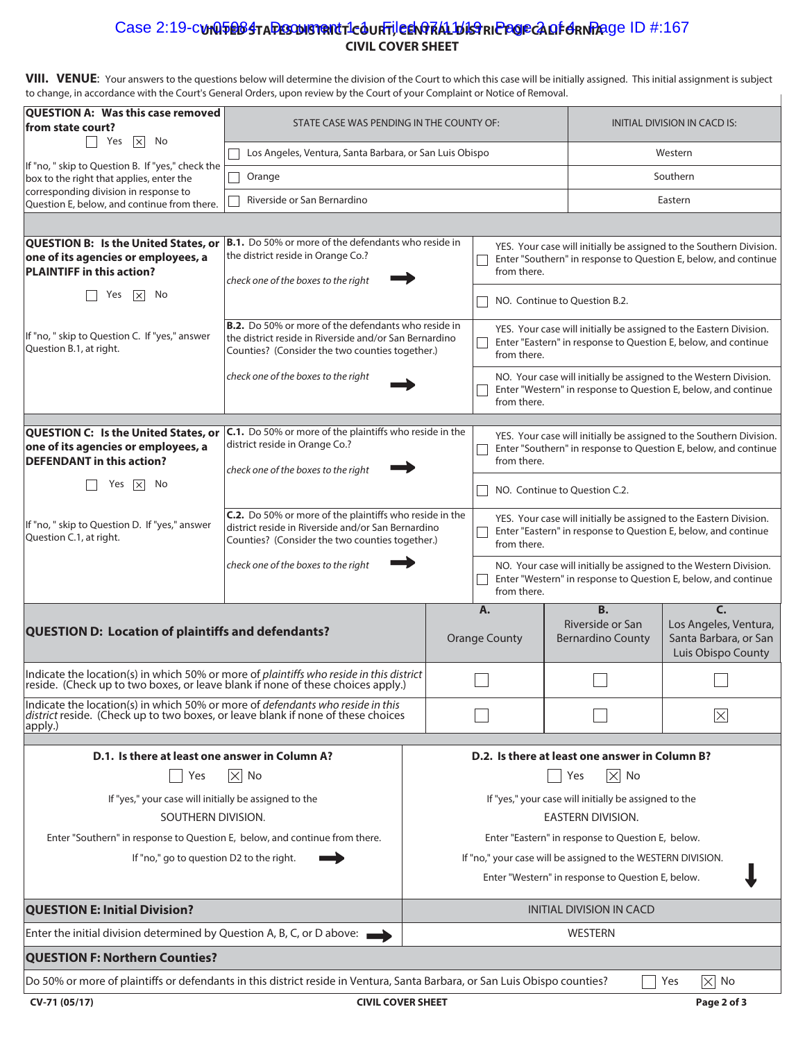# UNITED STATES DISTRICT COURT, CENTRAL DISTRICT OF CALIFORNIA
## CIVIL COVER SHEET

**VIII. VENUE**: Your answers to the questions below will determine the division of the Court to which this case will be initially assigned. This initial assignment is subject to change, in accordance with the Court's General Orders, upon review by the Court of your Complaint or Notice of Removal.

| **QUESTION A: Was this case removed from state court?** | STATE CASE WAS PENDING IN THE COUNTY OF: | INITIAL DIVISION IN CACD IS: |
|---|---|---|
| ☐ Yes ☒ No | ☐ Los Angeles, Ventura, Santa Barbara, or San Luis Obispo | Western |
| If "no, " skip to Question B. If "yes," check the box to the right that applies, enter the corresponding division in response to Question E, below, and continue from there. | ☐ Orange | Southern |
| | ☐ Riverside or San Bernardino | Eastern |

| **QUESTION B: Is the United States, or one of its agencies or employees, a PLAINTIFF in this action?** | | |
|---|---|---|
| ☐ Yes ☒ No | **B.1.** Do 50% or more of the defendants who reside in the district reside in Orange Co.? *check one of the boxes to the right* ➡ | ☐ YES. Your case will initially be assigned to the Southern Division. Enter "Southern" in response to Question E, below, and continue from there. |
| | | ☐ NO. Continue to Question B.2. |
| If "no, " skip to Question C. If "yes," answer Question B.1, at right. | **B.2.** Do 50% or more of the defendants who reside in the district reside in Riverside and/or San Bernardino Counties? (Consider the two counties together.) *check one of the boxes to the right* ➡ | ☐ YES. Your case will initially be assigned to the Eastern Division. Enter "Eastern" in response to Question E, below, and continue from there. |
| | | ☐ NO. Your case will initially be assigned to the Western Division. Enter "Western" in response to Question E, below, and continue from there. |

| **QUESTION C: Is the United States, or one of its agencies or employees, a DEFENDANT in this action?** | | |
|---|---|---|
| ☐ Yes ☒ No | **C.1.** Do 50% or more of the plaintiffs who reside in the district reside in Orange Co.? *check one of the boxes to the right* ➡ | ☐ YES. Your case will initially be assigned to the Southern Division. Enter "Southern" in response to Question E, below, and continue from there. |
| | | ☐ NO. Continue to Question C.2. |
| If "no, " skip to Question D. If "yes," answer Question C.1, at right. | **C.2.** Do 50% or more of the plaintiffs who reside in the district reside in Riverside and/or San Bernardino Counties? (Consider the two counties together.) *check one of the boxes to the right* ➡ | ☐ YES. Your case will initially be assigned to the Eastern Division. Enter "Eastern" in response to Question E, below, and continue from there. |
| | | ☐ NO. Your case will initially be assigned to the Western Division. Enter "Western" in response to Question E, below, and continue from there. |

| **QUESTION D: Location of plaintiffs and defendants?** | **A.** Orange County | **B.** Riverside or San Bernardino County | **C.** Los Angeles, Ventura, Santa Barbara, or San Luis Obispo County |
|---|---|---|---|
| Indicate the location(s) in which 50% or more of *plaintiffs who reside in this district* reside. (Check up to two boxes, or leave blank if none of these choices apply.) | ☐ | ☐ | ☐ |
| Indicate the location(s) in which 50% or more of *defendants who reside in this district* reside. (Check up to two boxes, or leave blank if none of these choices apply.) | ☐ | ☐ | ☒ |

| **D.1. Is there at least one answer in Column A?** | **D.2. Is there at least one answer in Column B?** |
|---|---|
| ☐ Yes ☒ No | ☐ Yes ☒ No |
| If "yes," your case will initially be assigned to the SOUTHERN DIVISION. Enter "Southern" in response to Question E, below, and continue from there. If "no," go to question D2 to the right. ➡ | If "yes," your case will initially be assigned to the EASTERN DIVISION. Enter "Eastern" in response to Question E, below. If "no," your case will be assigned to the WESTERN DIVISION. Enter "Western" in response to Question E, below. |

| **QUESTION E: Initial Division?** | INITIAL DIVISION IN CACD |
|---|---|
| Enter the initial division determined by Question A, B, C, or D above: ➡ | WESTERN |

**QUESTION F: Northern Counties?**

Do 50% or more of plaintiffs or defendants in this district reside in Ventura, Santa Barbara, or San Luis Obispo counties? ☐ Yes ☒ No

CV-71 (05/17) CIVIL COVER SHEET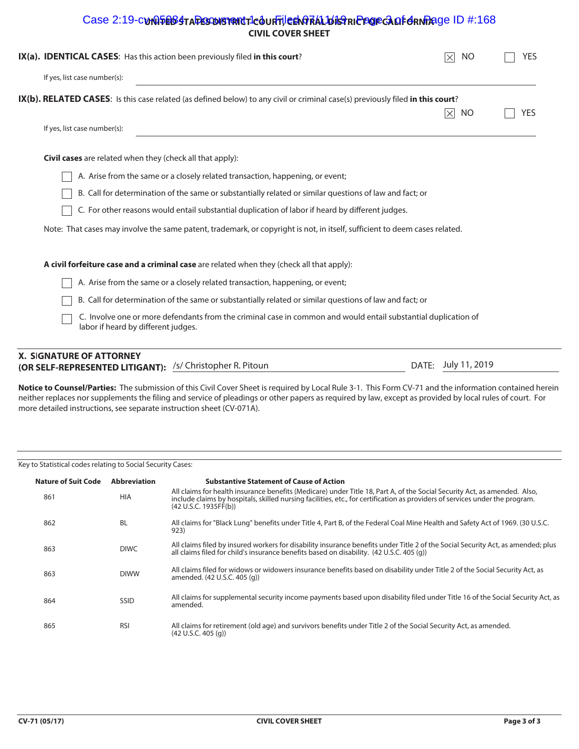# UNITED STATES DISTRICT COURT, CENTRAL DISTRICT OF CALIFORNIA
## CIVIL COVER SHEET

**IX(a). IDENTICAL CASES**: Has this action been previously filed **in this court**? ☒ NO ☐ YES

If yes, list case number(s):

**IX(b). RELATED CASES**: Is this case related (as defined below) to any civil or criminal case(s) previously filed **in this court**? ☒ NO ☐ YES

If yes, list case number(s):

**Civil cases** are related when they (check all that apply):

- ☐ A. Arise from the same or a closely related transaction, happening, or event;
- ☐ B. Call for determination of the same or substantially related or similar questions of law and fact; or
- ☐ C. For other reasons would entail substantial duplication of labor if heard by different judges.

Note: That cases may involve the same patent, trademark, or copyright is not, in itself, sufficient to deem cases related.

**A civil forfeiture case and a criminal case** are related when they (check all that apply):

- ☐ A. Arise from the same or a closely related transaction, happening, or event;
- ☐ B. Call for determination of the same or substantially related or similar questions of law and fact; or
- ☐ C. Involve one or more defendants from the criminal case in common and would entail substantial duplication of labor if heard by different judges.

**X. SIGNATURE OF ATTORNEY (OR SELF-REPRESENTED LITIGANT):** /s/ Christopher R. Pitoun DATE: July 11, 2019

**Notice to Counsel/Parties:** The submission of this Civil Cover Sheet is required by Local Rule 3-1. This Form CV-71 and the information contained herein neither replaces nor supplements the filing and service of pleadings or other papers as required by law, except as provided by local rules of court. For more detailed instructions, see separate instruction sheet (CV-071A).

Key to Statistical codes relating to Social Security Cases:

| Nature of Suit Code | Abbreviation | Substantive Statement of Cause of Action |
|---|---|---|
| 861 | HIA | All claims for health insurance benefits (Medicare) under Title 18, Part A, of the Social Security Act, as amended. Also, include claims by hospitals, skilled nursing facilities, etc., for certification as providers of services under the program. (42 U.S.C. 1935FF(b)) |
| 862 | BL | All claims for "Black Lung" benefits under Title 4, Part B, of the Federal Coal Mine Health and Safety Act of 1969. (30 U.S.C. 923) |
| 863 | DIWC | All claims filed by insured workers for disability insurance benefits under Title 2 of the Social Security Act, as amended; plus all claims filed for child's insurance benefits based on disability. (42 U.S.C. 405 (g)) |
| 863 | DIWW | All claims filed for widows or widowers insurance benefits based on disability under Title 2 of the Social Security Act, as amended. (42 U.S.C. 405 (g)) |
| 864 | SSID | All claims for supplemental security income payments based upon disability filed under Title 16 of the Social Security Act, as amended. |
| 865 | RSI | All claims for retirement (old age) and survivors benefits under Title 2 of the Social Security Act, as amended. (42 U.S.C. 405 (g)) |

CV-71 (05/17) CIVIL COVER SHEET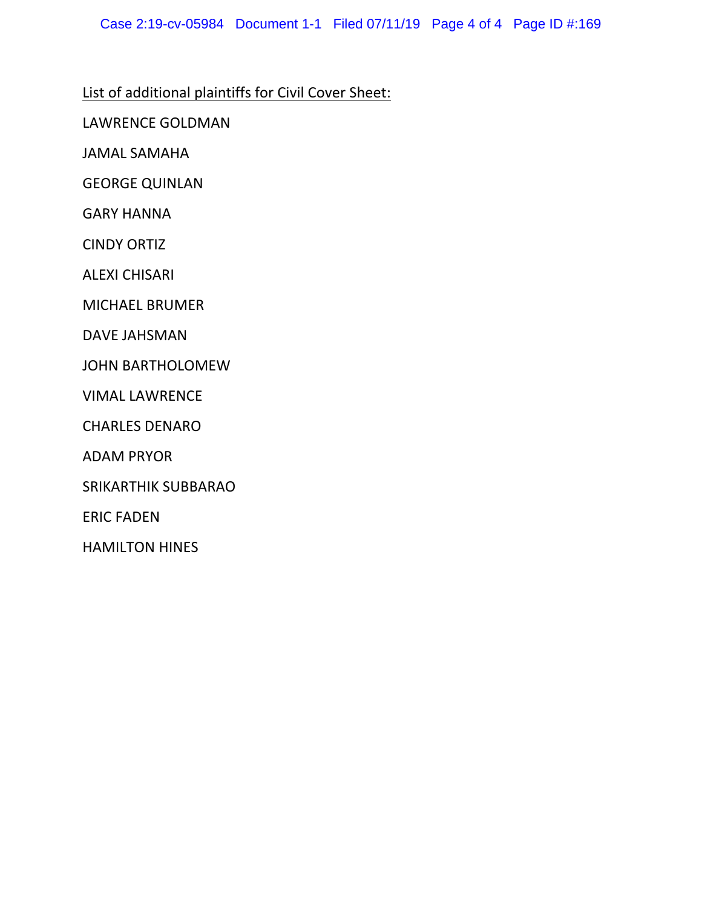List of additional plaintiffs for Civil Cover Sheet:

LAWRENCE GOLDMAN

JAMAL SAMAHA

GEORGE QUINLAN

GARY HANNA

CINDY ORTIZ

ALEXI CHISARI

MICHAEL BRUMER

DAVE JAHSMAN

JOHN BARTHOLOMEW

VIMAL LAWRENCE

CHARLES DENARO

ADAM PRYOR

SRIKARTHIK SUBBARAO

ERIC FADEN

HAMILTON HINES